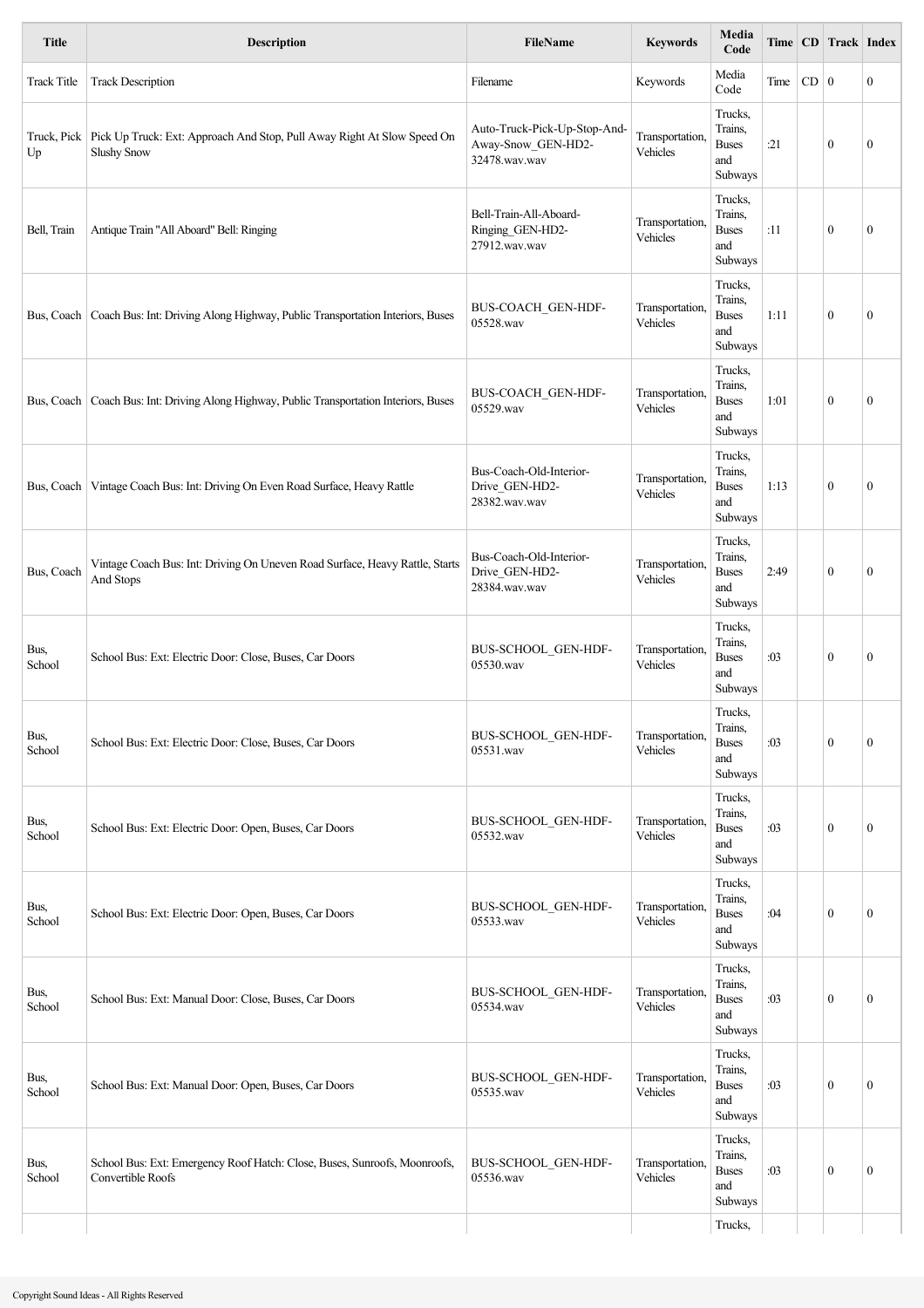| Title | Description | FileName | Keywords | Media Code | Time | CD | Track | Index |
|---|---|---|---|---|---|---|---|---|
| Track Title | Track Description | Filename | Keywords | Media Code | Time | CD | 0 | 0 |
| Truck, Pick Up | Pick Up Truck: Ext: Approach And Stop, Pull Away Right At Slow Speed On Slushy Snow | Auto-Truck-Pick-Up-Stop-And-Away-Snow_GEN-HD2-32478.wav.wav | Transportation, Vehicles | Trucks, Trains, Buses and Subways | :21 | | 0 | 0 |
| Bell, Train | Antique Train "All Aboard" Bell: Ringing | Bell-Train-All-Aboard-Ringing_GEN-HD2-27912.wav.wav | Transportation, Vehicles | Trucks, Trains, Buses and Subways | :11 | | 0 | 0 |
| Bus, Coach | Coach Bus: Int: Driving Along Highway, Public Transportation Interiors, Buses | BUS-COACH_GEN-HDF-05528.wav | Transportation, Vehicles | Trucks, Trains, Buses and Subways | 1:11 | | 0 | 0 |
| Bus, Coach | Coach Bus: Int: Driving Along Highway, Public Transportation Interiors, Buses | BUS-COACH_GEN-HDF-05529.wav | Transportation, Vehicles | Trucks, Trains, Buses and Subways | 1:01 | | 0 | 0 |
| Bus, Coach | Vintage Coach Bus: Int: Driving On Even Road Surface, Heavy Rattle | Bus-Coach-Old-Interior-Drive_GEN-HD2-28382.wav.wav | Transportation, Vehicles | Trucks, Trains, Buses and Subways | 1:13 | | 0 | 0 |
| Bus, Coach | Vintage Coach Bus: Int: Driving On Uneven Road Surface, Heavy Rattle, Starts And Stops | Bus-Coach-Old-Interior-Drive_GEN-HD2-28384.wav.wav | Transportation, Vehicles | Trucks, Trains, Buses and Subways | 2:49 | | 0 | 0 |
| Bus, School | School Bus: Ext: Electric Door: Close, Buses, Car Doors | BUS-SCHOOL_GEN-HDF-05530.wav | Transportation, Vehicles | Trucks, Trains, Buses and Subways | :03 | | 0 | 0 |
| Bus, School | School Bus: Ext: Electric Door: Close, Buses, Car Doors | BUS-SCHOOL_GEN-HDF-05531.wav | Transportation, Vehicles | Trucks, Trains, Buses and Subways | :03 | | 0 | 0 |
| Bus, School | School Bus: Ext: Electric Door: Open, Buses, Car Doors | BUS-SCHOOL_GEN-HDF-05532.wav | Transportation, Vehicles | Trucks, Trains, Buses and Subways | :03 | | 0 | 0 |
| Bus, School | School Bus: Ext: Electric Door: Open, Buses, Car Doors | BUS-SCHOOL_GEN-HDF-05533.wav | Transportation, Vehicles | Trucks, Trains, Buses and Subways | :04 | | 0 | 0 |
| Bus, School | School Bus: Ext: Manual Door: Close, Buses, Car Doors | BUS-SCHOOL_GEN-HDF-05534.wav | Transportation, Vehicles | Trucks, Trains, Buses and Subways | :03 | | 0 | 0 |
| Bus, School | School Bus: Ext: Manual Door: Open, Buses, Car Doors | BUS-SCHOOL_GEN-HDF-05535.wav | Transportation, Vehicles | Trucks, Trains, Buses and Subways | :03 | | 0 | 0 |
| Bus, School | School Bus: Ext: Emergency Roof Hatch: Close, Buses, Sunroofs, Moonroofs, Convertible Roofs | BUS-SCHOOL_GEN-HDF-05536.wav | Transportation, Vehicles | Trucks, Trains, Buses and Subways | :03 | | 0 | 0 |
| | | | | Trucks, | | | | |

Copyright Sound Ideas - All Rights Reserved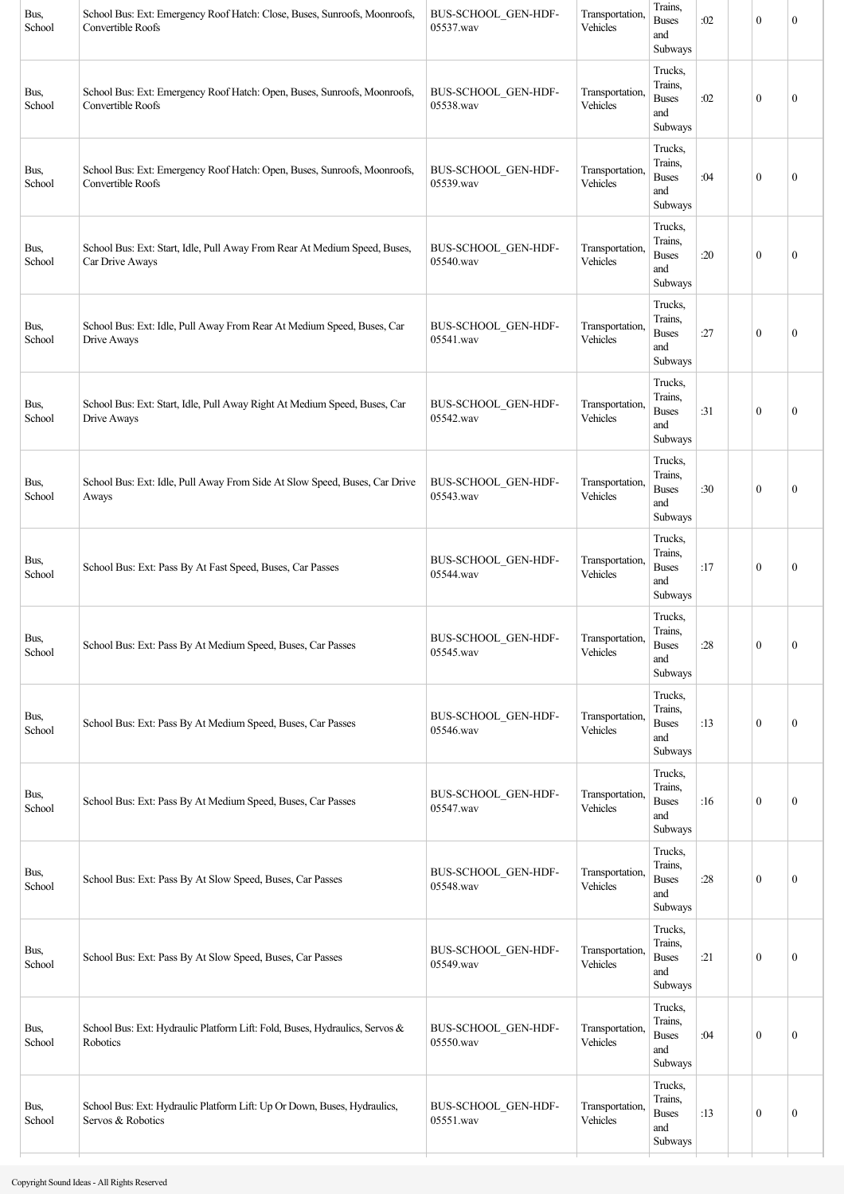| | | | | | | | | |
|---|---|---|---|---|---|---|---|---|
| Bus, School | School Bus: Ext: Emergency Roof Hatch: Close, Buses, Sunroofs, Moonroofs, Convertible Roofs | BUS-SCHOOL_GEN-HDF-05537.wav | Transportation, Vehicles | Trains, Buses and Subways | :02 | | 0 | 0 |
| Bus, School | School Bus: Ext: Emergency Roof Hatch: Open, Buses, Sunroofs, Moonroofs, Convertible Roofs | BUS-SCHOOL_GEN-HDF-05538.wav | Transportation, Vehicles | Trucks, Trains, Buses and Subways | :02 | | 0 | 0 |
| Bus, School | School Bus: Ext: Emergency Roof Hatch: Open, Buses, Sunroofs, Moonroofs, Convertible Roofs | BUS-SCHOOL_GEN-HDF-05539.wav | Transportation, Vehicles | Trucks, Trains, Buses and Subways | :04 | | 0 | 0 |
| Bus, School | School Bus: Ext: Start, Idle, Pull Away From Rear At Medium Speed, Buses, Car Drive Aways | BUS-SCHOOL_GEN-HDF-05540.wav | Transportation, Vehicles | Trucks, Trains, Buses and Subways | :20 | | 0 | 0 |
| Bus, School | School Bus: Ext: Idle, Pull Away From Rear At Medium Speed, Buses, Car Drive Aways | BUS-SCHOOL_GEN-HDF-05541.wav | Transportation, Vehicles | Trucks, Trains, Buses and Subways | :27 | | 0 | 0 |
| Bus, School | School Bus: Ext: Start, Idle, Pull Away Right At Medium Speed, Buses, Car Drive Aways | BUS-SCHOOL_GEN-HDF-05542.wav | Transportation, Vehicles | Trucks, Trains, Buses and Subways | :31 | | 0 | 0 |
| Bus, School | School Bus: Ext: Idle, Pull Away From Side At Slow Speed, Buses, Car Drive Aways | BUS-SCHOOL_GEN-HDF-05543.wav | Transportation, Vehicles | Trucks, Trains, Buses and Subways | :30 | | 0 | 0 |
| Bus, School | School Bus: Ext: Pass By At Fast Speed, Buses, Car Passes | BUS-SCHOOL_GEN-HDF-05544.wav | Transportation, Vehicles | Trucks, Trains, Buses and Subways | :17 | | 0 | 0 |
| Bus, School | School Bus: Ext: Pass By At Medium Speed, Buses, Car Passes | BUS-SCHOOL_GEN-HDF-05545.wav | Transportation, Vehicles | Trucks, Trains, Buses and Subways | :28 | | 0 | 0 |
| Bus, School | School Bus: Ext: Pass By At Medium Speed, Buses, Car Passes | BUS-SCHOOL_GEN-HDF-05546.wav | Transportation, Vehicles | Trucks, Trains, Buses and Subways | :13 | | 0 | 0 |
| Bus, School | School Bus: Ext: Pass By At Medium Speed, Buses, Car Passes | BUS-SCHOOL_GEN-HDF-05547.wav | Transportation, Vehicles | Trucks, Trains, Buses and Subways | :16 | | 0 | 0 |
| Bus, School | School Bus: Ext: Pass By At Slow Speed, Buses, Car Passes | BUS-SCHOOL_GEN-HDF-05548.wav | Transportation, Vehicles | Trucks, Trains, Buses and Subways | :28 | | 0 | 0 |
| Bus, School | School Bus: Ext: Pass By At Slow Speed, Buses, Car Passes | BUS-SCHOOL_GEN-HDF-05549.wav | Transportation, Vehicles | Trucks, Trains, Buses and Subways | :21 | | 0 | 0 |
| Bus, School | School Bus: Ext: Hydraulic Platform Lift: Fold, Buses, Hydraulics, Servos & Robotics | BUS-SCHOOL_GEN-HDF-05550.wav | Transportation, Vehicles | Trucks, Trains, Buses and Subways | :04 | | 0 | 0 |
| Bus, School | School Bus: Ext: Hydraulic Platform Lift: Up Or Down, Buses, Hydraulics, Servos & Robotics | BUS-SCHOOL_GEN-HDF-05551.wav | Transportation, Vehicles | Trucks, Trains, Buses and Subways | :13 | | 0 | 0 |

Copyright Sound Ideas - All Rights Reserved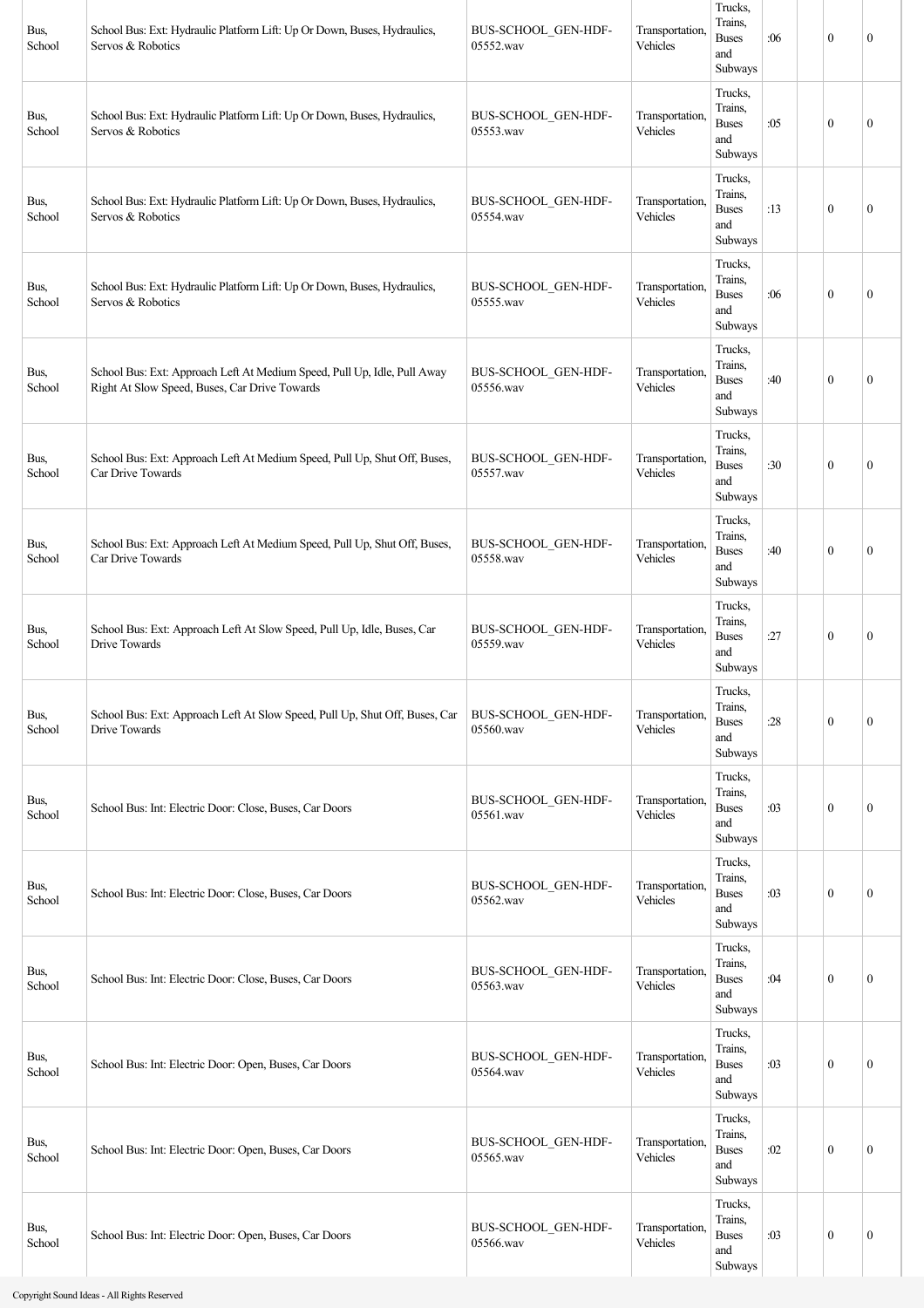| Bus, School | School Bus: Ext: Hydraulic Platform Lift: Up Or Down, Buses, Hydraulics, Servos & Robotics | BUS-SCHOOL_GEN-HDF-05552.wav | Transportation, Vehicles | Trucks, Trains, Buses and Subways | :06 | | 0 | 0 |
|---|---|---|---|---|---|---|---|---|
| Bus, School | School Bus: Ext: Hydraulic Platform Lift: Up Or Down, Buses, Hydraulics, Servos & Robotics | BUS-SCHOOL_GEN-HDF-05553.wav | Transportation, Vehicles | Trucks, Trains, Buses and Subways | :05 | | 0 | 0 |
| Bus, School | School Bus: Ext: Hydraulic Platform Lift: Up Or Down, Buses, Hydraulics, Servos & Robotics | BUS-SCHOOL_GEN-HDF-05554.wav | Transportation, Vehicles | Trucks, Trains, Buses and Subways | :13 | | 0 | 0 |
| Bus, School | School Bus: Ext: Hydraulic Platform Lift: Up Or Down, Buses, Hydraulics, Servos & Robotics | BUS-SCHOOL_GEN-HDF-05555.wav | Transportation, Vehicles | Trucks, Trains, Buses and Subways | :06 | | 0 | 0 |
| Bus, School | School Bus: Ext: Approach Left At Medium Speed, Pull Up, Idle, Pull Away Right At Slow Speed, Buses, Car Drive Towards | BUS-SCHOOL_GEN-HDF-05556.wav | Transportation, Vehicles | Trucks, Trains, Buses and Subways | :40 | | 0 | 0 |
| Bus, School | School Bus: Ext: Approach Left At Medium Speed, Pull Up, Shut Off, Buses, Car Drive Towards | BUS-SCHOOL_GEN-HDF-05557.wav | Transportation, Vehicles | Trucks, Trains, Buses and Subways | :30 | | 0 | 0 |
| Bus, School | School Bus: Ext: Approach Left At Medium Speed, Pull Up, Shut Off, Buses, Car Drive Towards | BUS-SCHOOL_GEN-HDF-05558.wav | Transportation, Vehicles | Trucks, Trains, Buses and Subways | :40 | | 0 | 0 |
| Bus, School | School Bus: Ext: Approach Left At Slow Speed, Pull Up, Idle, Buses, Car Drive Towards | BUS-SCHOOL_GEN-HDF-05559.wav | Transportation, Vehicles | Trucks, Trains, Buses and Subways | :27 | | 0 | 0 |
| Bus, School | School Bus: Ext: Approach Left At Slow Speed, Pull Up, Shut Off, Buses, Car Drive Towards | BUS-SCHOOL_GEN-HDF-05560.wav | Transportation, Vehicles | Trucks, Trains, Buses and Subways | :28 | | 0 | 0 |
| Bus, School | School Bus: Int: Electric Door: Close, Buses, Car Doors | BUS-SCHOOL_GEN-HDF-05561.wav | Transportation, Vehicles | Trucks, Trains, Buses and Subways | :03 | | 0 | 0 |
| Bus, School | School Bus: Int: Electric Door: Close, Buses, Car Doors | BUS-SCHOOL_GEN-HDF-05562.wav | Transportation, Vehicles | Trucks, Trains, Buses and Subways | :03 | | 0 | 0 |
| Bus, School | School Bus: Int: Electric Door: Close, Buses, Car Doors | BUS-SCHOOL_GEN-HDF-05563.wav | Transportation, Vehicles | Trucks, Trains, Buses and Subways | :04 | | 0 | 0 |
| Bus, School | School Bus: Int: Electric Door: Open, Buses, Car Doors | BUS-SCHOOL_GEN-HDF-05564.wav | Transportation, Vehicles | Trucks, Trains, Buses and Subways | :03 | | 0 | 0 |
| Bus, School | School Bus: Int: Electric Door: Open, Buses, Car Doors | BUS-SCHOOL_GEN-HDF-05565.wav | Transportation, Vehicles | Trucks, Trains, Buses and Subways | :02 | | 0 | 0 |
| Bus, School | School Bus: Int: Electric Door: Open, Buses, Car Doors | BUS-SCHOOL_GEN-HDF-05566.wav | Transportation, Vehicles | Trucks, Trains, Buses and Subways | :03 | | 0 | 0 |

Copyright Sound Ideas - All Rights Reserved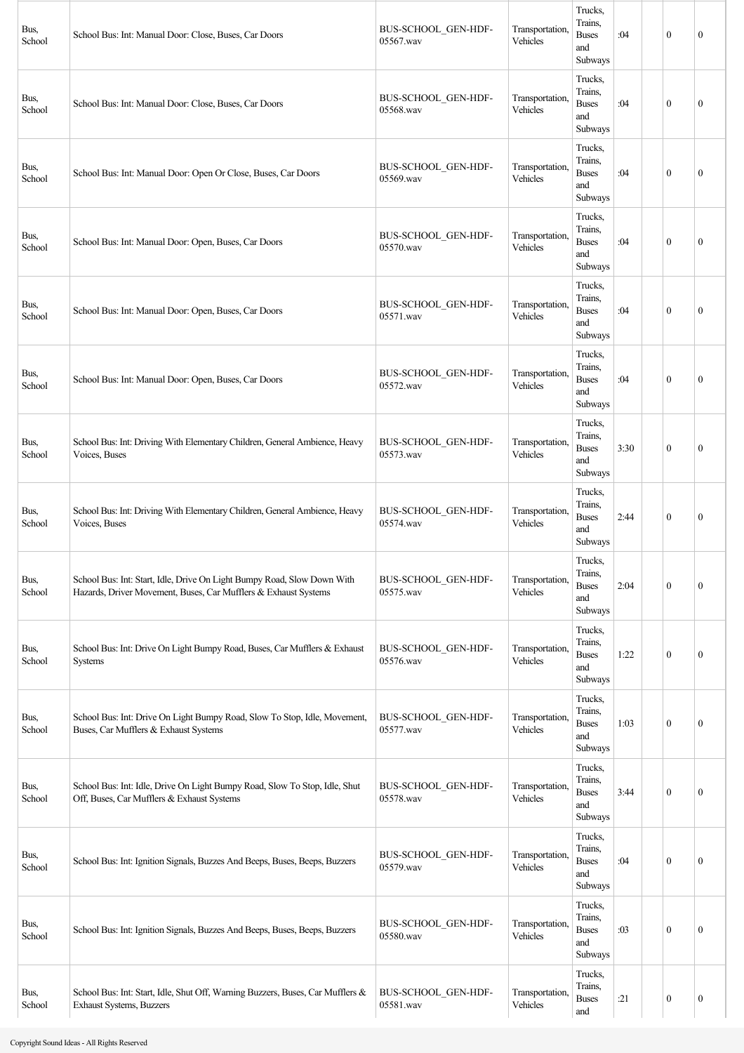| Bus, School | School Bus: Int: Manual Door: Close, Buses, Car Doors | BUS-SCHOOL_GEN-HDF-05567.wav | Transportation, Vehicles | Trucks, Trains, Buses and Subways | :04 | | 0 | 0 |
|---|---|---|---|---|---|---|---|---|
| Bus, School | School Bus: Int: Manual Door: Close, Buses, Car Doors | BUS-SCHOOL_GEN-HDF-05568.wav | Transportation, Vehicles | Trucks, Trains, Buses and Subways | :04 | | 0 | 0 |
| Bus, School | School Bus: Int: Manual Door: Open Or Close, Buses, Car Doors | BUS-SCHOOL_GEN-HDF-05569.wav | Transportation, Vehicles | Trucks, Trains, Buses and Subways | :04 | | 0 | 0 |
| Bus, School | School Bus: Int: Manual Door: Open, Buses, Car Doors | BUS-SCHOOL_GEN-HDF-05570.wav | Transportation, Vehicles | Trucks, Trains, Buses and Subways | :04 | | 0 | 0 |
| Bus, School | School Bus: Int: Manual Door: Open, Buses, Car Doors | BUS-SCHOOL_GEN-HDF-05571.wav | Transportation, Vehicles | Trucks, Trains, Buses and Subways | :04 | | 0 | 0 |
| Bus, School | School Bus: Int: Manual Door: Open, Buses, Car Doors | BUS-SCHOOL_GEN-HDF-05572.wav | Transportation, Vehicles | Trucks, Trains, Buses and Subways | :04 | | 0 | 0 |
| Bus, School | School Bus: Int: Driving With Elementary Children, General Ambience, Heavy Voices, Buses | BUS-SCHOOL_GEN-HDF-05573.wav | Transportation, Vehicles | Trucks, Trains, Buses and Subways | 3:30 | | 0 | 0 |
| Bus, School | School Bus: Int: Driving With Elementary Children, General Ambience, Heavy Voices, Buses | BUS-SCHOOL_GEN-HDF-05574.wav | Transportation, Vehicles | Trucks, Trains, Buses and Subways | 2:44 | | 0 | 0 |
| Bus, School | School Bus: Int: Start, Idle, Drive On Light Bumpy Road, Slow Down With Hazards, Driver Movement, Buses, Car Mufflers & Exhaust Systems | BUS-SCHOOL_GEN-HDF-05575.wav | Transportation, Vehicles | Trucks, Trains, Buses and Subways | 2:04 | | 0 | 0 |
| Bus, School | School Bus: Int: Drive On Light Bumpy Road, Buses, Car Mufflers & Exhaust Systems | BUS-SCHOOL_GEN-HDF-05576.wav | Transportation, Vehicles | Trucks, Trains, Buses and Subways | 1:22 | | 0 | 0 |
| Bus, School | School Bus: Int: Drive On Light Bumpy Road, Slow To Stop, Idle, Movement, Buses, Car Mufflers & Exhaust Systems | BUS-SCHOOL_GEN-HDF-05577.wav | Transportation, Vehicles | Trucks, Trains, Buses and Subways | 1:03 | | 0 | 0 |
| Bus, School | School Bus: Int: Idle, Drive On Light Bumpy Road, Slow To Stop, Idle, Shut Off, Buses, Car Mufflers & Exhaust Systems | BUS-SCHOOL_GEN-HDF-05578.wav | Transportation, Vehicles | Trucks, Trains, Buses and Subways | 3:44 | | 0 | 0 |
| Bus, School | School Bus: Int: Ignition Signals, Buzzes And Beeps, Buses, Beeps, Buzzers | BUS-SCHOOL_GEN-HDF-05579.wav | Transportation, Vehicles | Trucks, Trains, Buses and Subways | :04 | | 0 | 0 |
| Bus, School | School Bus: Int: Ignition Signals, Buzzes And Beeps, Buses, Beeps, Buzzers | BUS-SCHOOL_GEN-HDF-05580.wav | Transportation, Vehicles | Trucks, Trains, Buses and Subways | :03 | | 0 | 0 |
| Bus, School | School Bus: Int: Start, Idle, Shut Off, Warning Buzzers, Buses, Car Mufflers & Exhaust Systems, Buzzers | BUS-SCHOOL_GEN-HDF-05581.wav | Transportation, Vehicles | Trucks, Trains, Buses and | :21 | | 0 | 0 |

Copyright Sound Ideas - All Rights Reserved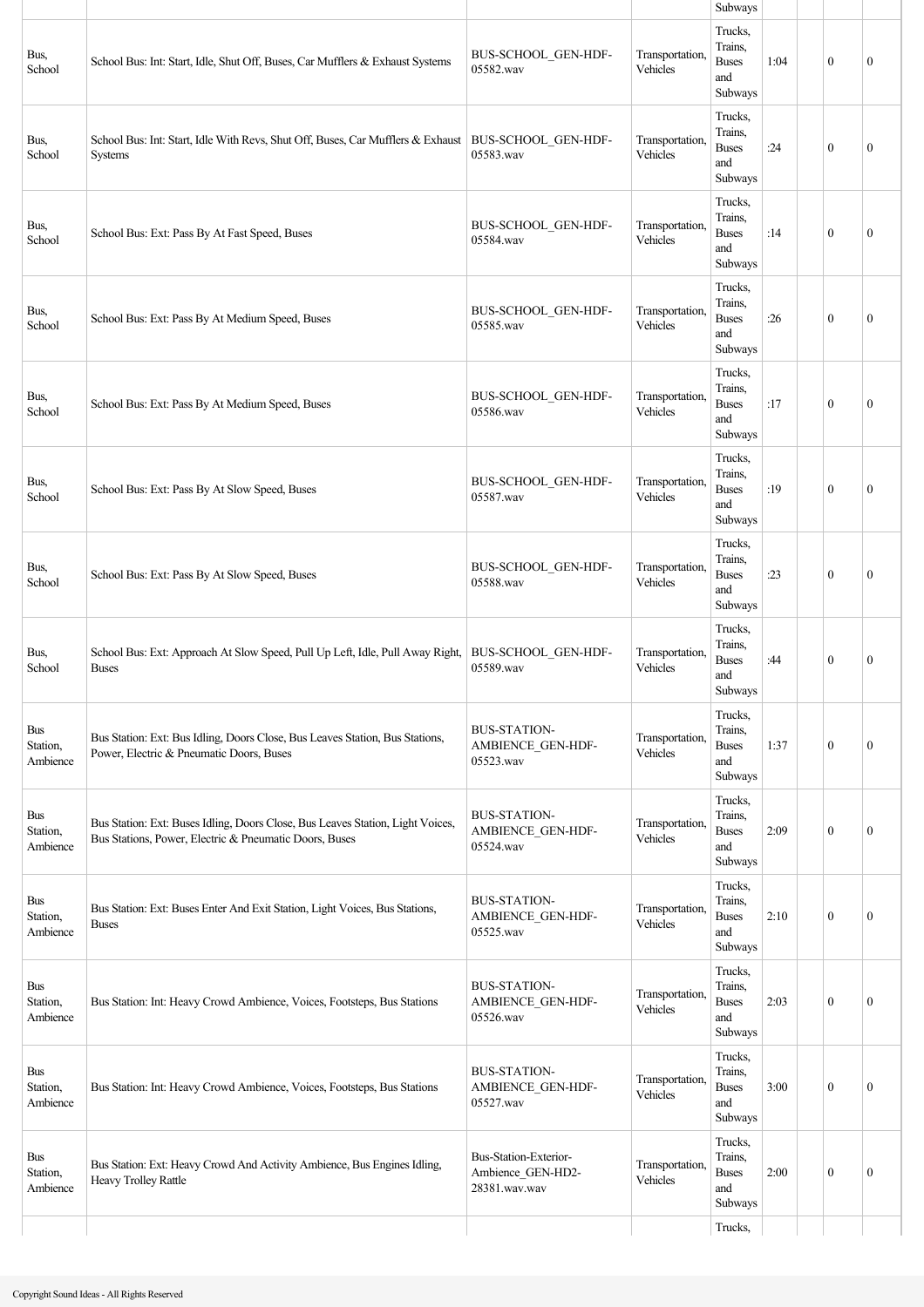| | | | | Subways | | | | |
|---|---|---|---|---|---|---|---|---|
| Bus, School | School Bus: Int: Start, Idle, Shut Off, Buses, Car Mufflers & Exhaust Systems | BUS-SCHOOL_GEN-HDF-05582.wav | Transportation, Vehicles | Trucks, Trains, Buses and Subways | 1:04 | | 0 | 0 |
| Bus, School | School Bus: Int: Start, Idle With Revs, Shut Off, Buses, Car Mufflers & Exhaust Systems | BUS-SCHOOL_GEN-HDF-05583.wav | Transportation, Vehicles | Trucks, Trains, Buses and Subways | :24 | | 0 | 0 |
| Bus, School | School Bus: Ext: Pass By At Fast Speed, Buses | BUS-SCHOOL_GEN-HDF-05584.wav | Transportation, Vehicles | Trucks, Trains, Buses and Subways | :14 | | 0 | 0 |
| Bus, School | School Bus: Ext: Pass By At Medium Speed, Buses | BUS-SCHOOL_GEN-HDF-05585.wav | Transportation, Vehicles | Trucks, Trains, Buses and Subways | :26 | | 0 | 0 |
| Bus, School | School Bus: Ext: Pass By At Medium Speed, Buses | BUS-SCHOOL_GEN-HDF-05586.wav | Transportation, Vehicles | Trucks, Trains, Buses and Subways | :17 | | 0 | 0 |
| Bus, School | School Bus: Ext: Pass By At Slow Speed, Buses | BUS-SCHOOL_GEN-HDF-05587.wav | Transportation, Vehicles | Trucks, Trains, Buses and Subways | :19 | | 0 | 0 |
| Bus, School | School Bus: Ext: Pass By At Slow Speed, Buses | BUS-SCHOOL_GEN-HDF-05588.wav | Transportation, Vehicles | Trucks, Trains, Buses and Subways | :23 | | 0 | 0 |
| Bus, School | School Bus: Ext: Approach At Slow Speed, Pull Up Left, Idle, Pull Away Right, Buses | BUS-SCHOOL_GEN-HDF-05589.wav | Transportation, Vehicles | Trucks, Trains, Buses and Subways | :44 | | 0 | 0 |
| Bus Station, Ambience | Bus Station: Ext: Bus Idling, Doors Close, Bus Leaves Station, Bus Stations, Power, Electric & Pneumatic Doors, Buses | BUS-STATION-AMBIENCE_GEN-HDF-05523.wav | Transportation, Vehicles | Trucks, Trains, Buses and Subways | 1:37 | | 0 | 0 |
| Bus Station, Ambience | Bus Station: Ext: Buses Idling, Doors Close, Bus Leaves Station, Light Voices, Bus Stations, Power, Electric & Pneumatic Doors, Buses | BUS-STATION-AMBIENCE_GEN-HDF-05524.wav | Transportation, Vehicles | Trucks, Trains, Buses and Subways | 2:09 | | 0 | 0 |
| Bus Station, Ambience | Bus Station: Ext: Buses Enter And Exit Station, Light Voices, Bus Stations, Buses | BUS-STATION-AMBIENCE_GEN-HDF-05525.wav | Transportation, Vehicles | Trucks, Trains, Buses and Subways | 2:10 | | 0 | 0 |
| Bus Station, Ambience | Bus Station: Int: Heavy Crowd Ambience, Voices, Footsteps, Bus Stations | BUS-STATION-AMBIENCE_GEN-HDF-05526.wav | Transportation, Vehicles | Trucks, Trains, Buses and Subways | 2:03 | | 0 | 0 |
| Bus Station, Ambience | Bus Station: Int: Heavy Crowd Ambience, Voices, Footsteps, Bus Stations | BUS-STATION-AMBIENCE_GEN-HDF-05527.wav | Transportation, Vehicles | Trucks, Trains, Buses and Subways | 3:00 | | 0 | 0 |
| Bus Station, Ambience | Bus Station: Ext: Heavy Crowd And Activity Ambience, Bus Engines Idling, Heavy Trolley Rattle | Bus-Station-Exterior-Ambience_GEN-HD2-28381.wav.wav | Transportation, Vehicles | Trucks, Trains, Buses and Subways | 2:00 | | 0 | 0 |
| | | | | Trucks, | | | | |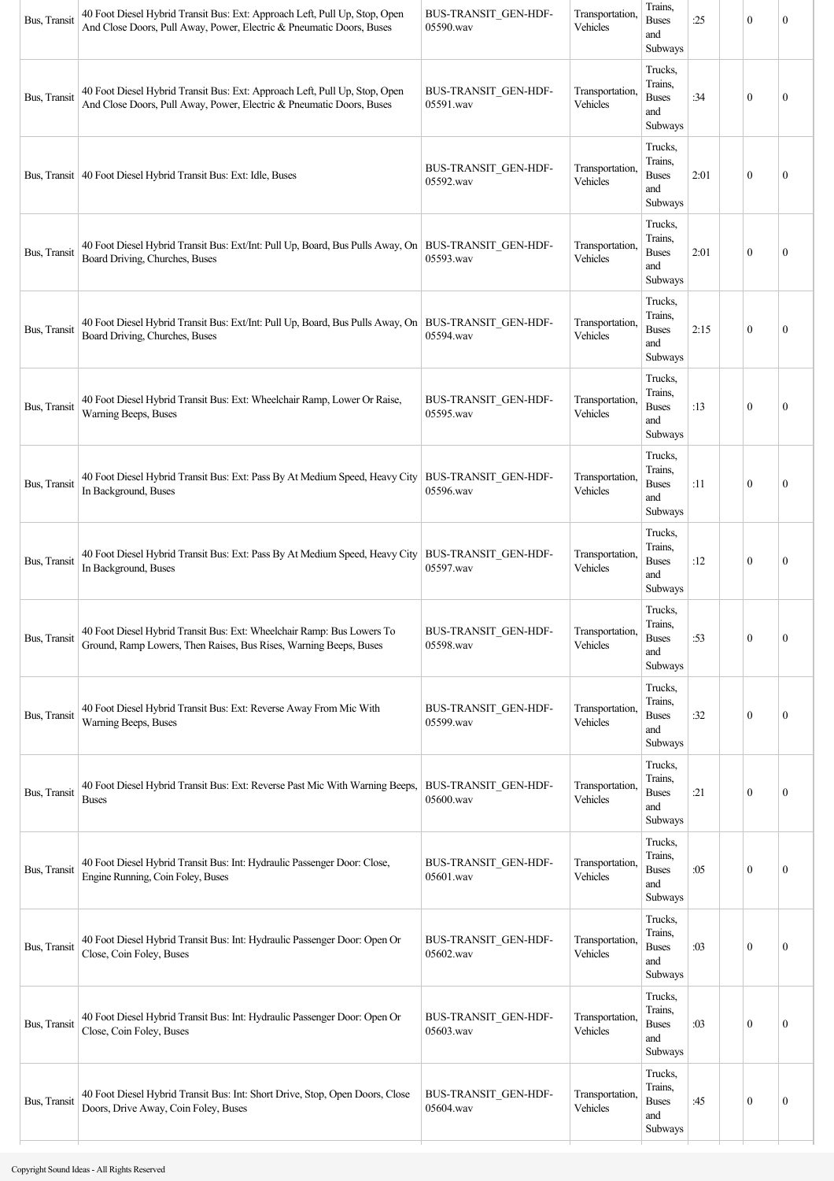| Bus, Transit | 40 Foot Diesel Hybrid Transit Bus: Ext: Approach Left, Pull Up, Stop, Open And Close Doors, Pull Away, Power, Electric & Pneumatic Doors, Buses | BUS-TRANSIT_GEN-HDF-05590.wav | Transportation, Vehicles | Trains, Buses and Subways | :25 | | 0 | 0 |
|---|---|---|---|---|---|---|---|---|
| Bus, Transit | 40 Foot Diesel Hybrid Transit Bus: Ext: Approach Left, Pull Up, Stop, Open And Close Doors, Pull Away, Power, Electric & Pneumatic Doors, Buses | BUS-TRANSIT_GEN-HDF-05591.wav | Transportation, Vehicles | Trucks, Trains, Buses and Subways | :34 | | 0 | 0 |
| Bus, Transit | 40 Foot Diesel Hybrid Transit Bus: Ext: Idle, Buses | BUS-TRANSIT_GEN-HDF-05592.wav | Transportation, Vehicles | Trucks, Trains, Buses and Subways | 2:01 | | 0 | 0 |
| Bus, Transit | 40 Foot Diesel Hybrid Transit Bus: Ext/Int: Pull Up, Board, Bus Pulls Away, On Board Driving, Churches, Buses | BUS-TRANSIT_GEN-HDF-05593.wav | Transportation, Vehicles | Trucks, Trains, Buses and Subways | 2:01 | | 0 | 0 |
| Bus, Transit | 40 Foot Diesel Hybrid Transit Bus: Ext/Int: Pull Up, Board, Bus Pulls Away, On Board Driving, Churches, Buses | BUS-TRANSIT_GEN-HDF-05594.wav | Transportation, Vehicles | Trucks, Trains, Buses and Subways | 2:15 | | 0 | 0 |
| Bus, Transit | 40 Foot Diesel Hybrid Transit Bus: Ext: Wheelchair Ramp, Lower Or Raise, Warning Beeps, Buses | BUS-TRANSIT_GEN-HDF-05595.wav | Transportation, Vehicles | Trucks, Trains, Buses and Subways | :13 | | 0 | 0 |
| Bus, Transit | 40 Foot Diesel Hybrid Transit Bus: Ext: Pass By At Medium Speed, Heavy City In Background, Buses | BUS-TRANSIT_GEN-HDF-05596.wav | Transportation, Vehicles | Trucks, Trains, Buses and Subways | :11 | | 0 | 0 |
| Bus, Transit | 40 Foot Diesel Hybrid Transit Bus: Ext: Pass By At Medium Speed, Heavy City In Background, Buses | BUS-TRANSIT_GEN-HDF-05597.wav | Transportation, Vehicles | Trucks, Trains, Buses and Subways | :12 | | 0 | 0 |
| Bus, Transit | 40 Foot Diesel Hybrid Transit Bus: Ext: Wheelchair Ramp: Bus Lowers To Ground, Ramp Lowers, Then Raises, Bus Rises, Warning Beeps, Buses | BUS-TRANSIT_GEN-HDF-05598.wav | Transportation, Vehicles | Trucks, Trains, Buses and Subways | :53 | | 0 | 0 |
| Bus, Transit | 40 Foot Diesel Hybrid Transit Bus: Ext: Reverse Away From Mic With Warning Beeps, Buses | BUS-TRANSIT_GEN-HDF-05599.wav | Transportation, Vehicles | Trucks, Trains, Buses and Subways | :32 | | 0 | 0 |
| Bus, Transit | 40 Foot Diesel Hybrid Transit Bus: Ext: Reverse Past Mic With Warning Beeps, Buses | BUS-TRANSIT_GEN-HDF-05600.wav | Transportation, Vehicles | Trucks, Trains, Buses and Subways | :21 | | 0 | 0 |
| Bus, Transit | 40 Foot Diesel Hybrid Transit Bus: Int: Hydraulic Passenger Door: Close, Engine Running, Coin Foley, Buses | BUS-TRANSIT_GEN-HDF-05601.wav | Transportation, Vehicles | Trucks, Trains, Buses and Subways | :05 | | 0 | 0 |
| Bus, Transit | 40 Foot Diesel Hybrid Transit Bus: Int: Hydraulic Passenger Door: Open Or Close, Coin Foley, Buses | BUS-TRANSIT_GEN-HDF-05602.wav | Transportation, Vehicles | Trucks, Trains, Buses and Subways | :03 | | 0 | 0 |
| Bus, Transit | 40 Foot Diesel Hybrid Transit Bus: Int: Hydraulic Passenger Door: Open Or Close, Coin Foley, Buses | BUS-TRANSIT_GEN-HDF-05603.wav | Transportation, Vehicles | Trucks, Trains, Buses and Subways | :03 | | 0 | 0 |
| Bus, Transit | 40 Foot Diesel Hybrid Transit Bus: Int: Short Drive, Stop, Open Doors, Close Doors, Drive Away, Coin Foley, Buses | BUS-TRANSIT_GEN-HDF-05604.wav | Transportation, Vehicles | Trucks, Trains, Buses and Subways | :45 | | 0 | 0 |

Copyright Sound Ideas - All Rights Reserved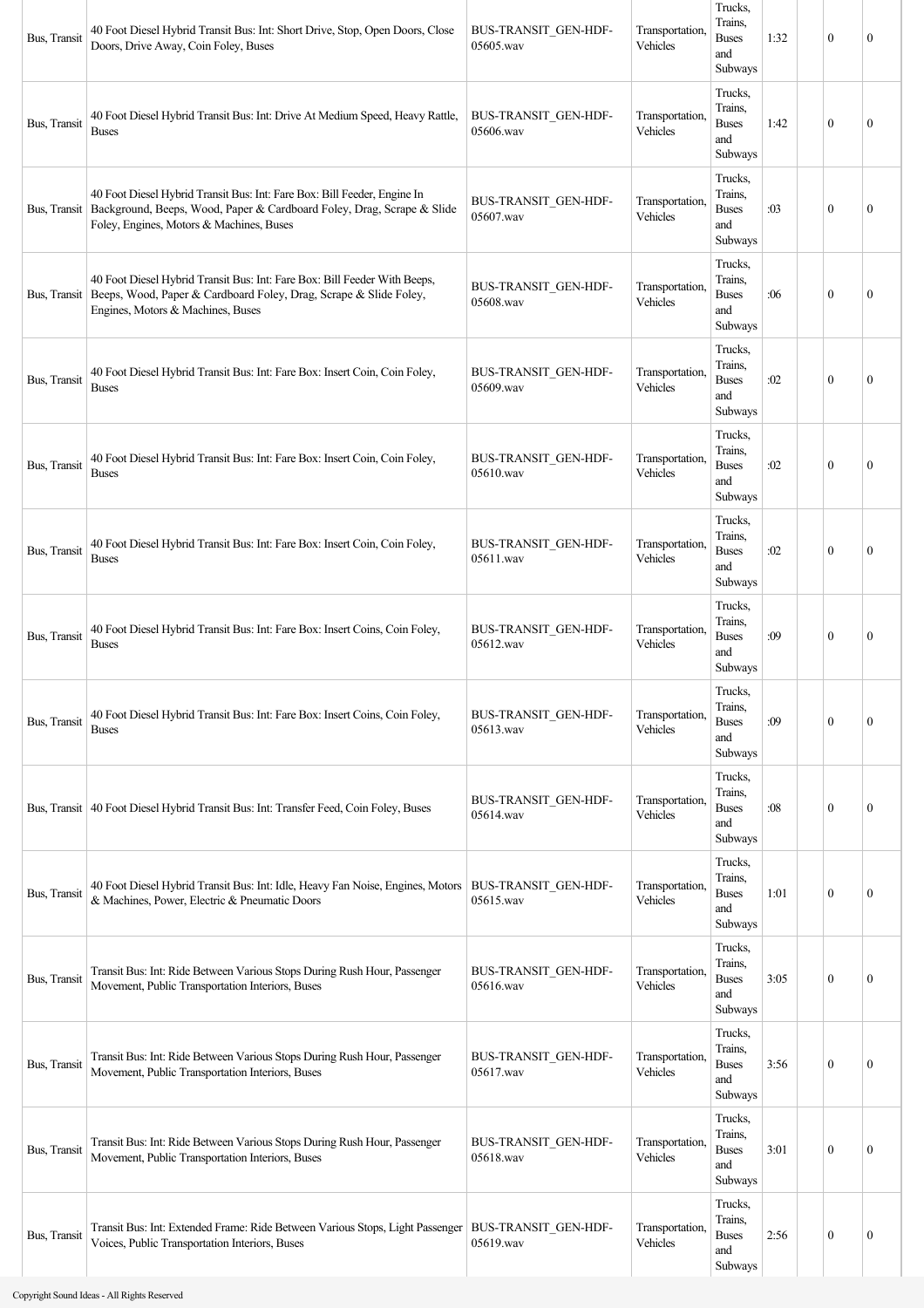| | | | | | | | | |
|---|---|---|---|---|---|---|---|---|
| Bus, Transit | 40 Foot Diesel Hybrid Transit Bus: Int: Short Drive, Stop, Open Doors, Close Doors, Drive Away, Coin Foley, Buses | BUS-TRANSIT_GEN-HDF-05605.wav | Transportation, Vehicles | Trucks, Trains, Buses and Subways | 1:32 | | 0 | 0 |
| Bus, Transit | 40 Foot Diesel Hybrid Transit Bus: Int: Drive At Medium Speed, Heavy Rattle, Buses | BUS-TRANSIT_GEN-HDF-05606.wav | Transportation, Vehicles | Trucks, Trains, Buses and Subways | 1:42 | | 0 | 0 |
| Bus, Transit | 40 Foot Diesel Hybrid Transit Bus: Int: Fare Box: Bill Feeder, Engine In Background, Beeps, Wood, Paper & Cardboard Foley, Drag, Scrape & Slide Foley, Engines, Motors & Machines, Buses | BUS-TRANSIT_GEN-HDF-05607.wav | Transportation, Vehicles | Trucks, Trains, Buses and Subways | :03 | | 0 | 0 |
| Bus, Transit | 40 Foot Diesel Hybrid Transit Bus: Int: Fare Box: Bill Feeder With Beeps, Beeps, Wood, Paper & Cardboard Foley, Drag, Scrape & Slide Foley, Engines, Motors & Machines, Buses | BUS-TRANSIT_GEN-HDF-05608.wav | Transportation, Vehicles | Trucks, Trains, Buses and Subways | :06 | | 0 | 0 |
| Bus, Transit | 40 Foot Diesel Hybrid Transit Bus: Int: Fare Box: Insert Coin, Coin Foley, Buses | BUS-TRANSIT_GEN-HDF-05609.wav | Transportation, Vehicles | Trucks, Trains, Buses and Subways | :02 | | 0 | 0 |
| Bus, Transit | 40 Foot Diesel Hybrid Transit Bus: Int: Fare Box: Insert Coin, Coin Foley, Buses | BUS-TRANSIT_GEN-HDF-05610.wav | Transportation, Vehicles | Trucks, Trains, Buses and Subways | :02 | | 0 | 0 |
| Bus, Transit | 40 Foot Diesel Hybrid Transit Bus: Int: Fare Box: Insert Coin, Coin Foley, Buses | BUS-TRANSIT_GEN-HDF-05611.wav | Transportation, Vehicles | Trucks, Trains, Buses and Subways | :02 | | 0 | 0 |
| Bus, Transit | 40 Foot Diesel Hybrid Transit Bus: Int: Fare Box: Insert Coins, Coin Foley, Buses | BUS-TRANSIT_GEN-HDF-05612.wav | Transportation, Vehicles | Trucks, Trains, Buses and Subways | :09 | | 0 | 0 |
| Bus, Transit | 40 Foot Diesel Hybrid Transit Bus: Int: Fare Box: Insert Coins, Coin Foley, Buses | BUS-TRANSIT_GEN-HDF-05613.wav | Transportation, Vehicles | Trucks, Trains, Buses and Subways | :09 | | 0 | 0 |
| Bus, Transit | 40 Foot Diesel Hybrid Transit Bus: Int: Transfer Feed, Coin Foley, Buses | BUS-TRANSIT_GEN-HDF-05614.wav | Transportation, Vehicles | Trucks, Trains, Buses and Subways | :08 | | 0 | 0 |
| Bus, Transit | 40 Foot Diesel Hybrid Transit Bus: Int: Idle, Heavy Fan Noise, Engines, Motors & Machines, Power, Electric & Pneumatic Doors | BUS-TRANSIT_GEN-HDF-05615.wav | Transportation, Vehicles | Trucks, Trains, Buses and Subways | 1:01 | | 0 | 0 |
| Bus, Transit | Transit Bus: Int: Ride Between Various Stops During Rush Hour, Passenger Movement, Public Transportation Interiors, Buses | BUS-TRANSIT_GEN-HDF-05616.wav | Transportation, Vehicles | Trucks, Trains, Buses and Subways | 3:05 | | 0 | 0 |
| Bus, Transit | Transit Bus: Int: Ride Between Various Stops During Rush Hour, Passenger Movement, Public Transportation Interiors, Buses | BUS-TRANSIT_GEN-HDF-05617.wav | Transportation, Vehicles | Trucks, Trains, Buses and Subways | 3:56 | | 0 | 0 |
| Bus, Transit | Transit Bus: Int: Ride Between Various Stops During Rush Hour, Passenger Movement, Public Transportation Interiors, Buses | BUS-TRANSIT_GEN-HDF-05618.wav | Transportation, Vehicles | Trucks, Trains, Buses and Subways | 3:01 | | 0 | 0 |
| Bus, Transit | Transit Bus: Int: Extended Frame: Ride Between Various Stops, Light Passenger Voices, Public Transportation Interiors, Buses | BUS-TRANSIT_GEN-HDF-05619.wav | Transportation, Vehicles | Trucks, Trains, Buses and Subways | 2:56 | | 0 | 0 |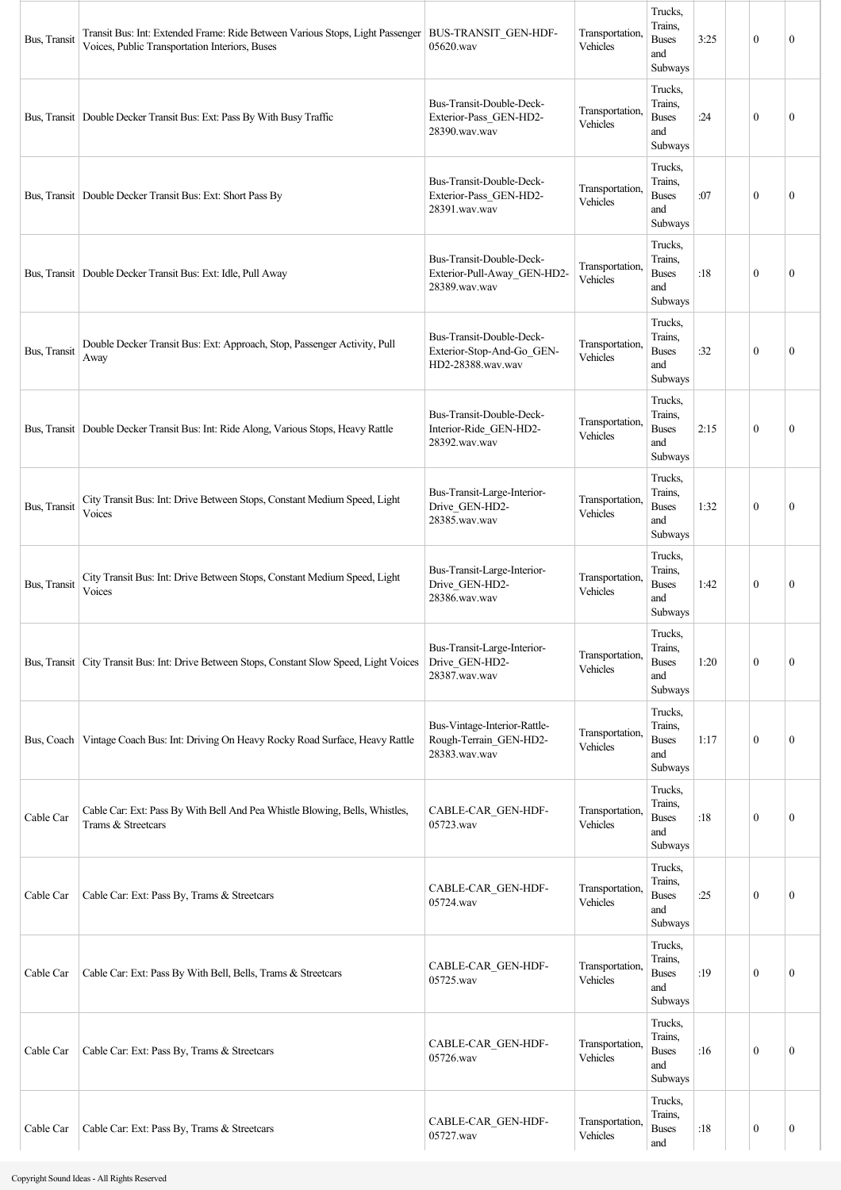| Bus, Transit | Transit Bus: Int: Extended Frame: Ride Between Various Stops, Light Passenger Voices, Public Transportation Interiors, Buses | BUS-TRANSIT_GEN-HDF-05620.wav | Transportation, Vehicles | Trucks, Trains, Buses and Subways | 3:25 | | 0 | 0 |
|---|---|---|---|---|---|---|---|---|
| Bus, Transit | Double Decker Transit Bus: Ext: Pass By With Busy Traffic | Bus-Transit-Double-Deck-Exterior-Pass_GEN-HD2-28390.wav.wav | Transportation, Vehicles | Trucks, Trains, Buses and Subways | :24 | | 0 | 0 |
| Bus, Transit | Double Decker Transit Bus: Ext: Short Pass By | Bus-Transit-Double-Deck-Exterior-Pass_GEN-HD2-28391.wav.wav | Transportation, Vehicles | Trucks, Trains, Buses and Subways | :07 | | 0 | 0 |
| Bus, Transit | Double Decker Transit Bus: Ext: Idle, Pull Away | Bus-Transit-Double-Deck-Exterior-Pull-Away_GEN-HD2-28389.wav.wav | Transportation, Vehicles | Trucks, Trains, Buses and Subways | :18 | | 0 | 0 |
| Bus, Transit | Double Decker Transit Bus: Ext: Approach, Stop, Passenger Activity, Pull Away | Bus-Transit-Double-Deck-Exterior-Stop-And-Go_GEN-HD2-28388.wav.wav | Transportation, Vehicles | Trucks, Trains, Buses and Subways | :32 | | 0 | 0 |
| Bus, Transit | Double Decker Transit Bus: Int: Ride Along, Various Stops, Heavy Rattle | Bus-Transit-Double-Deck-Interior-Ride_GEN-HD2-28392.wav.wav | Transportation, Vehicles | Trucks, Trains, Buses and Subways | 2:15 | | 0 | 0 |
| Bus, Transit | City Transit Bus: Int: Drive Between Stops, Constant Medium Speed, Light Voices | Bus-Transit-Large-Interior-Drive_GEN-HD2-28385.wav.wav | Transportation, Vehicles | Trucks, Trains, Buses and Subways | 1:32 | | 0 | 0 |
| Bus, Transit | City Transit Bus: Int: Drive Between Stops, Constant Medium Speed, Light Voices | Bus-Transit-Large-Interior-Drive_GEN-HD2-28386.wav.wav | Transportation, Vehicles | Trucks, Trains, Buses and Subways | 1:42 | | 0 | 0 |
| Bus, Transit | City Transit Bus: Int: Drive Between Stops, Constant Slow Speed, Light Voices | Bus-Transit-Large-Interior-Drive_GEN-HD2-28387.wav.wav | Transportation, Vehicles | Trucks, Trains, Buses and Subways | 1:20 | | 0 | 0 |
| Bus, Coach | Vintage Coach Bus: Int: Driving On Heavy Rocky Road Surface, Heavy Rattle | Bus-Vintage-Interior-Rattle-Rough-Terrain_GEN-HD2-28383.wav.wav | Transportation, Vehicles | Trucks, Trains, Buses and Subways | 1:17 | | 0 | 0 |
| Cable Car | Cable Car: Ext: Pass By With Bell And Pea Whistle Blowing, Bells, Whistles, Trams & Streetcars | CABLE-CAR_GEN-HDF-05723.wav | Transportation, Vehicles | Trucks, Trains, Buses and Subways | :18 | | 0 | 0 |
| Cable Car | Cable Car: Ext: Pass By, Trams & Streetcars | CABLE-CAR_GEN-HDF-05724.wav | Transportation, Vehicles | Trucks, Trains, Buses and Subways | :25 | | 0 | 0 |
| Cable Car | Cable Car: Ext: Pass By With Bell, Bells, Trams & Streetcars | CABLE-CAR_GEN-HDF-05725.wav | Transportation, Vehicles | Trucks, Trains, Buses and Subways | :19 | | 0 | 0 |
| Cable Car | Cable Car: Ext: Pass By, Trams & Streetcars | CABLE-CAR_GEN-HDF-05726.wav | Transportation, Vehicles | Trucks, Trains, Buses and Subways | :16 | | 0 | 0 |
| Cable Car | Cable Car: Ext: Pass By, Trams & Streetcars | CABLE-CAR_GEN-HDF-05727.wav | Transportation, Vehicles | Trucks, Trains, Buses and | :18 | | 0 | 0 |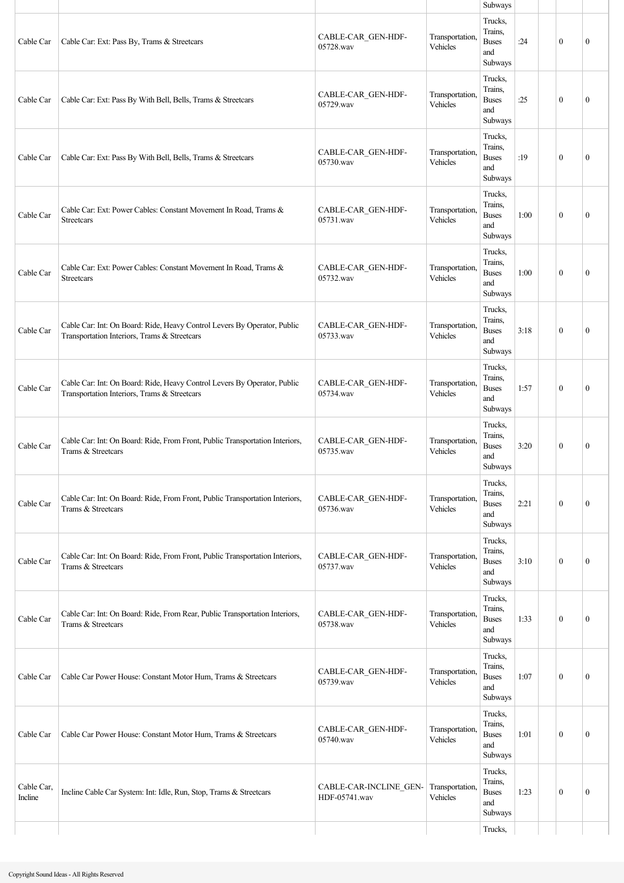| | | | | Subways | | | | |
|---|---|---|---|---|---|---|---|---|
| Cable Car | Cable Car: Ext: Pass By, Trams & Streetcars | CABLE-CAR_GEN-HDF-05728.wav | Transportation, Vehicles | Trucks, Trains, Buses and Subways | :24 | | 0 | 0 |
| Cable Car | Cable Car: Ext: Pass By With Bell, Bells, Trams & Streetcars | CABLE-CAR_GEN-HDF-05729.wav | Transportation, Vehicles | Trucks, Trains, Buses and Subways | :25 | | 0 | 0 |
| Cable Car | Cable Car: Ext: Pass By With Bell, Bells, Trams & Streetcars | CABLE-CAR_GEN-HDF-05730.wav | Transportation, Vehicles | Trucks, Trains, Buses and Subways | :19 | | 0 | 0 |
| Cable Car | Cable Car: Ext: Power Cables: Constant Movement In Road, Trams & Streetcars | CABLE-CAR_GEN-HDF-05731.wav | Transportation, Vehicles | Trucks, Trains, Buses and Subways | 1:00 | | 0 | 0 |
| Cable Car | Cable Car: Ext: Power Cables: Constant Movement In Road, Trams & Streetcars | CABLE-CAR_GEN-HDF-05732.wav | Transportation, Vehicles | Trucks, Trains, Buses and Subways | 1:00 | | 0 | 0 |
| Cable Car | Cable Car: Int: On Board: Ride, Heavy Control Levers By Operator, Public Transportation Interiors, Trams & Streetcars | CABLE-CAR_GEN-HDF-05733.wav | Transportation, Vehicles | Trucks, Trains, Buses and Subways | 3:18 | | 0 | 0 |
| Cable Car | Cable Car: Int: On Board: Ride, Heavy Control Levers By Operator, Public Transportation Interiors, Trams & Streetcars | CABLE-CAR_GEN-HDF-05734.wav | Transportation, Vehicles | Trucks, Trains, Buses and Subways | 1:57 | | 0 | 0 |
| Cable Car | Cable Car: Int: On Board: Ride, From Front, Public Transportation Interiors, Trams & Streetcars | CABLE-CAR_GEN-HDF-05735.wav | Transportation, Vehicles | Trucks, Trains, Buses and Subways | 3:20 | | 0 | 0 |
| Cable Car | Cable Car: Int: On Board: Ride, From Front, Public Transportation Interiors, Trams & Streetcars | CABLE-CAR_GEN-HDF-05736.wav | Transportation, Vehicles | Trucks, Trains, Buses and Subways | 2:21 | | 0 | 0 |
| Cable Car | Cable Car: Int: On Board: Ride, From Front, Public Transportation Interiors, Trams & Streetcars | CABLE-CAR_GEN-HDF-05737.wav | Transportation, Vehicles | Trucks, Trains, Buses and Subways | 3:10 | | 0 | 0 |
| Cable Car | Cable Car: Int: On Board: Ride, From Rear, Public Transportation Interiors, Trams & Streetcars | CABLE-CAR_GEN-HDF-05738.wav | Transportation, Vehicles | Trucks, Trains, Buses and Subways | 1:33 | | 0 | 0 |
| Cable Car | Cable Car Power House: Constant Motor Hum, Trams & Streetcars | CABLE-CAR_GEN-HDF-05739.wav | Transportation, Vehicles | Trucks, Trains, Buses and Subways | 1:07 | | 0 | 0 |
| Cable Car | Cable Car Power House: Constant Motor Hum, Trams & Streetcars | CABLE-CAR_GEN-HDF-05740.wav | Transportation, Vehicles | Trucks, Trains, Buses and Subways | 1:01 | | 0 | 0 |
| Cable Car, Incline | Incline Cable Car System: Int: Idle, Run, Stop, Trams & Streetcars | CABLE-CAR-INCLINE_GEN-HDF-05741.wav | Transportation, Vehicles | Trucks, Trains, Buses and Subways | 1:23 | | 0 | 0 |
| | | | | Trucks, | | | | |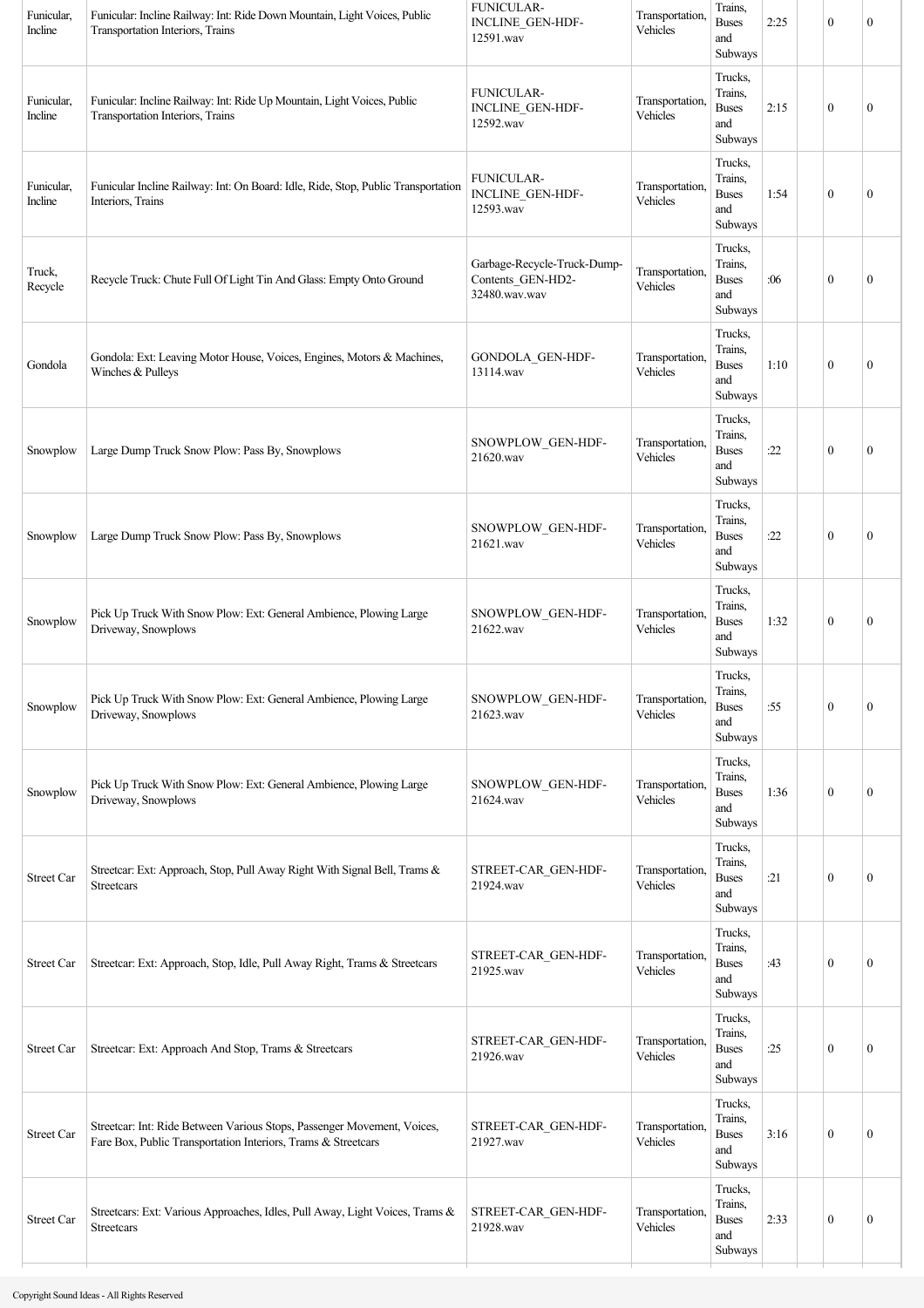| | | | | | | | | |
|---|---|---|---|---|---|---|---|---|
| Funicular, Incline | Funicular: Incline Railway: Int: Ride Down Mountain, Light Voices, Public Transportation Interiors, Trains | FUNICULAR-INCLINE_GEN-HDF-12591.wav | Transportation, Vehicles | Trains, Buses and Subways | 2:25 | | 0 | 0 |
| Funicular, Incline | Funicular: Incline Railway: Int: Ride Up Mountain, Light Voices, Public Transportation Interiors, Trains | FUNICULAR-INCLINE_GEN-HDF-12592.wav | Transportation, Vehicles | Trucks, Trains, Buses and Subways | 2:15 | | 0 | 0 |
| Funicular, Incline | Funicular Incline Railway: Int: On Board: Idle, Ride, Stop, Public Transportation Interiors, Trains | FUNICULAR-INCLINE_GEN-HDF-12593.wav | Transportation, Vehicles | Trucks, Trains, Buses and Subways | 1:54 | | 0 | 0 |
| Truck, Recycle | Recycle Truck: Chute Full Of Light Tin And Glass: Empty Onto Ground | Garbage-Recycle-Truck-Dump-Contents_GEN-HD2-32480.wav.wav | Transportation, Vehicles | Trucks, Trains, Buses and Subways | :06 | | 0 | 0 |
| Gondola | Gondola: Ext: Leaving Motor House, Voices, Engines, Motors & Machines, Winches & Pulleys | GONDOLA_GEN-HDF-13114.wav | Transportation, Vehicles | Trucks, Trains, Buses and Subways | 1:10 | | 0 | 0 |
| Snowplow | Large Dump Truck Snow Plow: Pass By, Snowplows | SNOWPLOW_GEN-HDF-21620.wav | Transportation, Vehicles | Trucks, Trains, Buses and Subways | :22 | | 0 | 0 |
| Snowplow | Large Dump Truck Snow Plow: Pass By, Snowplows | SNOWPLOW_GEN-HDF-21621.wav | Transportation, Vehicles | Trucks, Trains, Buses and Subways | :22 | | 0 | 0 |
| Snowplow | Pick Up Truck With Snow Plow: Ext: General Ambience, Plowing Large Driveway, Snowplows | SNOWPLOW_GEN-HDF-21622.wav | Transportation, Vehicles | Trucks, Trains, Buses and Subways | 1:32 | | 0 | 0 |
| Snowplow | Pick Up Truck With Snow Plow: Ext: General Ambience, Plowing Large Driveway, Snowplows | SNOWPLOW_GEN-HDF-21623.wav | Transportation, Vehicles | Trucks, Trains, Buses and Subways | :55 | | 0 | 0 |
| Snowplow | Pick Up Truck With Snow Plow: Ext: General Ambience, Plowing Large Driveway, Snowplows | SNOWPLOW_GEN-HDF-21624.wav | Transportation, Vehicles | Trucks, Trains, Buses and Subways | 1:36 | | 0 | 0 |
| Street Car | Streetcar: Ext: Approach, Stop, Pull Away Right With Signal Bell, Trams & Streetcars | STREET-CAR_GEN-HDF-21924.wav | Transportation, Vehicles | Trucks, Trains, Buses and Subways | :21 | | 0 | 0 |
| Street Car | Streetcar: Ext: Approach, Stop, Idle, Pull Away Right, Trams & Streetcars | STREET-CAR_GEN-HDF-21925.wav | Transportation, Vehicles | Trucks, Trains, Buses and Subways | :43 | | 0 | 0 |
| Street Car | Streetcar: Ext: Approach And Stop, Trams & Streetcars | STREET-CAR_GEN-HDF-21926.wav | Transportation, Vehicles | Trucks, Trains, Buses and Subways | :25 | | 0 | 0 |
| Street Car | Streetcar: Int: Ride Between Various Stops, Passenger Movement, Voices, Fare Box, Public Transportation Interiors, Trams & Streetcars | STREET-CAR_GEN-HDF-21927.wav | Transportation, Vehicles | Trucks, Trains, Buses and Subways | 3:16 | | 0 | 0 |
| Street Car | Streetcars: Ext: Various Approaches, Idles, Pull Away, Light Voices, Trams & Streetcars | STREET-CAR_GEN-HDF-21928.wav | Transportation, Vehicles | Trucks, Trains, Buses and Subways | 2:33 | | 0 | 0 |

Copyright Sound Ideas - All Rights Reserved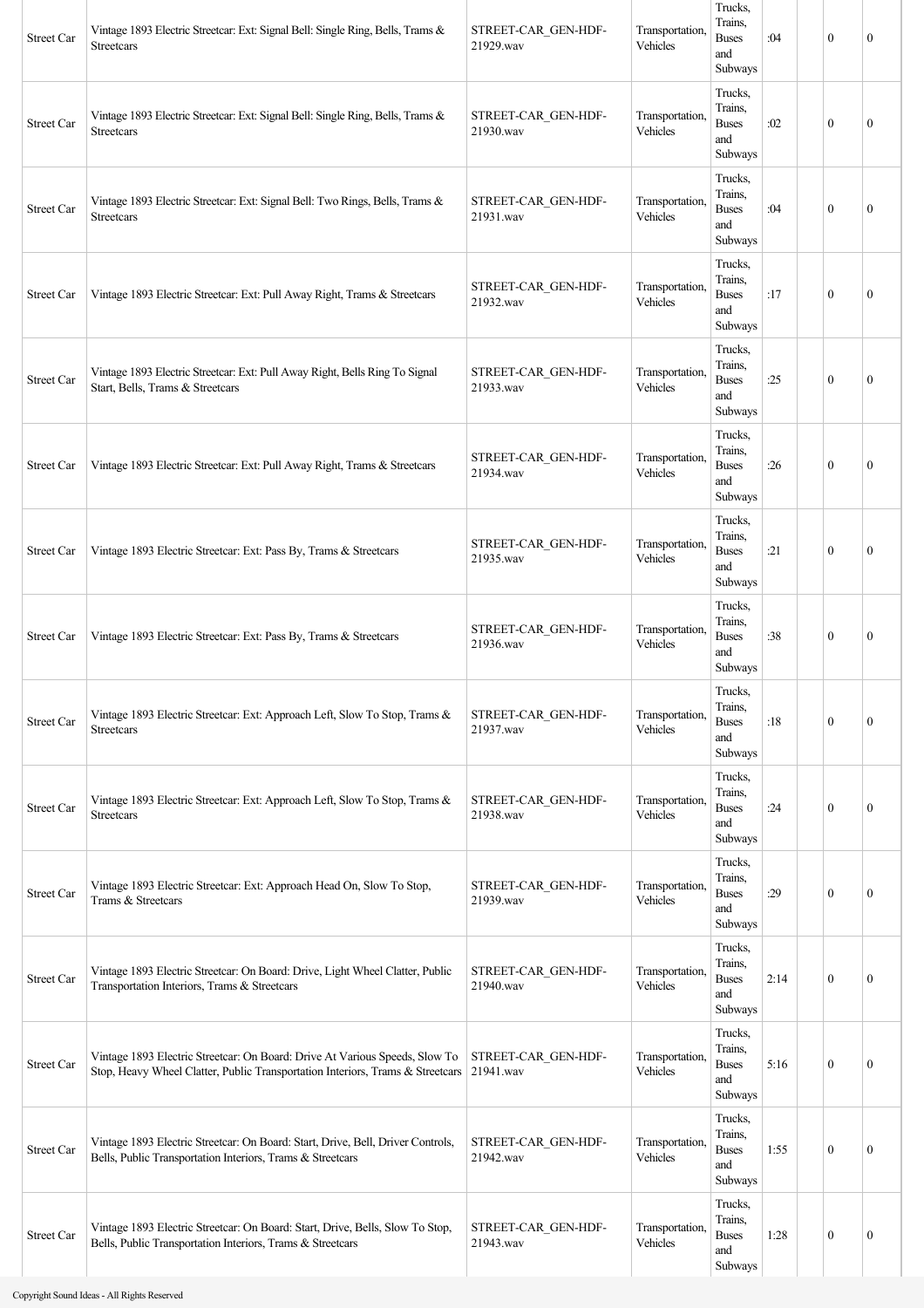| Street Car | Vintage 1893 Electric Streetcar: Ext: Signal Bell: Single Ring, Bells, Trams & Streetcars | STREET-CAR_GEN-HDF-21929.wav | Transportation, Vehicles | Trucks, Trains, Buses and Subways | :04 | | 0 | 0 |
|---|---|---|---|---|---|---|---|---|
| Street Car | Vintage 1893 Electric Streetcar: Ext: Signal Bell: Single Ring, Bells, Trams & Streetcars | STREET-CAR_GEN-HDF-21930.wav | Transportation, Vehicles | Trucks, Trains, Buses and Subways | :02 | | 0 | 0 |
| Street Car | Vintage 1893 Electric Streetcar: Ext: Signal Bell: Two Rings, Bells, Trams & Streetcars | STREET-CAR_GEN-HDF-21931.wav | Transportation, Vehicles | Trucks, Trains, Buses and Subways | :04 | | 0 | 0 |
| Street Car | Vintage 1893 Electric Streetcar: Ext: Pull Away Right, Trams & Streetcars | STREET-CAR_GEN-HDF-21932.wav | Transportation, Vehicles | Trucks, Trains, Buses and Subways | :17 | | 0 | 0 |
| Street Car | Vintage 1893 Electric Streetcar: Ext: Pull Away Right, Bells Ring To Signal Start, Bells, Trams & Streetcars | STREET-CAR_GEN-HDF-21933.wav | Transportation, Vehicles | Trucks, Trains, Buses and Subways | :25 | | 0 | 0 |
| Street Car | Vintage 1893 Electric Streetcar: Ext: Pull Away Right, Trams & Streetcars | STREET-CAR_GEN-HDF-21934.wav | Transportation, Vehicles | Trucks, Trains, Buses and Subways | :26 | | 0 | 0 |
| Street Car | Vintage 1893 Electric Streetcar: Ext: Pass By, Trams & Streetcars | STREET-CAR_GEN-HDF-21935.wav | Transportation, Vehicles | Trucks, Trains, Buses and Subways | :21 | | 0 | 0 |
| Street Car | Vintage 1893 Electric Streetcar: Ext: Pass By, Trams & Streetcars | STREET-CAR_GEN-HDF-21936.wav | Transportation, Vehicles | Trucks, Trains, Buses and Subways | :38 | | 0 | 0 |
| Street Car | Vintage 1893 Electric Streetcar: Ext: Approach Left, Slow To Stop, Trams & Streetcars | STREET-CAR_GEN-HDF-21937.wav | Transportation, Vehicles | Trucks, Trains, Buses and Subways | :18 | | 0 | 0 |
| Street Car | Vintage 1893 Electric Streetcar: Ext: Approach Left, Slow To Stop, Trams & Streetcars | STREET-CAR_GEN-HDF-21938.wav | Transportation, Vehicles | Trucks, Trains, Buses and Subways | :24 | | 0 | 0 |
| Street Car | Vintage 1893 Electric Streetcar: Ext: Approach Head On, Slow To Stop, Trams & Streetcars | STREET-CAR_GEN-HDF-21939.wav | Transportation, Vehicles | Trucks, Trains, Buses and Subways | :29 | | 0 | 0 |
| Street Car | Vintage 1893 Electric Streetcar: On Board: Drive, Light Wheel Clatter, Public Transportation Interiors, Trams & Streetcars | STREET-CAR_GEN-HDF-21940.wav | Transportation, Vehicles | Trucks, Trains, Buses and Subways | 2:14 | | 0 | 0 |
| Street Car | Vintage 1893 Electric Streetcar: On Board: Drive At Various Speeds, Slow To Stop, Heavy Wheel Clatter, Public Transportation Interiors, Trams & Streetcars | STREET-CAR_GEN-HDF-21941.wav | Transportation, Vehicles | Trucks, Trains, Buses and Subways | 5:16 | | 0 | 0 |
| Street Car | Vintage 1893 Electric Streetcar: On Board: Start, Drive, Bell, Driver Controls, Bells, Public Transportation Interiors, Trams & Streetcars | STREET-CAR_GEN-HDF-21942.wav | Transportation, Vehicles | Trucks, Trains, Buses and Subways | 1:55 | | 0 | 0 |
| Street Car | Vintage 1893 Electric Streetcar: On Board: Start, Drive, Bells, Slow To Stop, Bells, Public Transportation Interiors, Trams & Streetcars | STREET-CAR_GEN-HDF-21943.wav | Transportation, Vehicles | Trucks, Trains, Buses and Subways | 1:28 | | 0 | 0 |

Copyright Sound Ideas - All Rights Reserved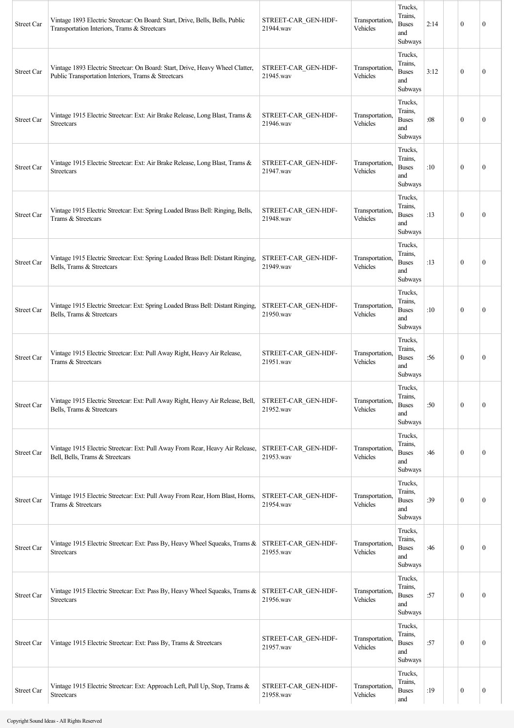| | | | | | | | | |
|---|---|---|---|---|---|---|---|---|
| Street Car | Vintage 1893 Electric Streetcar: On Board: Start, Drive, Bells, Bells, Public Transportation Interiors, Trams & Streetcars | STREET-CAR_GEN-HDF-21944.wav | Transportation, Vehicles | Trucks, Trains, Buses and Subways | 2:14 | | 0 | 0 |
| Street Car | Vintage 1893 Electric Streetcar: On Board: Start, Drive, Heavy Wheel Clatter, Public Transportation Interiors, Trams & Streetcars | STREET-CAR_GEN-HDF-21945.wav | Transportation, Vehicles | Trucks, Trains, Buses and Subways | 3:12 | | 0 | 0 |
| Street Car | Vintage 1915 Electric Streetcar: Ext: Air Brake Release, Long Blast, Trams & Streetcars | STREET-CAR_GEN-HDF-21946.wav | Transportation, Vehicles | Trucks, Trains, Buses and Subways | :08 | | 0 | 0 |
| Street Car | Vintage 1915 Electric Streetcar: Ext: Air Brake Release, Long Blast, Trams & Streetcars | STREET-CAR_GEN-HDF-21947.wav | Transportation, Vehicles | Trucks, Trains, Buses and Subways | :10 | | 0 | 0 |
| Street Car | Vintage 1915 Electric Streetcar: Ext: Spring Loaded Brass Bell: Ringing, Bells, Trams & Streetcars | STREET-CAR_GEN-HDF-21948.wav | Transportation, Vehicles | Trucks, Trains, Buses and Subways | :13 | | 0 | 0 |
| Street Car | Vintage 1915 Electric Streetcar: Ext: Spring Loaded Brass Bell: Distant Ringing, Bells, Trams & Streetcars | STREET-CAR_GEN-HDF-21949.wav | Transportation, Vehicles | Trucks, Trains, Buses and Subways | :13 | | 0 | 0 |
| Street Car | Vintage 1915 Electric Streetcar: Ext: Spring Loaded Brass Bell: Distant Ringing, Bells, Trams & Streetcars | STREET-CAR_GEN-HDF-21950.wav | Transportation, Vehicles | Trucks, Trains, Buses and Subways | :10 | | 0 | 0 |
| Street Car | Vintage 1915 Electric Streetcar: Ext: Pull Away Right, Heavy Air Release, Trams & Streetcars | STREET-CAR_GEN-HDF-21951.wav | Transportation, Vehicles | Trucks, Trains, Buses and Subways | :56 | | 0 | 0 |
| Street Car | Vintage 1915 Electric Streetcar: Ext: Pull Away Right, Heavy Air Release, Bell, Bells, Trams & Streetcars | STREET-CAR_GEN-HDF-21952.wav | Transportation, Vehicles | Trucks, Trains, Buses and Subways | :50 | | 0 | 0 |
| Street Car | Vintage 1915 Electric Streetcar: Ext: Pull Away From Rear, Heavy Air Release, Bell, Bells, Trams & Streetcars | STREET-CAR_GEN-HDF-21953.wav | Transportation, Vehicles | Trucks, Trains, Buses and Subways | :46 | | 0 | 0 |
| Street Car | Vintage 1915 Electric Streetcar: Ext: Pull Away From Rear, Horn Blast, Horns, Trams & Streetcars | STREET-CAR_GEN-HDF-21954.wav | Transportation, Vehicles | Trucks, Trains, Buses and Subways | :39 | | 0 | 0 |
| Street Car | Vintage 1915 Electric Streetcar: Ext: Pass By, Heavy Wheel Squeaks, Trams & Streetcars | STREET-CAR_GEN-HDF-21955.wav | Transportation, Vehicles | Trucks, Trains, Buses and Subways | :46 | | 0 | 0 |
| Street Car | Vintage 1915 Electric Streetcar: Ext: Pass By, Heavy Wheel Squeaks, Trams & Streetcars | STREET-CAR_GEN-HDF-21956.wav | Transportation, Vehicles | Trucks, Trains, Buses and Subways | :57 | | 0 | 0 |
| Street Car | Vintage 1915 Electric Streetcar: Ext: Pass By, Trams & Streetcars | STREET-CAR_GEN-HDF-21957.wav | Transportation, Vehicles | Trucks, Trains, Buses and Subways | :57 | | 0 | 0 |
| Street Car | Vintage 1915 Electric Streetcar: Ext: Approach Left, Pull Up, Stop, Trams & Streetcars | STREET-CAR_GEN-HDF-21958.wav | Transportation, Vehicles | Trucks, Trains, Buses and | :19 | | 0 | 0 |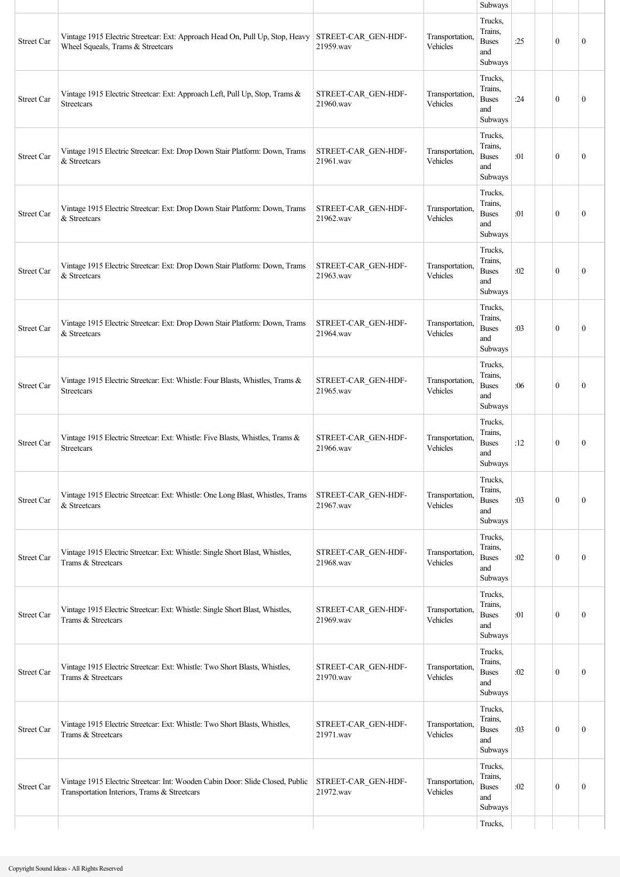| | | | | | | | | |
|---|---|---|---|---|---|---|---|---|
| | | | | Subways | | | | |
| Street Car | Vintage 1915 Electric Streetcar: Ext: Approach Head On, Pull Up, Stop, Heavy Wheel Squeals, Trams & Streetcars | STREET-CAR_GEN-HDF-21959.wav | Transportation, Vehicles | Trucks, Trains, Buses and Subways | :25 | | 0 | 0 |
| Street Car | Vintage 1915 Electric Streetcar: Ext: Approach Left, Pull Up, Stop, Trams & Streetcars | STREET-CAR_GEN-HDF-21960.wav | Transportation, Vehicles | Trucks, Trains, Buses and Subways | :24 | | 0 | 0 |
| Street Car | Vintage 1915 Electric Streetcar: Ext: Drop Down Stair Platform: Down, Trams & Streetcars | STREET-CAR_GEN-HDF-21961.wav | Transportation, Vehicles | Trucks, Trains, Buses and Subways | :01 | | 0 | 0 |
| Street Car | Vintage 1915 Electric Streetcar: Ext: Drop Down Stair Platform: Down, Trams & Streetcars | STREET-CAR_GEN-HDF-21962.wav | Transportation, Vehicles | Trucks, Trains, Buses and Subways | :01 | | 0 | 0 |
| Street Car | Vintage 1915 Electric Streetcar: Ext: Drop Down Stair Platform: Down, Trams & Streetcars | STREET-CAR_GEN-HDF-21963.wav | Transportation, Vehicles | Trucks, Trains, Buses and Subways | :02 | | 0 | 0 |
| Street Car | Vintage 1915 Electric Streetcar: Ext: Drop Down Stair Platform: Down, Trams & Streetcars | STREET-CAR_GEN-HDF-21964.wav | Transportation, Vehicles | Trucks, Trains, Buses and Subways | :03 | | 0 | 0 |
| Street Car | Vintage 1915 Electric Streetcar: Ext: Whistle: Four Blasts, Whistles, Trams & Streetcars | STREET-CAR_GEN-HDF-21965.wav | Transportation, Vehicles | Trucks, Trains, Buses and Subways | :06 | | 0 | 0 |
| Street Car | Vintage 1915 Electric Streetcar: Ext: Whistle: Five Blasts, Whistles, Trams & Streetcars | STREET-CAR_GEN-HDF-21966.wav | Transportation, Vehicles | Trucks, Trains, Buses and Subways | :12 | | 0 | 0 |
| Street Car | Vintage 1915 Electric Streetcar: Ext: Whistle: One Long Blast, Whistles, Trams & Streetcars | STREET-CAR_GEN-HDF-21967.wav | Transportation, Vehicles | Trucks, Trains, Buses and Subways | :03 | | 0 | 0 |
| Street Car | Vintage 1915 Electric Streetcar: Ext: Whistle: Single Short Blast, Whistles, Trams & Streetcars | STREET-CAR_GEN-HDF-21968.wav | Transportation, Vehicles | Trucks, Trains, Buses and Subways | :02 | | 0 | 0 |
| Street Car | Vintage 1915 Electric Streetcar: Ext: Whistle: Single Short Blast, Whistles, Trams & Streetcars | STREET-CAR_GEN-HDF-21969.wav | Transportation, Vehicles | Trucks, Trains, Buses and Subways | :01 | | 0 | 0 |
| Street Car | Vintage 1915 Electric Streetcar: Ext: Whistle: Two Short Blasts, Whistles, Trams & Streetcars | STREET-CAR_GEN-HDF-21970.wav | Transportation, Vehicles | Trucks, Trains, Buses and Subways | :02 | | 0 | 0 |
| Street Car | Vintage 1915 Electric Streetcar: Ext: Whistle: Two Short Blasts, Whistles, Trams & Streetcars | STREET-CAR_GEN-HDF-21971.wav | Transportation, Vehicles | Trucks, Trains, Buses and Subways | :03 | | 0 | 0 |
| Street Car | Vintage 1915 Electric Streetcar: Int: Wooden Cabin Door: Slide Closed, Public Transportation Interiors, Trams & Streetcars | STREET-CAR_GEN-HDF-21972.wav | Transportation, Vehicles | Trucks, Trains, Buses and Subways | :02 | | 0 | 0 |
| | | | | Trucks, | | | | |

Copyright Sound Ideas - All Rights Reserved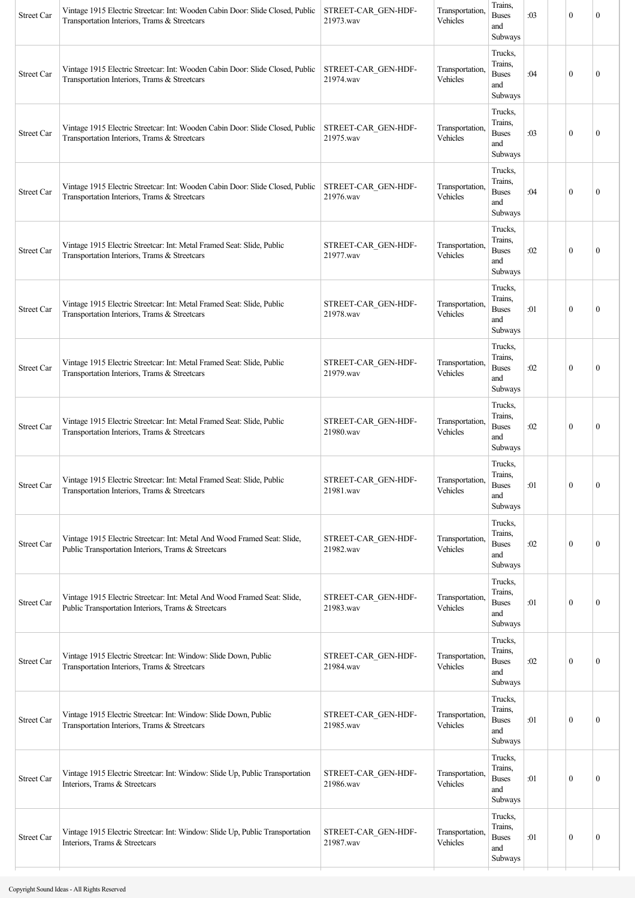| | | | | | | | | |
|---|---|---|---|---|---|---|---|---|
| Street Car | Vintage 1915 Electric Streetcar: Int: Wooden Cabin Door: Slide Closed, Public Transportation Interiors, Trams & Streetcars | STREET-CAR_GEN-HDF-21973.wav | Transportation, Vehicles | Trains, Buses and Subways | :03 | | 0 | 0 |
| Street Car | Vintage 1915 Electric Streetcar: Int: Wooden Cabin Door: Slide Closed, Public Transportation Interiors, Trams & Streetcars | STREET-CAR_GEN-HDF-21974.wav | Transportation, Vehicles | Trucks, Trains, Buses and Subways | :04 | | 0 | 0 |
| Street Car | Vintage 1915 Electric Streetcar: Int: Wooden Cabin Door: Slide Closed, Public Transportation Interiors, Trams & Streetcars | STREET-CAR_GEN-HDF-21975.wav | Transportation, Vehicles | Trucks, Trains, Buses and Subways | :03 | | 0 | 0 |
| Street Car | Vintage 1915 Electric Streetcar: Int: Wooden Cabin Door: Slide Closed, Public Transportation Interiors, Trams & Streetcars | STREET-CAR_GEN-HDF-21976.wav | Transportation, Vehicles | Trucks, Trains, Buses and Subways | :04 | | 0 | 0 |
| Street Car | Vintage 1915 Electric Streetcar: Int: Metal Framed Seat: Slide, Public Transportation Interiors, Trams & Streetcars | STREET-CAR_GEN-HDF-21977.wav | Transportation, Vehicles | Trucks, Trains, Buses and Subways | :02 | | 0 | 0 |
| Street Car | Vintage 1915 Electric Streetcar: Int: Metal Framed Seat: Slide, Public Transportation Interiors, Trams & Streetcars | STREET-CAR_GEN-HDF-21978.wav | Transportation, Vehicles | Trucks, Trains, Buses and Subways | :01 | | 0 | 0 |
| Street Car | Vintage 1915 Electric Streetcar: Int: Metal Framed Seat: Slide, Public Transportation Interiors, Trams & Streetcars | STREET-CAR_GEN-HDF-21979.wav | Transportation, Vehicles | Trucks, Trains, Buses and Subways | :02 | | 0 | 0 |
| Street Car | Vintage 1915 Electric Streetcar: Int: Metal Framed Seat: Slide, Public Transportation Interiors, Trams & Streetcars | STREET-CAR_GEN-HDF-21980.wav | Transportation, Vehicles | Trucks, Trains, Buses and Subways | :02 | | 0 | 0 |
| Street Car | Vintage 1915 Electric Streetcar: Int: Metal Framed Seat: Slide, Public Transportation Interiors, Trams & Streetcars | STREET-CAR_GEN-HDF-21981.wav | Transportation, Vehicles | Trucks, Trains, Buses and Subways | :01 | | 0 | 0 |
| Street Car | Vintage 1915 Electric Streetcar: Int: Metal And Wood Framed Seat: Slide, Public Transportation Interiors, Trams & Streetcars | STREET-CAR_GEN-HDF-21982.wav | Transportation, Vehicles | Trucks, Trains, Buses and Subways | :02 | | 0 | 0 |
| Street Car | Vintage 1915 Electric Streetcar: Int: Metal And Wood Framed Seat: Slide, Public Transportation Interiors, Trams & Streetcars | STREET-CAR_GEN-HDF-21983.wav | Transportation, Vehicles | Trucks, Trains, Buses and Subways | :01 | | 0 | 0 |
| Street Car | Vintage 1915 Electric Streetcar: Int: Window: Slide Down, Public Transportation Interiors, Trams & Streetcars | STREET-CAR_GEN-HDF-21984.wav | Transportation, Vehicles | Trucks, Trains, Buses and Subways | :02 | | 0 | 0 |
| Street Car | Vintage 1915 Electric Streetcar: Int: Window: Slide Down, Public Transportation Interiors, Trams & Streetcars | STREET-CAR_GEN-HDF-21985.wav | Transportation, Vehicles | Trucks, Trains, Buses and Subways | :01 | | 0 | 0 |
| Street Car | Vintage 1915 Electric Streetcar: Int: Window: Slide Up, Public Transportation Interiors, Trams & Streetcars | STREET-CAR_GEN-HDF-21986.wav | Transportation, Vehicles | Trucks, Trains, Buses and Subways | :01 | | 0 | 0 |
| Street Car | Vintage 1915 Electric Streetcar: Int: Window: Slide Up, Public Transportation Interiors, Trams & Streetcars | STREET-CAR_GEN-HDF-21987.wav | Transportation, Vehicles | Trucks, Trains, Buses and Subways | :01 | | 0 | 0 |

Copyright Sound Ideas - All Rights Reserved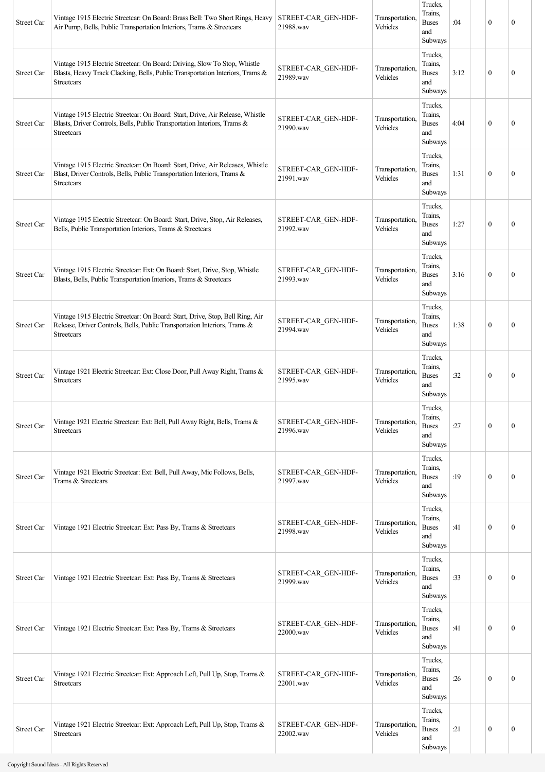| Street Car | Vintage 1915 Electric Streetcar: On Board: Brass Bell: Two Short Rings, Heavy Air Pump, Bells, Public Transportation Interiors, Trams & Streetcars | STREET-CAR_GEN-HDF-21988.wav | Transportation, Vehicles | Trucks, Trains, Buses and Subways | :04 | | 0 | 0 |
|---|---|---|---|---|---|---|---|---|
| Street Car | Vintage 1915 Electric Streetcar: On Board: Driving, Slow To Stop, Whistle Blasts, Heavy Track Clacking, Bells, Public Transportation Interiors, Trams & Streetcars | STREET-CAR_GEN-HDF-21989.wav | Transportation, Vehicles | Trucks, Trains, Buses and Subways | 3:12 | | 0 | 0 |
| Street Car | Vintage 1915 Electric Streetcar: On Board: Start, Drive, Air Release, Whistle Blasts, Driver Controls, Bells, Public Transportation Interiors, Trams & Streetcars | STREET-CAR_GEN-HDF-21990.wav | Transportation, Vehicles | Trucks, Trains, Buses and Subways | 4:04 | | 0 | 0 |
| Street Car | Vintage 1915 Electric Streetcar: On Board: Start, Drive, Air Releases, Whistle Blast, Driver Controls, Bells, Public Transportation Interiors, Trams & Streetcars | STREET-CAR_GEN-HDF-21991.wav | Transportation, Vehicles | Trucks, Trains, Buses and Subways | 1:31 | | 0 | 0 |
| Street Car | Vintage 1915 Electric Streetcar: On Board: Start, Drive, Stop, Air Releases, Bells, Public Transportation Interiors, Trams & Streetcars | STREET-CAR_GEN-HDF-21992.wav | Transportation, Vehicles | Trucks, Trains, Buses and Subways | 1:27 | | 0 | 0 |
| Street Car | Vintage 1915 Electric Streetcar: Ext: On Board: Start, Drive, Stop, Whistle Blasts, Bells, Public Transportation Interiors, Trams & Streetcars | STREET-CAR_GEN-HDF-21993.wav | Transportation, Vehicles | Trucks, Trains, Buses and Subways | 3:16 | | 0 | 0 |
| Street Car | Vintage 1915 Electric Streetcar: On Board: Start, Drive, Stop, Bell Ring, Air Release, Driver Controls, Bells, Public Transportation Interiors, Trams & Streetcars | STREET-CAR_GEN-HDF-21994.wav | Transportation, Vehicles | Trucks, Trains, Buses and Subways | 1:38 | | 0 | 0 |
| Street Car | Vintage 1921 Electric Streetcar: Ext: Close Door, Pull Away Right, Trams & Streetcars | STREET-CAR_GEN-HDF-21995.wav | Transportation, Vehicles | Trucks, Trains, Buses and Subways | :32 | | 0 | 0 |
| Street Car | Vintage 1921 Electric Streetcar: Ext: Bell, Pull Away Right, Bells, Trams & Streetcars | STREET-CAR_GEN-HDF-21996.wav | Transportation, Vehicles | Trucks, Trains, Buses and Subways | :27 | | 0 | 0 |
| Street Car | Vintage 1921 Electric Streetcar: Ext: Bell, Pull Away, Mic Follows, Bells, Trams & Streetcars | STREET-CAR_GEN-HDF-21997.wav | Transportation, Vehicles | Trucks, Trains, Buses and Subways | :19 | | 0 | 0 |
| Street Car | Vintage 1921 Electric Streetcar: Ext: Pass By, Trams & Streetcars | STREET-CAR_GEN-HDF-21998.wav | Transportation, Vehicles | Trucks, Trains, Buses and Subways | :41 | | 0 | 0 |
| Street Car | Vintage 1921 Electric Streetcar: Ext: Pass By, Trams & Streetcars | STREET-CAR_GEN-HDF-21999.wav | Transportation, Vehicles | Trucks, Trains, Buses and Subways | :33 | | 0 | 0 |
| Street Car | Vintage 1921 Electric Streetcar: Ext: Pass By, Trams & Streetcars | STREET-CAR_GEN-HDF-22000.wav | Transportation, Vehicles | Trucks, Trains, Buses and Subways | :41 | | 0 | 0 |
| Street Car | Vintage 1921 Electric Streetcar: Ext: Approach Left, Pull Up, Stop, Trams & Streetcars | STREET-CAR_GEN-HDF-22001.wav | Transportation, Vehicles | Trucks, Trains, Buses and Subways | :26 | | 0 | 0 |
| Street Car | Vintage 1921 Electric Streetcar: Ext: Approach Left, Pull Up, Stop, Trams & Streetcars | STREET-CAR_GEN-HDF-22002.wav | Transportation, Vehicles | Trucks, Trains, Buses and Subways | :21 | | 0 | 0 |

Copyright Sound Ideas - All Rights Reserved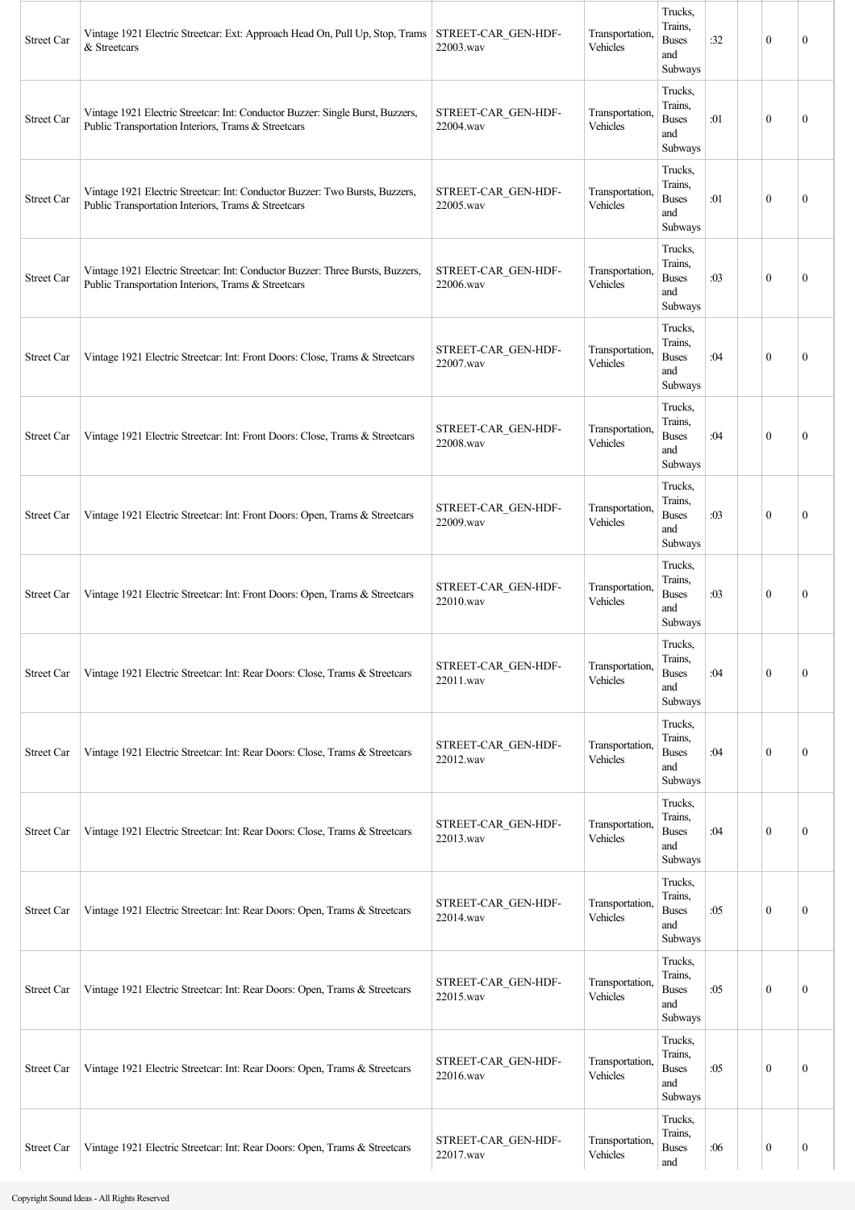| | | | | | | | | |
|---|---|---|---|---|---|---|---|---|
| Street Car | Vintage 1921 Electric Streetcar: Ext: Approach Head On, Pull Up, Stop, Trams & Streetcars | STREET-CAR_GEN-HDF-22003.wav | Transportation, Vehicles | Trucks, Trains, Buses and Subways | :32 | | 0 | 0 |
| Street Car | Vintage 1921 Electric Streetcar: Int: Conductor Buzzer: Single Burst, Buzzers, Public Transportation Interiors, Trams & Streetcars | STREET-CAR_GEN-HDF-22004.wav | Transportation, Vehicles | Trucks, Trains, Buses and Subways | :01 | | 0 | 0 |
| Street Car | Vintage 1921 Electric Streetcar: Int: Conductor Buzzer: Two Bursts, Buzzers, Public Transportation Interiors, Trams & Streetcars | STREET-CAR_GEN-HDF-22005.wav | Transportation, Vehicles | Trucks, Trains, Buses and Subways | :01 | | 0 | 0 |
| Street Car | Vintage 1921 Electric Streetcar: Int: Conductor Buzzer: Three Bursts, Buzzers, Public Transportation Interiors, Trams & Streetcars | STREET-CAR_GEN-HDF-22006.wav | Transportation, Vehicles | Trucks, Trains, Buses and Subways | :03 | | 0 | 0 |
| Street Car | Vintage 1921 Electric Streetcar: Int: Front Doors: Close, Trams & Streetcars | STREET-CAR_GEN-HDF-22007.wav | Transportation, Vehicles | Trucks, Trains, Buses and Subways | :04 | | 0 | 0 |
| Street Car | Vintage 1921 Electric Streetcar: Int: Front Doors: Close, Trams & Streetcars | STREET-CAR_GEN-HDF-22008.wav | Transportation, Vehicles | Trucks, Trains, Buses and Subways | :04 | | 0 | 0 |
| Street Car | Vintage 1921 Electric Streetcar: Int: Front Doors: Open, Trams & Streetcars | STREET-CAR_GEN-HDF-22009.wav | Transportation, Vehicles | Trucks, Trains, Buses and Subways | :03 | | 0 | 0 |
| Street Car | Vintage 1921 Electric Streetcar: Int: Front Doors: Open, Trams & Streetcars | STREET-CAR_GEN-HDF-22010.wav | Transportation, Vehicles | Trucks, Trains, Buses and Subways | :03 | | 0 | 0 |
| Street Car | Vintage 1921 Electric Streetcar: Int: Rear Doors: Close, Trams & Streetcars | STREET-CAR_GEN-HDF-22011.wav | Transportation, Vehicles | Trucks, Trains, Buses and Subways | :04 | | 0 | 0 |
| Street Car | Vintage 1921 Electric Streetcar: Int: Rear Doors: Close, Trams & Streetcars | STREET-CAR_GEN-HDF-22012.wav | Transportation, Vehicles | Trucks, Trains, Buses and Subways | :04 | | 0 | 0 |
| Street Car | Vintage 1921 Electric Streetcar: Int: Rear Doors: Close, Trams & Streetcars | STREET-CAR_GEN-HDF-22013.wav | Transportation, Vehicles | Trucks, Trains, Buses and Subways | :04 | | 0 | 0 |
| Street Car | Vintage 1921 Electric Streetcar: Int: Rear Doors: Open, Trams & Streetcars | STREET-CAR_GEN-HDF-22014.wav | Transportation, Vehicles | Trucks, Trains, Buses and Subways | :05 | | 0 | 0 |
| Street Car | Vintage 1921 Electric Streetcar: Int: Rear Doors: Open, Trams & Streetcars | STREET-CAR_GEN-HDF-22015.wav | Transportation, Vehicles | Trucks, Trains, Buses and Subways | :05 | | 0 | 0 |
| Street Car | Vintage 1921 Electric Streetcar: Int: Rear Doors: Open, Trams & Streetcars | STREET-CAR_GEN-HDF-22016.wav | Transportation, Vehicles | Trucks, Trains, Buses and Subways | :05 | | 0 | 0 |
| Street Car | Vintage 1921 Electric Streetcar: Int: Rear Doors: Open, Trams & Streetcars | STREET-CAR_GEN-HDF-22017.wav | Transportation, Vehicles | Trucks, Trains, Buses and | :06 | | 0 | 0 |

Copyright Sound Ideas - All Rights Reserved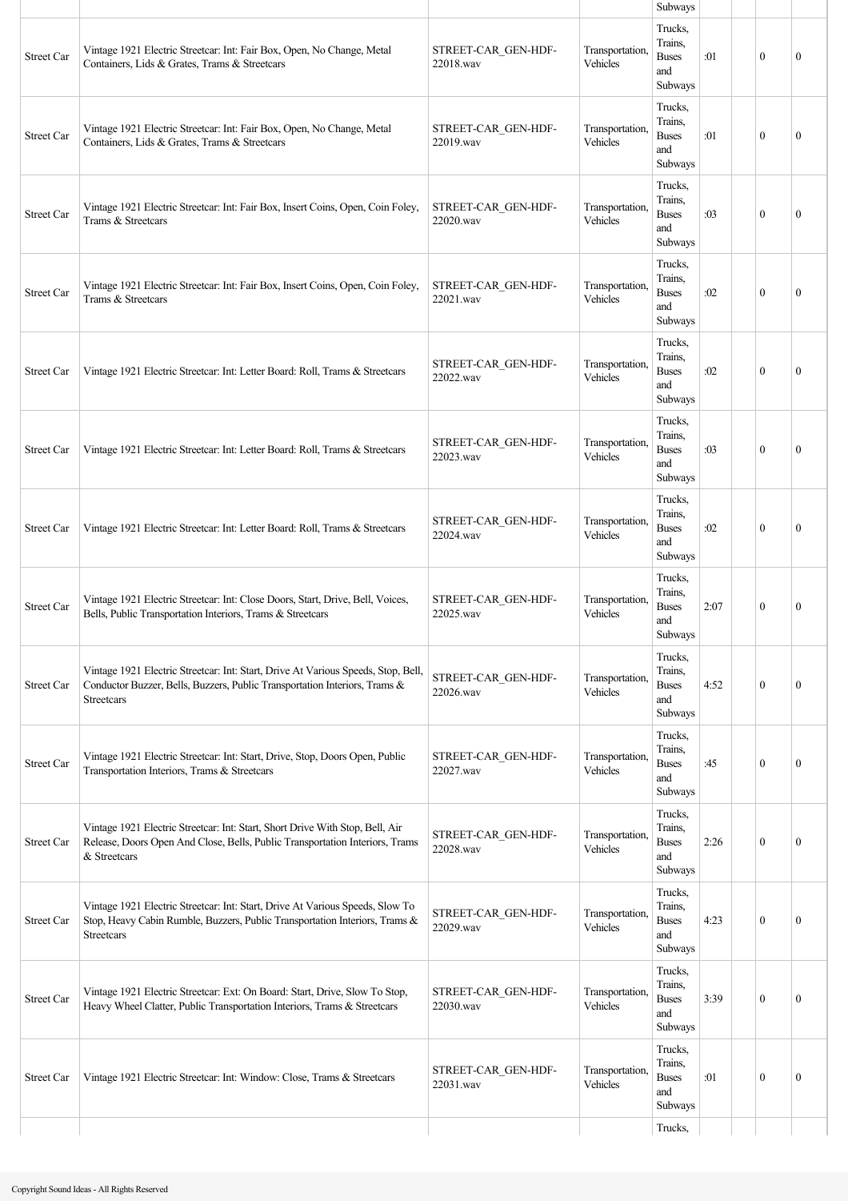| | | | | | | | | |
|---|---|---|---|---|---|---|---|---|
| | | | | Subways | | | | |
| Street Car | Vintage 1921 Electric Streetcar: Int: Fair Box, Open, No Change, Metal Containers, Lids & Grates, Trams & Streetcars | STREET-CAR_GEN-HDF-22018.wav | Transportation, Vehicles | Trucks, Trains, Buses and Subways | :01 | | 0 | 0 |
| Street Car | Vintage 1921 Electric Streetcar: Int: Fair Box, Open, No Change, Metal Containers, Lids & Grates, Trams & Streetcars | STREET-CAR_GEN-HDF-22019.wav | Transportation, Vehicles | Trucks, Trains, Buses and Subways | :01 | | 0 | 0 |
| Street Car | Vintage 1921 Electric Streetcar: Int: Fair Box, Insert Coins, Open, Coin Foley, Trams & Streetcars | STREET-CAR_GEN-HDF-22020.wav | Transportation, Vehicles | Trucks, Trains, Buses and Subways | :03 | | 0 | 0 |
| Street Car | Vintage 1921 Electric Streetcar: Int: Fair Box, Insert Coins, Open, Coin Foley, Trams & Streetcars | STREET-CAR_GEN-HDF-22021.wav | Transportation, Vehicles | Trucks, Trains, Buses and Subways | :02 | | 0 | 0 |
| Street Car | Vintage 1921 Electric Streetcar: Int: Letter Board: Roll, Trams & Streetcars | STREET-CAR_GEN-HDF-22022.wav | Transportation, Vehicles | Trucks, Trains, Buses and Subways | :02 | | 0 | 0 |
| Street Car | Vintage 1921 Electric Streetcar: Int: Letter Board: Roll, Trams & Streetcars | STREET-CAR_GEN-HDF-22023.wav | Transportation, Vehicles | Trucks, Trains, Buses and Subways | :03 | | 0 | 0 |
| Street Car | Vintage 1921 Electric Streetcar: Int: Letter Board: Roll, Trams & Streetcars | STREET-CAR_GEN-HDF-22024.wav | Transportation, Vehicles | Trucks, Trains, Buses and Subways | :02 | | 0 | 0 |
| Street Car | Vintage 1921 Electric Streetcar: Int: Close Doors, Start, Drive, Bell, Voices, Bells, Public Transportation Interiors, Trams & Streetcars | STREET-CAR_GEN-HDF-22025.wav | Transportation, Vehicles | Trucks, Trains, Buses and Subways | 2:07 | | 0 | 0 |
| Street Car | Vintage 1921 Electric Streetcar: Int: Start, Drive At Various Speeds, Stop, Bell, Conductor Buzzer, Bells, Buzzers, Public Transportation Interiors, Trams & Streetcars | STREET-CAR_GEN-HDF-22026.wav | Transportation, Vehicles | Trucks, Trains, Buses and Subways | 4:52 | | 0 | 0 |
| Street Car | Vintage 1921 Electric Streetcar: Int: Start, Drive, Stop, Doors Open, Public Transportation Interiors, Trams & Streetcars | STREET-CAR_GEN-HDF-22027.wav | Transportation, Vehicles | Trucks, Trains, Buses and Subways | :45 | | 0 | 0 |
| Street Car | Vintage 1921 Electric Streetcar: Int: Start, Short Drive With Stop, Bell, Air Release, Doors Open And Close, Bells, Public Transportation Interiors, Trams & Streetcars | STREET-CAR_GEN-HDF-22028.wav | Transportation, Vehicles | Trucks, Trains, Buses and Subways | 2:26 | | 0 | 0 |
| Street Car | Vintage 1921 Electric Streetcar: Int: Start, Drive At Various Speeds, Slow To Stop, Heavy Cabin Rumble, Buzzers, Public Transportation Interiors, Trams & Streetcars | STREET-CAR_GEN-HDF-22029.wav | Transportation, Vehicles | Trucks, Trains, Buses and Subways | 4:23 | | 0 | 0 |
| Street Car | Vintage 1921 Electric Streetcar: Ext: On Board: Start, Drive, Slow To Stop, Heavy Wheel Clatter, Public Transportation Interiors, Trams & Streetcars | STREET-CAR_GEN-HDF-22030.wav | Transportation, Vehicles | Trucks, Trains, Buses and Subways | 3:39 | | 0 | 0 |
| Street Car | Vintage 1921 Electric Streetcar: Int: Window: Close, Trams & Streetcars | STREET-CAR_GEN-HDF-22031.wav | Transportation, Vehicles | Trucks, Trains, Buses and Subways | :01 | | 0 | 0 |
| | | | | Trucks, | | | | |

Copyright Sound Ideas - All Rights Reserved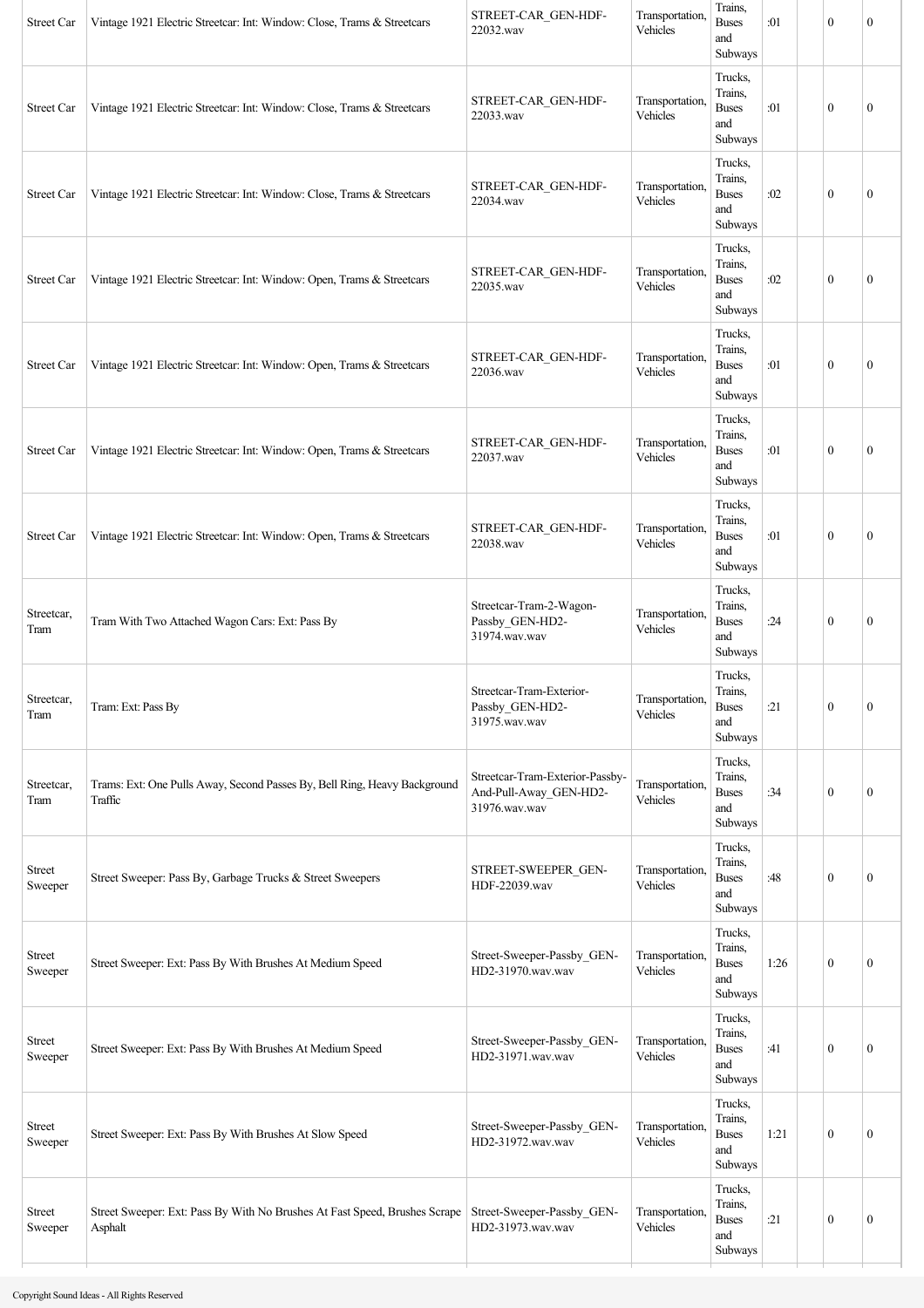| | | | | | | | | |
|---|---|---|---|---|---|---|---|---|
| Street Car | Vintage 1921 Electric Streetcar: Int: Window: Close, Trams & Streetcars | STREET-CAR_GEN-HDF-22032.wav | Transportation, Vehicles | Trains, Buses and Subways | :01 | | 0 | 0 |
| Street Car | Vintage 1921 Electric Streetcar: Int: Window: Close, Trams & Streetcars | STREET-CAR_GEN-HDF-22033.wav | Transportation, Vehicles | Trucks, Trains, Buses and Subways | :01 | | 0 | 0 |
| Street Car | Vintage 1921 Electric Streetcar: Int: Window: Close, Trams & Streetcars | STREET-CAR_GEN-HDF-22034.wav | Transportation, Vehicles | Trucks, Trains, Buses and Subways | :02 | | 0 | 0 |
| Street Car | Vintage 1921 Electric Streetcar: Int: Window: Open, Trams & Streetcars | STREET-CAR_GEN-HDF-22035.wav | Transportation, Vehicles | Trucks, Trains, Buses and Subways | :02 | | 0 | 0 |
| Street Car | Vintage 1921 Electric Streetcar: Int: Window: Open, Trams & Streetcars | STREET-CAR_GEN-HDF-22036.wav | Transportation, Vehicles | Trucks, Trains, Buses and Subways | :01 | | 0 | 0 |
| Street Car | Vintage 1921 Electric Streetcar: Int: Window: Open, Trams & Streetcars | STREET-CAR_GEN-HDF-22037.wav | Transportation, Vehicles | Trucks, Trains, Buses and Subways | :01 | | 0 | 0 |
| Street Car | Vintage 1921 Electric Streetcar: Int: Window: Open, Trams & Streetcars | STREET-CAR_GEN-HDF-22038.wav | Transportation, Vehicles | Trucks, Trains, Buses and Subways | :01 | | 0 | 0 |
| Streetcar, Tram | Tram With Two Attached Wagon Cars: Ext: Pass By | Streetcar-Tram-2-Wagon-Passby_GEN-HD2-31974.wav.wav | Transportation, Vehicles | Trucks, Trains, Buses and Subways | :24 | | 0 | 0 |
| Streetcar, Tram | Tram: Ext: Pass By | Streetcar-Tram-Exterior-Passby_GEN-HD2-31975.wav.wav | Transportation, Vehicles | Trucks, Trains, Buses and Subways | :21 | | 0 | 0 |
| Streetcar, Tram | Trams: Ext: One Pulls Away, Second Passes By, Bell Ring, Heavy Background Traffic | Streetcar-Tram-Exterior-Passby-And-Pull-Away_GEN-HD2-31976.wav.wav | Transportation, Vehicles | Trucks, Trains, Buses and Subways | :34 | | 0 | 0 |
| Street Sweeper | Street Sweeper: Pass By, Garbage Trucks & Street Sweepers | STREET-SWEEPER_GEN-HDF-22039.wav | Transportation, Vehicles | Trucks, Trains, Buses and Subways | :48 | | 0 | 0 |
| Street Sweeper | Street Sweeper: Ext: Pass By With Brushes At Medium Speed | Street-Sweeper-Passby_GEN-HD2-31970.wav.wav | Transportation, Vehicles | Trucks, Trains, Buses and Subways | 1:26 | | 0 | 0 |
| Street Sweeper | Street Sweeper: Ext: Pass By With Brushes At Medium Speed | Street-Sweeper-Passby_GEN-HD2-31971.wav.wav | Transportation, Vehicles | Trucks, Trains, Buses and Subways | :41 | | 0 | 0 |
| Street Sweeper | Street Sweeper: Ext: Pass By With Brushes At Slow Speed | Street-Sweeper-Passby_GEN-HD2-31972.wav.wav | Transportation, Vehicles | Trucks, Trains, Buses and Subways | 1:21 | | 0 | 0 |
| Street Sweeper | Street Sweeper: Ext: Pass By With No Brushes At Fast Speed, Brushes Scrape Asphalt | Street-Sweeper-Passby_GEN-HD2-31973.wav.wav | Transportation, Vehicles | Trucks, Trains, Buses and Subways | :21 | | 0 | 0 |

Copyright Sound Ideas - All Rights Reserved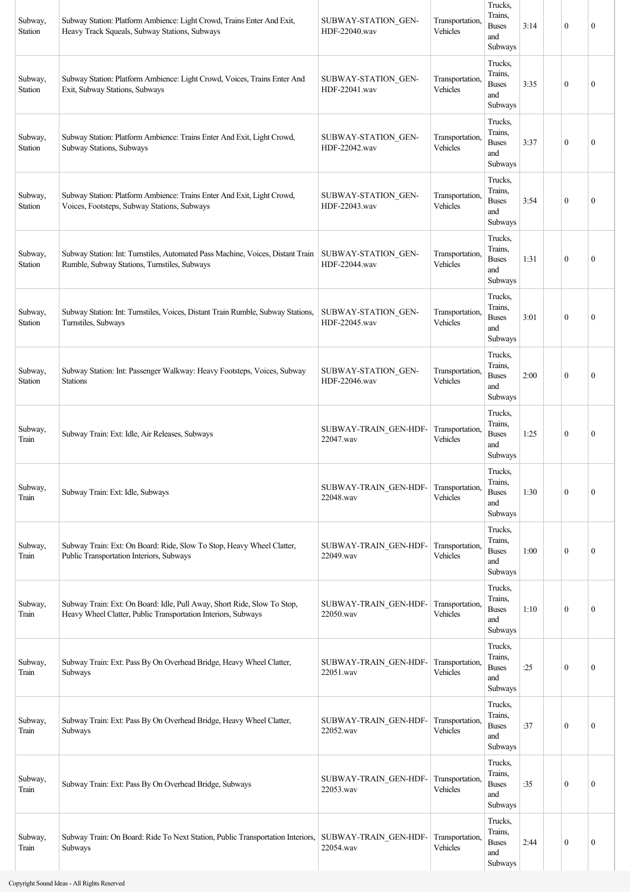| | | | | | | | | |
|---|---|---|---|---|---|---|---|---|
| Subway, Station | Subway Station: Platform Ambience: Light Crowd, Trains Enter And Exit, Heavy Track Squeals, Subway Stations, Subways | SUBWAY-STATION_GEN-HDF-22040.wav | Transportation, Vehicles | Trucks, Trains, Buses and Subways | 3:14 | | 0 | 0 |
| Subway, Station | Subway Station: Platform Ambience: Light Crowd, Voices, Trains Enter And Exit, Subway Stations, Subways | SUBWAY-STATION_GEN-HDF-22041.wav | Transportation, Vehicles | Trucks, Trains, Buses and Subways | 3:35 | | 0 | 0 |
| Subway, Station | Subway Station: Platform Ambience: Trains Enter And Exit, Light Crowd, Subway Stations, Subways | SUBWAY-STATION_GEN-HDF-22042.wav | Transportation, Vehicles | Trucks, Trains, Buses and Subways | 3:37 | | 0 | 0 |
| Subway, Station | Subway Station: Platform Ambience: Trains Enter And Exit, Light Crowd, Voices, Footsteps, Subway Stations, Subways | SUBWAY-STATION_GEN-HDF-22043.wav | Transportation, Vehicles | Trucks, Trains, Buses and Subways | 3:54 | | 0 | 0 |
| Subway, Station | Subway Station: Int: Turnstiles, Automated Pass Machine, Voices, Distant Train Rumble, Subway Stations, Turnstiles, Subways | SUBWAY-STATION_GEN-HDF-22044.wav | Transportation, Vehicles | Trucks, Trains, Buses and Subways | 1:31 | | 0 | 0 |
| Subway, Station | Subway Station: Int: Turnstiles, Voices, Distant Train Rumble, Subway Stations, Turnstiles, Subways | SUBWAY-STATION_GEN-HDF-22045.wav | Transportation, Vehicles | Trucks, Trains, Buses and Subways | 3:01 | | 0 | 0 |
| Subway, Station | Subway Station: Int: Passenger Walkway: Heavy Footsteps, Voices, Subway Stations | SUBWAY-STATION_GEN-HDF-22046.wav | Transportation, Vehicles | Trucks, Trains, Buses and Subways | 2:00 | | 0 | 0 |
| Subway, Train | Subway Train: Ext: Idle, Air Releases, Subways | SUBWAY-TRAIN_GEN-HDF-22047.wav | Transportation, Vehicles | Trucks, Trains, Buses and Subways | 1:25 | | 0 | 0 |
| Subway, Train | Subway Train: Ext: Idle, Subways | SUBWAY-TRAIN_GEN-HDF-22048.wav | Transportation, Vehicles | Trucks, Trains, Buses and Subways | 1:30 | | 0 | 0 |
| Subway, Train | Subway Train: Ext: On Board: Ride, Slow To Stop, Heavy Wheel Clatter, Public Transportation Interiors, Subways | SUBWAY-TRAIN_GEN-HDF-22049.wav | Transportation, Vehicles | Trucks, Trains, Buses and Subways | 1:00 | | 0 | 0 |
| Subway, Train | Subway Train: Ext: On Board: Idle, Pull Away, Short Ride, Slow To Stop, Heavy Wheel Clatter, Public Transportation Interiors, Subways | SUBWAY-TRAIN_GEN-HDF-22050.wav | Transportation, Vehicles | Trucks, Trains, Buses and Subways | 1:10 | | 0 | 0 |
| Subway, Train | Subway Train: Ext: Pass By On Overhead Bridge, Heavy Wheel Clatter, Subways | SUBWAY-TRAIN_GEN-HDF-22051.wav | Transportation, Vehicles | Trucks, Trains, Buses and Subways | :25 | | 0 | 0 |
| Subway, Train | Subway Train: Ext: Pass By On Overhead Bridge, Heavy Wheel Clatter, Subways | SUBWAY-TRAIN_GEN-HDF-22052.wav | Transportation, Vehicles | Trucks, Trains, Buses and Subways | :37 | | 0 | 0 |
| Subway, Train | Subway Train: Ext: Pass By On Overhead Bridge, Subways | SUBWAY-TRAIN_GEN-HDF-22053.wav | Transportation, Vehicles | Trucks, Trains, Buses and Subways | :35 | | 0 | 0 |
| Subway, Train | Subway Train: On Board: Ride To Next Station, Public Transportation Interiors, Subways | SUBWAY-TRAIN_GEN-HDF-22054.wav | Transportation, Vehicles | Trucks, Trains, Buses and Subways | 2:44 | | 0 | 0 |

Copyright Sound Ideas - All Rights Reserved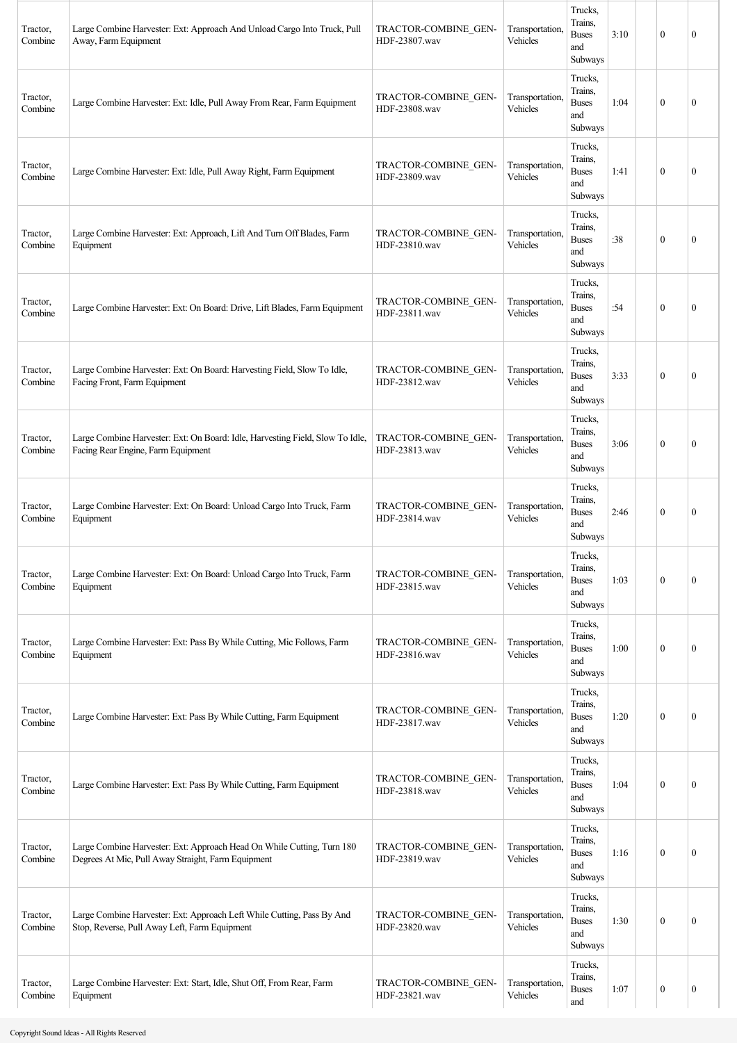| Tractor, Combine | Large Combine Harvester: Ext: Approach And Unload Cargo Into Truck, Pull Away, Farm Equipment | TRACTOR-COMBINE_GEN-HDF-23807.wav | Transportation, Vehicles | Trucks, Trains, Buses and Subways | 3:10 | | 0 | 0 |
|---|---|---|---|---|---|---|---|---|
| Tractor, Combine | Large Combine Harvester: Ext: Idle, Pull Away From Rear, Farm Equipment | TRACTOR-COMBINE_GEN-HDF-23808.wav | Transportation, Vehicles | Trucks, Trains, Buses and Subways | 1:04 | | 0 | 0 |
| Tractor, Combine | Large Combine Harvester: Ext: Idle, Pull Away Right, Farm Equipment | TRACTOR-COMBINE_GEN-HDF-23809.wav | Transportation, Vehicles | Trucks, Trains, Buses and Subways | 1:41 | | 0 | 0 |
| Tractor, Combine | Large Combine Harvester: Ext: Approach, Lift And Turn Off Blades, Farm Equipment | TRACTOR-COMBINE_GEN-HDF-23810.wav | Transportation, Vehicles | Trucks, Trains, Buses and Subways | :38 | | 0 | 0 |
| Tractor, Combine | Large Combine Harvester: Ext: On Board: Drive, Lift Blades, Farm Equipment | TRACTOR-COMBINE_GEN-HDF-23811.wav | Transportation, Vehicles | Trucks, Trains, Buses and Subways | :54 | | 0 | 0 |
| Tractor, Combine | Large Combine Harvester: Ext: On Board: Harvesting Field, Slow To Idle, Facing Front, Farm Equipment | TRACTOR-COMBINE_GEN-HDF-23812.wav | Transportation, Vehicles | Trucks, Trains, Buses and Subways | 3:33 | | 0 | 0 |
| Tractor, Combine | Large Combine Harvester: Ext: On Board: Idle, Harvesting Field, Slow To Idle, Facing Rear Engine, Farm Equipment | TRACTOR-COMBINE_GEN-HDF-23813.wav | Transportation, Vehicles | Trucks, Trains, Buses and Subways | 3:06 | | 0 | 0 |
| Tractor, Combine | Large Combine Harvester: Ext: On Board: Unload Cargo Into Truck, Farm Equipment | TRACTOR-COMBINE_GEN-HDF-23814.wav | Transportation, Vehicles | Trucks, Trains, Buses and Subways | 2:46 | | 0 | 0 |
| Tractor, Combine | Large Combine Harvester: Ext: On Board: Unload Cargo Into Truck, Farm Equipment | TRACTOR-COMBINE_GEN-HDF-23815.wav | Transportation, Vehicles | Trucks, Trains, Buses and Subways | 1:03 | | 0 | 0 |
| Tractor, Combine | Large Combine Harvester: Ext: Pass By While Cutting, Mic Follows, Farm Equipment | TRACTOR-COMBINE_GEN-HDF-23816.wav | Transportation, Vehicles | Trucks, Trains, Buses and Subways | 1:00 | | 0 | 0 |
| Tractor, Combine | Large Combine Harvester: Ext: Pass By While Cutting, Farm Equipment | TRACTOR-COMBINE_GEN-HDF-23817.wav | Transportation, Vehicles | Trucks, Trains, Buses and Subways | 1:20 | | 0 | 0 |
| Tractor, Combine | Large Combine Harvester: Ext: Pass By While Cutting, Farm Equipment | TRACTOR-COMBINE_GEN-HDF-23818.wav | Transportation, Vehicles | Trucks, Trains, Buses and Subways | 1:04 | | 0 | 0 |
| Tractor, Combine | Large Combine Harvester: Ext: Approach Head On While Cutting, Turn 180 Degrees At Mic, Pull Away Straight, Farm Equipment | TRACTOR-COMBINE_GEN-HDF-23819.wav | Transportation, Vehicles | Trucks, Trains, Buses and Subways | 1:16 | | 0 | 0 |
| Tractor, Combine | Large Combine Harvester: Ext: Approach Left While Cutting, Pass By And Stop, Reverse, Pull Away Left, Farm Equipment | TRACTOR-COMBINE_GEN-HDF-23820.wav | Transportation, Vehicles | Trucks, Trains, Buses and Subways | 1:30 | | 0 | 0 |
| Tractor, Combine | Large Combine Harvester: Ext: Start, Idle, Shut Off, From Rear, Farm Equipment | TRACTOR-COMBINE_GEN-HDF-23821.wav | Transportation, Vehicles | Trucks, Trains, Buses and | 1:07 | | 0 | 0 |

Copyright Sound Ideas - All Rights Reserved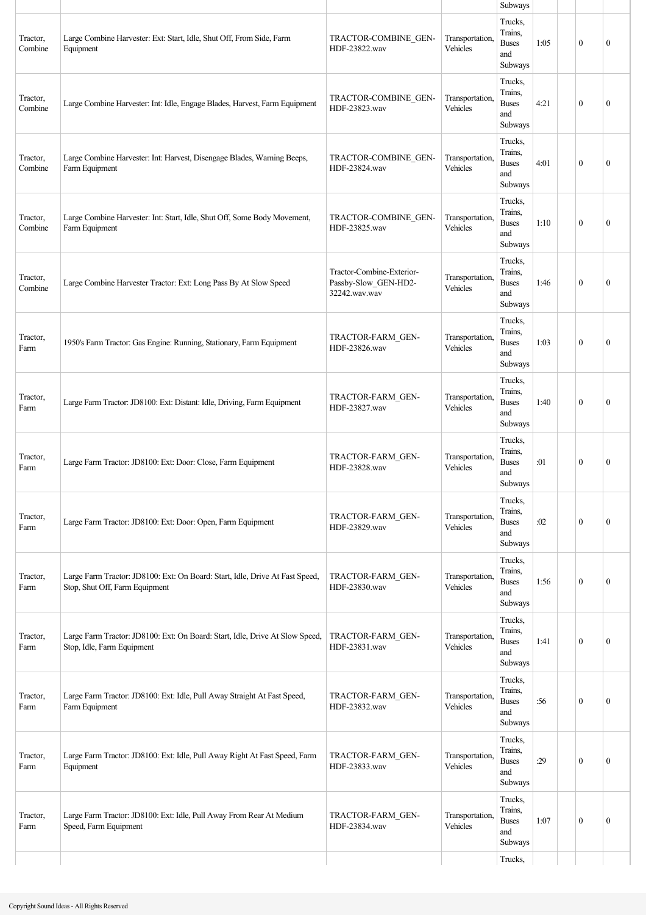| | | | | Subways | | | | |
|---|---|---|---|---|---|---|---|---|
| Tractor, Combine | Large Combine Harvester: Ext: Start, Idle, Shut Off, From Side, Farm Equipment | TRACTOR-COMBINE_GEN-HDF-23822.wav | Transportation, Vehicles | Trucks, Trains, Buses and Subways | 1:05 | | 0 | 0 |
| Tractor, Combine | Large Combine Harvester: Int: Idle, Engage Blades, Harvest, Farm Equipment | TRACTOR-COMBINE_GEN-HDF-23823.wav | Transportation, Vehicles | Trucks, Trains, Buses and Subways | 4:21 | | 0 | 0 |
| Tractor, Combine | Large Combine Harvester: Int: Harvest, Disengage Blades, Warning Beeps, Farm Equipment | TRACTOR-COMBINE_GEN-HDF-23824.wav | Transportation, Vehicles | Trucks, Trains, Buses and Subways | 4:01 | | 0 | 0 |
| Tractor, Combine | Large Combine Harvester: Int: Start, Idle, Shut Off, Some Body Movement, Farm Equipment | TRACTOR-COMBINE_GEN-HDF-23825.wav | Transportation, Vehicles | Trucks, Trains, Buses and Subways | 1:10 | | 0 | 0 |
| Tractor, Combine | Large Combine Harvester Tractor: Ext: Long Pass By At Slow Speed | Tractor-Combine-Exterior-Passby-Slow_GEN-HD2-32242.wav.wav | Transportation, Vehicles | Trucks, Trains, Buses and Subways | 1:46 | | 0 | 0 |
| Tractor, Farm | 1950's Farm Tractor: Gas Engine: Running, Stationary, Farm Equipment | TRACTOR-FARM_GEN-HDF-23826.wav | Transportation, Vehicles | Trucks, Trains, Buses and Subways | 1:03 | | 0 | 0 |
| Tractor, Farm | Large Farm Tractor: JD8100: Ext: Distant: Idle, Driving, Farm Equipment | TRACTOR-FARM_GEN-HDF-23827.wav | Transportation, Vehicles | Trucks, Trains, Buses and Subways | 1:40 | | 0 | 0 |
| Tractor, Farm | Large Farm Tractor: JD8100: Ext: Door: Close, Farm Equipment | TRACTOR-FARM_GEN-HDF-23828.wav | Transportation, Vehicles | Trucks, Trains, Buses and Subways | :01 | | 0 | 0 |
| Tractor, Farm | Large Farm Tractor: JD8100: Ext: Door: Open, Farm Equipment | TRACTOR-FARM_GEN-HDF-23829.wav | Transportation, Vehicles | Trucks, Trains, Buses and Subways | :02 | | 0 | 0 |
| Tractor, Farm | Large Farm Tractor: JD8100: Ext: On Board: Start, Idle, Drive At Fast Speed, Stop, Shut Off, Farm Equipment | TRACTOR-FARM_GEN-HDF-23830.wav | Transportation, Vehicles | Trucks, Trains, Buses and Subways | 1:56 | | 0 | 0 |
| Tractor, Farm | Large Farm Tractor: JD8100: Ext: On Board: Start, Idle, Drive At Slow Speed, Stop, Idle, Farm Equipment | TRACTOR-FARM_GEN-HDF-23831.wav | Transportation, Vehicles | Trucks, Trains, Buses and Subways | 1:41 | | 0 | 0 |
| Tractor, Farm | Large Farm Tractor: JD8100: Ext: Idle, Pull Away Straight At Fast Speed, Farm Equipment | TRACTOR-FARM_GEN-HDF-23832.wav | Transportation, Vehicles | Trucks, Trains, Buses and Subways | :56 | | 0 | 0 |
| Tractor, Farm | Large Farm Tractor: JD8100: Ext: Idle, Pull Away Right At Fast Speed, Farm Equipment | TRACTOR-FARM_GEN-HDF-23833.wav | Transportation, Vehicles | Trucks, Trains, Buses and Subways | :29 | | 0 | 0 |
| Tractor, Farm | Large Farm Tractor: JD8100: Ext: Idle, Pull Away From Rear At Medium Speed, Farm Equipment | TRACTOR-FARM_GEN-HDF-23834.wav | Transportation, Vehicles | Trucks, Trains, Buses and Subways | 1:07 | | 0 | 0 |
| | | | | Trucks, | | | | |

Copyright Sound Ideas - All Rights Reserved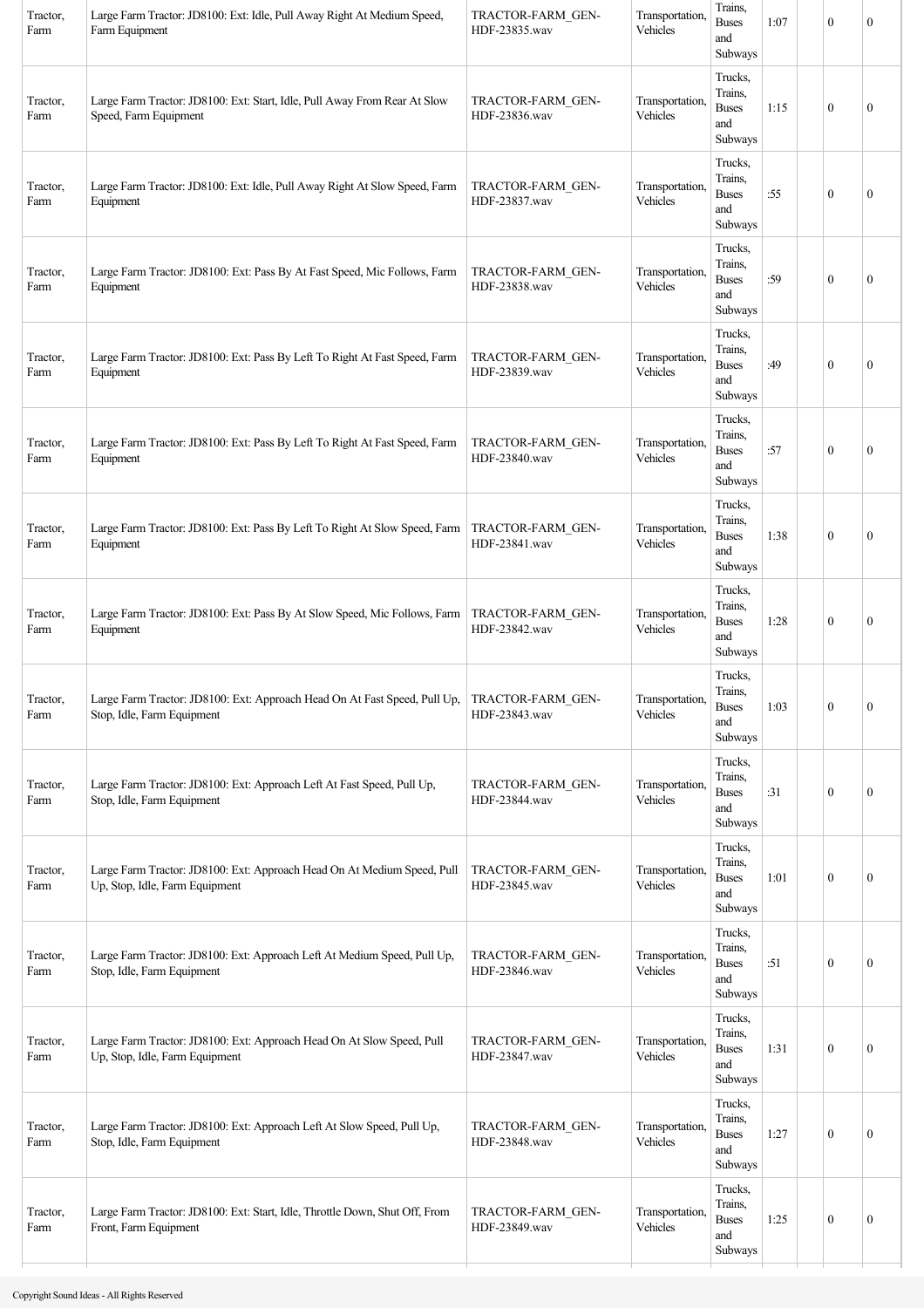| Tractor, Farm | Large Farm Tractor: JD8100: Ext: Idle, Pull Away Right At Medium Speed, Farm Equipment | TRACTOR-FARM_GEN-HDF-23835.wav | Transportation, Vehicles | Trains, Buses and Subways | 1:07 | | 0 | 0 |
|---|---|---|---|---|---|---|---|---|
| Tractor, Farm | Large Farm Tractor: JD8100: Ext: Start, Idle, Pull Away From Rear At Slow Speed, Farm Equipment | TRACTOR-FARM_GEN-HDF-23836.wav | Transportation, Vehicles | Trucks, Trains, Buses and Subways | 1:15 | | 0 | 0 |
| Tractor, Farm | Large Farm Tractor: JD8100: Ext: Idle, Pull Away Right At Slow Speed, Farm Equipment | TRACTOR-FARM_GEN-HDF-23837.wav | Transportation, Vehicles | Trucks, Trains, Buses and Subways | :55 | | 0 | 0 |
| Tractor, Farm | Large Farm Tractor: JD8100: Ext: Pass By At Fast Speed, Mic Follows, Farm Equipment | TRACTOR-FARM_GEN-HDF-23838.wav | Transportation, Vehicles | Trucks, Trains, Buses and Subways | :59 | | 0 | 0 |
| Tractor, Farm | Large Farm Tractor: JD8100: Ext: Pass By Left To Right At Fast Speed, Farm Equipment | TRACTOR-FARM_GEN-HDF-23839.wav | Transportation, Vehicles | Trucks, Trains, Buses and Subways | :49 | | 0 | 0 |
| Tractor, Farm | Large Farm Tractor: JD8100: Ext: Pass By Left To Right At Fast Speed, Farm Equipment | TRACTOR-FARM_GEN-HDF-23840.wav | Transportation, Vehicles | Trucks, Trains, Buses and Subways | :57 | | 0 | 0 |
| Tractor, Farm | Large Farm Tractor: JD8100: Ext: Pass By Left To Right At Slow Speed, Farm Equipment | TRACTOR-FARM_GEN-HDF-23841.wav | Transportation, Vehicles | Trucks, Trains, Buses and Subways | 1:38 | | 0 | 0 |
| Tractor, Farm | Large Farm Tractor: JD8100: Ext: Pass By At Slow Speed, Mic Follows, Farm Equipment | TRACTOR-FARM_GEN-HDF-23842.wav | Transportation, Vehicles | Trucks, Trains, Buses and Subways | 1:28 | | 0 | 0 |
| Tractor, Farm | Large Farm Tractor: JD8100: Ext: Approach Head On At Fast Speed, Pull Up, Stop, Idle, Farm Equipment | TRACTOR-FARM_GEN-HDF-23843.wav | Transportation, Vehicles | Trucks, Trains, Buses and Subways | 1:03 | | 0 | 0 |
| Tractor, Farm | Large Farm Tractor: JD8100: Ext: Approach Left At Fast Speed, Pull Up, Stop, Idle, Farm Equipment | TRACTOR-FARM_GEN-HDF-23844.wav | Transportation, Vehicles | Trucks, Trains, Buses and Subways | :31 | | 0 | 0 |
| Tractor, Farm | Large Farm Tractor: JD8100: Ext: Approach Head On At Medium Speed, Pull Up, Stop, Idle, Farm Equipment | TRACTOR-FARM_GEN-HDF-23845.wav | Transportation, Vehicles | Trucks, Trains, Buses and Subways | 1:01 | | 0 | 0 |
| Tractor, Farm | Large Farm Tractor: JD8100: Ext: Approach Left At Medium Speed, Pull Up, Stop, Idle, Farm Equipment | TRACTOR-FARM_GEN-HDF-23846.wav | Transportation, Vehicles | Trucks, Trains, Buses and Subways | :51 | | 0 | 0 |
| Tractor, Farm | Large Farm Tractor: JD8100: Ext: Approach Head On At Slow Speed, Pull Up, Stop, Idle, Farm Equipment | TRACTOR-FARM_GEN-HDF-23847.wav | Transportation, Vehicles | Trucks, Trains, Buses and Subways | 1:31 | | 0 | 0 |
| Tractor, Farm | Large Farm Tractor: JD8100: Ext: Approach Left At Slow Speed, Pull Up, Stop, Idle, Farm Equipment | TRACTOR-FARM_GEN-HDF-23848.wav | Transportation, Vehicles | Trucks, Trains, Buses and Subways | 1:27 | | 0 | 0 |
| Tractor, Farm | Large Farm Tractor: JD8100: Ext: Start, Idle, Throttle Down, Shut Off, From Front, Farm Equipment | TRACTOR-FARM_GEN-HDF-23849.wav | Transportation, Vehicles | Trucks, Trains, Buses and Subways | 1:25 | | 0 | 0 |

Copyright Sound Ideas - All Rights Reserved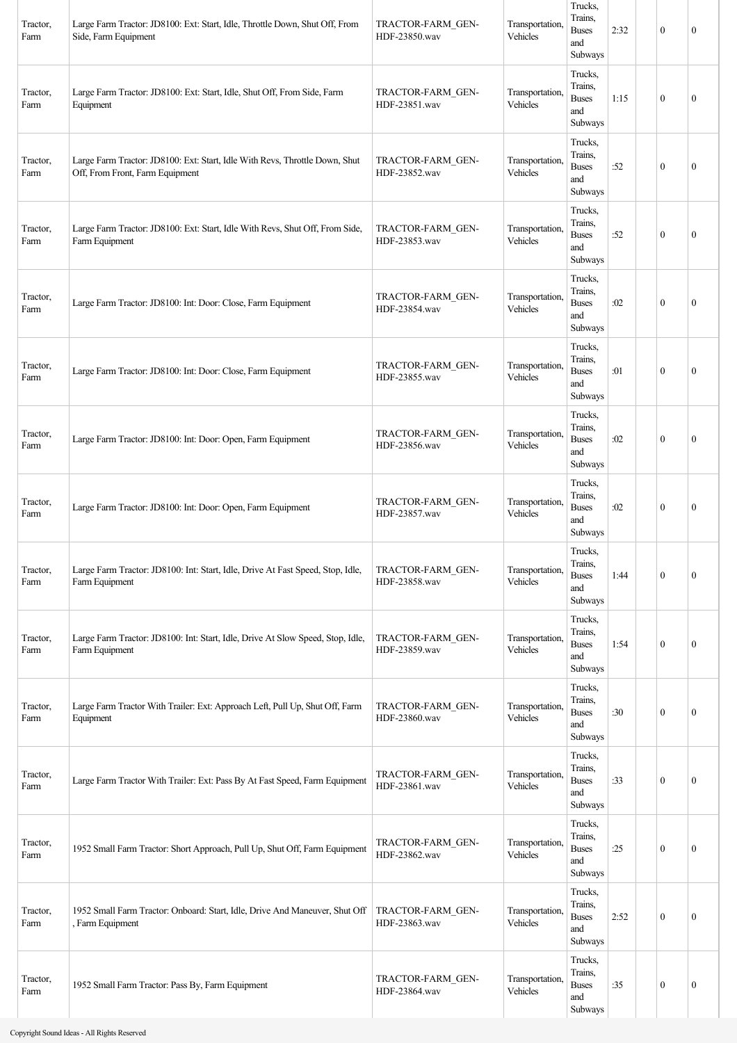| | | | | | | | | |
|---|---|---|---|---|---|---|---|---|
| Tractor, Farm | Large Farm Tractor: JD8100: Ext: Start, Idle, Throttle Down, Shut Off, From Side, Farm Equipment | TRACTOR-FARM_GEN-HDF-23850.wav | Transportation, Vehicles | Trucks, Trains, Buses and Subways | 2:32 | | 0 | 0 |
| Tractor, Farm | Large Farm Tractor: JD8100: Ext: Start, Idle, Shut Off, From Side, Farm Equipment | TRACTOR-FARM_GEN-HDF-23851.wav | Transportation, Vehicles | Trucks, Trains, Buses and Subways | 1:15 | | 0 | 0 |
| Tractor, Farm | Large Farm Tractor: JD8100: Ext: Start, Idle With Revs, Throttle Down, Shut Off, From Front, Farm Equipment | TRACTOR-FARM_GEN-HDF-23852.wav | Transportation, Vehicles | Trucks, Trains, Buses and Subways | :52 | | 0 | 0 |
| Tractor, Farm | Large Farm Tractor: JD8100: Ext: Start, Idle With Revs, Shut Off, From Side, Farm Equipment | TRACTOR-FARM_GEN-HDF-23853.wav | Transportation, Vehicles | Trucks, Trains, Buses and Subways | :52 | | 0 | 0 |
| Tractor, Farm | Large Farm Tractor: JD8100: Int: Door: Close, Farm Equipment | TRACTOR-FARM_GEN-HDF-23854.wav | Transportation, Vehicles | Trucks, Trains, Buses and Subways | :02 | | 0 | 0 |
| Tractor, Farm | Large Farm Tractor: JD8100: Int: Door: Close, Farm Equipment | TRACTOR-FARM_GEN-HDF-23855.wav | Transportation, Vehicles | Trucks, Trains, Buses and Subways | :01 | | 0 | 0 |
| Tractor, Farm | Large Farm Tractor: JD8100: Int: Door: Open, Farm Equipment | TRACTOR-FARM_GEN-HDF-23856.wav | Transportation, Vehicles | Trucks, Trains, Buses and Subways | :02 | | 0 | 0 |
| Tractor, Farm | Large Farm Tractor: JD8100: Int: Door: Open, Farm Equipment | TRACTOR-FARM_GEN-HDF-23857.wav | Transportation, Vehicles | Trucks, Trains, Buses and Subways | :02 | | 0 | 0 |
| Tractor, Farm | Large Farm Tractor: JD8100: Int: Start, Idle, Drive At Fast Speed, Stop, Idle, Farm Equipment | TRACTOR-FARM_GEN-HDF-23858.wav | Transportation, Vehicles | Trucks, Trains, Buses and Subways | 1:44 | | 0 | 0 |
| Tractor, Farm | Large Farm Tractor: JD8100: Int: Start, Idle, Drive At Slow Speed, Stop, Idle, Farm Equipment | TRACTOR-FARM_GEN-HDF-23859.wav | Transportation, Vehicles | Trucks, Trains, Buses and Subways | 1:54 | | 0 | 0 |
| Tractor, Farm | Large Farm Tractor With Trailer: Ext: Approach Left, Pull Up, Shut Off, Farm Equipment | TRACTOR-FARM_GEN-HDF-23860.wav | Transportation, Vehicles | Trucks, Trains, Buses and Subways | :30 | | 0 | 0 |
| Tractor, Farm | Large Farm Tractor With Trailer: Ext: Pass By At Fast Speed, Farm Equipment | TRACTOR-FARM_GEN-HDF-23861.wav | Transportation, Vehicles | Trucks, Trains, Buses and Subways | :33 | | 0 | 0 |
| Tractor, Farm | 1952 Small Farm Tractor: Short Approach, Pull Up, Shut Off, Farm Equipment | TRACTOR-FARM_GEN-HDF-23862.wav | Transportation, Vehicles | Trucks, Trains, Buses and Subways | :25 | | 0 | 0 |
| Tractor, Farm | 1952 Small Farm Tractor: Onboard: Start, Idle, Drive And Maneuver, Shut Off , Farm Equipment | TRACTOR-FARM_GEN-HDF-23863.wav | Transportation, Vehicles | Trucks, Trains, Buses and Subways | 2:52 | | 0 | 0 |
| Tractor, Farm | 1952 Small Farm Tractor: Pass By, Farm Equipment | TRACTOR-FARM_GEN-HDF-23864.wav | Transportation, Vehicles | Trucks, Trains, Buses and Subways | :35 | | 0 | 0 |

Copyright Sound Ideas - All Rights Reserved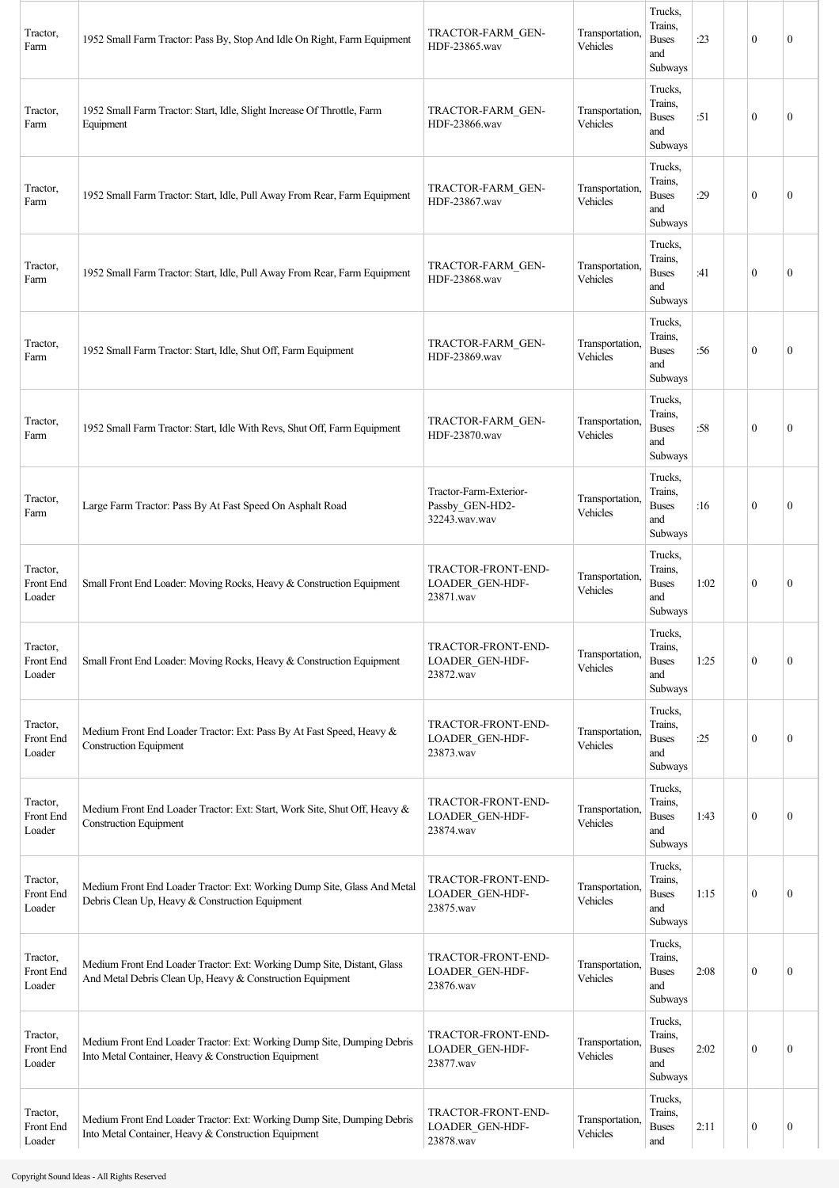| Tractor, Farm | 1952 Small Farm Tractor: Pass By, Stop And Idle On Right, Farm Equipment | TRACTOR-FARM_GEN-HDF-23865.wav | Transportation, Vehicles | Trucks, Trains, Buses and Subways | :23 | | 0 | 0 |
|---|---|---|---|---|---|---|---|---|
| Tractor, Farm | 1952 Small Farm Tractor: Start, Idle, Slight Increase Of Throttle, Farm Equipment | TRACTOR-FARM_GEN-HDF-23866.wav | Transportation, Vehicles | Trucks, Trains, Buses and Subways | :51 | | 0 | 0 |
| Tractor, Farm | 1952 Small Farm Tractor: Start, Idle, Pull Away From Rear, Farm Equipment | TRACTOR-FARM_GEN-HDF-23867.wav | Transportation, Vehicles | Trucks, Trains, Buses and Subways | :29 | | 0 | 0 |
| Tractor, Farm | 1952 Small Farm Tractor: Start, Idle, Pull Away From Rear, Farm Equipment | TRACTOR-FARM_GEN-HDF-23868.wav | Transportation, Vehicles | Trucks, Trains, Buses and Subways | :41 | | 0 | 0 |
| Tractor, Farm | 1952 Small Farm Tractor: Start, Idle, Shut Off, Farm Equipment | TRACTOR-FARM_GEN-HDF-23869.wav | Transportation, Vehicles | Trucks, Trains, Buses and Subways | :56 | | 0 | 0 |
| Tractor, Farm | 1952 Small Farm Tractor: Start, Idle With Revs, Shut Off, Farm Equipment | TRACTOR-FARM_GEN-HDF-23870.wav | Transportation, Vehicles | Trucks, Trains, Buses and Subways | :58 | | 0 | 0 |
| Tractor, Farm | Large Farm Tractor: Pass By At Fast Speed On Asphalt Road | Tractor-Farm-Exterior-Passby_GEN-HD2-32243.wav.wav | Transportation, Vehicles | Trucks, Trains, Buses and Subways | :16 | | 0 | 0 |
| Tractor, Front End Loader | Small Front End Loader: Moving Rocks, Heavy & Construction Equipment | TRACTOR-FRONT-END-LOADER_GEN-HDF-23871.wav | Transportation, Vehicles | Trucks, Trains, Buses and Subways | 1:02 | | 0 | 0 |
| Tractor, Front End Loader | Small Front End Loader: Moving Rocks, Heavy & Construction Equipment | TRACTOR-FRONT-END-LOADER_GEN-HDF-23872.wav | Transportation, Vehicles | Trucks, Trains, Buses and Subways | 1:25 | | 0 | 0 |
| Tractor, Front End Loader | Medium Front End Loader Tractor: Ext: Pass By At Fast Speed, Heavy & Construction Equipment | TRACTOR-FRONT-END-LOADER_GEN-HDF-23873.wav | Transportation, Vehicles | Trucks, Trains, Buses and Subways | :25 | | 0 | 0 |
| Tractor, Front End Loader | Medium Front End Loader Tractor: Ext: Start, Work Site, Shut Off, Heavy & Construction Equipment | TRACTOR-FRONT-END-LOADER_GEN-HDF-23874.wav | Transportation, Vehicles | Trucks, Trains, Buses and Subways | 1:43 | | 0 | 0 |
| Tractor, Front End Loader | Medium Front End Loader Tractor: Ext: Working Dump Site, Glass And Metal Debris Clean Up, Heavy & Construction Equipment | TRACTOR-FRONT-END-LOADER_GEN-HDF-23875.wav | Transportation, Vehicles | Trucks, Trains, Buses and Subways | 1:15 | | 0 | 0 |
| Tractor, Front End Loader | Medium Front End Loader Tractor: Ext: Working Dump Site, Distant, Glass And Metal Debris Clean Up, Heavy & Construction Equipment | TRACTOR-FRONT-END-LOADER_GEN-HDF-23876.wav | Transportation, Vehicles | Trucks, Trains, Buses and Subways | 2:08 | | 0 | 0 |
| Tractor, Front End Loader | Medium Front End Loader Tractor: Ext: Working Dump Site, Dumping Debris Into Metal Container, Heavy & Construction Equipment | TRACTOR-FRONT-END-LOADER_GEN-HDF-23877.wav | Transportation, Vehicles | Trucks, Trains, Buses and Subways | 2:02 | | 0 | 0 |
| Tractor, Front End Loader | Medium Front End Loader Tractor: Ext: Working Dump Site, Dumping Debris Into Metal Container, Heavy & Construction Equipment | TRACTOR-FRONT-END-LOADER_GEN-HDF-23878.wav | Transportation, Vehicles | Trucks, Trains, Buses and | 2:11 | | 0 | 0 |

Copyright Sound Ideas - All Rights Reserved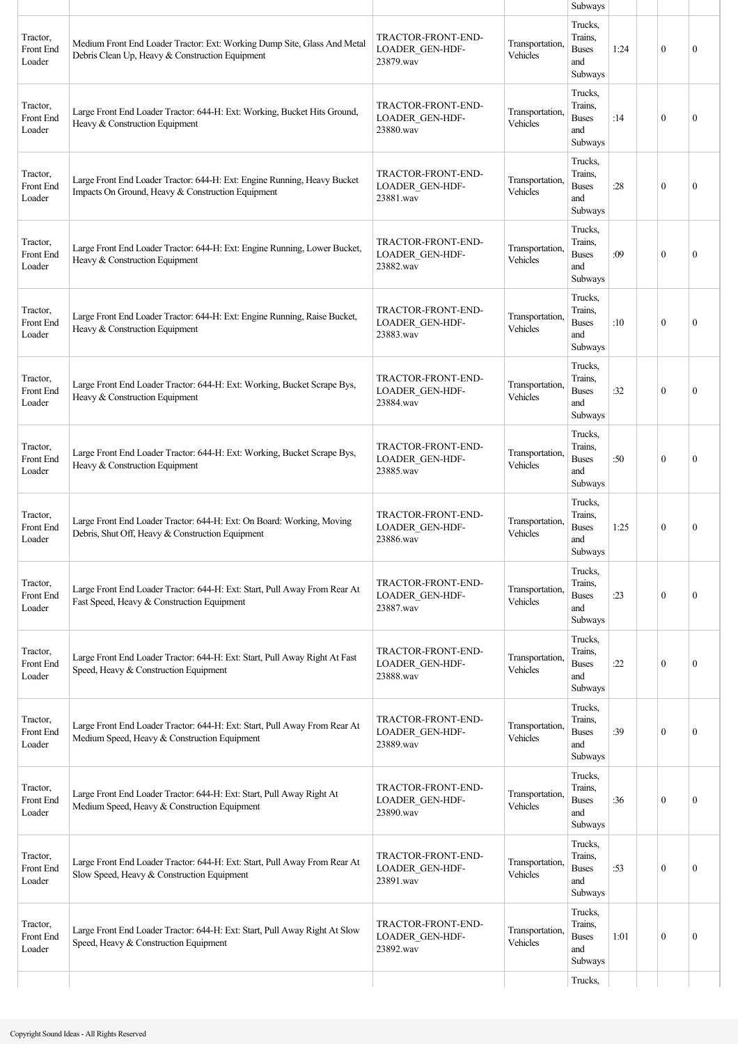| | | | | Subways | | | | |
|---|---|---|---|---|---|---|---|---|
| Tractor, Front End Loader | Medium Front End Loader Tractor: Ext: Working Dump Site, Glass And Metal Debris Clean Up, Heavy & Construction Equipment | TRACTOR-FRONT-END-LOADER_GEN-HDF-23879.wav | Transportation, Vehicles | Trucks, Trains, Buses and Subways | 1:24 | | 0 | 0 |
| Tractor, Front End Loader | Large Front End Loader Tractor: 644-H: Ext: Working, Bucket Hits Ground, Heavy & Construction Equipment | TRACTOR-FRONT-END-LOADER_GEN-HDF-23880.wav | Transportation, Vehicles | Trucks, Trains, Buses and Subways | :14 | | 0 | 0 |
| Tractor, Front End Loader | Large Front End Loader Tractor: 644-H: Ext: Engine Running, Heavy Bucket Impacts On Ground, Heavy & Construction Equipment | TRACTOR-FRONT-END-LOADER_GEN-HDF-23881.wav | Transportation, Vehicles | Trucks, Trains, Buses and Subways | :28 | | 0 | 0 |
| Tractor, Front End Loader | Large Front End Loader Tractor: 644-H: Ext: Engine Running, Lower Bucket, Heavy & Construction Equipment | TRACTOR-FRONT-END-LOADER_GEN-HDF-23882.wav | Transportation, Vehicles | Trucks, Trains, Buses and Subways | :09 | | 0 | 0 |
| Tractor, Front End Loader | Large Front End Loader Tractor: 644-H: Ext: Engine Running, Raise Bucket, Heavy & Construction Equipment | TRACTOR-FRONT-END-LOADER_GEN-HDF-23883.wav | Transportation, Vehicles | Trucks, Trains, Buses and Subways | :10 | | 0 | 0 |
| Tractor, Front End Loader | Large Front End Loader Tractor: 644-H: Ext: Working, Bucket Scrape Bys, Heavy & Construction Equipment | TRACTOR-FRONT-END-LOADER_GEN-HDF-23884.wav | Transportation, Vehicles | Trucks, Trains, Buses and Subways | :32 | | 0 | 0 |
| Tractor, Front End Loader | Large Front End Loader Tractor: 644-H: Ext: Working, Bucket Scrape Bys, Heavy & Construction Equipment | TRACTOR-FRONT-END-LOADER_GEN-HDF-23885.wav | Transportation, Vehicles | Trucks, Trains, Buses and Subways | :50 | | 0 | 0 |
| Tractor, Front End Loader | Large Front End Loader Tractor: 644-H: Ext: On Board: Working, Moving Debris, Shut Off, Heavy & Construction Equipment | TRACTOR-FRONT-END-LOADER_GEN-HDF-23886.wav | Transportation, Vehicles | Trucks, Trains, Buses and Subways | 1:25 | | 0 | 0 |
| Tractor, Front End Loader | Large Front End Loader Tractor: 644-H: Ext: Start, Pull Away From Rear At Fast Speed, Heavy & Construction Equipment | TRACTOR-FRONT-END-LOADER_GEN-HDF-23887.wav | Transportation, Vehicles | Trucks, Trains, Buses and Subways | :23 | | 0 | 0 |
| Tractor, Front End Loader | Large Front End Loader Tractor: 644-H: Ext: Start, Pull Away Right At Fast Speed, Heavy & Construction Equipment | TRACTOR-FRONT-END-LOADER_GEN-HDF-23888.wav | Transportation, Vehicles | Trucks, Trains, Buses and Subways | :22 | | 0 | 0 |
| Tractor, Front End Loader | Large Front End Loader Tractor: 644-H: Ext: Start, Pull Away From Rear At Medium Speed, Heavy & Construction Equipment | TRACTOR-FRONT-END-LOADER_GEN-HDF-23889.wav | Transportation, Vehicles | Trucks, Trains, Buses and Subways | :39 | | 0 | 0 |
| Tractor, Front End Loader | Large Front End Loader Tractor: 644-H: Ext: Start, Pull Away Right At Medium Speed, Heavy & Construction Equipment | TRACTOR-FRONT-END-LOADER_GEN-HDF-23890.wav | Transportation, Vehicles | Trucks, Trains, Buses and Subways | :36 | | 0 | 0 |
| Tractor, Front End Loader | Large Front End Loader Tractor: 644-H: Ext: Start, Pull Away From Rear At Slow Speed, Heavy & Construction Equipment | TRACTOR-FRONT-END-LOADER_GEN-HDF-23891.wav | Transportation, Vehicles | Trucks, Trains, Buses and Subways | :53 | | 0 | 0 |
| Tractor, Front End Loader | Large Front End Loader Tractor: 644-H: Ext: Start, Pull Away Right At Slow Speed, Heavy & Construction Equipment | TRACTOR-FRONT-END-LOADER_GEN-HDF-23892.wav | Transportation, Vehicles | Trucks, Trains, Buses and Subways | 1:01 | | 0 | 0 |
| | | | | Trucks, | | | | |

Copyright Sound Ideas - All Rights Reserved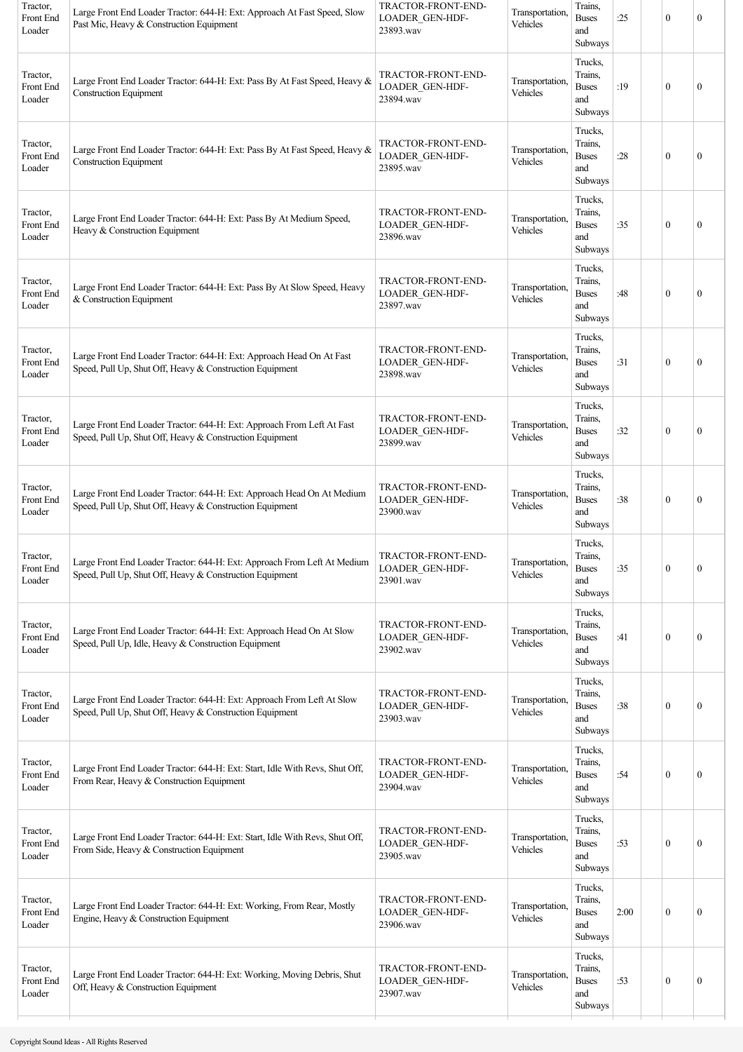| | | | | | | | | |
|---|---|---|---|---|---|---|---|---|
| Tractor, Front End Loader | Large Front End Loader Tractor: 644-H: Ext: Approach At Fast Speed, Slow Past Mic, Heavy & Construction Equipment | TRACTOR-FRONT-END-LOADER_GEN-HDF-23893.wav | Transportation, Vehicles | Trains, Buses and Subways | :25 | | 0 | 0 |
| Tractor, Front End Loader | Large Front End Loader Tractor: 644-H: Ext: Pass By At Fast Speed, Heavy & Construction Equipment | TRACTOR-FRONT-END-LOADER_GEN-HDF-23894.wav | Transportation, Vehicles | Trucks, Trains, Buses and Subways | :19 | | 0 | 0 |
| Tractor, Front End Loader | Large Front End Loader Tractor: 644-H: Ext: Pass By At Fast Speed, Heavy & Construction Equipment | TRACTOR-FRONT-END-LOADER_GEN-HDF-23895.wav | Transportation, Vehicles | Trucks, Trains, Buses and Subways | :28 | | 0 | 0 |
| Tractor, Front End Loader | Large Front End Loader Tractor: 644-H: Ext: Pass By At Medium Speed, Heavy & Construction Equipment | TRACTOR-FRONT-END-LOADER_GEN-HDF-23896.wav | Transportation, Vehicles | Trucks, Trains, Buses and Subways | :35 | | 0 | 0 |
| Tractor, Front End Loader | Large Front End Loader Tractor: 644-H: Ext: Pass By At Slow Speed, Heavy & Construction Equipment | TRACTOR-FRONT-END-LOADER_GEN-HDF-23897.wav | Transportation, Vehicles | Trucks, Trains, Buses and Subways | :48 | | 0 | 0 |
| Tractor, Front End Loader | Large Front End Loader Tractor: 644-H: Ext: Approach Head On At Fast Speed, Pull Up, Shut Off, Heavy & Construction Equipment | TRACTOR-FRONT-END-LOADER_GEN-HDF-23898.wav | Transportation, Vehicles | Trucks, Trains, Buses and Subways | :31 | | 0 | 0 |
| Tractor, Front End Loader | Large Front End Loader Tractor: 644-H: Ext: Approach From Left At Fast Speed, Pull Up, Shut Off, Heavy & Construction Equipment | TRACTOR-FRONT-END-LOADER_GEN-HDF-23899.wav | Transportation, Vehicles | Trucks, Trains, Buses and Subways | :32 | | 0 | 0 |
| Tractor, Front End Loader | Large Front End Loader Tractor: 644-H: Ext: Approach Head On At Medium Speed, Pull Up, Shut Off, Heavy & Construction Equipment | TRACTOR-FRONT-END-LOADER_GEN-HDF-23900.wav | Transportation, Vehicles | Trucks, Trains, Buses and Subways | :38 | | 0 | 0 |
| Tractor, Front End Loader | Large Front End Loader Tractor: 644-H: Ext: Approach From Left At Medium Speed, Pull Up, Shut Off, Heavy & Construction Equipment | TRACTOR-FRONT-END-LOADER_GEN-HDF-23901.wav | Transportation, Vehicles | Trucks, Trains, Buses and Subways | :35 | | 0 | 0 |
| Tractor, Front End Loader | Large Front End Loader Tractor: 644-H: Ext: Approach Head On At Slow Speed, Pull Up, Idle, Heavy & Construction Equipment | TRACTOR-FRONT-END-LOADER_GEN-HDF-23902.wav | Transportation, Vehicles | Trucks, Trains, Buses and Subways | :41 | | 0 | 0 |
| Tractor, Front End Loader | Large Front End Loader Tractor: 644-H: Ext: Approach From Left At Slow Speed, Pull Up, Shut Off, Heavy & Construction Equipment | TRACTOR-FRONT-END-LOADER_GEN-HDF-23903.wav | Transportation, Vehicles | Trucks, Trains, Buses and Subways | :38 | | 0 | 0 |
| Tractor, Front End Loader | Large Front End Loader Tractor: 644-H: Ext: Start, Idle With Revs, Shut Off, From Rear, Heavy & Construction Equipment | TRACTOR-FRONT-END-LOADER_GEN-HDF-23904.wav | Transportation, Vehicles | Trucks, Trains, Buses and Subways | :54 | | 0 | 0 |
| Tractor, Front End Loader | Large Front End Loader Tractor: 644-H: Ext: Start, Idle With Revs, Shut Off, From Side, Heavy & Construction Equipment | TRACTOR-FRONT-END-LOADER_GEN-HDF-23905.wav | Transportation, Vehicles | Trucks, Trains, Buses and Subways | :53 | | 0 | 0 |
| Tractor, Front End Loader | Large Front End Loader Tractor: 644-H: Ext: Working, From Rear, Mostly Engine, Heavy & Construction Equipment | TRACTOR-FRONT-END-LOADER_GEN-HDF-23906.wav | Transportation, Vehicles | Trucks, Trains, Buses and Subways | 2:00 | | 0 | 0 |
| Tractor, Front End Loader | Large Front End Loader Tractor: 644-H: Ext: Working, Moving Debris, Shut Off, Heavy & Construction Equipment | TRACTOR-FRONT-END-LOADER_GEN-HDF-23907.wav | Transportation, Vehicles | Trucks, Trains, Buses and Subways | :53 | | 0 | 0 |

Copyright Sound Ideas - All Rights Reserved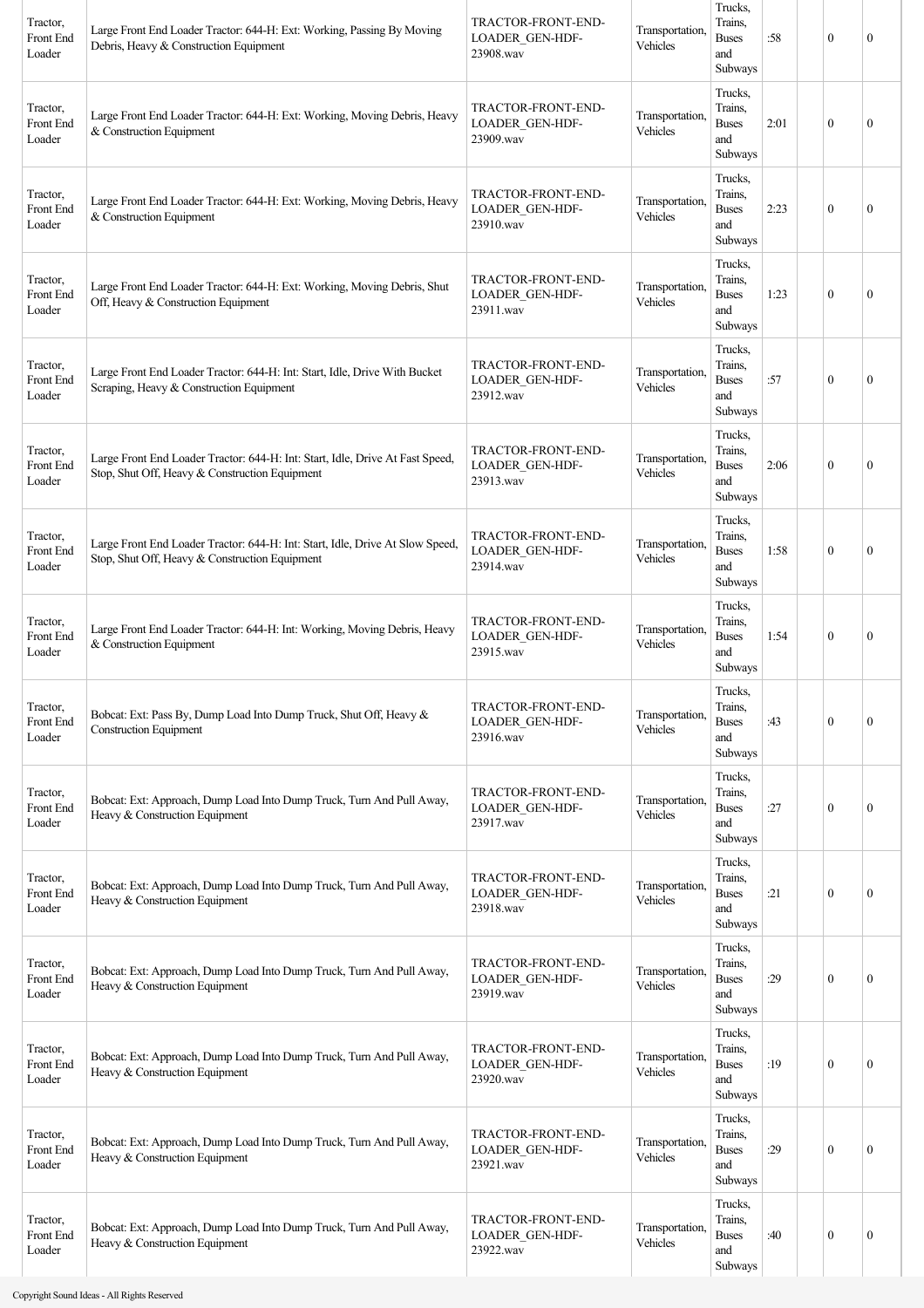| | | | | | | | | |
|---|---|---|---|---|---|---|---|---|
| Tractor, Front End Loader | Large Front End Loader Tractor: 644-H: Ext: Working, Passing By Moving Debris, Heavy & Construction Equipment | TRACTOR-FRONT-END-LOADER_GEN-HDF-23908.wav | Transportation, Vehicles | Trucks, Trains, Buses and Subways | :58 | | 0 | 0 |
| Tractor, Front End Loader | Large Front End Loader Tractor: 644-H: Ext: Working, Moving Debris, Heavy & Construction Equipment | TRACTOR-FRONT-END-LOADER_GEN-HDF-23909.wav | Transportation, Vehicles | Trucks, Trains, Buses and Subways | 2:01 | | 0 | 0 |
| Tractor, Front End Loader | Large Front End Loader Tractor: 644-H: Ext: Working, Moving Debris, Heavy & Construction Equipment | TRACTOR-FRONT-END-LOADER_GEN-HDF-23910.wav | Transportation, Vehicles | Trucks, Trains, Buses and Subways | 2:23 | | 0 | 0 |
| Tractor, Front End Loader | Large Front End Loader Tractor: 644-H: Ext: Working, Moving Debris, Shut Off, Heavy & Construction Equipment | TRACTOR-FRONT-END-LOADER_GEN-HDF-23911.wav | Transportation, Vehicles | Trucks, Trains, Buses and Subways | 1:23 | | 0 | 0 |
| Tractor, Front End Loader | Large Front End Loader Tractor: 644-H: Int: Start, Idle, Drive With Bucket Scraping, Heavy & Construction Equipment | TRACTOR-FRONT-END-LOADER_GEN-HDF-23912.wav | Transportation, Vehicles | Trucks, Trains, Buses and Subways | :57 | | 0 | 0 |
| Tractor, Front End Loader | Large Front End Loader Tractor: 644-H: Int: Start, Idle, Drive At Fast Speed, Stop, Shut Off, Heavy & Construction Equipment | TRACTOR-FRONT-END-LOADER_GEN-HDF-23913.wav | Transportation, Vehicles | Trucks, Trains, Buses and Subways | 2:06 | | 0 | 0 |
| Tractor, Front End Loader | Large Front End Loader Tractor: 644-H: Int: Start, Idle, Drive At Slow Speed, Stop, Shut Off, Heavy & Construction Equipment | TRACTOR-FRONT-END-LOADER_GEN-HDF-23914.wav | Transportation, Vehicles | Trucks, Trains, Buses and Subways | 1:58 | | 0 | 0 |
| Tractor, Front End Loader | Large Front End Loader Tractor: 644-H: Int: Working, Moving Debris, Heavy & Construction Equipment | TRACTOR-FRONT-END-LOADER_GEN-HDF-23915.wav | Transportation, Vehicles | Trucks, Trains, Buses and Subways | 1:54 | | 0 | 0 |
| Tractor, Front End Loader | Bobcat: Ext: Pass By, Dump Load Into Dump Truck, Shut Off, Heavy & Construction Equipment | TRACTOR-FRONT-END-LOADER_GEN-HDF-23916.wav | Transportation, Vehicles | Trucks, Trains, Buses and Subways | :43 | | 0 | 0 |
| Tractor, Front End Loader | Bobcat: Ext: Approach, Dump Load Into Dump Truck, Turn And Pull Away, Heavy & Construction Equipment | TRACTOR-FRONT-END-LOADER_GEN-HDF-23917.wav | Transportation, Vehicles | Trucks, Trains, Buses and Subways | :27 | | 0 | 0 |
| Tractor, Front End Loader | Bobcat: Ext: Approach, Dump Load Into Dump Truck, Turn And Pull Away, Heavy & Construction Equipment | TRACTOR-FRONT-END-LOADER_GEN-HDF-23918.wav | Transportation, Vehicles | Trucks, Trains, Buses and Subways | :21 | | 0 | 0 |
| Tractor, Front End Loader | Bobcat: Ext: Approach, Dump Load Into Dump Truck, Turn And Pull Away, Heavy & Construction Equipment | TRACTOR-FRONT-END-LOADER_GEN-HDF-23919.wav | Transportation, Vehicles | Trucks, Trains, Buses and Subways | :29 | | 0 | 0 |
| Tractor, Front End Loader | Bobcat: Ext: Approach, Dump Load Into Dump Truck, Turn And Pull Away, Heavy & Construction Equipment | TRACTOR-FRONT-END-LOADER_GEN-HDF-23920.wav | Transportation, Vehicles | Trucks, Trains, Buses and Subways | :19 | | 0 | 0 |
| Tractor, Front End Loader | Bobcat: Ext: Approach, Dump Load Into Dump Truck, Turn And Pull Away, Heavy & Construction Equipment | TRACTOR-FRONT-END-LOADER_GEN-HDF-23921.wav | Transportation, Vehicles | Trucks, Trains, Buses and Subways | :29 | | 0 | 0 |
| Tractor, Front End Loader | Bobcat: Ext: Approach, Dump Load Into Dump Truck, Turn And Pull Away, Heavy & Construction Equipment | TRACTOR-FRONT-END-LOADER_GEN-HDF-23922.wav | Transportation, Vehicles | Trucks, Trains, Buses and Subways | :40 | | 0 | 0 |

Copyright Sound Ideas - All Rights Reserved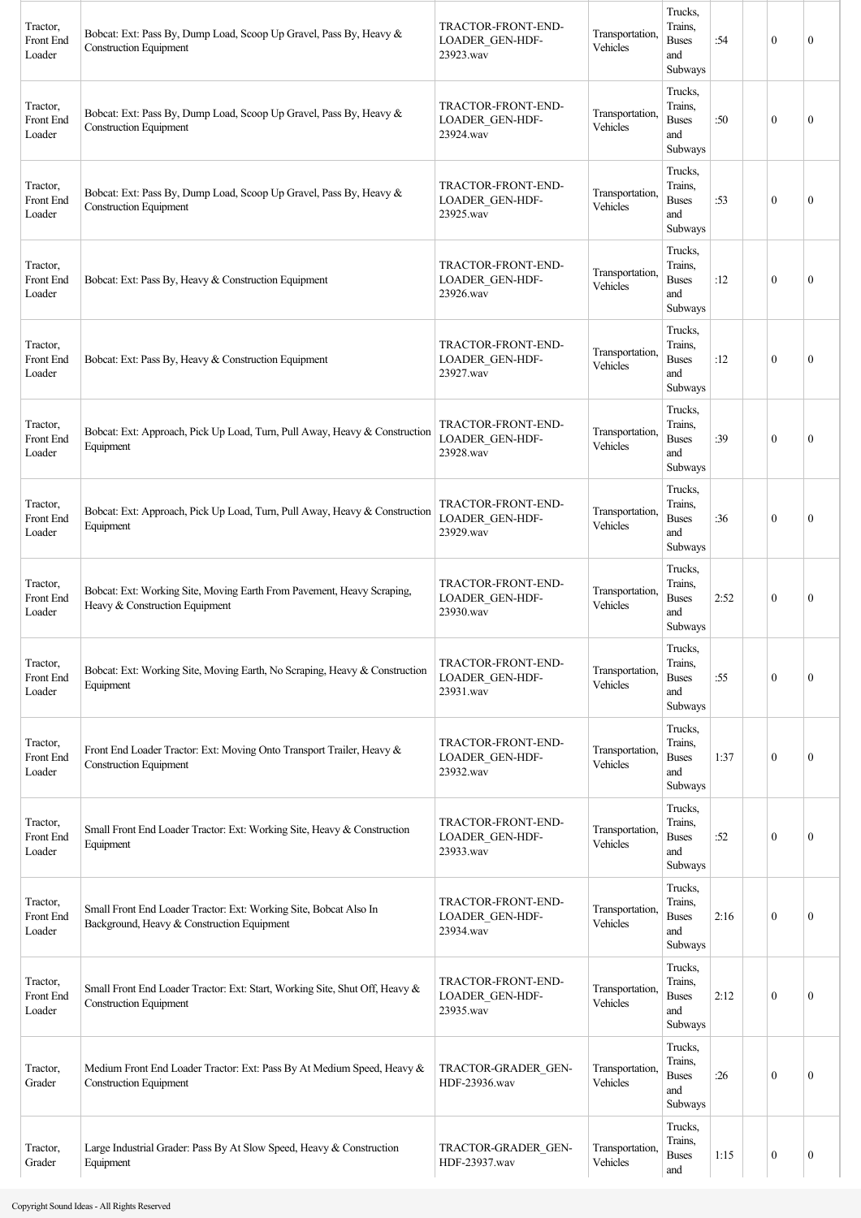| | | | | | | | |
|---|---|---|---|---|---|---|---|
| Tractor, Front End Loader | Bobcat: Ext: Pass By, Dump Load, Scoop Up Gravel, Pass By, Heavy & Construction Equipment | TRACTOR-FRONT-END-LOADER_GEN-HDF-23923.wav | Transportation, Vehicles | Trucks, Trains, Buses and Subways | :54 | | 0 | 0 |
| Tractor, Front End Loader | Bobcat: Ext: Pass By, Dump Load, Scoop Up Gravel, Pass By, Heavy & Construction Equipment | TRACTOR-FRONT-END-LOADER_GEN-HDF-23924.wav | Transportation, Vehicles | Trucks, Trains, Buses and Subways | :50 | | 0 | 0 |
| Tractor, Front End Loader | Bobcat: Ext: Pass By, Dump Load, Scoop Up Gravel, Pass By, Heavy & Construction Equipment | TRACTOR-FRONT-END-LOADER_GEN-HDF-23925.wav | Transportation, Vehicles | Trucks, Trains, Buses and Subways | :53 | | 0 | 0 |
| Tractor, Front End Loader | Bobcat: Ext: Pass By, Heavy & Construction Equipment | TRACTOR-FRONT-END-LOADER_GEN-HDF-23926.wav | Transportation, Vehicles | Trucks, Trains, Buses and Subways | :12 | | 0 | 0 |
| Tractor, Front End Loader | Bobcat: Ext: Pass By, Heavy & Construction Equipment | TRACTOR-FRONT-END-LOADER_GEN-HDF-23927.wav | Transportation, Vehicles | Trucks, Trains, Buses and Subways | :12 | | 0 | 0 |
| Tractor, Front End Loader | Bobcat: Ext: Approach, Pick Up Load, Turn, Pull Away, Heavy & Construction Equipment | TRACTOR-FRONT-END-LOADER_GEN-HDF-23928.wav | Transportation, Vehicles | Trucks, Trains, Buses and Subways | :39 | | 0 | 0 |
| Tractor, Front End Loader | Bobcat: Ext: Approach, Pick Up Load, Turn, Pull Away, Heavy & Construction Equipment | TRACTOR-FRONT-END-LOADER_GEN-HDF-23929.wav | Transportation, Vehicles | Trucks, Trains, Buses and Subways | :36 | | 0 | 0 |
| Tractor, Front End Loader | Bobcat: Ext: Working Site, Moving Earth From Pavement, Heavy Scraping, Heavy & Construction Equipment | TRACTOR-FRONT-END-LOADER_GEN-HDF-23930.wav | Transportation, Vehicles | Trucks, Trains, Buses and Subways | 2:52 | | 0 | 0 |
| Tractor, Front End Loader | Bobcat: Ext: Working Site, Moving Earth, No Scraping, Heavy & Construction Equipment | TRACTOR-FRONT-END-LOADER_GEN-HDF-23931.wav | Transportation, Vehicles | Trucks, Trains, Buses and Subways | :55 | | 0 | 0 |
| Tractor, Front End Loader | Front End Loader Tractor: Ext: Moving Onto Transport Trailer, Heavy & Construction Equipment | TRACTOR-FRONT-END-LOADER_GEN-HDF-23932.wav | Transportation, Vehicles | Trucks, Trains, Buses and Subways | 1:37 | | 0 | 0 |
| Tractor, Front End Loader | Small Front End Loader Tractor: Ext: Working Site, Heavy & Construction Equipment | TRACTOR-FRONT-END-LOADER_GEN-HDF-23933.wav | Transportation, Vehicles | Trucks, Trains, Buses and Subways | :52 | | 0 | 0 |
| Tractor, Front End Loader | Small Front End Loader Tractor: Ext: Working Site, Bobcat Also In Background, Heavy & Construction Equipment | TRACTOR-FRONT-END-LOADER_GEN-HDF-23934.wav | Transportation, Vehicles | Trucks, Trains, Buses and Subways | 2:16 | | 0 | 0 |
| Tractor, Front End Loader | Small Front End Loader Tractor: Ext: Start, Working Site, Shut Off, Heavy & Construction Equipment | TRACTOR-FRONT-END-LOADER_GEN-HDF-23935.wav | Transportation, Vehicles | Trucks, Trains, Buses and Subways | 2:12 | | 0 | 0 |
| Tractor, Grader | Medium Front End Loader Tractor: Ext: Pass By At Medium Speed, Heavy & Construction Equipment | TRACTOR-GRADER_GEN-HDF-23936.wav | Transportation, Vehicles | Trucks, Trains, Buses and Subways | :26 | | 0 | 0 |
| Tractor, Grader | Large Industrial Grader: Pass By At Slow Speed, Heavy & Construction Equipment | TRACTOR-GRADER_GEN-HDF-23937.wav | Transportation, Vehicles | Trucks, Trains, Buses and | 1:15 | | 0 | 0 |

Copyright Sound Ideas - All Rights Reserved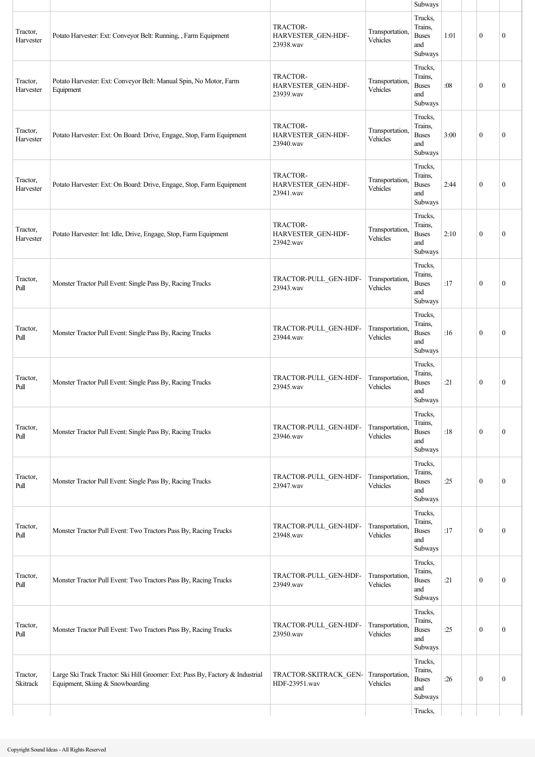| | | | | Subways | | | | |
|---|---|---|---|---|---|---|---|---|
| Tractor, Harvester | Potato Harvester: Ext: Conveyor Belt: Running, , Farm Equipment | TRACTOR-HARVESTER_GEN-HDF-23938.wav | Transportation, Vehicles | Trucks, Trains, Buses and Subways | 1:01 | | 0 | 0 |
| Tractor, Harvester | Potato Harvester: Ext: Conveyor Belt: Manual Spin, No Motor, Farm Equipment | TRACTOR-HARVESTER_GEN-HDF-23939.wav | Transportation, Vehicles | Trucks, Trains, Buses and Subways | :08 | | 0 | 0 |
| Tractor, Harvester | Potato Harvester: Ext: On Board: Drive, Engage, Stop, Farm Equipment | TRACTOR-HARVESTER_GEN-HDF-23940.wav | Transportation, Vehicles | Trucks, Trains, Buses and Subways | 3:00 | | 0 | 0 |
| Tractor, Harvester | Potato Harvester: Ext: On Board: Drive, Engage, Stop, Farm Equipment | TRACTOR-HARVESTER_GEN-HDF-23941.wav | Transportation, Vehicles | Trucks, Trains, Buses and Subways | 2:44 | | 0 | 0 |
| Tractor, Harvester | Potato Harvester: Int: Idle, Drive, Engage, Stop, Farm Equipment | TRACTOR-HARVESTER_GEN-HDF-23942.wav | Transportation, Vehicles | Trucks, Trains, Buses and Subways | 2:10 | | 0 | 0 |
| Tractor, Pull | Monster Tractor Pull Event: Single Pass By, Racing Trucks | TRACTOR-PULL_GEN-HDF-23943.wav | Transportation, Vehicles | Trucks, Trains, Buses and Subways | :17 | | 0 | 0 |
| Tractor, Pull | Monster Tractor Pull Event: Single Pass By, Racing Trucks | TRACTOR-PULL_GEN-HDF-23944.wav | Transportation, Vehicles | Trucks, Trains, Buses and Subways | :16 | | 0 | 0 |
| Tractor, Pull | Monster Tractor Pull Event: Single Pass By, Racing Trucks | TRACTOR-PULL_GEN-HDF-23945.wav | Transportation, Vehicles | Trucks, Trains, Buses and Subways | :21 | | 0 | 0 |
| Tractor, Pull | Monster Tractor Pull Event: Single Pass By, Racing Trucks | TRACTOR-PULL_GEN-HDF-23946.wav | Transportation, Vehicles | Trucks, Trains, Buses and Subways | :18 | | 0 | 0 |
| Tractor, Pull | Monster Tractor Pull Event: Single Pass By, Racing Trucks | TRACTOR-PULL_GEN-HDF-23947.wav | Transportation, Vehicles | Trucks, Trains, Buses and Subways | :25 | | 0 | 0 |
| Tractor, Pull | Monster Tractor Pull Event: Two Tractors Pass By, Racing Trucks | TRACTOR-PULL_GEN-HDF-23948.wav | Transportation, Vehicles | Trucks, Trains, Buses and Subways | :17 | | 0 | 0 |
| Tractor, Pull | Monster Tractor Pull Event: Two Tractors Pass By, Racing Trucks | TRACTOR-PULL_GEN-HDF-23949.wav | Transportation, Vehicles | Trucks, Trains, Buses and Subways | :21 | | 0 | 0 |
| Tractor, Pull | Monster Tractor Pull Event: Two Tractors Pass By, Racing Trucks | TRACTOR-PULL_GEN-HDF-23950.wav | Transportation, Vehicles | Trucks, Trains, Buses and Subways | :25 | | 0 | 0 |
| Tractor, Skitrack | Large Ski Track Tractor: Ski Hill Groomer: Ext: Pass By, Factory & Industrial Equipment, Skiing & Snowboarding | TRACTOR-SKITRACK_GEN-HDF-23951.wav | Transportation, Vehicles | Trucks, Trains, Buses and Subways | :26 | | 0 | 0 |
| | | | | Trucks, | | | | |

Copyright Sound Ideas - All Rights Reserved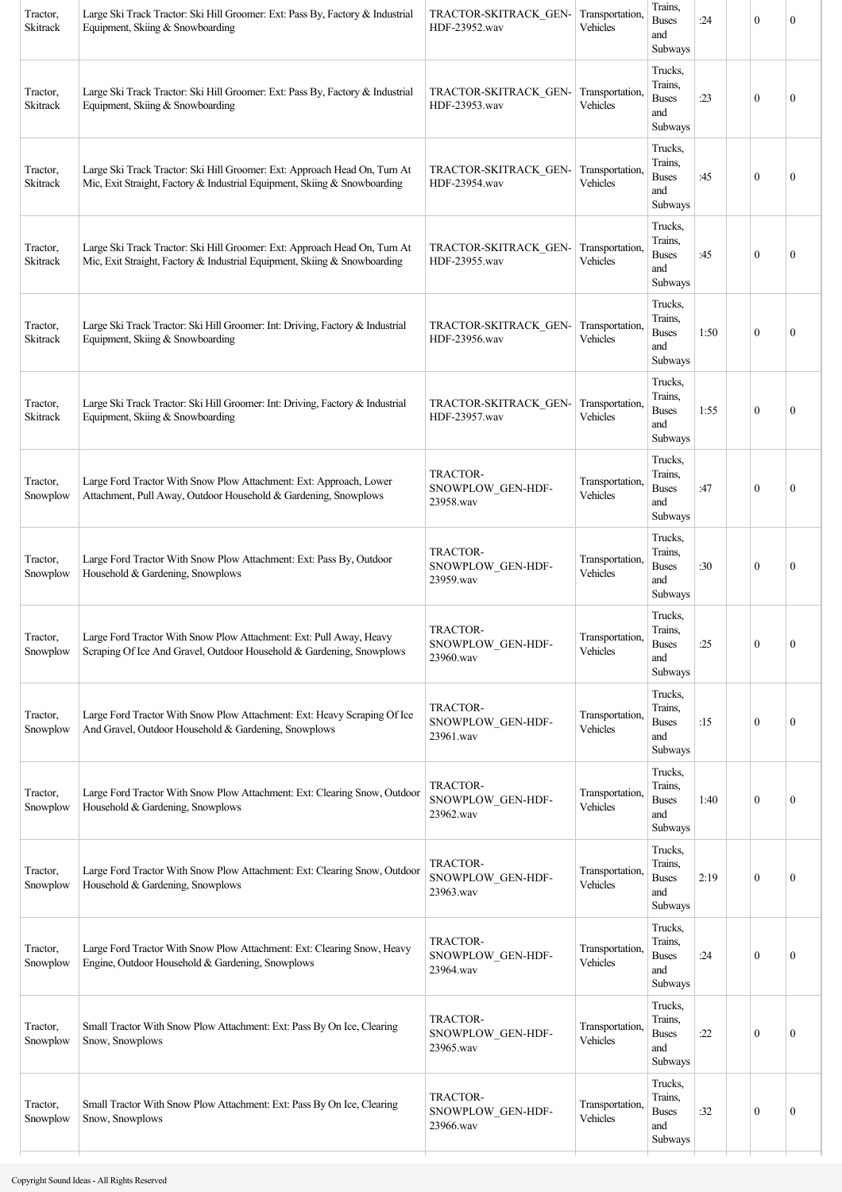| | | | | | | | |
|---|---|---|---|---|---|---|---|
| Tractor, Skitrack | Large Ski Track Tractor: Ski Hill Groomer: Ext: Pass By, Factory & Industrial Equipment, Skiing & Snowboarding | TRACTOR-SKITRACK_GEN-HDF-23952.wav | Transportation, Vehicles | Trains, Buses and Subways | :24 | | 0 | 0 |
| Tractor, Skitrack | Large Ski Track Tractor: Ski Hill Groomer: Ext: Pass By, Factory & Industrial Equipment, Skiing & Snowboarding | TRACTOR-SKITRACK_GEN-HDF-23953.wav | Transportation, Vehicles | Trucks, Trains, Buses and Subways | :23 | | 0 | 0 |
| Tractor, Skitrack | Large Ski Track Tractor: Ski Hill Groomer: Ext: Approach Head On, Turn At Mic, Exit Straight, Factory & Industrial Equipment, Skiing & Snowboarding | TRACTOR-SKITRACK_GEN-HDF-23954.wav | Transportation, Vehicles | Trucks, Trains, Buses and Subways | :45 | | 0 | 0 |
| Tractor, Skitrack | Large Ski Track Tractor: Ski Hill Groomer: Ext: Approach Head On, Turn At Mic, Exit Straight, Factory & Industrial Equipment, Skiing & Snowboarding | TRACTOR-SKITRACK_GEN-HDF-23955.wav | Transportation, Vehicles | Trucks, Trains, Buses and Subways | :45 | | 0 | 0 |
| Tractor, Skitrack | Large Ski Track Tractor: Ski Hill Groomer: Int: Driving, Factory & Industrial Equipment, Skiing & Snowboarding | TRACTOR-SKITRACK_GEN-HDF-23956.wav | Transportation, Vehicles | Trucks, Trains, Buses and Subways | 1:50 | | 0 | 0 |
| Tractor, Skitrack | Large Ski Track Tractor: Ski Hill Groomer: Int: Driving, Factory & Industrial Equipment, Skiing & Snowboarding | TRACTOR-SKITRACK_GEN-HDF-23957.wav | Transportation, Vehicles | Trucks, Trains, Buses and Subways | 1:55 | | 0 | 0 |
| Tractor, Snowplow | Large Ford Tractor With Snow Plow Attachment: Ext: Approach, Lower Attachment, Pull Away, Outdoor Household & Gardening, Snowplows | TRACTOR-SNOWPLOW_GEN-HDF-23958.wav | Transportation, Vehicles | Trucks, Trains, Buses and Subways | :47 | | 0 | 0 |
| Tractor, Snowplow | Large Ford Tractor With Snow Plow Attachment: Ext: Pass By, Outdoor Household & Gardening, Snowplows | TRACTOR-SNOWPLOW_GEN-HDF-23959.wav | Transportation, Vehicles | Trucks, Trains, Buses and Subways | :30 | | 0 | 0 |
| Tractor, Snowplow | Large Ford Tractor With Snow Plow Attachment: Ext: Pull Away, Heavy Scraping Of Ice And Gravel, Outdoor Household & Gardening, Snowplows | TRACTOR-SNOWPLOW_GEN-HDF-23960.wav | Transportation, Vehicles | Trucks, Trains, Buses and Subways | :25 | | 0 | 0 |
| Tractor, Snowplow | Large Ford Tractor With Snow Plow Attachment: Ext: Heavy Scraping Of Ice And Gravel, Outdoor Household & Gardening, Snowplows | TRACTOR-SNOWPLOW_GEN-HDF-23961.wav | Transportation, Vehicles | Trucks, Trains, Buses and Subways | :15 | | 0 | 0 |
| Tractor, Snowplow | Large Ford Tractor With Snow Plow Attachment: Ext: Clearing Snow, Outdoor Household & Gardening, Snowplows | TRACTOR-SNOWPLOW_GEN-HDF-23962.wav | Transportation, Vehicles | Trucks, Trains, Buses and Subways | 1:40 | | 0 | 0 |
| Tractor, Snowplow | Large Ford Tractor With Snow Plow Attachment: Ext: Clearing Snow, Outdoor Household & Gardening, Snowplows | TRACTOR-SNOWPLOW_GEN-HDF-23963.wav | Transportation, Vehicles | Trucks, Trains, Buses and Subways | 2:19 | | 0 | 0 |
| Tractor, Snowplow | Large Ford Tractor With Snow Plow Attachment: Ext: Clearing Snow, Heavy Engine, Outdoor Household & Gardening, Snowplows | TRACTOR-SNOWPLOW_GEN-HDF-23964.wav | Transportation, Vehicles | Trucks, Trains, Buses and Subways | :24 | | 0 | 0 |
| Tractor, Snowplow | Small Tractor With Snow Plow Attachment: Ext: Pass By On Ice, Clearing Snow, Snowplows | TRACTOR-SNOWPLOW_GEN-HDF-23965.wav | Transportation, Vehicles | Trucks, Trains, Buses and Subways | :22 | | 0 | 0 |
| Tractor, Snowplow | Small Tractor With Snow Plow Attachment: Ext: Pass By On Ice, Clearing Snow, Snowplows | TRACTOR-SNOWPLOW_GEN-HDF-23966.wav | Transportation, Vehicles | Trucks, Trains, Buses and Subways | :32 | | 0 | 0 |

Copyright Sound Ideas - All Rights Reserved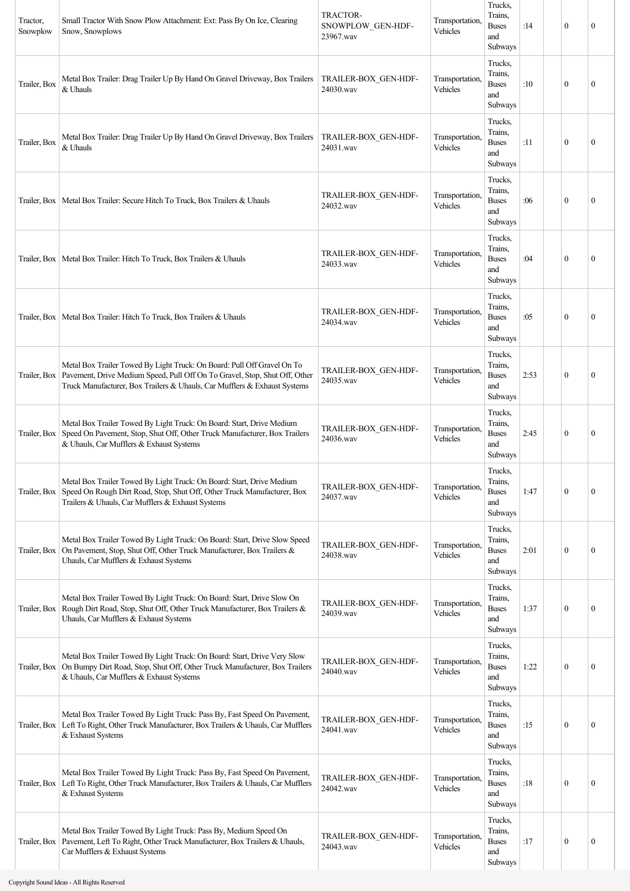| | | | | | | | | |
|---|---|---|---|---|---|---|---|---|
| Tractor, Snowplow | Small Tractor With Snow Plow Attachment: Ext: Pass By On Ice, Clearing Snow, Snowplows | TRACTOR-SNOWPLOW_GEN-HDF-23967.wav | Transportation, Vehicles | Trucks, Trains, Buses and Subways | :14 | | 0 | 0 |
| Trailer, Box | Metal Box Trailer: Drag Trailer Up By Hand On Gravel Driveway, Box Trailers & Uhauls | TRAILER-BOX_GEN-HDF-24030.wav | Transportation, Vehicles | Trucks, Trains, Buses and Subways | :10 | | 0 | 0 |
| Trailer, Box | Metal Box Trailer: Drag Trailer Up By Hand On Gravel Driveway, Box Trailers & Uhauls | TRAILER-BOX_GEN-HDF-24031.wav | Transportation, Vehicles | Trucks, Trains, Buses and Subways | :11 | | 0 | 0 |
| Trailer, Box | Metal Box Trailer: Secure Hitch To Truck, Box Trailers & Uhauls | TRAILER-BOX_GEN-HDF-24032.wav | Transportation, Vehicles | Trucks, Trains, Buses and Subways | :06 | | 0 | 0 |
| Trailer, Box | Metal Box Trailer: Hitch To Truck, Box Trailers & Uhauls | TRAILER-BOX_GEN-HDF-24033.wav | Transportation, Vehicles | Trucks, Trains, Buses and Subways | :04 | | 0 | 0 |
| Trailer, Box | Metal Box Trailer: Hitch To Truck, Box Trailers & Uhauls | TRAILER-BOX_GEN-HDF-24034.wav | Transportation, Vehicles | Trucks, Trains, Buses and Subways | :05 | | 0 | 0 |
| Trailer, Box | Metal Box Trailer Towed By Light Truck: On Board: Pull Off Gravel On To Pavement, Drive Medium Speed, Pull Off On To Gravel, Stop, Shut Off, Other Truck Manufacturer, Box Trailers & Uhauls, Car Mufflers & Exhaust Systems | TRAILER-BOX_GEN-HDF-24035.wav | Transportation, Vehicles | Trucks, Trains, Buses and Subways | 2:53 | | 0 | 0 |
| Trailer, Box | Metal Box Trailer Towed By Light Truck: On Board: Start, Drive Medium Speed On Pavement, Stop, Shut Off, Other Truck Manufacturer, Box Trailers & Uhauls, Car Mufflers & Exhaust Systems | TRAILER-BOX_GEN-HDF-24036.wav | Transportation, Vehicles | Trucks, Trains, Buses and Subways | 2:45 | | 0 | 0 |
| Trailer, Box | Metal Box Trailer Towed By Light Truck: On Board: Start, Drive Medium Speed On Rough Dirt Road, Stop, Shut Off, Other Truck Manufacturer, Box Trailers & Uhauls, Car Mufflers & Exhaust Systems | TRAILER-BOX_GEN-HDF-24037.wav | Transportation, Vehicles | Trucks, Trains, Buses and Subways | 1:47 | | 0 | 0 |
| Trailer, Box | Metal Box Trailer Towed By Light Truck: On Board: Start, Drive Slow Speed On Pavement, Stop, Shut Off, Other Truck Manufacturer, Box Trailers & Uhauls, Car Mufflers & Exhaust Systems | TRAILER-BOX_GEN-HDF-24038.wav | Transportation, Vehicles | Trucks, Trains, Buses and Subways | 2:01 | | 0 | 0 |
| Trailer, Box | Metal Box Trailer Towed By Light Truck: On Board: Start, Drive Slow On Rough Dirt Road, Stop, Shut Off, Other Truck Manufacturer, Box Trailers & Uhauls, Car Mufflers & Exhaust Systems | TRAILER-BOX_GEN-HDF-24039.wav | Transportation, Vehicles | Trucks, Trains, Buses and Subways | 1:37 | | 0 | 0 |
| Trailer, Box | Metal Box Trailer Towed By Light Truck: On Board: Start, Drive Very Slow On Bumpy Dirt Road, Stop, Shut Off, Other Truck Manufacturer, Box Trailers & Uhauls, Car Mufflers & Exhaust Systems | TRAILER-BOX_GEN-HDF-24040.wav | Transportation, Vehicles | Trucks, Trains, Buses and Subways | 1:22 | | 0 | 0 |
| Trailer, Box | Metal Box Trailer Towed By Light Truck: Pass By, Fast Speed On Pavement, Left To Right, Other Truck Manufacturer, Box Trailers & Uhauls, Car Mufflers & Exhaust Systems | TRAILER-BOX_GEN-HDF-24041.wav | Transportation, Vehicles | Trucks, Trains, Buses and Subways | :15 | | 0 | 0 |
| Trailer, Box | Metal Box Trailer Towed By Light Truck: Pass By, Fast Speed On Pavement, Left To Right, Other Truck Manufacturer, Box Trailers & Uhauls, Car Mufflers & Exhaust Systems | TRAILER-BOX_GEN-HDF-24042.wav | Transportation, Vehicles | Trucks, Trains, Buses and Subways | :18 | | 0 | 0 |
| Trailer, Box | Metal Box Trailer Towed By Light Truck: Pass By, Medium Speed On Pavement, Left To Right, Other Truck Manufacturer, Box Trailers & Uhauls, Car Mufflers & Exhaust Systems | TRAILER-BOX_GEN-HDF-24043.wav | Transportation, Vehicles | Trucks, Trains, Buses and Subways | :17 | | 0 | 0 |

Copyright Sound Ideas - All Rights Reserved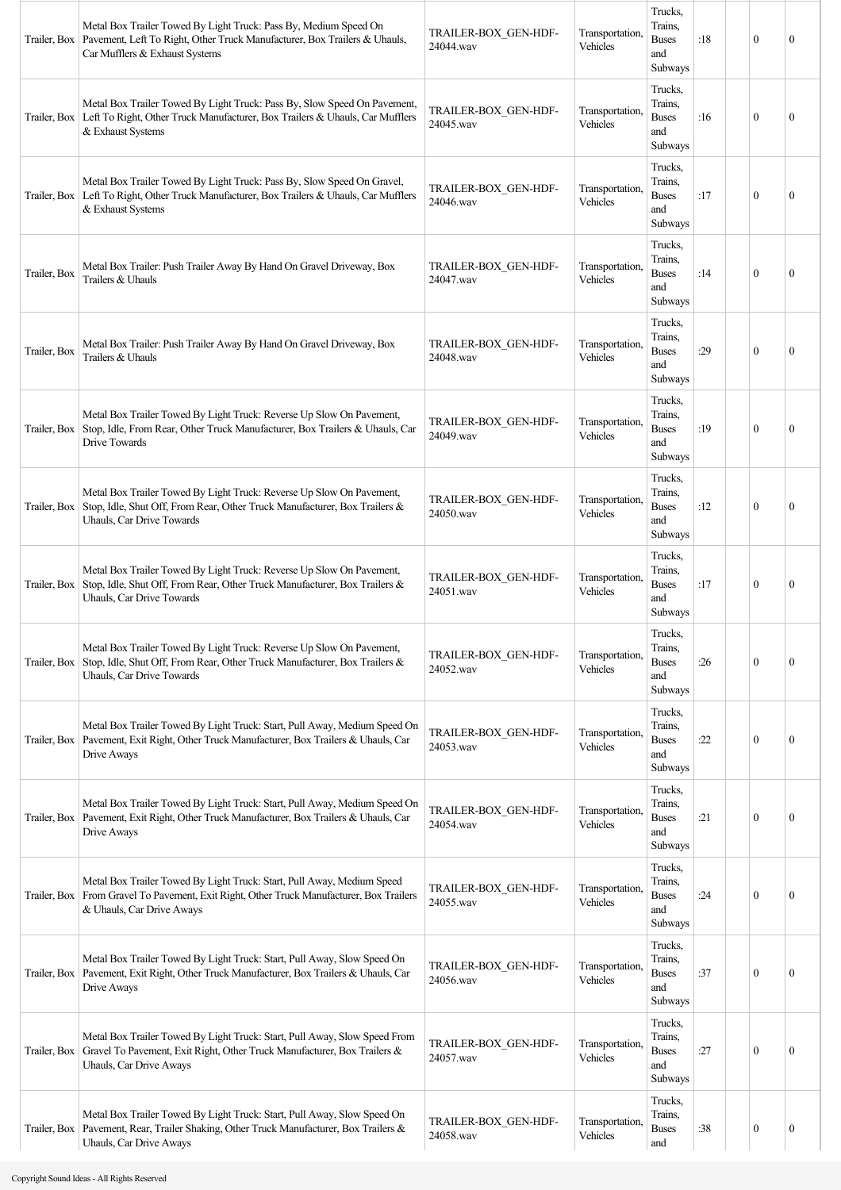| | | | | | | | | |
|---|---|---|---|---|---|---|---|---|
| Trailer, Box | Metal Box Trailer Towed By Light Truck: Pass By, Medium Speed On Pavement, Left To Right, Other Truck Manufacturer, Box Trailers & Uhauls, Car Mufflers & Exhaust Systems | TRAILER-BOX_GEN-HDF-24044.wav | Transportation, Vehicles | Trucks, Trains, Buses and Subways | :18 | | 0 | 0 |
| Trailer, Box | Metal Box Trailer Towed By Light Truck: Pass By, Slow Speed On Pavement, Left To Right, Other Truck Manufacturer, Box Trailers & Uhauls, Car Mufflers & Exhaust Systems | TRAILER-BOX_GEN-HDF-24045.wav | Transportation, Vehicles | Trucks, Trains, Buses and Subways | :16 | | 0 | 0 |
| Trailer, Box | Metal Box Trailer Towed By Light Truck: Pass By, Slow Speed On Gravel, Left To Right, Other Truck Manufacturer, Box Trailers & Uhauls, Car Mufflers & Exhaust Systems | TRAILER-BOX_GEN-HDF-24046.wav | Transportation, Vehicles | Trucks, Trains, Buses and Subways | :17 | | 0 | 0 |
| Trailer, Box | Metal Box Trailer: Push Trailer Away By Hand On Gravel Driveway, Box Trailers & Uhauls | TRAILER-BOX_GEN-HDF-24047.wav | Transportation, Vehicles | Trucks, Trains, Buses and Subways | :14 | | 0 | 0 |
| Trailer, Box | Metal Box Trailer: Push Trailer Away By Hand On Gravel Driveway, Box Trailers & Uhauls | TRAILER-BOX_GEN-HDF-24048.wav | Transportation, Vehicles | Trucks, Trains, Buses and Subways | :29 | | 0 | 0 |
| Trailer, Box | Metal Box Trailer Towed By Light Truck: Reverse Up Slow On Pavement, Stop, Idle, From Rear, Other Truck Manufacturer, Box Trailers & Uhauls, Car Drive Towards | TRAILER-BOX_GEN-HDF-24049.wav | Transportation, Vehicles | Trucks, Trains, Buses and Subways | :19 | | 0 | 0 |
| Trailer, Box | Metal Box Trailer Towed By Light Truck: Reverse Up Slow On Pavement, Stop, Idle, Shut Off, From Rear, Other Truck Manufacturer, Box Trailers & Uhauls, Car Drive Towards | TRAILER-BOX_GEN-HDF-24050.wav | Transportation, Vehicles | Trucks, Trains, Buses and Subways | :12 | | 0 | 0 |
| Trailer, Box | Metal Box Trailer Towed By Light Truck: Reverse Up Slow On Pavement, Stop, Idle, Shut Off, From Rear, Other Truck Manufacturer, Box Trailers & Uhauls, Car Drive Towards | TRAILER-BOX_GEN-HDF-24051.wav | Transportation, Vehicles | Trucks, Trains, Buses and Subways | :17 | | 0 | 0 |
| Trailer, Box | Metal Box Trailer Towed By Light Truck: Reverse Up Slow On Pavement, Stop, Idle, Shut Off, From Rear, Other Truck Manufacturer, Box Trailers & Uhauls, Car Drive Towards | TRAILER-BOX_GEN-HDF-24052.wav | Transportation, Vehicles | Trucks, Trains, Buses and Subways | :26 | | 0 | 0 |
| Trailer, Box | Metal Box Trailer Towed By Light Truck: Start, Pull Away, Medium Speed On Pavement, Exit Right, Other Truck Manufacturer, Box Trailers & Uhauls, Car Drive Aways | TRAILER-BOX_GEN-HDF-24053.wav | Transportation, Vehicles | Trucks, Trains, Buses and Subways | :22 | | 0 | 0 |
| Trailer, Box | Metal Box Trailer Towed By Light Truck: Start, Pull Away, Medium Speed On Pavement, Exit Right, Other Truck Manufacturer, Box Trailers & Uhauls, Car Drive Aways | TRAILER-BOX_GEN-HDF-24054.wav | Transportation, Vehicles | Trucks, Trains, Buses and Subways | :21 | | 0 | 0 |
| Trailer, Box | Metal Box Trailer Towed By Light Truck: Start, Pull Away, Medium Speed From Gravel To Pavement, Exit Right, Other Truck Manufacturer, Box Trailers & Uhauls, Car Drive Aways | TRAILER-BOX_GEN-HDF-24055.wav | Transportation, Vehicles | Trucks, Trains, Buses and Subways | :24 | | 0 | 0 |
| Trailer, Box | Metal Box Trailer Towed By Light Truck: Start, Pull Away, Slow Speed On Pavement, Exit Right, Other Truck Manufacturer, Box Trailers & Uhauls, Car Drive Aways | TRAILER-BOX_GEN-HDF-24056.wav | Transportation, Vehicles | Trucks, Trains, Buses and Subways | :37 | | 0 | 0 |
| Trailer, Box | Metal Box Trailer Towed By Light Truck: Start, Pull Away, Slow Speed From Gravel To Pavement, Exit Right, Other Truck Manufacturer, Box Trailers & Uhauls, Car Drive Aways | TRAILER-BOX_GEN-HDF-24057.wav | Transportation, Vehicles | Trucks, Trains, Buses and Subways | :27 | | 0 | 0 |
| Trailer, Box | Metal Box Trailer Towed By Light Truck: Start, Pull Away, Slow Speed On Pavement, Rear, Trailer Shaking, Other Truck Manufacturer, Box Trailers & Uhauls, Car Drive Aways | TRAILER-BOX_GEN-HDF-24058.wav | Transportation, Vehicles | Trucks, Trains, Buses and | :38 | | 0 | 0 |

Copyright Sound Ideas - All Rights Reserved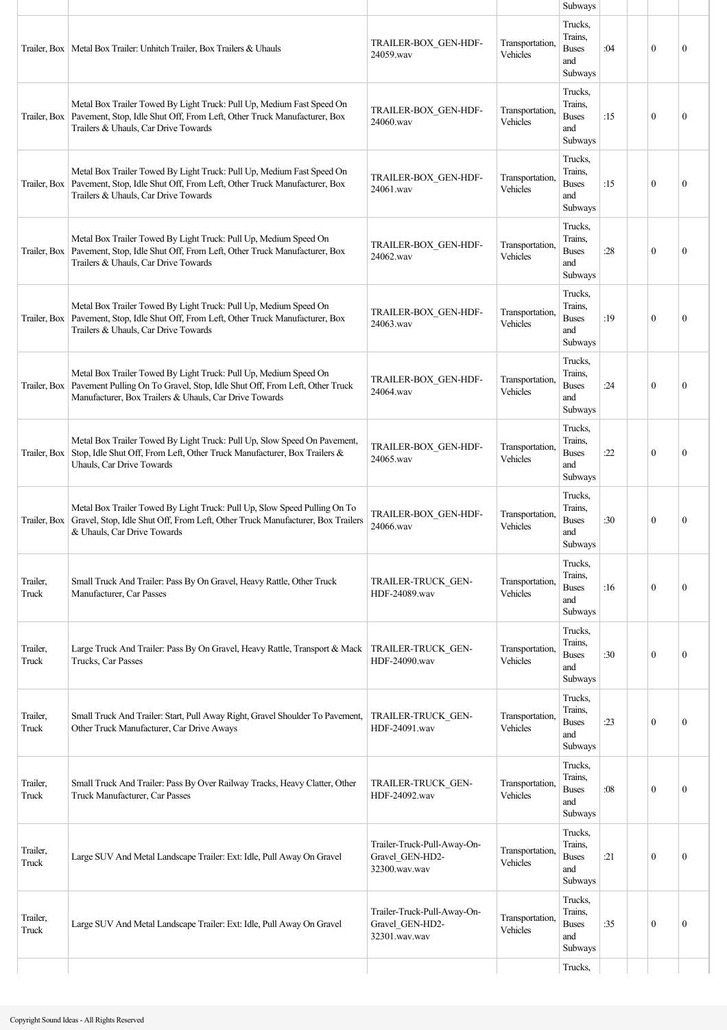| | | | | | | | | |
|---|---|---|---|---|---|---|---|---|
| | | | | Subways | | | | |
| Trailer, Box | Metal Box Trailer: Unhitch Trailer, Box Trailers & Uhauls | TRAILER-BOX_GEN-HDF-24059.wav | Transportation, Vehicles | Trucks, Trains, Buses and Subways | :04 | | 0 | 0 |
| Trailer, Box | Metal Box Trailer Towed By Light Truck: Pull Up, Medium Fast Speed On Pavement, Stop, Idle Shut Off, From Left, Other Truck Manufacturer, Box Trailers & Uhauls, Car Drive Towards | TRAILER-BOX_GEN-HDF-24060.wav | Transportation, Vehicles | Trucks, Trains, Buses and Subways | :15 | | 0 | 0 |
| Trailer, Box | Metal Box Trailer Towed By Light Truck: Pull Up, Medium Fast Speed On Pavement, Stop, Idle Shut Off, From Left, Other Truck Manufacturer, Box Trailers & Uhauls, Car Drive Towards | TRAILER-BOX_GEN-HDF-24061.wav | Transportation, Vehicles | Trucks, Trains, Buses and Subways | :15 | | 0 | 0 |
| Trailer, Box | Metal Box Trailer Towed By Light Truck: Pull Up, Medium Speed On Pavement, Stop, Idle Shut Off, From Left, Other Truck Manufacturer, Box Trailers & Uhauls, Car Drive Towards | TRAILER-BOX_GEN-HDF-24062.wav | Transportation, Vehicles | Trucks, Trains, Buses and Subways | :28 | | 0 | 0 |
| Trailer, Box | Metal Box Trailer Towed By Light Truck: Pull Up, Medium Speed On Pavement, Stop, Idle Shut Off, From Left, Other Truck Manufacturer, Box Trailers & Uhauls, Car Drive Towards | TRAILER-BOX_GEN-HDF-24063.wav | Transportation, Vehicles | Trucks, Trains, Buses and Subways | :19 | | 0 | 0 |
| Trailer, Box | Metal Box Trailer Towed By Light Truck: Pull Up, Medium Speed On Pavement Pulling On To Gravel, Stop, Idle Shut Off, From Left, Other Truck Manufacturer, Box Trailers & Uhauls, Car Drive Towards | TRAILER-BOX_GEN-HDF-24064.wav | Transportation, Vehicles | Trucks, Trains, Buses and Subways | :24 | | 0 | 0 |
| Trailer, Box | Metal Box Trailer Towed By Light Truck: Pull Up, Slow Speed On Pavement, Stop, Idle Shut Off, From Left, Other Truck Manufacturer, Box Trailers & Uhauls, Car Drive Towards | TRAILER-BOX_GEN-HDF-24065.wav | Transportation, Vehicles | Trucks, Trains, Buses and Subways | :22 | | 0 | 0 |
| Trailer, Box | Metal Box Trailer Towed By Light Truck: Pull Up, Slow Speed Pulling On To Gravel, Stop, Idle Shut Off, From Left, Other Truck Manufacturer, Box Trailers & Uhauls, Car Drive Towards | TRAILER-BOX_GEN-HDF-24066.wav | Transportation, Vehicles | Trucks, Trains, Buses and Subways | :30 | | 0 | 0 |
| Trailer, Truck | Small Truck And Trailer: Pass By On Gravel, Heavy Rattle, Other Truck Manufacturer, Car Passes | TRAILER-TRUCK_GEN-HDF-24089.wav | Transportation, Vehicles | Trucks, Trains, Buses and Subways | :16 | | 0 | 0 |
| Trailer, Truck | Large Truck And Trailer: Pass By On Gravel, Heavy Rattle, Transport & Mack Trucks, Car Passes | TRAILER-TRUCK_GEN-HDF-24090.wav | Transportation, Vehicles | Trucks, Trains, Buses and Subways | :30 | | 0 | 0 |
| Trailer, Truck | Small Truck And Trailer: Start, Pull Away Right, Gravel Shoulder To Pavement, Other Truck Manufacturer, Car Drive Aways | TRAILER-TRUCK_GEN-HDF-24091.wav | Transportation, Vehicles | Trucks, Trains, Buses and Subways | :23 | | 0 | 0 |
| Trailer, Truck | Small Truck And Trailer: Pass By Over Railway Tracks, Heavy Clatter, Other Truck Manufacturer, Car Passes | TRAILER-TRUCK_GEN-HDF-24092.wav | Transportation, Vehicles | Trucks, Trains, Buses and Subways | :08 | | 0 | 0 |
| Trailer, Truck | Large SUV And Metal Landscape Trailer: Ext: Idle, Pull Away On Gravel | Trailer-Truck-Pull-Away-On-Gravel_GEN-HD2-32300.wav.wav | Transportation, Vehicles | Trucks, Trains, Buses and Subways | :21 | | 0 | 0 |
| Trailer, Truck | Large SUV And Metal Landscape Trailer: Ext: Idle, Pull Away On Gravel | Trailer-Truck-Pull-Away-On-Gravel_GEN-HD2-32301.wav.wav | Transportation, Vehicles | Trucks, Trains, Buses and Subways | :35 | | 0 | 0 |
| | | | | Trucks, | | | | |

Copyright Sound Ideas - All Rights Reserved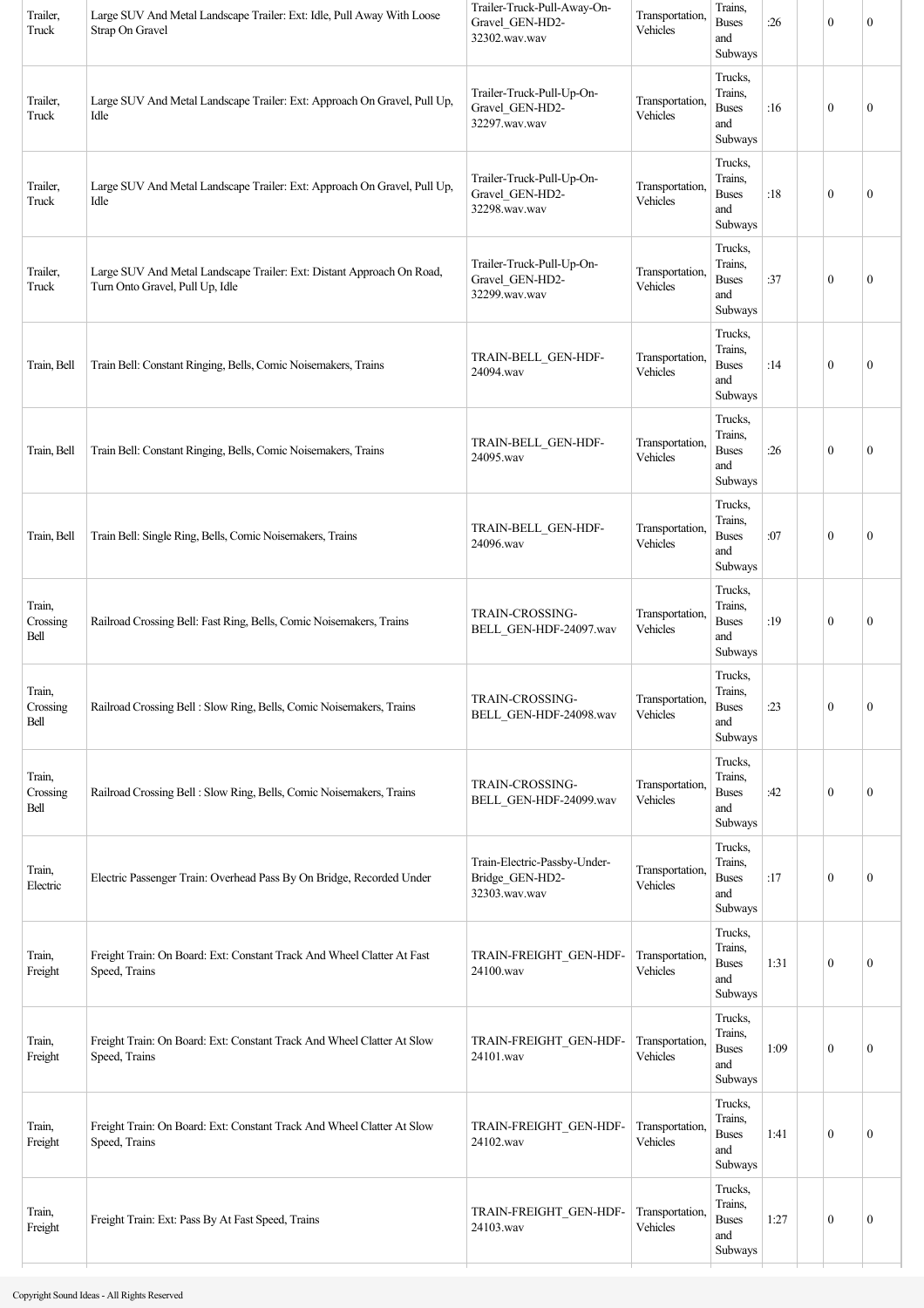| Trailer, Truck | Large SUV And Metal Landscape Trailer: Ext: Idle, Pull Away With Loose Strap On Gravel | Trailer-Truck-Pull-Away-On-Gravel_GEN-HD2-32302.wav.wav | Transportation, Vehicles | Trains, Buses and Subways | :26 | | 0 | 0 |
|---|---|---|---|---|---|---|---|---|
| Trailer, Truck | Large SUV And Metal Landscape Trailer: Ext: Approach On Gravel, Pull Up, Idle | Trailer-Truck-Pull-Up-On-Gravel_GEN-HD2-32297.wav.wav | Transportation, Vehicles | Trucks, Trains, Buses and Subways | :16 | | 0 | 0 |
| Trailer, Truck | Large SUV And Metal Landscape Trailer: Ext: Approach On Gravel, Pull Up, Idle | Trailer-Truck-Pull-Up-On-Gravel_GEN-HD2-32298.wav.wav | Transportation, Vehicles | Trucks, Trains, Buses and Subways | :18 | | 0 | 0 |
| Trailer, Truck | Large SUV And Metal Landscape Trailer: Ext: Distant Approach On Road, Turn Onto Gravel, Pull Up, Idle | Trailer-Truck-Pull-Up-On-Gravel_GEN-HD2-32299.wav.wav | Transportation, Vehicles | Trucks, Trains, Buses and Subways | :37 | | 0 | 0 |
| Train, Bell | Train Bell: Constant Ringing, Bells, Comic Noisemakers, Trains | TRAIN-BELL_GEN-HDF-24094.wav | Transportation, Vehicles | Trucks, Trains, Buses and Subways | :14 | | 0 | 0 |
| Train, Bell | Train Bell: Constant Ringing, Bells, Comic Noisemakers, Trains | TRAIN-BELL_GEN-HDF-24095.wav | Transportation, Vehicles | Trucks, Trains, Buses and Subways | :26 | | 0 | 0 |
| Train, Bell | Train Bell: Single Ring, Bells, Comic Noisemakers, Trains | TRAIN-BELL_GEN-HDF-24096.wav | Transportation, Vehicles | Trucks, Trains, Buses and Subways | :07 | | 0 | 0 |
| Train, Crossing Bell | Railroad Crossing Bell: Fast Ring, Bells, Comic Noisemakers, Trains | TRAIN-CROSSING-BELL_GEN-HDF-24097.wav | Transportation, Vehicles | Trucks, Trains, Buses and Subways | :19 | | 0 | 0 |
| Train, Crossing Bell | Railroad Crossing Bell : Slow Ring, Bells, Comic Noisemakers, Trains | TRAIN-CROSSING-BELL_GEN-HDF-24098.wav | Transportation, Vehicles | Trucks, Trains, Buses and Subways | :23 | | 0 | 0 |
| Train, Crossing Bell | Railroad Crossing Bell : Slow Ring, Bells, Comic Noisemakers, Trains | TRAIN-CROSSING-BELL_GEN-HDF-24099.wav | Transportation, Vehicles | Trucks, Trains, Buses and Subways | :42 | | 0 | 0 |
| Train, Electric | Electric Passenger Train: Overhead Pass By On Bridge, Recorded Under | Train-Electric-Passby-Under-Bridge_GEN-HD2-32303.wav.wav | Transportation, Vehicles | Trucks, Trains, Buses and Subways | :17 | | 0 | 0 |
| Train, Freight | Freight Train: On Board: Ext: Constant Track And Wheel Clatter At Fast Speed, Trains | TRAIN-FREIGHT_GEN-HDF-24100.wav | Transportation, Vehicles | Trucks, Trains, Buses and Subways | 1:31 | | 0 | 0 |
| Train, Freight | Freight Train: On Board: Ext: Constant Track And Wheel Clatter At Slow Speed, Trains | TRAIN-FREIGHT_GEN-HDF-24101.wav | Transportation, Vehicles | Trucks, Trains, Buses and Subways | 1:09 | | 0 | 0 |
| Train, Freight | Freight Train: On Board: Ext: Constant Track And Wheel Clatter At Slow Speed, Trains | TRAIN-FREIGHT_GEN-HDF-24102.wav | Transportation, Vehicles | Trucks, Trains, Buses and Subways | 1:41 | | 0 | 0 |
| Train, Freight | Freight Train: Ext: Pass By At Fast Speed, Trains | TRAIN-FREIGHT_GEN-HDF-24103.wav | Transportation, Vehicles | Trucks, Trains, Buses and Subways | 1:27 | | 0 | 0 |

Copyright Sound Ideas - All Rights Reserved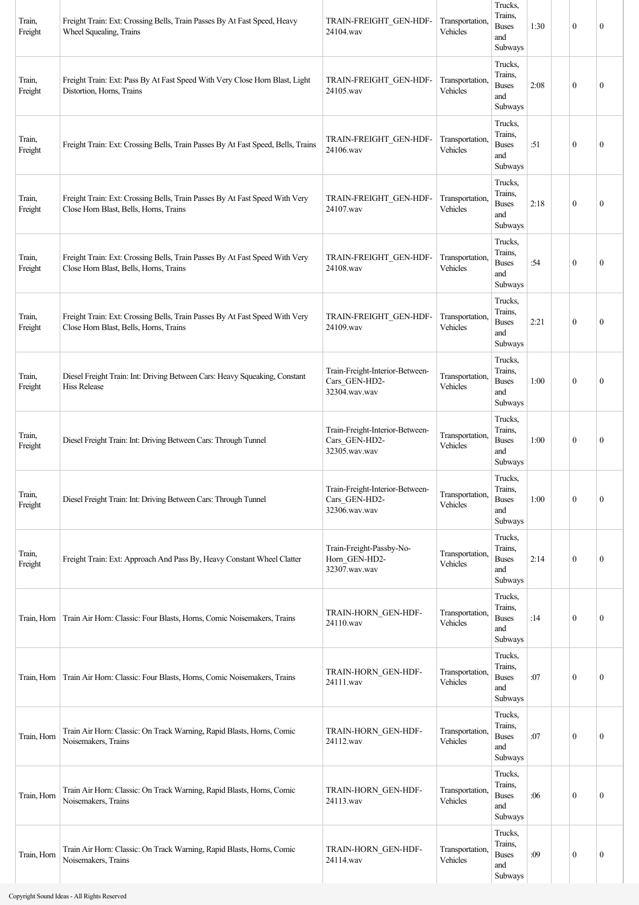| Train, Freight | Freight Train: Ext: Crossing Bells, Train Passes By At Fast Speed, Heavy Wheel Squealing, Trains | TRAIN-FREIGHT_GEN-HDF-24104.wav | Transportation, Vehicles | Trucks, Trains, Buses and Subways | 1:30 | | 0 | 0 |
|---|---|---|---|---|---|---|---|---|
| Train, Freight | Freight Train: Ext: Pass By At Fast Speed With Very Close Horn Blast, Light Distortion, Horns, Trains | TRAIN-FREIGHT_GEN-HDF-24105.wav | Transportation, Vehicles | Trucks, Trains, Buses and Subways | 2:08 | | 0 | 0 |
| Train, Freight | Freight Train: Ext: Crossing Bells, Train Passes By At Fast Speed, Bells, Trains | TRAIN-FREIGHT_GEN-HDF-24106.wav | Transportation, Vehicles | Trucks, Trains, Buses and Subways | :51 | | 0 | 0 |
| Train, Freight | Freight Train: Ext: Crossing Bells, Train Passes By At Fast Speed With Very Close Horn Blast, Bells, Horns, Trains | TRAIN-FREIGHT_GEN-HDF-24107.wav | Transportation, Vehicles | Trucks, Trains, Buses and Subways | 2:18 | | 0 | 0 |
| Train, Freight | Freight Train: Ext: Crossing Bells, Train Passes By At Fast Speed With Very Close Horn Blast, Bells, Horns, Trains | TRAIN-FREIGHT_GEN-HDF-24108.wav | Transportation, Vehicles | Trucks, Trains, Buses and Subways | :54 | | 0 | 0 |
| Train, Freight | Freight Train: Ext: Crossing Bells, Train Passes By At Fast Speed With Very Close Horn Blast, Bells, Horns, Trains | TRAIN-FREIGHT_GEN-HDF-24109.wav | Transportation, Vehicles | Trucks, Trains, Buses and Subways | 2:21 | | 0 | 0 |
| Train, Freight | Diesel Freight Train: Int: Driving Between Cars: Heavy Squeaking, Constant Hiss Release | Train-Freight-Interior-Between-Cars_GEN-HD2-32304.wav.wav | Transportation, Vehicles | Trucks, Trains, Buses and Subways | 1:00 | | 0 | 0 |
| Train, Freight | Diesel Freight Train: Int: Driving Between Cars: Through Tunnel | Train-Freight-Interior-Between-Cars_GEN-HD2-32305.wav.wav | Transportation, Vehicles | Trucks, Trains, Buses and Subways | 1:00 | | 0 | 0 |
| Train, Freight | Diesel Freight Train: Int: Driving Between Cars: Through Tunnel | Train-Freight-Interior-Between-Cars_GEN-HD2-32306.wav.wav | Transportation, Vehicles | Trucks, Trains, Buses and Subways | 1:00 | | 0 | 0 |
| Train, Freight | Freight Train: Ext: Approach And Pass By, Heavy Constant Wheel Clatter | Train-Freight-Passby-No-Horn_GEN-HD2-32307.wav.wav | Transportation, Vehicles | Trucks, Trains, Buses and Subways | 2:14 | | 0 | 0 |
| Train, Horn | Train Air Horn: Classic: Four Blasts, Horns, Comic Noisemakers, Trains | TRAIN-HORN_GEN-HDF-24110.wav | Transportation, Vehicles | Trucks, Trains, Buses and Subways | :14 | | 0 | 0 |
| Train, Horn | Train Air Horn: Classic: Four Blasts, Horns, Comic Noisemakers, Trains | TRAIN-HORN_GEN-HDF-24111.wav | Transportation, Vehicles | Trucks, Trains, Buses and Subways | :07 | | 0 | 0 |
| Train, Horn | Train Air Horn: Classic: On Track Warning, Rapid Blasts, Horns, Comic Noisemakers, Trains | TRAIN-HORN_GEN-HDF-24112.wav | Transportation, Vehicles | Trucks, Trains, Buses and Subways | :07 | | 0 | 0 |
| Train, Horn | Train Air Horn: Classic: On Track Warning, Rapid Blasts, Horns, Comic Noisemakers, Trains | TRAIN-HORN_GEN-HDF-24113.wav | Transportation, Vehicles | Trucks, Trains, Buses and Subways | :06 | | 0 | 0 |
| Train, Horn | Train Air Horn: Classic: On Track Warning, Rapid Blasts, Horns, Comic Noisemakers, Trains | TRAIN-HORN_GEN-HDF-24114.wav | Transportation, Vehicles | Trucks, Trains, Buses and Subways | :09 | | 0 | 0 |

Copyright Sound Ideas - All Rights Reserved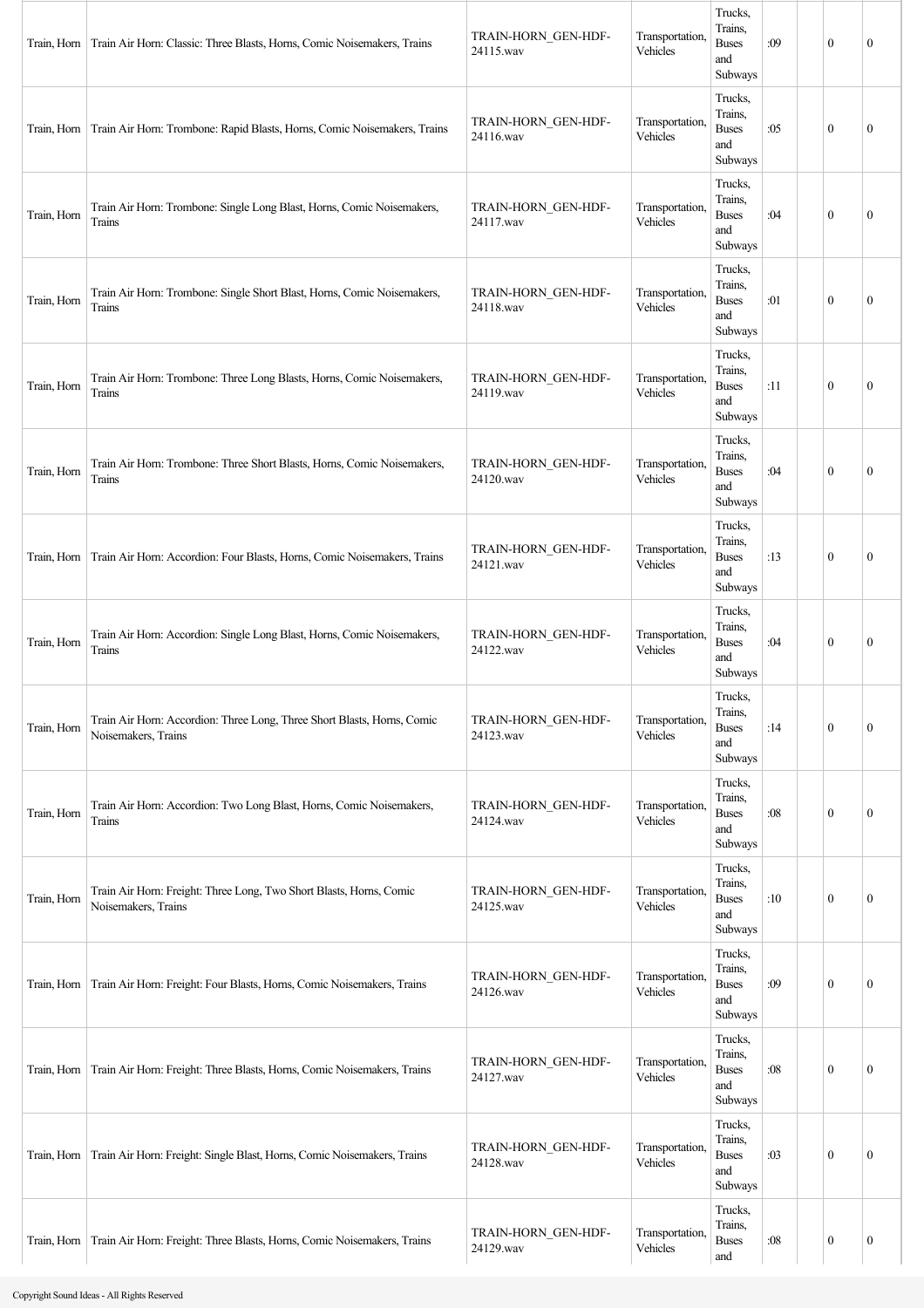| | | | | | | | | |
|---|---|---|---|---|---|---|---|---|
| Train, Horn | Train Air Horn: Classic: Three Blasts, Horns, Comic Noisemakers, Trains | TRAIN-HORN_GEN-HDF-24115.wav | Transportation, Vehicles | Trucks, Trains, Buses and Subways | :09 | | 0 | 0 |
| Train, Horn | Train Air Horn: Trombone: Rapid Blasts, Horns, Comic Noisemakers, Trains | TRAIN-HORN_GEN-HDF-24116.wav | Transportation, Vehicles | Trucks, Trains, Buses and Subways | :05 | | 0 | 0 |
| Train, Horn | Train Air Horn: Trombone: Single Long Blast, Horns, Comic Noisemakers, Trains | TRAIN-HORN_GEN-HDF-24117.wav | Transportation, Vehicles | Trucks, Trains, Buses and Subways | :04 | | 0 | 0 |
| Train, Horn | Train Air Horn: Trombone: Single Short Blast, Horns, Comic Noisemakers, Trains | TRAIN-HORN_GEN-HDF-24118.wav | Transportation, Vehicles | Trucks, Trains, Buses and Subways | :01 | | 0 | 0 |
| Train, Horn | Train Air Horn: Trombone: Three Long Blasts, Horns, Comic Noisemakers, Trains | TRAIN-HORN_GEN-HDF-24119.wav | Transportation, Vehicles | Trucks, Trains, Buses and Subways | :11 | | 0 | 0 |
| Train, Horn | Train Air Horn: Trombone: Three Short Blasts, Horns, Comic Noisemakers, Trains | TRAIN-HORN_GEN-HDF-24120.wav | Transportation, Vehicles | Trucks, Trains, Buses and Subways | :04 | | 0 | 0 |
| Train, Horn | Train Air Horn: Accordion: Four Blasts, Horns, Comic Noisemakers, Trains | TRAIN-HORN_GEN-HDF-24121.wav | Transportation, Vehicles | Trucks, Trains, Buses and Subways | :13 | | 0 | 0 |
| Train, Horn | Train Air Horn: Accordion: Single Long Blast, Horns, Comic Noisemakers, Trains | TRAIN-HORN_GEN-HDF-24122.wav | Transportation, Vehicles | Trucks, Trains, Buses and Subways | :04 | | 0 | 0 |
| Train, Horn | Train Air Horn: Accordion: Three Long, Three Short Blasts, Horns, Comic Noisemakers, Trains | TRAIN-HORN_GEN-HDF-24123.wav | Transportation, Vehicles | Trucks, Trains, Buses and Subways | :14 | | 0 | 0 |
| Train, Horn | Train Air Horn: Accordion: Two Long Blast, Horns, Comic Noisemakers, Trains | TRAIN-HORN_GEN-HDF-24124.wav | Transportation, Vehicles | Trucks, Trains, Buses and Subways | :08 | | 0 | 0 |
| Train, Horn | Train Air Horn: Freight: Three Long, Two Short Blasts, Horns, Comic Noisemakers, Trains | TRAIN-HORN_GEN-HDF-24125.wav | Transportation, Vehicles | Trucks, Trains, Buses and Subways | :10 | | 0 | 0 |
| Train, Horn | Train Air Horn: Freight: Four Blasts, Horns, Comic Noisemakers, Trains | TRAIN-HORN_GEN-HDF-24126.wav | Transportation, Vehicles | Trucks, Trains, Buses and Subways | :09 | | 0 | 0 |
| Train, Horn | Train Air Horn: Freight: Three Blasts, Horns, Comic Noisemakers, Trains | TRAIN-HORN_GEN-HDF-24127.wav | Transportation, Vehicles | Trucks, Trains, Buses and Subways | :08 | | 0 | 0 |
| Train, Horn | Train Air Horn: Freight: Single Blast, Horns, Comic Noisemakers, Trains | TRAIN-HORN_GEN-HDF-24128.wav | Transportation, Vehicles | Trucks, Trains, Buses and Subways | :03 | | 0 | 0 |
| Train, Horn | Train Air Horn: Freight: Three Blasts, Horns, Comic Noisemakers, Trains | TRAIN-HORN_GEN-HDF-24129.wav | Transportation, Vehicles | Trucks, Trains, Buses and | :08 | | 0 | 0 |

Copyright Sound Ideas - All Rights Reserved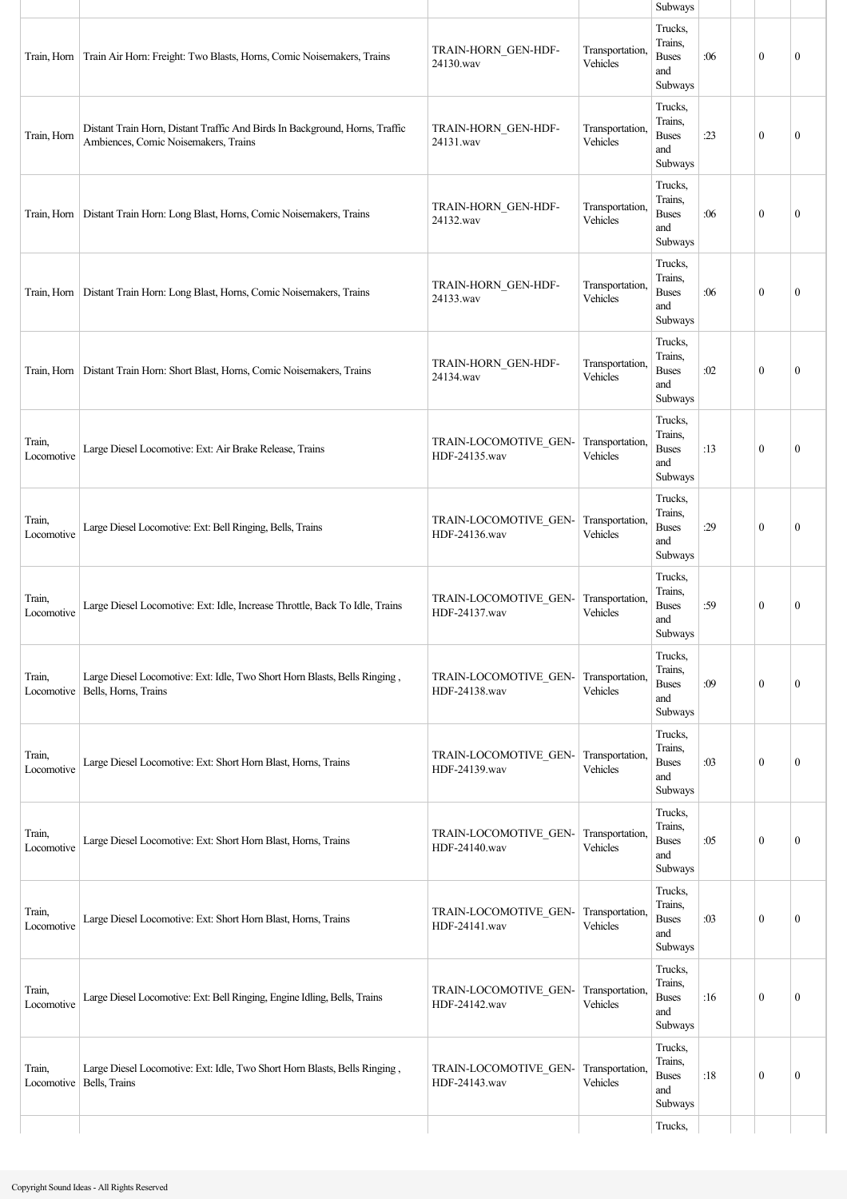| | | | | | | | | |
|---|---|---|---|---|---|---|---|---|
| | | | | Subways | | | | |
| Train, Horn | Train Air Horn: Freight: Two Blasts, Horns, Comic Noisemakers, Trains | TRAIN-HORN_GEN-HDF-24130.wav | Transportation, Vehicles | Trucks, Trains, Buses and Subways | :06 | | 0 | 0 |
| Train, Horn | Distant Train Horn, Distant Traffic And Birds In Background, Horns, Traffic Ambiences, Comic Noisemakers, Trains | TRAIN-HORN_GEN-HDF-24131.wav | Transportation, Vehicles | Trucks, Trains, Buses and Subways | :23 | | 0 | 0 |
| Train, Horn | Distant Train Horn: Long Blast, Horns, Comic Noisemakers, Trains | TRAIN-HORN_GEN-HDF-24132.wav | Transportation, Vehicles | Trucks, Trains, Buses and Subways | :06 | | 0 | 0 |
| Train, Horn | Distant Train Horn: Long Blast, Horns, Comic Noisemakers, Trains | TRAIN-HORN_GEN-HDF-24133.wav | Transportation, Vehicles | Trucks, Trains, Buses and Subways | :06 | | 0 | 0 |
| Train, Horn | Distant Train Horn: Short Blast, Horns, Comic Noisemakers, Trains | TRAIN-HORN_GEN-HDF-24134.wav | Transportation, Vehicles | Trucks, Trains, Buses and Subways | :02 | | 0 | 0 |
| Train, Locomotive | Large Diesel Locomotive: Ext: Air Brake Release, Trains | TRAIN-LOCOMOTIVE_GEN-HDF-24135.wav | Transportation, Vehicles | Trucks, Trains, Buses and Subways | :13 | | 0 | 0 |
| Train, Locomotive | Large Diesel Locomotive: Ext: Bell Ringing, Bells, Trains | TRAIN-LOCOMOTIVE_GEN-HDF-24136.wav | Transportation, Vehicles | Trucks, Trains, Buses and Subways | :29 | | 0 | 0 |
| Train, Locomotive | Large Diesel Locomotive: Ext: Idle, Increase Throttle, Back To Idle, Trains | TRAIN-LOCOMOTIVE_GEN-HDF-24137.wav | Transportation, Vehicles | Trucks, Trains, Buses and Subways | :59 | | 0 | 0 |
| Train, Locomotive | Large Diesel Locomotive: Ext: Idle, Two Short Horn Blasts, Bells Ringing , Bells, Horns, Trains | TRAIN-LOCOMOTIVE_GEN-HDF-24138.wav | Transportation, Vehicles | Trucks, Trains, Buses and Subways | :09 | | 0 | 0 |
| Train, Locomotive | Large Diesel Locomotive: Ext: Short Horn Blast, Horns, Trains | TRAIN-LOCOMOTIVE_GEN-HDF-24139.wav | Transportation, Vehicles | Trucks, Trains, Buses and Subways | :03 | | 0 | 0 |
| Train, Locomotive | Large Diesel Locomotive: Ext: Short Horn Blast, Horns, Trains | TRAIN-LOCOMOTIVE_GEN-HDF-24140.wav | Transportation, Vehicles | Trucks, Trains, Buses and Subways | :05 | | 0 | 0 |
| Train, Locomotive | Large Diesel Locomotive: Ext: Short Horn Blast, Horns, Trains | TRAIN-LOCOMOTIVE_GEN-HDF-24141.wav | Transportation, Vehicles | Trucks, Trains, Buses and Subways | :03 | | 0 | 0 |
| Train, Locomotive | Large Diesel Locomotive: Ext: Bell Ringing, Engine Idling, Bells, Trains | TRAIN-LOCOMOTIVE_GEN-HDF-24142.wav | Transportation, Vehicles | Trucks, Trains, Buses and Subways | :16 | | 0 | 0 |
| Train, Locomotive | Large Diesel Locomotive: Ext: Idle, Two Short Horn Blasts, Bells Ringing , Bells, Trains | TRAIN-LOCOMOTIVE_GEN-HDF-24143.wav | Transportation, Vehicles | Trucks, Trains, Buses and Subways | :18 | | 0 | 0 |
| | | | | Trucks, | | | | |

Copyright Sound Ideas - All Rights Reserved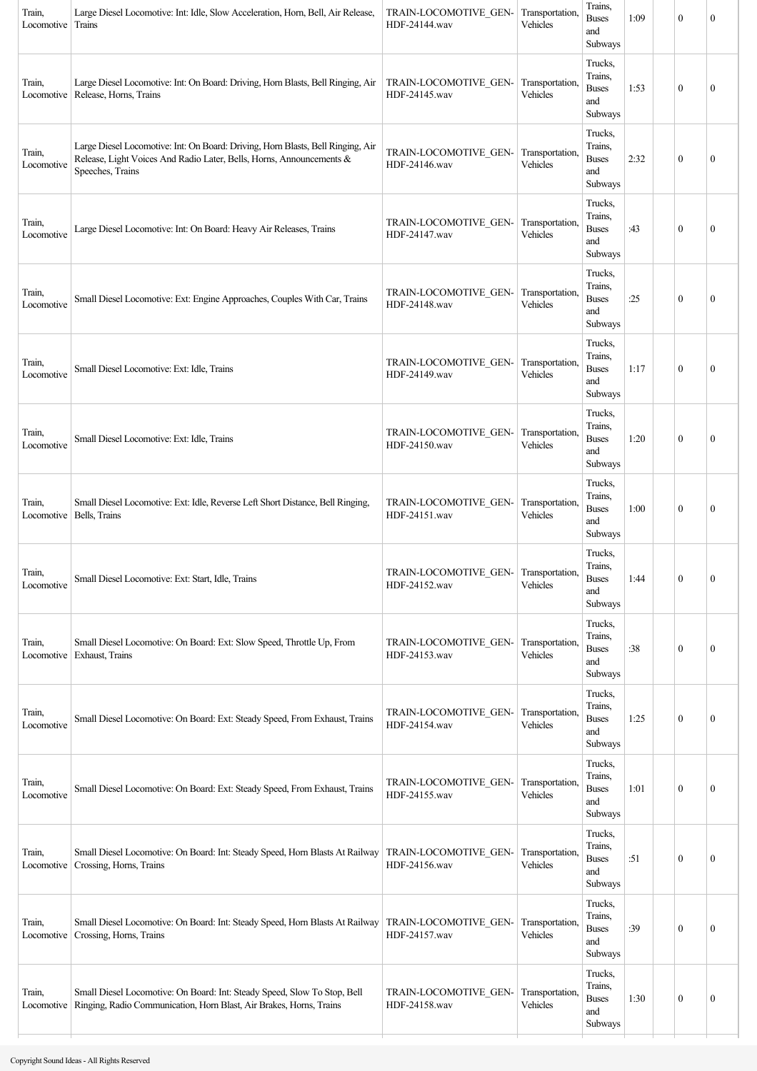| | | | | | | | | |
|---|---|---|---|---|---|---|---|---|
| Train, Locomotive | Large Diesel Locomotive: Int: Idle, Slow Acceleration, Horn, Bell, Air Release, Trains | TRAIN-LOCOMOTIVE_GEN-HDF-24144.wav | Transportation, Vehicles | Trains, Buses and Subways | 1:09 | | 0 | 0 |
| Train, Locomotive | Large Diesel Locomotive: Int: On Board: Driving, Horn Blasts, Bell Ringing, Air Release, Horns, Trains | TRAIN-LOCOMOTIVE_GEN-HDF-24145.wav | Transportation, Vehicles | Trucks, Trains, Buses and Subways | 1:53 | | 0 | 0 |
| Train, Locomotive | Large Diesel Locomotive: Int: On Board: Driving, Horn Blasts, Bell Ringing, Air Release, Light Voices And Radio Later, Bells, Horns, Announcements & Speeches, Trains | TRAIN-LOCOMOTIVE_GEN-HDF-24146.wav | Transportation, Vehicles | Trucks, Trains, Buses and Subways | 2:32 | | 0 | 0 |
| Train, Locomotive | Large Diesel Locomotive: Int: On Board: Heavy Air Releases, Trains | TRAIN-LOCOMOTIVE_GEN-HDF-24147.wav | Transportation, Vehicles | Trucks, Trains, Buses and Subways | :43 | | 0 | 0 |
| Train, Locomotive | Small Diesel Locomotive: Ext: Engine Approaches, Couples With Car, Trains | TRAIN-LOCOMOTIVE_GEN-HDF-24148.wav | Transportation, Vehicles | Trucks, Trains, Buses and Subways | :25 | | 0 | 0 |
| Train, Locomotive | Small Diesel Locomotive: Ext: Idle, Trains | TRAIN-LOCOMOTIVE_GEN-HDF-24149.wav | Transportation, Vehicles | Trucks, Trains, Buses and Subways | 1:17 | | 0 | 0 |
| Train, Locomotive | Small Diesel Locomotive: Ext: Idle, Trains | TRAIN-LOCOMOTIVE_GEN-HDF-24150.wav | Transportation, Vehicles | Trucks, Trains, Buses and Subways | 1:20 | | 0 | 0 |
| Train, Locomotive | Small Diesel Locomotive: Ext: Idle, Reverse Left Short Distance, Bell Ringing, Bells, Trains | TRAIN-LOCOMOTIVE_GEN-HDF-24151.wav | Transportation, Vehicles | Trucks, Trains, Buses and Subways | 1:00 | | 0 | 0 |
| Train, Locomotive | Small Diesel Locomotive: Ext: Start, Idle, Trains | TRAIN-LOCOMOTIVE_GEN-HDF-24152.wav | Transportation, Vehicles | Trucks, Trains, Buses and Subways | 1:44 | | 0 | 0 |
| Train, Locomotive | Small Diesel Locomotive: On Board: Ext: Slow Speed, Throttle Up, From Exhaust, Trains | TRAIN-LOCOMOTIVE_GEN-HDF-24153.wav | Transportation, Vehicles | Trucks, Trains, Buses and Subways | :38 | | 0 | 0 |
| Train, Locomotive | Small Diesel Locomotive: On Board: Ext: Steady Speed, From Exhaust, Trains | TRAIN-LOCOMOTIVE_GEN-HDF-24154.wav | Transportation, Vehicles | Trucks, Trains, Buses and Subways | 1:25 | | 0 | 0 |
| Train, Locomotive | Small Diesel Locomotive: On Board: Ext: Steady Speed, From Exhaust, Trains | TRAIN-LOCOMOTIVE_GEN-HDF-24155.wav | Transportation, Vehicles | Trucks, Trains, Buses and Subways | 1:01 | | 0 | 0 |
| Train, Locomotive | Small Diesel Locomotive: On Board: Int: Steady Speed, Horn Blasts At Railway Crossing, Horns, Trains | TRAIN-LOCOMOTIVE_GEN-HDF-24156.wav | Transportation, Vehicles | Trucks, Trains, Buses and Subways | :51 | | 0 | 0 |
| Train, Locomotive | Small Diesel Locomotive: On Board: Int: Steady Speed, Horn Blasts At Railway Crossing, Horns, Trains | TRAIN-LOCOMOTIVE_GEN-HDF-24157.wav | Transportation, Vehicles | Trucks, Trains, Buses and Subways | :39 | | 0 | 0 |
| Train, Locomotive | Small Diesel Locomotive: On Board: Int: Steady Speed, Slow To Stop, Bell Ringing, Radio Communication, Horn Blast, Air Brakes, Horns, Trains | TRAIN-LOCOMOTIVE_GEN-HDF-24158.wav | Transportation, Vehicles | Trucks, Trains, Buses and Subways | 1:30 | | 0 | 0 |

Copyright Sound Ideas - All Rights Reserved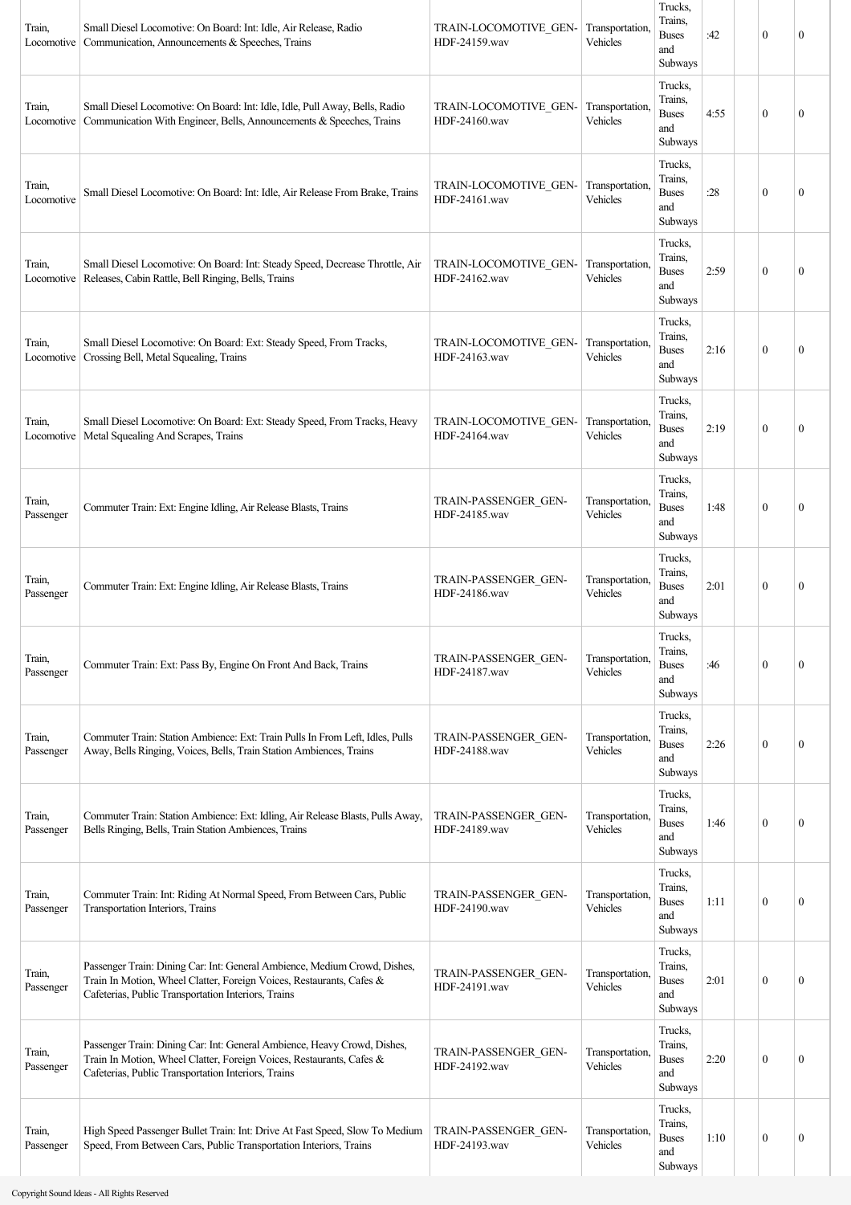| Train, Locomotive | Small Diesel Locomotive: On Board: Int: Idle, Air Release, Radio Communication, Announcements & Speeches, Trains | TRAIN-LOCOMOTIVE_GEN-HDF-24159.wav | Transportation, Vehicles | Trucks, Trains, Buses and Subways | :42 | | 0 | 0 |
|---|---|---|---|---|---|---|---|---|
| Train, Locomotive | Small Diesel Locomotive: On Board: Int: Idle, Idle, Pull Away, Bells, Radio Communication With Engineer, Bells, Announcements & Speeches, Trains | TRAIN-LOCOMOTIVE_GEN-HDF-24160.wav | Transportation, Vehicles | Trucks, Trains, Buses and Subways | 4:55 | | 0 | 0 |
| Train, Locomotive | Small Diesel Locomotive: On Board: Int: Idle, Air Release From Brake, Trains | TRAIN-LOCOMOTIVE_GEN-HDF-24161.wav | Transportation, Vehicles | Trucks, Trains, Buses and Subways | :28 | | 0 | 0 |
| Train, Locomotive | Small Diesel Locomotive: On Board: Int: Steady Speed, Decrease Throttle, Air Releases, Cabin Rattle, Bell Ringing, Bells, Trains | TRAIN-LOCOMOTIVE_GEN-HDF-24162.wav | Transportation, Vehicles | Trucks, Trains, Buses and Subways | 2:59 | | 0 | 0 |
| Train, Locomotive | Small Diesel Locomotive: On Board: Ext: Steady Speed, From Tracks, Crossing Bell, Metal Squealing, Trains | TRAIN-LOCOMOTIVE_GEN-HDF-24163.wav | Transportation, Vehicles | Trucks, Trains, Buses and Subways | 2:16 | | 0 | 0 |
| Train, Locomotive | Small Diesel Locomotive: On Board: Ext: Steady Speed, From Tracks, Heavy Metal Squealing And Scrapes, Trains | TRAIN-LOCOMOTIVE_GEN-HDF-24164.wav | Transportation, Vehicles | Trucks, Trains, Buses and Subways | 2:19 | | 0 | 0 |
| Train, Passenger | Commuter Train: Ext: Engine Idling, Air Release Blasts, Trains | TRAIN-PASSENGER_GEN-HDF-24185.wav | Transportation, Vehicles | Trucks, Trains, Buses and Subways | 1:48 | | 0 | 0 |
| Train, Passenger | Commuter Train: Ext: Engine Idling, Air Release Blasts, Trains | TRAIN-PASSENGER_GEN-HDF-24186.wav | Transportation, Vehicles | Trucks, Trains, Buses and Subways | 2:01 | | 0 | 0 |
| Train, Passenger | Commuter Train: Ext: Pass By, Engine On Front And Back, Trains | TRAIN-PASSENGER_GEN-HDF-24187.wav | Transportation, Vehicles | Trucks, Trains, Buses and Subways | :46 | | 0 | 0 |
| Train, Passenger | Commuter Train: Station Ambience: Ext: Train Pulls In From Left, Idles, Pulls Away, Bells Ringing, Voices, Bells, Train Station Ambiences, Trains | TRAIN-PASSENGER_GEN-HDF-24188.wav | Transportation, Vehicles | Trucks, Trains, Buses and Subways | 2:26 | | 0 | 0 |
| Train, Passenger | Commuter Train: Station Ambience: Ext: Idling, Air Release Blasts, Pulls Away, Bells Ringing, Bells, Train Station Ambiences, Trains | TRAIN-PASSENGER_GEN-HDF-24189.wav | Transportation, Vehicles | Trucks, Trains, Buses and Subways | 1:46 | | 0 | 0 |
| Train, Passenger | Commuter Train: Int: Riding At Normal Speed, From Between Cars, Public Transportation Interiors, Trains | TRAIN-PASSENGER_GEN-HDF-24190.wav | Transportation, Vehicles | Trucks, Trains, Buses and Subways | 1:11 | | 0 | 0 |
| Train, Passenger | Passenger Train: Dining Car: Int: General Ambience, Medium Crowd, Dishes, Train In Motion, Wheel Clatter, Foreign Voices, Restaurants, Cafes & Cafeterias, Public Transportation Interiors, Trains | TRAIN-PASSENGER_GEN-HDF-24191.wav | Transportation, Vehicles | Trucks, Trains, Buses and Subways | 2:01 | | 0 | 0 |
| Train, Passenger | Passenger Train: Dining Car: Int: General Ambience, Heavy Crowd, Dishes, Train In Motion, Wheel Clatter, Foreign Voices, Restaurants, Cafes & Cafeterias, Public Transportation Interiors, Trains | TRAIN-PASSENGER_GEN-HDF-24192.wav | Transportation, Vehicles | Trucks, Trains, Buses and Subways | 2:20 | | 0 | 0 |
| Train, Passenger | High Speed Passenger Bullet Train: Int: Drive At Fast Speed, Slow To Medium Speed, From Between Cars, Public Transportation Interiors, Trains | TRAIN-PASSENGER_GEN-HDF-24193.wav | Transportation, Vehicles | Trucks, Trains, Buses and Subways | 1:10 | | 0 | 0 |

Copyright Sound Ideas - All Rights Reserved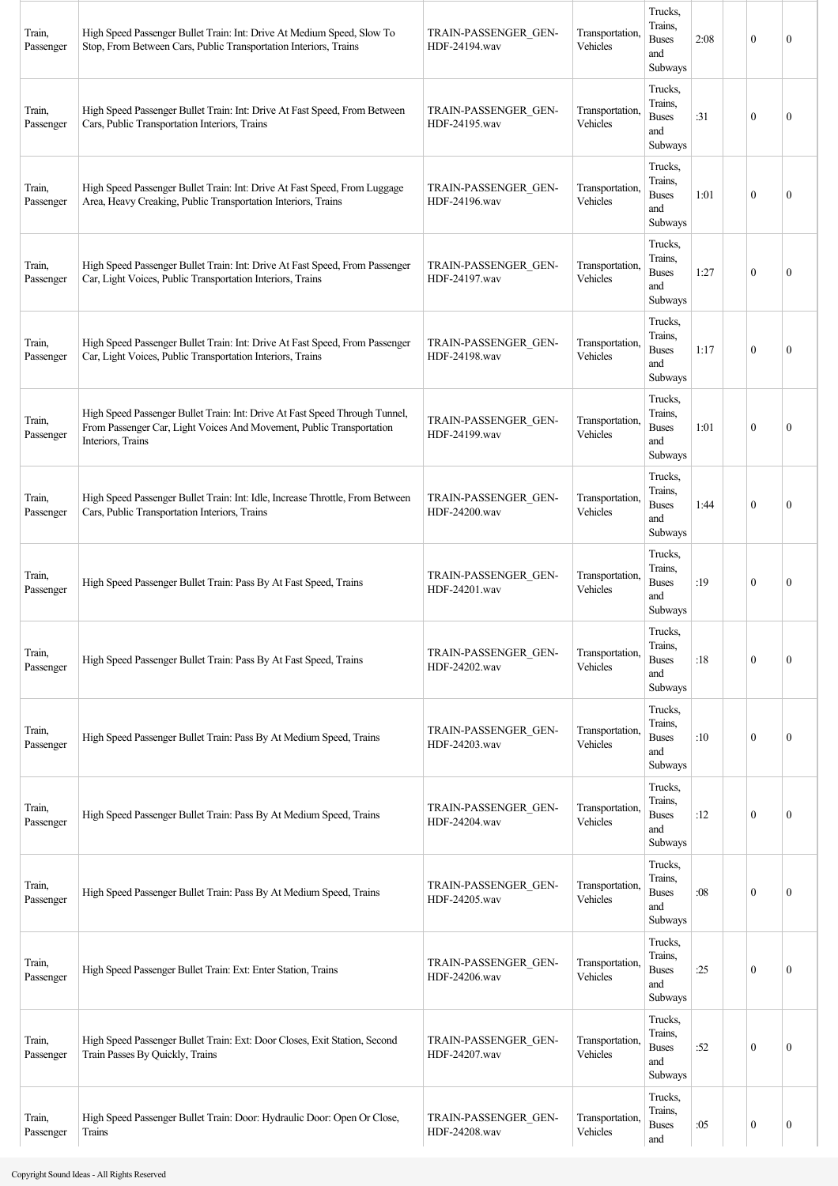| | | | | | | | | |
|---|---|---|---|---|---|---|---|---|
| Train, Passenger | High Speed Passenger Bullet Train: Int: Drive At Medium Speed, Slow To Stop, From Between Cars, Public Transportation Interiors, Trains | TRAIN-PASSENGER_GEN-HDF-24194.wav | Transportation, Vehicles | Trucks, Trains, Buses and Subways | 2:08 | | 0 | 0 |
| Train, Passenger | High Speed Passenger Bullet Train: Int: Drive At Fast Speed, From Between Cars, Public Transportation Interiors, Trains | TRAIN-PASSENGER_GEN-HDF-24195.wav | Transportation, Vehicles | Trucks, Trains, Buses and Subways | :31 | | 0 | 0 |
| Train, Passenger | High Speed Passenger Bullet Train: Int: Drive At Fast Speed, From Luggage Area, Heavy Creaking, Public Transportation Interiors, Trains | TRAIN-PASSENGER_GEN-HDF-24196.wav | Transportation, Vehicles | Trucks, Trains, Buses and Subways | 1:01 | | 0 | 0 |
| Train, Passenger | High Speed Passenger Bullet Train: Int: Drive At Fast Speed, From Passenger Car, Light Voices, Public Transportation Interiors, Trains | TRAIN-PASSENGER_GEN-HDF-24197.wav | Transportation, Vehicles | Trucks, Trains, Buses and Subways | 1:27 | | 0 | 0 |
| Train, Passenger | High Speed Passenger Bullet Train: Int: Drive At Fast Speed, From Passenger Car, Light Voices, Public Transportation Interiors, Trains | TRAIN-PASSENGER_GEN-HDF-24198.wav | Transportation, Vehicles | Trucks, Trains, Buses and Subways | 1:17 | | 0 | 0 |
| Train, Passenger | High Speed Passenger Bullet Train: Int: Drive At Fast Speed Through Tunnel, From Passenger Car, Light Voices And Movement, Public Transportation Interiors, Trains | TRAIN-PASSENGER_GEN-HDF-24199.wav | Transportation, Vehicles | Trucks, Trains, Buses and Subways | 1:01 | | 0 | 0 |
| Train, Passenger | High Speed Passenger Bullet Train: Int: Idle, Increase Throttle, From Between Cars, Public Transportation Interiors, Trains | TRAIN-PASSENGER_GEN-HDF-24200.wav | Transportation, Vehicles | Trucks, Trains, Buses and Subways | 1:44 | | 0 | 0 |
| Train, Passenger | High Speed Passenger Bullet Train: Pass By At Fast Speed, Trains | TRAIN-PASSENGER_GEN-HDF-24201.wav | Transportation, Vehicles | Trucks, Trains, Buses and Subways | :19 | | 0 | 0 |
| Train, Passenger | High Speed Passenger Bullet Train: Pass By At Fast Speed, Trains | TRAIN-PASSENGER_GEN-HDF-24202.wav | Transportation, Vehicles | Trucks, Trains, Buses and Subways | :18 | | 0 | 0 |
| Train, Passenger | High Speed Passenger Bullet Train: Pass By At Medium Speed, Trains | TRAIN-PASSENGER_GEN-HDF-24203.wav | Transportation, Vehicles | Trucks, Trains, Buses and Subways | :10 | | 0 | 0 |
| Train, Passenger | High Speed Passenger Bullet Train: Pass By At Medium Speed, Trains | TRAIN-PASSENGER_GEN-HDF-24204.wav | Transportation, Vehicles | Trucks, Trains, Buses and Subways | :12 | | 0 | 0 |
| Train, Passenger | High Speed Passenger Bullet Train: Pass By At Medium Speed, Trains | TRAIN-PASSENGER_GEN-HDF-24205.wav | Transportation, Vehicles | Trucks, Trains, Buses and Subways | :08 | | 0 | 0 |
| Train, Passenger | High Speed Passenger Bullet Train: Ext: Enter Station, Trains | TRAIN-PASSENGER_GEN-HDF-24206.wav | Transportation, Vehicles | Trucks, Trains, Buses and Subways | :25 | | 0 | 0 |
| Train, Passenger | High Speed Passenger Bullet Train: Ext: Door Closes, Exit Station, Second Train Passes By Quickly, Trains | TRAIN-PASSENGER_GEN-HDF-24207.wav | Transportation, Vehicles | Trucks, Trains, Buses and Subways | :52 | | 0 | 0 |
| Train, Passenger | High Speed Passenger Bullet Train: Door: Hydraulic Door: Open Or Close, Trains | TRAIN-PASSENGER_GEN-HDF-24208.wav | Transportation, Vehicles | Trucks, Trains, Buses and | :05 | | 0 | 0 |

Copyright Sound Ideas - All Rights Reserved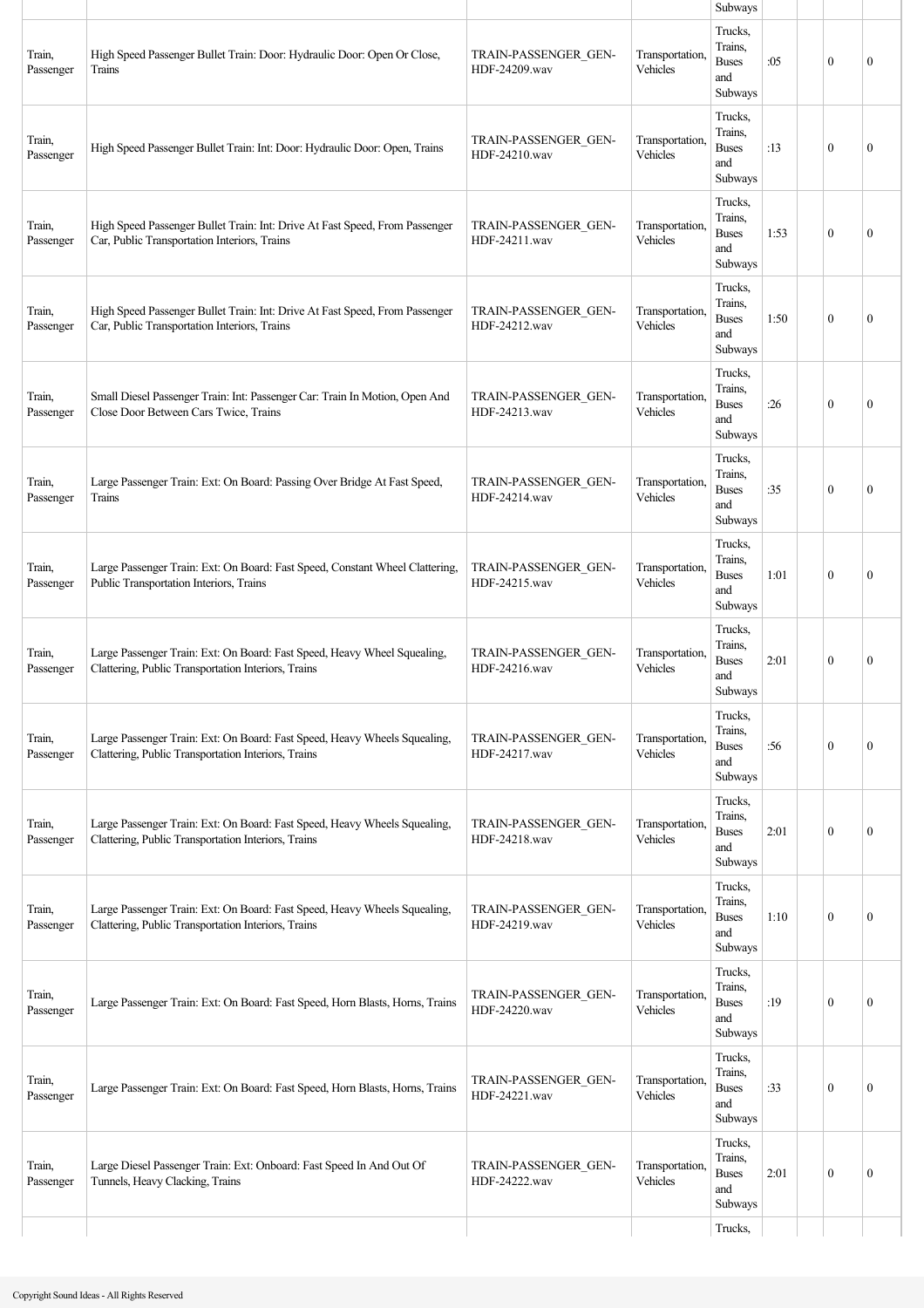| | | | | | | | | |
|---|---|---|---|---|---|---|---|---|
| | | | | Subways | | | | |
| Train, Passenger | High Speed Passenger Bullet Train: Door: Hydraulic Door: Open Or Close, Trains | TRAIN-PASSENGER_GEN-HDF-24209.wav | Transportation, Vehicles | Trucks, Trains, Buses and Subways | :05 | | 0 | 0 |
| Train, Passenger | High Speed Passenger Bullet Train: Int: Door: Hydraulic Door: Open, Trains | TRAIN-PASSENGER_GEN-HDF-24210.wav | Transportation, Vehicles | Trucks, Trains, Buses and Subways | :13 | | 0 | 0 |
| Train, Passenger | High Speed Passenger Bullet Train: Int: Drive At Fast Speed, From Passenger Car, Public Transportation Interiors, Trains | TRAIN-PASSENGER_GEN-HDF-24211.wav | Transportation, Vehicles | Trucks, Trains, Buses and Subways | 1:53 | | 0 | 0 |
| Train, Passenger | High Speed Passenger Bullet Train: Int: Drive At Fast Speed, From Passenger Car, Public Transportation Interiors, Trains | TRAIN-PASSENGER_GEN-HDF-24212.wav | Transportation, Vehicles | Trucks, Trains, Buses and Subways | 1:50 | | 0 | 0 |
| Train, Passenger | Small Diesel Passenger Train: Int: Passenger Car: Train In Motion, Open And Close Door Between Cars Twice, Trains | TRAIN-PASSENGER_GEN-HDF-24213.wav | Transportation, Vehicles | Trucks, Trains, Buses and Subways | :26 | | 0 | 0 |
| Train, Passenger | Large Passenger Train: Ext: On Board: Passing Over Bridge At Fast Speed, Trains | TRAIN-PASSENGER_GEN-HDF-24214.wav | Transportation, Vehicles | Trucks, Trains, Buses and Subways | :35 | | 0 | 0 |
| Train, Passenger | Large Passenger Train: Ext: On Board: Fast Speed, Constant Wheel Clattering, Public Transportation Interiors, Trains | TRAIN-PASSENGER_GEN-HDF-24215.wav | Transportation, Vehicles | Trucks, Trains, Buses and Subways | 1:01 | | 0 | 0 |
| Train, Passenger | Large Passenger Train: Ext: On Board: Fast Speed, Heavy Wheel Squealing, Clattering, Public Transportation Interiors, Trains | TRAIN-PASSENGER_GEN-HDF-24216.wav | Transportation, Vehicles | Trucks, Trains, Buses and Subways | 2:01 | | 0 | 0 |
| Train, Passenger | Large Passenger Train: Ext: On Board: Fast Speed, Heavy Wheels Squealing, Clattering, Public Transportation Interiors, Trains | TRAIN-PASSENGER_GEN-HDF-24217.wav | Transportation, Vehicles | Trucks, Trains, Buses and Subways | :56 | | 0 | 0 |
| Train, Passenger | Large Passenger Train: Ext: On Board: Fast Speed, Heavy Wheels Squealing, Clattering, Public Transportation Interiors, Trains | TRAIN-PASSENGER_GEN-HDF-24218.wav | Transportation, Vehicles | Trucks, Trains, Buses and Subways | 2:01 | | 0 | 0 |
| Train, Passenger | Large Passenger Train: Ext: On Board: Fast Speed, Heavy Wheels Squealing, Clattering, Public Transportation Interiors, Trains | TRAIN-PASSENGER_GEN-HDF-24219.wav | Transportation, Vehicles | Trucks, Trains, Buses and Subways | 1:10 | | 0 | 0 |
| Train, Passenger | Large Passenger Train: Ext: On Board: Fast Speed, Horn Blasts, Horns, Trains | TRAIN-PASSENGER_GEN-HDF-24220.wav | Transportation, Vehicles | Trucks, Trains, Buses and Subways | :19 | | 0 | 0 |
| Train, Passenger | Large Passenger Train: Ext: On Board: Fast Speed, Horn Blasts, Horns, Trains | TRAIN-PASSENGER_GEN-HDF-24221.wav | Transportation, Vehicles | Trucks, Trains, Buses and Subways | :33 | | 0 | 0 |
| Train, Passenger | Large Diesel Passenger Train: Ext: Onboard: Fast Speed In And Out Of Tunnels, Heavy Clacking, Trains | TRAIN-PASSENGER_GEN-HDF-24222.wav | Transportation, Vehicles | Trucks, Trains, Buses and Subways | 2:01 | | 0 | 0 |
| | | | | Trucks, | | | | |

Copyright Sound Ideas - All Rights Reserved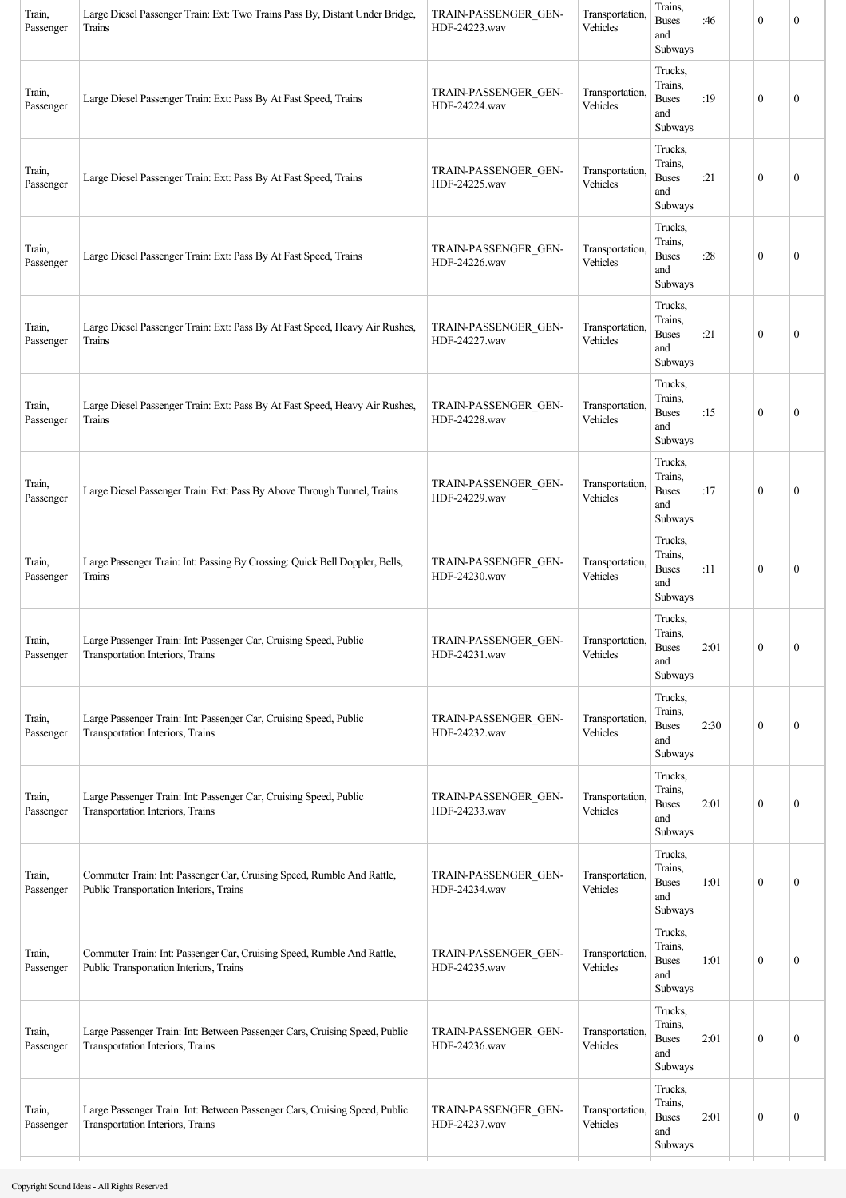| | | | | | | | | |
|---|---|---|---|---|---|---|---|---|
| Train, Passenger | Large Diesel Passenger Train: Ext: Two Trains Pass By, Distant Under Bridge, Trains | TRAIN-PASSENGER_GEN-HDF-24223.wav | Transportation, Vehicles | Trains, Buses and Subways | :46 | | 0 | 0 |
| Train, Passenger | Large Diesel Passenger Train: Ext: Pass By At Fast Speed, Trains | TRAIN-PASSENGER_GEN-HDF-24224.wav | Transportation, Vehicles | Trucks, Trains, Buses and Subways | :19 | | 0 | 0 |
| Train, Passenger | Large Diesel Passenger Train: Ext: Pass By At Fast Speed, Trains | TRAIN-PASSENGER_GEN-HDF-24225.wav | Transportation, Vehicles | Trucks, Trains, Buses and Subways | :21 | | 0 | 0 |
| Train, Passenger | Large Diesel Passenger Train: Ext: Pass By At Fast Speed, Trains | TRAIN-PASSENGER_GEN-HDF-24226.wav | Transportation, Vehicles | Trucks, Trains, Buses and Subways | :28 | | 0 | 0 |
| Train, Passenger | Large Diesel Passenger Train: Ext: Pass By At Fast Speed, Heavy Air Rushes, Trains | TRAIN-PASSENGER_GEN-HDF-24227.wav | Transportation, Vehicles | Trucks, Trains, Buses and Subways | :21 | | 0 | 0 |
| Train, Passenger | Large Diesel Passenger Train: Ext: Pass By At Fast Speed, Heavy Air Rushes, Trains | TRAIN-PASSENGER_GEN-HDF-24228.wav | Transportation, Vehicles | Trucks, Trains, Buses and Subways | :15 | | 0 | 0 |
| Train, Passenger | Large Diesel Passenger Train: Ext: Pass By Above Through Tunnel, Trains | TRAIN-PASSENGER_GEN-HDF-24229.wav | Transportation, Vehicles | Trucks, Trains, Buses and Subways | :17 | | 0 | 0 |
| Train, Passenger | Large Passenger Train: Int: Passing By Crossing: Quick Bell Doppler, Bells, Trains | TRAIN-PASSENGER_GEN-HDF-24230.wav | Transportation, Vehicles | Trucks, Trains, Buses and Subways | :11 | | 0 | 0 |
| Train, Passenger | Large Passenger Train: Int: Passenger Car, Cruising Speed, Public Transportation Interiors, Trains | TRAIN-PASSENGER_GEN-HDF-24231.wav | Transportation, Vehicles | Trucks, Trains, Buses and Subways | 2:01 | | 0 | 0 |
| Train, Passenger | Large Passenger Train: Int: Passenger Car, Cruising Speed, Public Transportation Interiors, Trains | TRAIN-PASSENGER_GEN-HDF-24232.wav | Transportation, Vehicles | Trucks, Trains, Buses and Subways | 2:30 | | 0 | 0 |
| Train, Passenger | Large Passenger Train: Int: Passenger Car, Cruising Speed, Public Transportation Interiors, Trains | TRAIN-PASSENGER_GEN-HDF-24233.wav | Transportation, Vehicles | Trucks, Trains, Buses and Subways | 2:01 | | 0 | 0 |
| Train, Passenger | Commuter Train: Int: Passenger Car, Cruising Speed, Rumble And Rattle, Public Transportation Interiors, Trains | TRAIN-PASSENGER_GEN-HDF-24234.wav | Transportation, Vehicles | Trucks, Trains, Buses and Subways | 1:01 | | 0 | 0 |
| Train, Passenger | Commuter Train: Int: Passenger Car, Cruising Speed, Rumble And Rattle, Public Transportation Interiors, Trains | TRAIN-PASSENGER_GEN-HDF-24235.wav | Transportation, Vehicles | Trucks, Trains, Buses and Subways | 1:01 | | 0 | 0 |
| Train, Passenger | Large Passenger Train: Int: Between Passenger Cars, Cruising Speed, Public Transportation Interiors, Trains | TRAIN-PASSENGER_GEN-HDF-24236.wav | Transportation, Vehicles | Trucks, Trains, Buses and Subways | 2:01 | | 0 | 0 |
| Train, Passenger | Large Passenger Train: Int: Between Passenger Cars, Cruising Speed, Public Transportation Interiors, Trains | TRAIN-PASSENGER_GEN-HDF-24237.wav | Transportation, Vehicles | Trucks, Trains, Buses and Subways | 2:01 | | 0 | 0 |

Copyright Sound Ideas - All Rights Reserved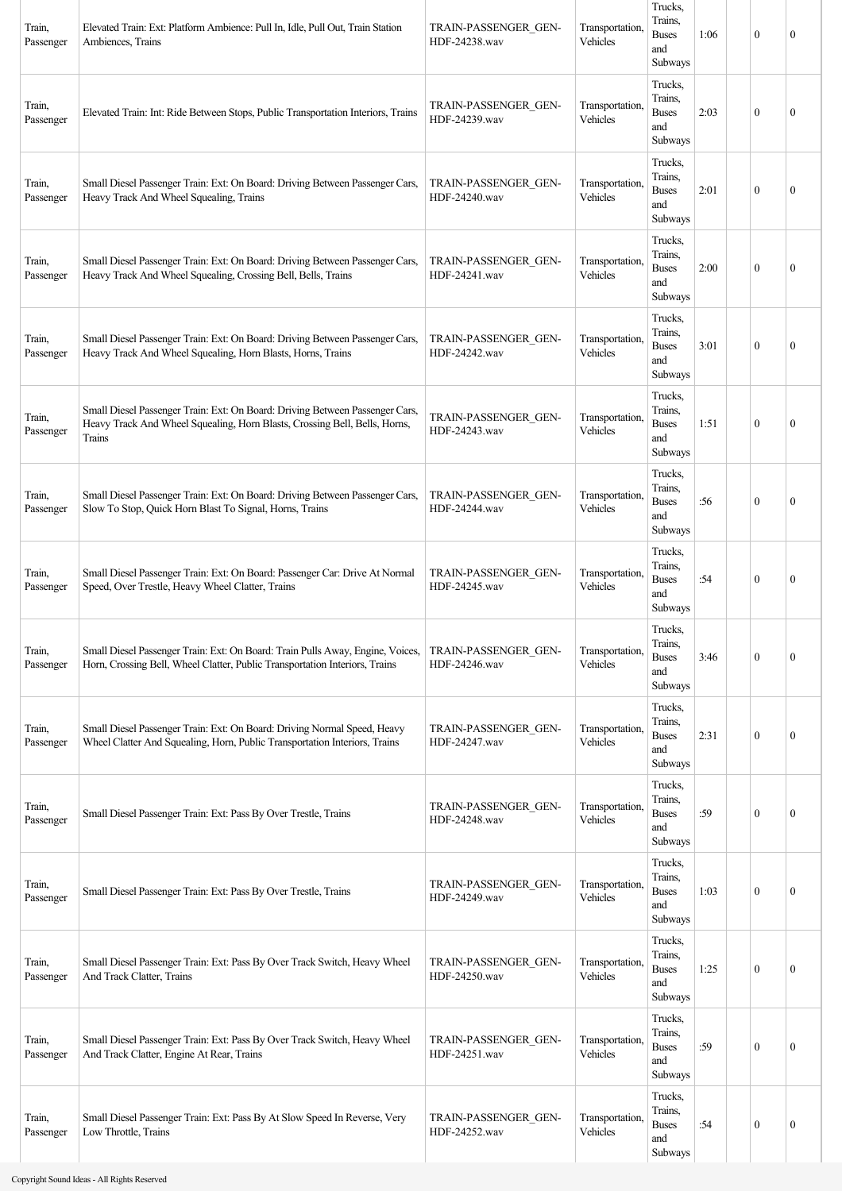| | | | | | | | |
|---|---|---|---|---|---|---|---|
| Train, Passenger | Elevated Train: Ext: Platform Ambience: Pull In, Idle, Pull Out, Train Station Ambiences, Trains | TRAIN-PASSENGER_GEN-HDF-24238.wav | Transportation, Vehicles | Trucks, Trains, Buses and Subways | 1:06 | | 0 | 0 |
| Train, Passenger | Elevated Train: Int: Ride Between Stops, Public Transportation Interiors, Trains | TRAIN-PASSENGER_GEN-HDF-24239.wav | Transportation, Vehicles | Trucks, Trains, Buses and Subways | 2:03 | | 0 | 0 |
| Train, Passenger | Small Diesel Passenger Train: Ext: On Board: Driving Between Passenger Cars, Heavy Track And Wheel Squealing, Trains | TRAIN-PASSENGER_GEN-HDF-24240.wav | Transportation, Vehicles | Trucks, Trains, Buses and Subways | 2:01 | | 0 | 0 |
| Train, Passenger | Small Diesel Passenger Train: Ext: On Board: Driving Between Passenger Cars, Heavy Track And Wheel Squealing, Crossing Bell, Bells, Trains | TRAIN-PASSENGER_GEN-HDF-24241.wav | Transportation, Vehicles | Trucks, Trains, Buses and Subways | 2:00 | | 0 | 0 |
| Train, Passenger | Small Diesel Passenger Train: Ext: On Board: Driving Between Passenger Cars, Heavy Track And Wheel Squealing, Horn Blasts, Horns, Trains | TRAIN-PASSENGER_GEN-HDF-24242.wav | Transportation, Vehicles | Trucks, Trains, Buses and Subways | 3:01 | | 0 | 0 |
| Train, Passenger | Small Diesel Passenger Train: Ext: On Board: Driving Between Passenger Cars, Heavy Track And Wheel Squealing, Horn Blasts, Crossing Bell, Bells, Horns, Trains | TRAIN-PASSENGER_GEN-HDF-24243.wav | Transportation, Vehicles | Trucks, Trains, Buses and Subways | 1:51 | | 0 | 0 |
| Train, Passenger | Small Diesel Passenger Train: Ext: On Board: Driving Between Passenger Cars, Slow To Stop, Quick Horn Blast To Signal, Horns, Trains | TRAIN-PASSENGER_GEN-HDF-24244.wav | Transportation, Vehicles | Trucks, Trains, Buses and Subways | :56 | | 0 | 0 |
| Train, Passenger | Small Diesel Passenger Train: Ext: On Board: Passenger Car: Drive At Normal Speed, Over Trestle, Heavy Wheel Clatter, Trains | TRAIN-PASSENGER_GEN-HDF-24245.wav | Transportation, Vehicles | Trucks, Trains, Buses and Subways | :54 | | 0 | 0 |
| Train, Passenger | Small Diesel Passenger Train: Ext: On Board: Train Pulls Away, Engine, Voices, Horn, Crossing Bell, Wheel Clatter, Public Transportation Interiors, Trains | TRAIN-PASSENGER_GEN-HDF-24246.wav | Transportation, Vehicles | Trucks, Trains, Buses and Subways | 3:46 | | 0 | 0 |
| Train, Passenger | Small Diesel Passenger Train: Ext: On Board: Driving Normal Speed, Heavy Wheel Clatter And Squealing, Horn, Public Transportation Interiors, Trains | TRAIN-PASSENGER_GEN-HDF-24247.wav | Transportation, Vehicles | Trucks, Trains, Buses and Subways | 2:31 | | 0 | 0 |
| Train, Passenger | Small Diesel Passenger Train: Ext: Pass By Over Trestle, Trains | TRAIN-PASSENGER_GEN-HDF-24248.wav | Transportation, Vehicles | Trucks, Trains, Buses and Subways | :59 | | 0 | 0 |
| Train, Passenger | Small Diesel Passenger Train: Ext: Pass By Over Trestle, Trains | TRAIN-PASSENGER_GEN-HDF-24249.wav | Transportation, Vehicles | Trucks, Trains, Buses and Subways | 1:03 | | 0 | 0 |
| Train, Passenger | Small Diesel Passenger Train: Ext: Pass By Over Track Switch, Heavy Wheel And Track Clatter, Trains | TRAIN-PASSENGER_GEN-HDF-24250.wav | Transportation, Vehicles | Trucks, Trains, Buses and Subways | 1:25 | | 0 | 0 |
| Train, Passenger | Small Diesel Passenger Train: Ext: Pass By Over Track Switch, Heavy Wheel And Track Clatter, Engine At Rear, Trains | TRAIN-PASSENGER_GEN-HDF-24251.wav | Transportation, Vehicles | Trucks, Trains, Buses and Subways | :59 | | 0 | 0 |
| Train, Passenger | Small Diesel Passenger Train: Ext: Pass By At Slow Speed In Reverse, Very Low Throttle, Trains | TRAIN-PASSENGER_GEN-HDF-24252.wav | Transportation, Vehicles | Trucks, Trains, Buses and Subways | :54 | | 0 | 0 |

Copyright Sound Ideas - All Rights Reserved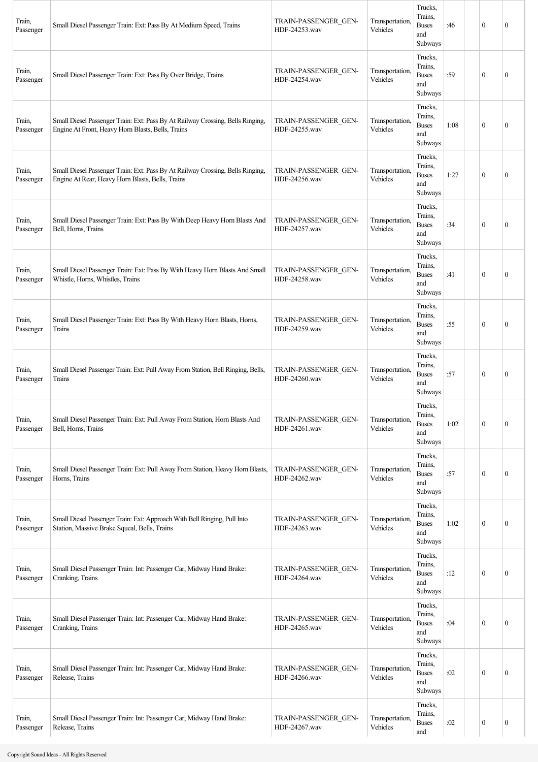| | | | | | | | | |
|---|---|---|---|---|---|---|---|---|
| Train, Passenger | Small Diesel Passenger Train: Ext: Pass By At Medium Speed, Trains | TRAIN-PASSENGER_GEN-HDF-24253.wav | Transportation, Vehicles | Trucks, Trains, Buses and Subways | :46 | | 0 | 0 |
| Train, Passenger | Small Diesel Passenger Train: Ext: Pass By Over Bridge, Trains | TRAIN-PASSENGER_GEN-HDF-24254.wav | Transportation, Vehicles | Trucks, Trains, Buses and Subways | :59 | | 0 | 0 |
| Train, Passenger | Small Diesel Passenger Train: Ext: Pass By At Railway Crossing, Bells Ringing, Engine At Front, Heavy Horn Blasts, Bells, Trains | TRAIN-PASSENGER_GEN-HDF-24255.wav | Transportation, Vehicles | Trucks, Trains, Buses and Subways | 1:08 | | 0 | 0 |
| Train, Passenger | Small Diesel Passenger Train: Ext: Pass By At Railway Crossing, Bells Ringing, Engine At Rear, Heavy Horn Blasts, Bells, Trains | TRAIN-PASSENGER_GEN-HDF-24256.wav | Transportation, Vehicles | Trucks, Trains, Buses and Subways | 1:27 | | 0 | 0 |
| Train, Passenger | Small Diesel Passenger Train: Ext: Pass By With Deep Heavy Horn Blasts And Bell, Horns, Trains | TRAIN-PASSENGER_GEN-HDF-24257.wav | Transportation, Vehicles | Trucks, Trains, Buses and Subways | :34 | | 0 | 0 |
| Train, Passenger | Small Diesel Passenger Train: Ext: Pass By With Heavy Horn Blasts And Small Whistle, Horns, Whistles, Trains | TRAIN-PASSENGER_GEN-HDF-24258.wav | Transportation, Vehicles | Trucks, Trains, Buses and Subways | :41 | | 0 | 0 |
| Train, Passenger | Small Diesel Passenger Train: Ext: Pass By With Heavy Horn Blasts, Horns, Trains | TRAIN-PASSENGER_GEN-HDF-24259.wav | Transportation, Vehicles | Trucks, Trains, Buses and Subways | :55 | | 0 | 0 |
| Train, Passenger | Small Diesel Passenger Train: Ext: Pull Away From Station, Bell Ringing, Bells, Trains | TRAIN-PASSENGER_GEN-HDF-24260.wav | Transportation, Vehicles | Trucks, Trains, Buses and Subways | :57 | | 0 | 0 |
| Train, Passenger | Small Diesel Passenger Train: Ext: Pull Away From Station, Horn Blasts And Bell, Horns, Trains | TRAIN-PASSENGER_GEN-HDF-24261.wav | Transportation, Vehicles | Trucks, Trains, Buses and Subways | 1:02 | | 0 | 0 |
| Train, Passenger | Small Diesel Passenger Train: Ext: Pull Away From Station, Heavy Horn Blasts, Horns, Trains | TRAIN-PASSENGER_GEN-HDF-24262.wav | Transportation, Vehicles | Trucks, Trains, Buses and Subways | :57 | | 0 | 0 |
| Train, Passenger | Small Diesel Passenger Train: Ext: Approach With Bell Ringing, Pull Into Station, Massive Brake Squeal, Bells, Trains | TRAIN-PASSENGER_GEN-HDF-24263.wav | Transportation, Vehicles | Trucks, Trains, Buses and Subways | 1:02 | | 0 | 0 |
| Train, Passenger | Small Diesel Passenger Train: Int: Passenger Car, Midway Hand Brake: Cranking, Trains | TRAIN-PASSENGER_GEN-HDF-24264.wav | Transportation, Vehicles | Trucks, Trains, Buses and Subways | :12 | | 0 | 0 |
| Train, Passenger | Small Diesel Passenger Train: Int: Passenger Car, Midway Hand Brake: Cranking, Trains | TRAIN-PASSENGER_GEN-HDF-24265.wav | Transportation, Vehicles | Trucks, Trains, Buses and Subways | :04 | | 0 | 0 |
| Train, Passenger | Small Diesel Passenger Train: Int: Passenger Car, Midway Hand Brake: Release, Trains | TRAIN-PASSENGER_GEN-HDF-24266.wav | Transportation, Vehicles | Trucks, Trains, Buses and Subways | :02 | | 0 | 0 |
| Train, Passenger | Small Diesel Passenger Train: Int: Passenger Car, Midway Hand Brake: Release, Trains | TRAIN-PASSENGER_GEN-HDF-24267.wav | Transportation, Vehicles | Trucks, Trains, Buses and | :02 | | 0 | 0 |

Copyright Sound Ideas - All Rights Reserved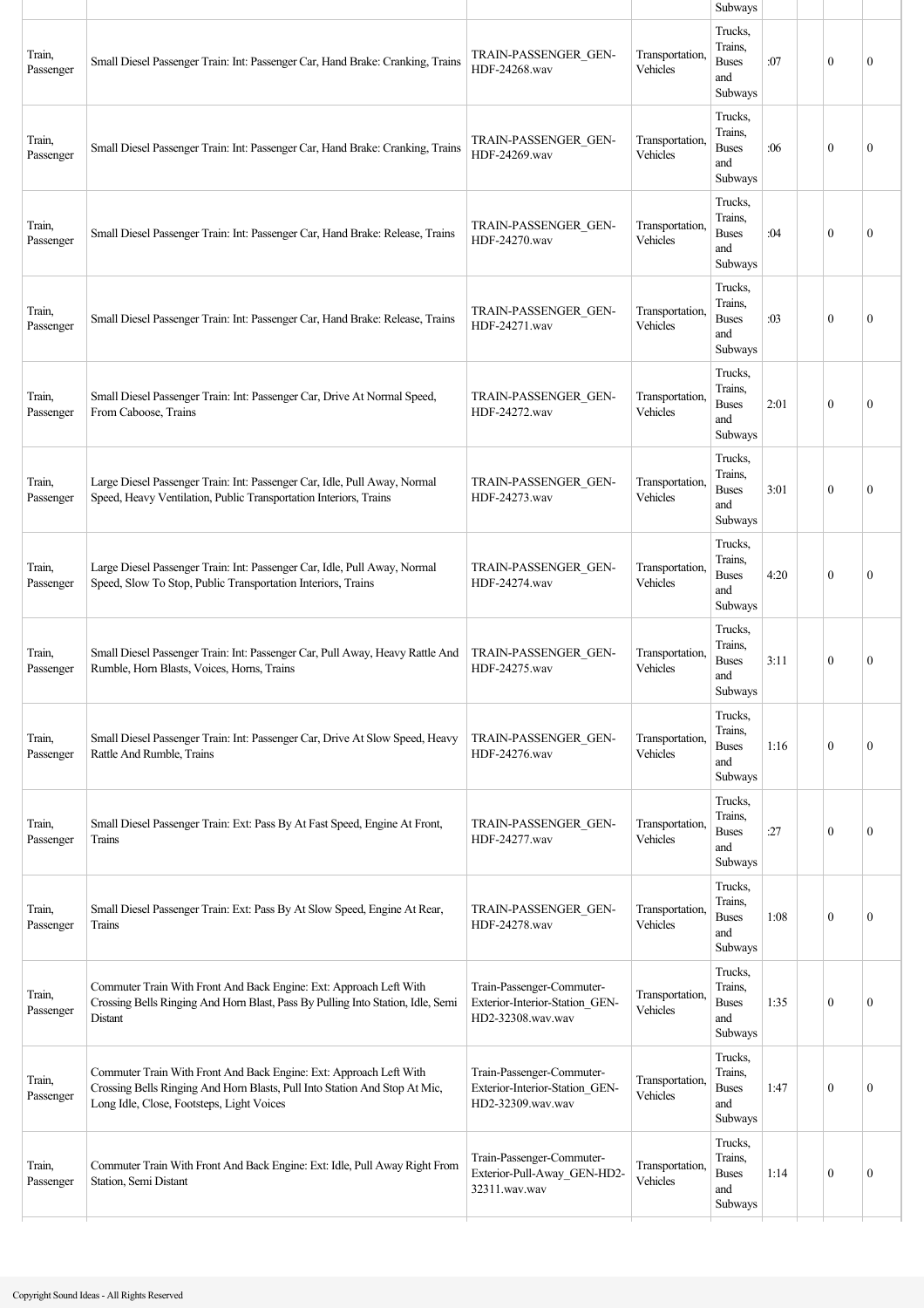| | | | | Subways | | | |
|---|---|---|---|---|---|---|---|
| Train, Passenger | Small Diesel Passenger Train: Int: Passenger Car, Hand Brake: Cranking, Trains | TRAIN-PASSENGER_GEN-HDF-24268.wav | Transportation, Vehicles | Trucks, Trains, Buses and Subways | :07 | | 0 | 0 |
| Train, Passenger | Small Diesel Passenger Train: Int: Passenger Car, Hand Brake: Cranking, Trains | TRAIN-PASSENGER_GEN-HDF-24269.wav | Transportation, Vehicles | Trucks, Trains, Buses and Subways | :06 | | 0 | 0 |
| Train, Passenger | Small Diesel Passenger Train: Int: Passenger Car, Hand Brake: Release, Trains | TRAIN-PASSENGER_GEN-HDF-24270.wav | Transportation, Vehicles | Trucks, Trains, Buses and Subways | :04 | | 0 | 0 |
| Train, Passenger | Small Diesel Passenger Train: Int: Passenger Car, Hand Brake: Release, Trains | TRAIN-PASSENGER_GEN-HDF-24271.wav | Transportation, Vehicles | Trucks, Trains, Buses and Subways | :03 | | 0 | 0 |
| Train, Passenger | Small Diesel Passenger Train: Int: Passenger Car, Drive At Normal Speed, From Caboose, Trains | TRAIN-PASSENGER_GEN-HDF-24272.wav | Transportation, Vehicles | Trucks, Trains, Buses and Subways | 2:01 | | 0 | 0 |
| Train, Passenger | Large Diesel Passenger Train: Int: Passenger Car, Idle, Pull Away, Normal Speed, Heavy Ventilation, Public Transportation Interiors, Trains | TRAIN-PASSENGER_GEN-HDF-24273.wav | Transportation, Vehicles | Trucks, Trains, Buses and Subways | 3:01 | | 0 | 0 |
| Train, Passenger | Large Diesel Passenger Train: Int: Passenger Car, Idle, Pull Away, Normal Speed, Slow To Stop, Public Transportation Interiors, Trains | TRAIN-PASSENGER_GEN-HDF-24274.wav | Transportation, Vehicles | Trucks, Trains, Buses and Subways | 4:20 | | 0 | 0 |
| Train, Passenger | Small Diesel Passenger Train: Int: Passenger Car, Pull Away, Heavy Rattle And Rumble, Horn Blasts, Voices, Horns, Trains | TRAIN-PASSENGER_GEN-HDF-24275.wav | Transportation, Vehicles | Trucks, Trains, Buses and Subways | 3:11 | | 0 | 0 |
| Train, Passenger | Small Diesel Passenger Train: Int: Passenger Car, Drive At Slow Speed, Heavy Rattle And Rumble, Trains | TRAIN-PASSENGER_GEN-HDF-24276.wav | Transportation, Vehicles | Trucks, Trains, Buses and Subways | 1:16 | | 0 | 0 |
| Train, Passenger | Small Diesel Passenger Train: Ext: Pass By At Fast Speed, Engine At Front, Trains | TRAIN-PASSENGER_GEN-HDF-24277.wav | Transportation, Vehicles | Trucks, Trains, Buses and Subways | :27 | | 0 | 0 |
| Train, Passenger | Small Diesel Passenger Train: Ext: Pass By At Slow Speed, Engine At Rear, Trains | TRAIN-PASSENGER_GEN-HDF-24278.wav | Transportation, Vehicles | Trucks, Trains, Buses and Subways | 1:08 | | 0 | 0 |
| Train, Passenger | Commuter Train With Front And Back Engine: Ext: Approach Left With Crossing Bells Ringing And Horn Blast, Pass By Pulling Into Station, Idle, Semi Distant | Train-Passenger-Commuter-Exterior-Interior-Station_GEN-HD2-32308.wav.wav | Transportation, Vehicles | Trucks, Trains, Buses and Subways | 1:35 | | 0 | 0 |
| Train, Passenger | Commuter Train With Front And Back Engine: Ext: Approach Left With Crossing Bells Ringing And Horn Blasts, Pull Into Station And Stop At Mic, Long Idle, Close, Footsteps, Light Voices | Train-Passenger-Commuter-Exterior-Interior-Station_GEN-HD2-32309.wav.wav | Transportation, Vehicles | Trucks, Trains, Buses and Subways | 1:47 | | 0 | 0 |
| Train, Passenger | Commuter Train With Front And Back Engine: Ext: Idle, Pull Away Right From Station, Semi Distant | Train-Passenger-Commuter-Exterior-Pull-Away_GEN-HD2-32311.wav.wav | Transportation, Vehicles | Trucks, Trains, Buses and Subways | 1:14 | | 0 | 0 |

Copyright Sound Ideas - All Rights Reserved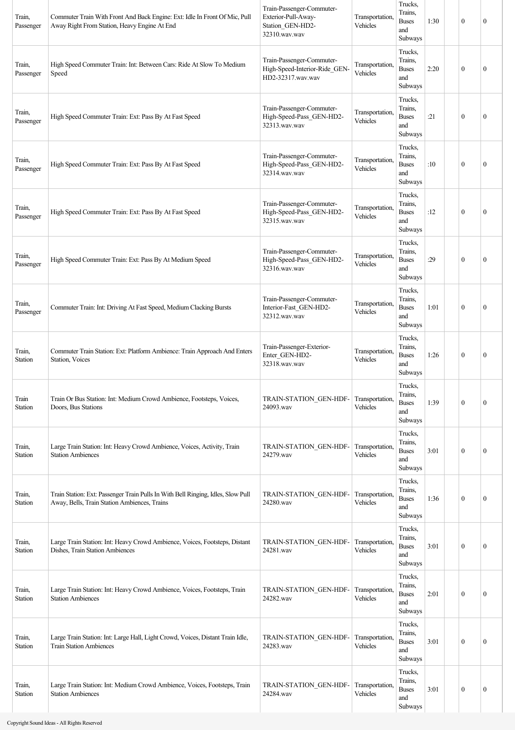| Train, Passenger | Commuter Train With Front And Back Engine: Ext: Idle In Front Of Mic, Pull Away Right From Station, Heavy Engine At End | Train-Passenger-Commuter-Exterior-Pull-Away-Station_GEN-HD2-32310.wav.wav | Transportation, Vehicles | Trucks, Trains, Buses and Subways | 1:30 | | 0 | 0 |
|---|---|---|---|---|---|---|---|---|
| Train, Passenger | High Speed Commuter Train: Int: Between Cars: Ride At Slow To Medium Speed | Train-Passenger-Commuter-High-Speed-Interior-Ride_GEN-HD2-32317.wav.wav | Transportation, Vehicles | Trucks, Trains, Buses and Subways | 2:20 | | 0 | 0 |
| Train, Passenger | High Speed Commuter Train: Ext: Pass By At Fast Speed | Train-Passenger-Commuter-High-Speed-Pass_GEN-HD2-32313.wav.wav | Transportation, Vehicles | Trucks, Trains, Buses and Subways | :21 | | 0 | 0 |
| Train, Passenger | High Speed Commuter Train: Ext: Pass By At Fast Speed | Train-Passenger-Commuter-High-Speed-Pass_GEN-HD2-32314.wav.wav | Transportation, Vehicles | Trucks, Trains, Buses and Subways | :10 | | 0 | 0 |
| Train, Passenger | High Speed Commuter Train: Ext: Pass By At Fast Speed | Train-Passenger-Commuter-High-Speed-Pass_GEN-HD2-32315.wav.wav | Transportation, Vehicles | Trucks, Trains, Buses and Subways | :12 | | 0 | 0 |
| Train, Passenger | High Speed Commuter Train: Ext: Pass By At Medium Speed | Train-Passenger-Commuter-High-Speed-Pass_GEN-HD2-32316.wav.wav | Transportation, Vehicles | Trucks, Trains, Buses and Subways | :29 | | 0 | 0 |
| Train, Passenger | Commuter Train: Int: Driving At Fast Speed, Medium Clacking Bursts | Train-Passenger-Commuter-Interior-Fast_GEN-HD2-32312.wav.wav | Transportation, Vehicles | Trucks, Trains, Buses and Subways | 1:01 | | 0 | 0 |
| Train, Station | Commuter Train Station: Ext: Platform Ambience: Train Approach And Enters Station, Voices | Train-Passenger-Exterior-Enter_GEN-HD2-32318.wav.wav | Transportation, Vehicles | Trucks, Trains, Buses and Subways | 1:26 | | 0 | 0 |
| Train Station | Train Or Bus Station: Int: Medium Crowd Ambience, Footsteps, Voices, Doors, Bus Stations | TRAIN-STATION_GEN-HDF-24093.wav | Transportation, Vehicles | Trucks, Trains, Buses and Subways | 1:39 | | 0 | 0 |
| Train, Station | Large Train Station: Int: Heavy Crowd Ambience, Voices, Activity, Train Station Ambiences | TRAIN-STATION_GEN-HDF-24279.wav | Transportation, Vehicles | Trucks, Trains, Buses and Subways | 3:01 | | 0 | 0 |
| Train, Station | Train Station: Ext: Passenger Train Pulls In With Bell Ringing, Idles, Slow Pull Away, Bells, Train Station Ambiences, Trains | TRAIN-STATION_GEN-HDF-24280.wav | Transportation, Vehicles | Trucks, Trains, Buses and Subways | 1:36 | | 0 | 0 |
| Train, Station | Large Train Station: Int: Heavy Crowd Ambience, Voices, Footsteps, Distant Dishes, Train Station Ambiences | TRAIN-STATION_GEN-HDF-24281.wav | Transportation, Vehicles | Trucks, Trains, Buses and Subways | 3:01 | | 0 | 0 |
| Train, Station | Large Train Station: Int: Heavy Crowd Ambience, Voices, Footsteps, Train Station Ambiences | TRAIN-STATION_GEN-HDF-24282.wav | Transportation, Vehicles | Trucks, Trains, Buses and Subways | 2:01 | | 0 | 0 |
| Train, Station | Large Train Station: Int: Large Hall, Light Crowd, Voices, Distant Train Idle, Train Station Ambiences | TRAIN-STATION_GEN-HDF-24283.wav | Transportation, Vehicles | Trucks, Trains, Buses and Subways | 3:01 | | 0 | 0 |
| Train, Station | Large Train Station: Int: Medium Crowd Ambience, Voices, Footsteps, Train Station Ambiences | TRAIN-STATION_GEN-HDF-24284.wav | Transportation, Vehicles | Trucks, Trains, Buses and Subways | 3:01 | | 0 | 0 |

Copyright Sound Ideas - All Rights Reserved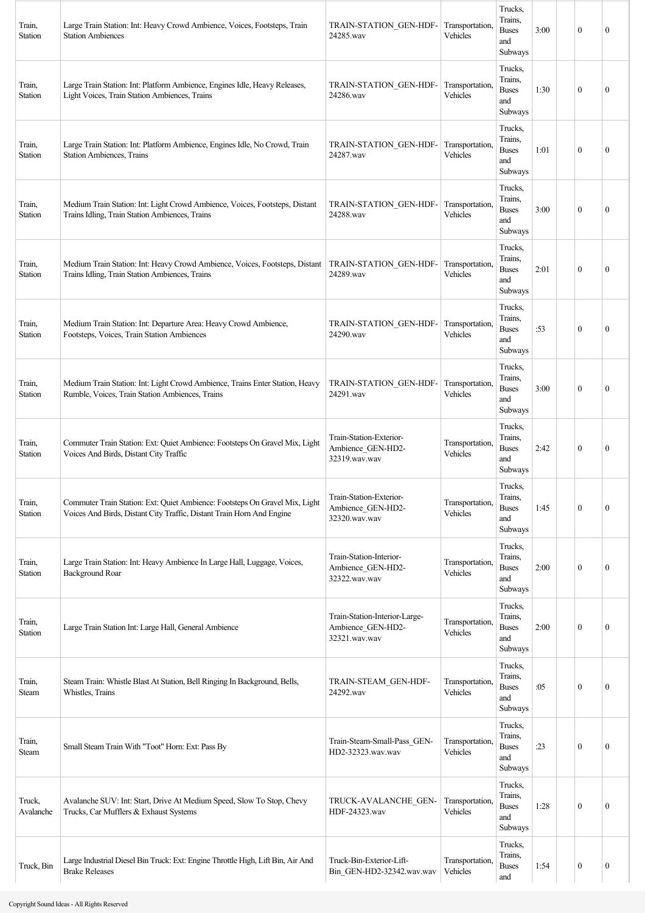| | | | | | | | | |
|---|---|---|---|---|---|---|---|---|
| Train, Station | Large Train Station: Int: Heavy Crowd Ambience, Voices, Footsteps, Train Station Ambiences | TRAIN-STATION_GEN-HDF-24285.wav | Transportation, Vehicles | Trucks, Trains, Buses and Subways | 3:00 | | 0 | 0 |
| Train, Station | Large Train Station: Int: Platform Ambience, Engines Idle, Heavy Releases, Light Voices, Train Station Ambiences, Trains | TRAIN-STATION_GEN-HDF-24286.wav | Transportation, Vehicles | Trucks, Trains, Buses and Subways | 1:30 | | 0 | 0 |
| Train, Station | Large Train Station: Int: Platform Ambience, Engines Idle, No Crowd, Train Station Ambiences, Trains | TRAIN-STATION_GEN-HDF-24287.wav | Transportation, Vehicles | Trucks, Trains, Buses and Subways | 1:01 | | 0 | 0 |
| Train, Station | Medium Train Station: Int: Light Crowd Ambience, Voices, Footsteps, Distant Trains Idling, Train Station Ambiences, Trains | TRAIN-STATION_GEN-HDF-24288.wav | Transportation, Vehicles | Trucks, Trains, Buses and Subways | 3:00 | | 0 | 0 |
| Train, Station | Medium Train Station: Int: Heavy Crowd Ambience, Voices, Footsteps, Distant Trains Idling, Train Station Ambiences, Trains | TRAIN-STATION_GEN-HDF-24289.wav | Transportation, Vehicles | Trucks, Trains, Buses and Subways | 2:01 | | 0 | 0 |
| Train, Station | Medium Train Station: Int: Departure Area: Heavy Crowd Ambience, Footsteps, Voices, Train Station Ambiences | TRAIN-STATION_GEN-HDF-24290.wav | Transportation, Vehicles | Trucks, Trains, Buses and Subways | :53 | | 0 | 0 |
| Train, Station | Medium Train Station: Int: Light Crowd Ambience, Trains Enter Station, Heavy Rumble, Voices, Train Station Ambiences, Trains | TRAIN-STATION_GEN-HDF-24291.wav | Transportation, Vehicles | Trucks, Trains, Buses and Subways | 3:00 | | 0 | 0 |
| Train, Station | Commuter Train Station: Ext: Quiet Ambience: Footsteps On Gravel Mix, Light Voices And Birds, Distant City Traffic | Train-Station-Exterior-Ambience_GEN-HD2-32319.wav.wav | Transportation, Vehicles | Trucks, Trains, Buses and Subways | 2:42 | | 0 | 0 |
| Train, Station | Commuter Train Station: Ext: Quiet Ambience: Footsteps On Gravel Mix, Light Voices And Birds, Distant City Traffic, Distant Train Horn And Engine | Train-Station-Exterior-Ambience_GEN-HD2-32320.wav.wav | Transportation, Vehicles | Trucks, Trains, Buses and Subways | 1:45 | | 0 | 0 |
| Train, Station | Large Train Station: Int: Heavy Ambience In Large Hall, Luggage, Voices, Background Roar | Train-Station-Interior-Ambience_GEN-HD2-32322.wav.wav | Transportation, Vehicles | Trucks, Trains, Buses and Subways | 2:00 | | 0 | 0 |
| Train, Station | Large Train Station Int: Large Hall, General Ambience | Train-Station-Interior-Large-Ambience_GEN-HD2-32321.wav.wav | Transportation, Vehicles | Trucks, Trains, Buses and Subways | 2:00 | | 0 | 0 |
| Train, Steam | Steam Train: Whistle Blast At Station, Bell Ringing In Background, Bells, Whistles, Trains | TRAIN-STEAM_GEN-HDF-24292.wav | Transportation, Vehicles | Trucks, Trains, Buses and Subways | :05 | | 0 | 0 |
| Train, Steam | Small Steam Train With "Toot" Horn: Ext: Pass By | Train-Steam-Small-Pass_GEN-HD2-32323.wav.wav | Transportation, Vehicles | Trucks, Trains, Buses and Subways | :23 | | 0 | 0 |
| Truck, Avalanche | Avalanche SUV: Int: Start, Drive At Medium Speed, Slow To Stop, Chevy Trucks, Car Mufflers & Exhaust Systems | TRUCK-AVALANCHE_GEN-HDF-24323.wav | Transportation, Vehicles | Trucks, Trains, Buses and Subways | 1:28 | | 0 | 0 |
| Truck, Bin | Large Industrial Diesel Bin Truck: Ext: Engine Throttle High, Lift Bin, Air And Brake Releases | Truck-Bin-Exterior-Lift-Bin_GEN-HD2-32342.wav.wav | Transportation, Vehicles | Trucks, Trains, Buses and | 1:54 | | 0 | 0 |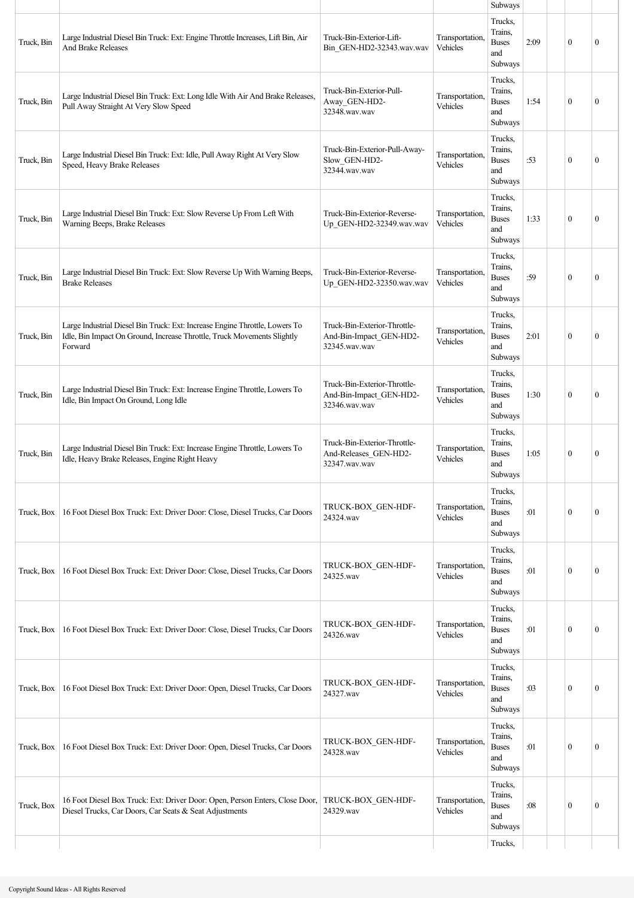| | | | | | | | | |
|---|---|---|---|---|---|---|---|---|
| | | | | Subways | | | | |
| Truck, Bin | Large Industrial Diesel Bin Truck: Ext: Engine Throttle Increases, Lift Bin, Air And Brake Releases | Truck-Bin-Exterior-Lift-Bin_GEN-HD2-32343.wav.wav | Transportation, Vehicles | Trucks, Trains, Buses and Subways | 2:09 | | 0 | 0 |
| Truck, Bin | Large Industrial Diesel Bin Truck: Ext: Long Idle With Air And Brake Releases, Pull Away Straight At Very Slow Speed | Truck-Bin-Exterior-Pull-Away_GEN-HD2-32348.wav.wav | Transportation, Vehicles | Trucks, Trains, Buses and Subways | 1:54 | | 0 | 0 |
| Truck, Bin | Large Industrial Diesel Bin Truck: Ext: Idle, Pull Away Right At Very Slow Speed, Heavy Brake Releases | Truck-Bin-Exterior-Pull-Away-Slow_GEN-HD2-32344.wav.wav | Transportation, Vehicles | Trucks, Trains, Buses and Subways | :53 | | 0 | 0 |
| Truck, Bin | Large Industrial Diesel Bin Truck: Ext: Slow Reverse Up From Left With Warning Beeps, Brake Releases | Truck-Bin-Exterior-Reverse-Up_GEN-HD2-32349.wav.wav | Transportation, Vehicles | Trucks, Trains, Buses and Subways | 1:33 | | 0 | 0 |
| Truck, Bin | Large Industrial Diesel Bin Truck: Ext: Slow Reverse Up With Warning Beeps, Brake Releases | Truck-Bin-Exterior-Reverse-Up_GEN-HD2-32350.wav.wav | Transportation, Vehicles | Trucks, Trains, Buses and Subways | :59 | | 0 | 0 |
| Truck, Bin | Large Industrial Diesel Bin Truck: Ext: Increase Engine Throttle, Lowers To Idle, Bin Impact On Ground, Increase Throttle, Truck Movements Slightly Forward | Truck-Bin-Exterior-Throttle-And-Bin-Impact_GEN-HD2-32345.wav.wav | Transportation, Vehicles | Trucks, Trains, Buses and Subways | 2:01 | | 0 | 0 |
| Truck, Bin | Large Industrial Diesel Bin Truck: Ext: Increase Engine Throttle, Lowers To Idle, Bin Impact On Ground, Long Idle | Truck-Bin-Exterior-Throttle-And-Bin-Impact_GEN-HD2-32346.wav.wav | Transportation, Vehicles | Trucks, Trains, Buses and Subways | 1:30 | | 0 | 0 |
| Truck, Bin | Large Industrial Diesel Bin Truck: Ext: Increase Engine Throttle, Lowers To Idle, Heavy Brake Releases, Engine Right Heavy | Truck-Bin-Exterior-Throttle-And-Releases_GEN-HD2-32347.wav.wav | Transportation, Vehicles | Trucks, Trains, Buses and Subways | 1:05 | | 0 | 0 |
| Truck, Box | 16 Foot Diesel Box Truck: Ext: Driver Door: Close, Diesel Trucks, Car Doors | TRUCK-BOX_GEN-HDF-24324.wav | Transportation, Vehicles | Trucks, Trains, Buses and Subways | :01 | | 0 | 0 |
| Truck, Box | 16 Foot Diesel Box Truck: Ext: Driver Door: Close, Diesel Trucks, Car Doors | TRUCK-BOX_GEN-HDF-24325.wav | Transportation, Vehicles | Trucks, Trains, Buses and Subways | :01 | | 0 | 0 |
| Truck, Box | 16 Foot Diesel Box Truck: Ext: Driver Door: Close, Diesel Trucks, Car Doors | TRUCK-BOX_GEN-HDF-24326.wav | Transportation, Vehicles | Trucks, Trains, Buses and Subways | :01 | | 0 | 0 |
| Truck, Box | 16 Foot Diesel Box Truck: Ext: Driver Door: Open, Diesel Trucks, Car Doors | TRUCK-BOX_GEN-HDF-24327.wav | Transportation, Vehicles | Trucks, Trains, Buses and Subways | :03 | | 0 | 0 |
| Truck, Box | 16 Foot Diesel Box Truck: Ext: Driver Door: Open, Diesel Trucks, Car Doors | TRUCK-BOX_GEN-HDF-24328.wav | Transportation, Vehicles | Trucks, Trains, Buses and Subways | :01 | | 0 | 0 |
| Truck, Box | 16 Foot Diesel Box Truck: Ext: Driver Door: Open, Person Enters, Close Door, Diesel Trucks, Car Doors, Car Seats & Seat Adjustments | TRUCK-BOX_GEN-HDF-24329.wav | Transportation, Vehicles | Trucks, Trains, Buses and Subways | :08 | | 0 | 0 |
| | | | | Trucks, | | | | |

Copyright Sound Ideas - All Rights Reserved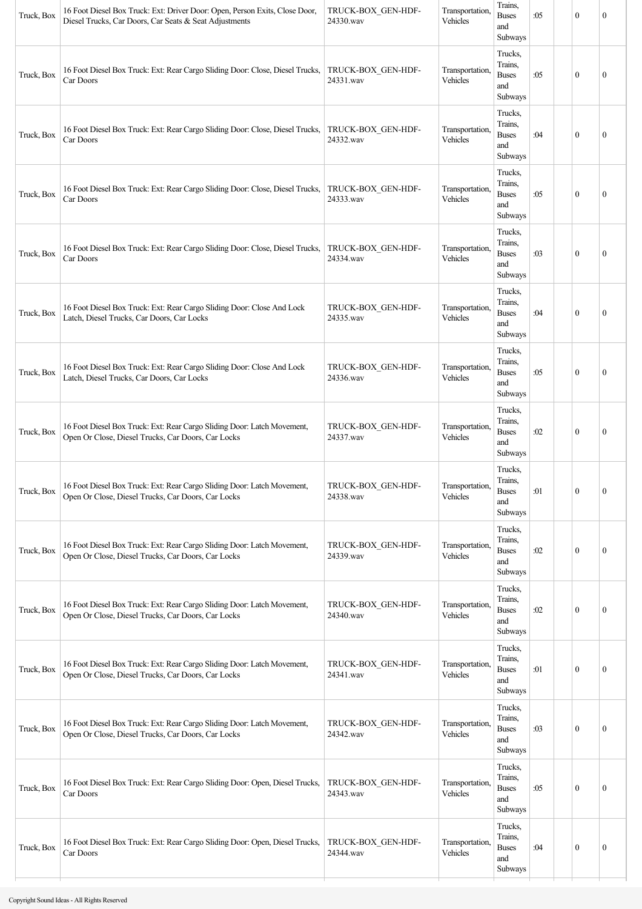| Truck, Box | 16 Foot Diesel Box Truck: Ext: Driver Door: Open, Person Exits, Close Door, Diesel Trucks, Car Doors, Car Seats & Seat Adjustments | TRUCK-BOX_GEN-HDF-24330.wav | Transportation, Vehicles | Trains, Buses and Subways | :05 | | 0 | 0 |
|---|---|---|---|---|---|---|---|---|
| Truck, Box | 16 Foot Diesel Box Truck: Ext: Rear Cargo Sliding Door: Close, Diesel Trucks, Car Doors | TRUCK-BOX_GEN-HDF-24331.wav | Transportation, Vehicles | Trucks, Trains, Buses and Subways | :05 | | 0 | 0 |
| Truck, Box | 16 Foot Diesel Box Truck: Ext: Rear Cargo Sliding Door: Close, Diesel Trucks, Car Doors | TRUCK-BOX_GEN-HDF-24332.wav | Transportation, Vehicles | Trucks, Trains, Buses and Subways | :04 | | 0 | 0 |
| Truck, Box | 16 Foot Diesel Box Truck: Ext: Rear Cargo Sliding Door: Close, Diesel Trucks, Car Doors | TRUCK-BOX_GEN-HDF-24333.wav | Transportation, Vehicles | Trucks, Trains, Buses and Subways | :05 | | 0 | 0 |
| Truck, Box | 16 Foot Diesel Box Truck: Ext: Rear Cargo Sliding Door: Close, Diesel Trucks, Car Doors | TRUCK-BOX_GEN-HDF-24334.wav | Transportation, Vehicles | Trucks, Trains, Buses and Subways | :03 | | 0 | 0 |
| Truck, Box | 16 Foot Diesel Box Truck: Ext: Rear Cargo Sliding Door: Close And Lock Latch, Diesel Trucks, Car Doors, Car Locks | TRUCK-BOX_GEN-HDF-24335.wav | Transportation, Vehicles | Trucks, Trains, Buses and Subways | :04 | | 0 | 0 |
| Truck, Box | 16 Foot Diesel Box Truck: Ext: Rear Cargo Sliding Door: Close And Lock Latch, Diesel Trucks, Car Doors, Car Locks | TRUCK-BOX_GEN-HDF-24336.wav | Transportation, Vehicles | Trucks, Trains, Buses and Subways | :05 | | 0 | 0 |
| Truck, Box | 16 Foot Diesel Box Truck: Ext: Rear Cargo Sliding Door: Latch Movement, Open Or Close, Diesel Trucks, Car Doors, Car Locks | TRUCK-BOX_GEN-HDF-24337.wav | Transportation, Vehicles | Trucks, Trains, Buses and Subways | :02 | | 0 | 0 |
| Truck, Box | 16 Foot Diesel Box Truck: Ext: Rear Cargo Sliding Door: Latch Movement, Open Or Close, Diesel Trucks, Car Doors, Car Locks | TRUCK-BOX_GEN-HDF-24338.wav | Transportation, Vehicles | Trucks, Trains, Buses and Subways | :01 | | 0 | 0 |
| Truck, Box | 16 Foot Diesel Box Truck: Ext: Rear Cargo Sliding Door: Latch Movement, Open Or Close, Diesel Trucks, Car Doors, Car Locks | TRUCK-BOX_GEN-HDF-24339.wav | Transportation, Vehicles | Trucks, Trains, Buses and Subways | :02 | | 0 | 0 |
| Truck, Box | 16 Foot Diesel Box Truck: Ext: Rear Cargo Sliding Door: Latch Movement, Open Or Close, Diesel Trucks, Car Doors, Car Locks | TRUCK-BOX_GEN-HDF-24340.wav | Transportation, Vehicles | Trucks, Trains, Buses and Subways | :02 | | 0 | 0 |
| Truck, Box | 16 Foot Diesel Box Truck: Ext: Rear Cargo Sliding Door: Latch Movement, Open Or Close, Diesel Trucks, Car Doors, Car Locks | TRUCK-BOX_GEN-HDF-24341.wav | Transportation, Vehicles | Trucks, Trains, Buses and Subways | :01 | | 0 | 0 |
| Truck, Box | 16 Foot Diesel Box Truck: Ext: Rear Cargo Sliding Door: Latch Movement, Open Or Close, Diesel Trucks, Car Doors, Car Locks | TRUCK-BOX_GEN-HDF-24342.wav | Transportation, Vehicles | Trucks, Trains, Buses and Subways | :03 | | 0 | 0 |
| Truck, Box | 16 Foot Diesel Box Truck: Ext: Rear Cargo Sliding Door: Open, Diesel Trucks, Car Doors | TRUCK-BOX_GEN-HDF-24343.wav | Transportation, Vehicles | Trucks, Trains, Buses and Subways | :05 | | 0 | 0 |
| Truck, Box | 16 Foot Diesel Box Truck: Ext: Rear Cargo Sliding Door: Open, Diesel Trucks, Car Doors | TRUCK-BOX_GEN-HDF-24344.wav | Transportation, Vehicles | Trucks, Trains, Buses and Subways | :04 | | 0 | 0 |

Copyright Sound Ideas - All Rights Reserved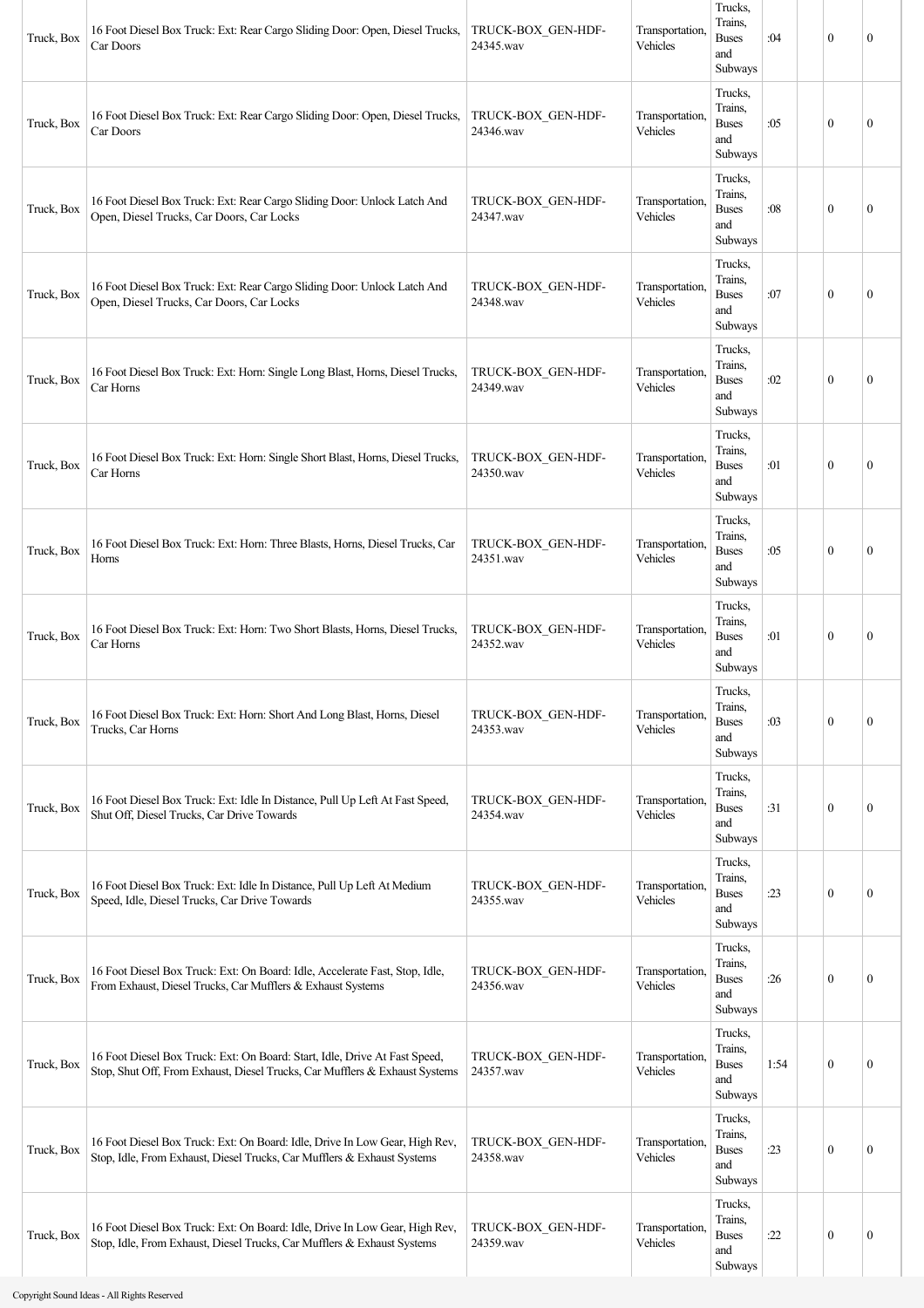| | | | | | | | | |
|---|---|---|---|---|---|---|---|---|
| Truck, Box | 16 Foot Diesel Box Truck: Ext: Rear Cargo Sliding Door: Open, Diesel Trucks, Car Doors | TRUCK-BOX_GEN-HDF-24345.wav | Transportation, Vehicles | Trucks, Trains, Buses and Subways | :04 | | 0 | 0 |
| Truck, Box | 16 Foot Diesel Box Truck: Ext: Rear Cargo Sliding Door: Open, Diesel Trucks, Car Doors | TRUCK-BOX_GEN-HDF-24346.wav | Transportation, Vehicles | Trucks, Trains, Buses and Subways | :05 | | 0 | 0 |
| Truck, Box | 16 Foot Diesel Box Truck: Ext: Rear Cargo Sliding Door: Unlock Latch And Open, Diesel Trucks, Car Doors, Car Locks | TRUCK-BOX_GEN-HDF-24347.wav | Transportation, Vehicles | Trucks, Trains, Buses and Subways | :08 | | 0 | 0 |
| Truck, Box | 16 Foot Diesel Box Truck: Ext: Rear Cargo Sliding Door: Unlock Latch And Open, Diesel Trucks, Car Doors, Car Locks | TRUCK-BOX_GEN-HDF-24348.wav | Transportation, Vehicles | Trucks, Trains, Buses and Subways | :07 | | 0 | 0 |
| Truck, Box | 16 Foot Diesel Box Truck: Ext: Horn: Single Long Blast, Horns, Diesel Trucks, Car Horns | TRUCK-BOX_GEN-HDF-24349.wav | Transportation, Vehicles | Trucks, Trains, Buses and Subways | :02 | | 0 | 0 |
| Truck, Box | 16 Foot Diesel Box Truck: Ext: Horn: Single Short Blast, Horns, Diesel Trucks, Car Horns | TRUCK-BOX_GEN-HDF-24350.wav | Transportation, Vehicles | Trucks, Trains, Buses and Subways | :01 | | 0 | 0 |
| Truck, Box | 16 Foot Diesel Box Truck: Ext: Horn: Three Blasts, Horns, Diesel Trucks, Car Horns | TRUCK-BOX_GEN-HDF-24351.wav | Transportation, Vehicles | Trucks, Trains, Buses and Subways | :05 | | 0 | 0 |
| Truck, Box | 16 Foot Diesel Box Truck: Ext: Horn: Two Short Blasts, Horns, Diesel Trucks, Car Horns | TRUCK-BOX_GEN-HDF-24352.wav | Transportation, Vehicles | Trucks, Trains, Buses and Subways | :01 | | 0 | 0 |
| Truck, Box | 16 Foot Diesel Box Truck: Ext: Horn: Short And Long Blast, Horns, Diesel Trucks, Car Horns | TRUCK-BOX_GEN-HDF-24353.wav | Transportation, Vehicles | Trucks, Trains, Buses and Subways | :03 | | 0 | 0 |
| Truck, Box | 16 Foot Diesel Box Truck: Ext: Idle In Distance, Pull Up Left At Fast Speed, Shut Off, Diesel Trucks, Car Drive Towards | TRUCK-BOX_GEN-HDF-24354.wav | Transportation, Vehicles | Trucks, Trains, Buses and Subways | :31 | | 0 | 0 |
| Truck, Box | 16 Foot Diesel Box Truck: Ext: Idle In Distance, Pull Up Left At Medium Speed, Idle, Diesel Trucks, Car Drive Towards | TRUCK-BOX_GEN-HDF-24355.wav | Transportation, Vehicles | Trucks, Trains, Buses and Subways | :23 | | 0 | 0 |
| Truck, Box | 16 Foot Diesel Box Truck: Ext: On Board: Idle, Accelerate Fast, Stop, Idle, From Exhaust, Diesel Trucks, Car Mufflers & Exhaust Systems | TRUCK-BOX_GEN-HDF-24356.wav | Transportation, Vehicles | Trucks, Trains, Buses and Subways | :26 | | 0 | 0 |
| Truck, Box | 16 Foot Diesel Box Truck: Ext: On Board: Start, Idle, Drive At Fast Speed, Stop, Shut Off, From Exhaust, Diesel Trucks, Car Mufflers & Exhaust Systems | TRUCK-BOX_GEN-HDF-24357.wav | Transportation, Vehicles | Trucks, Trains, Buses and Subways | 1:54 | | 0 | 0 |
| Truck, Box | 16 Foot Diesel Box Truck: Ext: On Board: Idle, Drive In Low Gear, High Rev, Stop, Idle, From Exhaust, Diesel Trucks, Car Mufflers & Exhaust Systems | TRUCK-BOX_GEN-HDF-24358.wav | Transportation, Vehicles | Trucks, Trains, Buses and Subways | :23 | | 0 | 0 |
| Truck, Box | 16 Foot Diesel Box Truck: Ext: On Board: Idle, Drive In Low Gear, High Rev, Stop, Idle, From Exhaust, Diesel Trucks, Car Mufflers & Exhaust Systems | TRUCK-BOX_GEN-HDF-24359.wav | Transportation, Vehicles | Trucks, Trains, Buses and Subways | :22 | | 0 | 0 |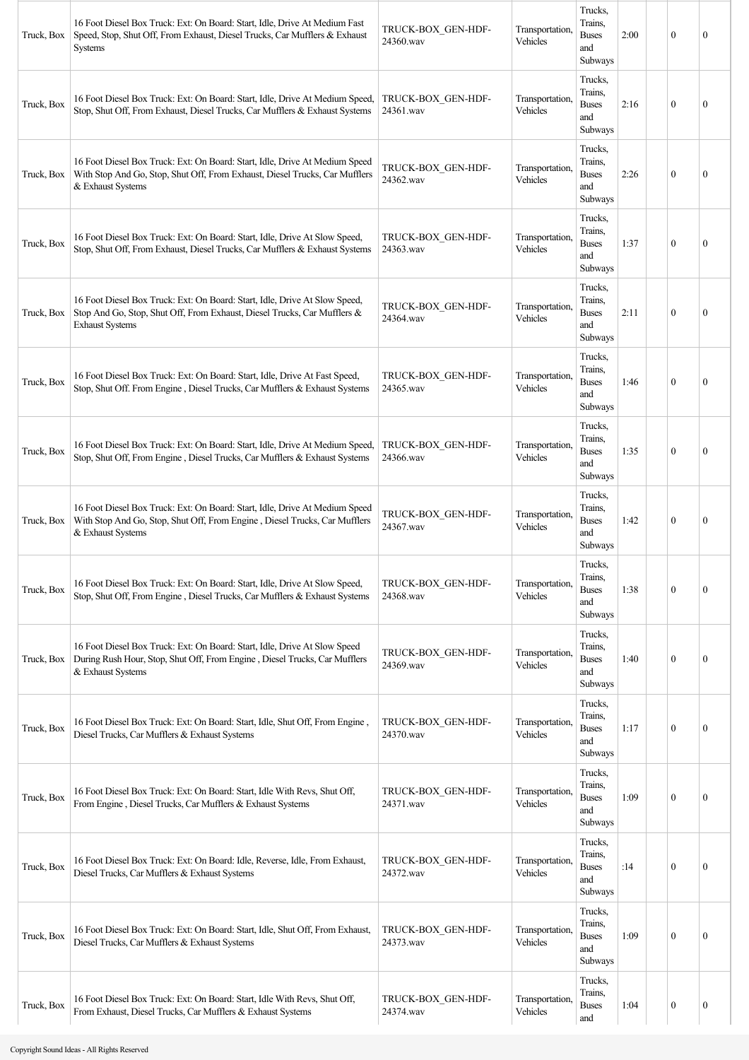| Truck, Box | 16 Foot Diesel Box Truck: Ext: On Board: Start, Idle, Drive At Medium Fast Speed, Stop, Shut Off, From Exhaust, Diesel Trucks, Car Mufflers & Exhaust Systems | TRUCK-BOX_GEN-HDF-24360.wav | Transportation, Vehicles | Trucks, Trains, Buses and Subways | 2:00 | | 0 | 0 |
|---|---|---|---|---|---|---|---|---|
| Truck, Box | 16 Foot Diesel Box Truck: Ext: On Board: Start, Idle, Drive At Medium Speed, Stop, Shut Off, From Exhaust, Diesel Trucks, Car Mufflers & Exhaust Systems | TRUCK-BOX_GEN-HDF-24361.wav | Transportation, Vehicles | Trucks, Trains, Buses and Subways | 2:16 | | 0 | 0 |
| Truck, Box | 16 Foot Diesel Box Truck: Ext: On Board: Start, Idle, Drive At Medium Speed With Stop And Go, Stop, Shut Off, From Exhaust, Diesel Trucks, Car Mufflers & Exhaust Systems | TRUCK-BOX_GEN-HDF-24362.wav | Transportation, Vehicles | Trucks, Trains, Buses and Subways | 2:26 | | 0 | 0 |
| Truck, Box | 16 Foot Diesel Box Truck: Ext: On Board: Start, Idle, Drive At Slow Speed, Stop, Shut Off, From Exhaust, Diesel Trucks, Car Mufflers & Exhaust Systems | TRUCK-BOX_GEN-HDF-24363.wav | Transportation, Vehicles | Trucks, Trains, Buses and Subways | 1:37 | | 0 | 0 |
| Truck, Box | 16 Foot Diesel Box Truck: Ext: On Board: Start, Idle, Drive At Slow Speed, Stop And Go, Stop, Shut Off, From Exhaust, Diesel Trucks, Car Mufflers & Exhaust Systems | TRUCK-BOX_GEN-HDF-24364.wav | Transportation, Vehicles | Trucks, Trains, Buses and Subways | 2:11 | | 0 | 0 |
| Truck, Box | 16 Foot Diesel Box Truck: Ext: On Board: Start, Idle, Drive At Fast Speed, Stop, Shut Off. From Engine , Diesel Trucks, Car Mufflers & Exhaust Systems | TRUCK-BOX_GEN-HDF-24365.wav | Transportation, Vehicles | Trucks, Trains, Buses and Subways | 1:46 | | 0 | 0 |
| Truck, Box | 16 Foot Diesel Box Truck: Ext: On Board: Start, Idle, Drive At Medium Speed, Stop, Shut Off, From Engine , Diesel Trucks, Car Mufflers & Exhaust Systems | TRUCK-BOX_GEN-HDF-24366.wav | Transportation, Vehicles | Trucks, Trains, Buses and Subways | 1:35 | | 0 | 0 |
| Truck, Box | 16 Foot Diesel Box Truck: Ext: On Board: Start, Idle, Drive At Medium Speed With Stop And Go, Stop, Shut Off, From Engine , Diesel Trucks, Car Mufflers & Exhaust Systems | TRUCK-BOX_GEN-HDF-24367.wav | Transportation, Vehicles | Trucks, Trains, Buses and Subways | 1:42 | | 0 | 0 |
| Truck, Box | 16 Foot Diesel Box Truck: Ext: On Board: Start, Idle, Drive At Slow Speed, Stop, Shut Off, From Engine , Diesel Trucks, Car Mufflers & Exhaust Systems | TRUCK-BOX_GEN-HDF-24368.wav | Transportation, Vehicles | Trucks, Trains, Buses and Subways | 1:38 | | 0 | 0 |
| Truck, Box | 16 Foot Diesel Box Truck: Ext: On Board: Start, Idle, Drive At Slow Speed During Rush Hour, Stop, Shut Off, From Engine , Diesel Trucks, Car Mufflers & Exhaust Systems | TRUCK-BOX_GEN-HDF-24369.wav | Transportation, Vehicles | Trucks, Trains, Buses and Subways | 1:40 | | 0 | 0 |
| Truck, Box | 16 Foot Diesel Box Truck: Ext: On Board: Start, Idle, Shut Off, From Engine , Diesel Trucks, Car Mufflers & Exhaust Systems | TRUCK-BOX_GEN-HDF-24370.wav | Transportation, Vehicles | Trucks, Trains, Buses and Subways | 1:17 | | 0 | 0 |
| Truck, Box | 16 Foot Diesel Box Truck: Ext: On Board: Start, Idle With Revs, Shut Off, From Engine , Diesel Trucks, Car Mufflers & Exhaust Systems | TRUCK-BOX_GEN-HDF-24371.wav | Transportation, Vehicles | Trucks, Trains, Buses and Subways | 1:09 | | 0 | 0 |
| Truck, Box | 16 Foot Diesel Box Truck: Ext: On Board: Idle, Reverse, Idle, From Exhaust, Diesel Trucks, Car Mufflers & Exhaust Systems | TRUCK-BOX_GEN-HDF-24372.wav | Transportation, Vehicles | Trucks, Trains, Buses and Subways | :14 | | 0 | 0 |
| Truck, Box | 16 Foot Diesel Box Truck: Ext: On Board: Start, Idle, Shut Off, From Exhaust, Diesel Trucks, Car Mufflers & Exhaust Systems | TRUCK-BOX_GEN-HDF-24373.wav | Transportation, Vehicles | Trucks, Trains, Buses and Subways | 1:09 | | 0 | 0 |
| Truck, Box | 16 Foot Diesel Box Truck: Ext: On Board: Start, Idle With Revs, Shut Off, From Exhaust, Diesel Trucks, Car Mufflers & Exhaust Systems | TRUCK-BOX_GEN-HDF-24374.wav | Transportation, Vehicles | Trucks, Trains, Buses and | 1:04 | | 0 | 0 |

Copyright Sound Ideas - All Rights Reserved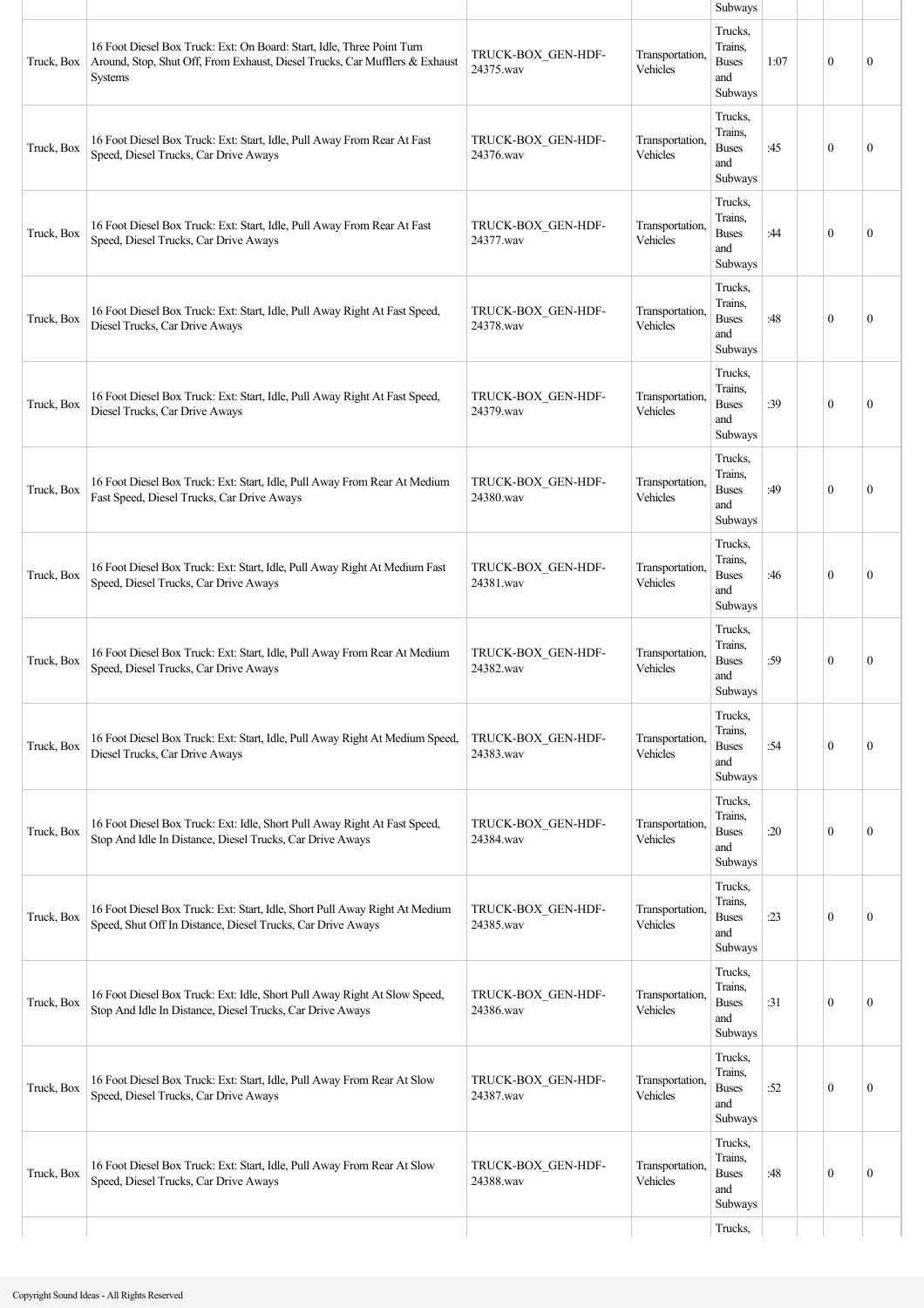| | | | | Subways | | | | |
|---|---|---|---|---|---|---|---|---|
| Truck, Box | 16 Foot Diesel Box Truck: Ext: On Board: Start, Idle, Three Point Turn Around, Stop, Shut Off, From Exhaust, Diesel Trucks, Car Mufflers & Exhaust Systems | TRUCK-BOX_GEN-HDF-24375.wav | Transportation, Vehicles | Trucks, Trains, Buses and Subways | 1:07 | | 0 | 0 |
| Truck, Box | 16 Foot Diesel Box Truck: Ext: Start, Idle, Pull Away From Rear At Fast Speed, Diesel Trucks, Car Drive Aways | TRUCK-BOX_GEN-HDF-24376.wav | Transportation, Vehicles | Trucks, Trains, Buses and Subways | :45 | | 0 | 0 |
| Truck, Box | 16 Foot Diesel Box Truck: Ext: Start, Idle, Pull Away From Rear At Fast Speed, Diesel Trucks, Car Drive Aways | TRUCK-BOX_GEN-HDF-24377.wav | Transportation, Vehicles | Trucks, Trains, Buses and Subways | :44 | | 0 | 0 |
| Truck, Box | 16 Foot Diesel Box Truck: Ext: Start, Idle, Pull Away Right At Fast Speed, Diesel Trucks, Car Drive Aways | TRUCK-BOX_GEN-HDF-24378.wav | Transportation, Vehicles | Trucks, Trains, Buses and Subways | :48 | | 0 | 0 |
| Truck, Box | 16 Foot Diesel Box Truck: Ext: Start, Idle, Pull Away Right At Fast Speed, Diesel Trucks, Car Drive Aways | TRUCK-BOX_GEN-HDF-24379.wav | Transportation, Vehicles | Trucks, Trains, Buses and Subways | :39 | | 0 | 0 |
| Truck, Box | 16 Foot Diesel Box Truck: Ext: Start, Idle, Pull Away From Rear At Medium Fast Speed, Diesel Trucks, Car Drive Aways | TRUCK-BOX_GEN-HDF-24380.wav | Transportation, Vehicles | Trucks, Trains, Buses and Subways | :49 | | 0 | 0 |
| Truck, Box | 16 Foot Diesel Box Truck: Ext: Start, Idle, Pull Away Right At Medium Fast Speed, Diesel Trucks, Car Drive Aways | TRUCK-BOX_GEN-HDF-24381.wav | Transportation, Vehicles | Trucks, Trains, Buses and Subways | :46 | | 0 | 0 |
| Truck, Box | 16 Foot Diesel Box Truck: Ext: Start, Idle, Pull Away From Rear At Medium Speed, Diesel Trucks, Car Drive Aways | TRUCK-BOX_GEN-HDF-24382.wav | Transportation, Vehicles | Trucks, Trains, Buses and Subways | :59 | | 0 | 0 |
| Truck, Box | 16 Foot Diesel Box Truck: Ext: Start, Idle, Pull Away Right At Medium Speed, Diesel Trucks, Car Drive Aways | TRUCK-BOX_GEN-HDF-24383.wav | Transportation, Vehicles | Trucks, Trains, Buses and Subways | :54 | | 0 | 0 |
| Truck, Box | 16 Foot Diesel Box Truck: Ext: Idle, Short Pull Away Right At Fast Speed, Stop And Idle In Distance, Diesel Trucks, Car Drive Aways | TRUCK-BOX_GEN-HDF-24384.wav | Transportation, Vehicles | Trucks, Trains, Buses and Subways | :20 | | 0 | 0 |
| Truck, Box | 16 Foot Diesel Box Truck: Ext: Start, Idle, Short Pull Away Right At Medium Speed, Shut Off In Distance, Diesel Trucks, Car Drive Aways | TRUCK-BOX_GEN-HDF-24385.wav | Transportation, Vehicles | Trucks, Trains, Buses and Subways | :23 | | 0 | 0 |
| Truck, Box | 16 Foot Diesel Box Truck: Ext: Idle, Short Pull Away Right At Slow Speed, Stop And Idle In Distance, Diesel Trucks, Car Drive Aways | TRUCK-BOX_GEN-HDF-24386.wav | Transportation, Vehicles | Trucks, Trains, Buses and Subways | :31 | | 0 | 0 |
| Truck, Box | 16 Foot Diesel Box Truck: Ext: Start, Idle, Pull Away From Rear At Slow Speed, Diesel Trucks, Car Drive Aways | TRUCK-BOX_GEN-HDF-24387.wav | Transportation, Vehicles | Trucks, Trains, Buses and Subways | :52 | | 0 | 0 |
| Truck, Box | 16 Foot Diesel Box Truck: Ext: Start, Idle, Pull Away From Rear At Slow Speed, Diesel Trucks, Car Drive Aways | TRUCK-BOX_GEN-HDF-24388.wav | Transportation, Vehicles | Trucks, Trains, Buses and Subways | :48 | | 0 | 0 |
| | | | | Trucks, | | | | |

Copyright Sound Ideas - All Rights Reserved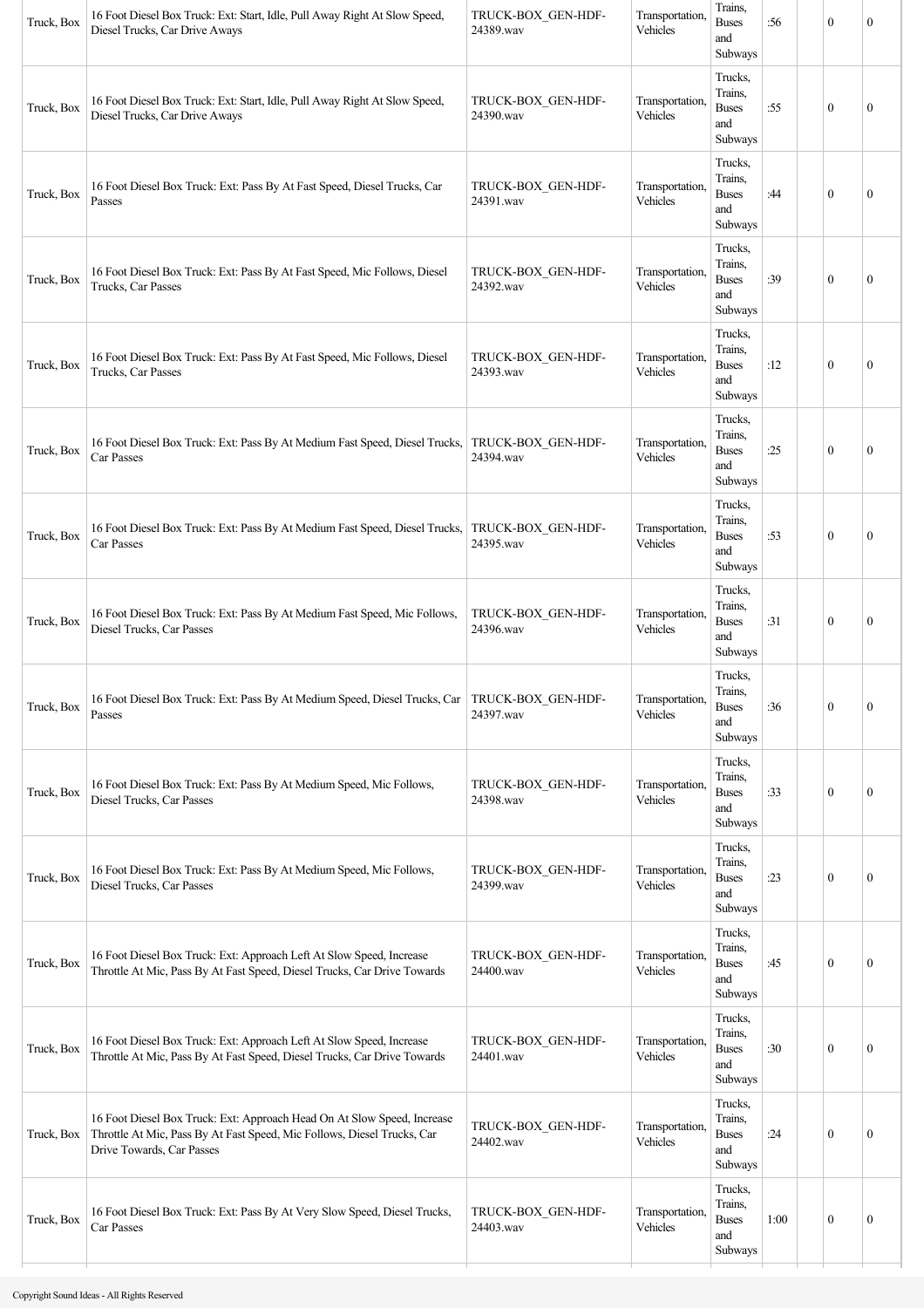| | | | | | | | | |
|---|---|---|---|---|---|---|---|---|
| Truck, Box | 16 Foot Diesel Box Truck: Ext: Start, Idle, Pull Away Right At Slow Speed, Diesel Trucks, Car Drive Aways | TRUCK-BOX_GEN-HDF-24389.wav | Transportation, Vehicles | Trains, Buses and Subways | :56 | | 0 | 0 |
| Truck, Box | 16 Foot Diesel Box Truck: Ext: Start, Idle, Pull Away Right At Slow Speed, Diesel Trucks, Car Drive Aways | TRUCK-BOX_GEN-HDF-24390.wav | Transportation, Vehicles | Trucks, Trains, Buses and Subways | :55 | | 0 | 0 |
| Truck, Box | 16 Foot Diesel Box Truck: Ext: Pass By At Fast Speed, Diesel Trucks, Car Passes | TRUCK-BOX_GEN-HDF-24391.wav | Transportation, Vehicles | Trucks, Trains, Buses and Subways | :44 | | 0 | 0 |
| Truck, Box | 16 Foot Diesel Box Truck: Ext: Pass By At Fast Speed, Mic Follows, Diesel Trucks, Car Passes | TRUCK-BOX_GEN-HDF-24392.wav | Transportation, Vehicles | Trucks, Trains, Buses and Subways | :39 | | 0 | 0 |
| Truck, Box | 16 Foot Diesel Box Truck: Ext: Pass By At Fast Speed, Mic Follows, Diesel Trucks, Car Passes | TRUCK-BOX_GEN-HDF-24393.wav | Transportation, Vehicles | Trucks, Trains, Buses and Subways | :12 | | 0 | 0 |
| Truck, Box | 16 Foot Diesel Box Truck: Ext: Pass By At Medium Fast Speed, Diesel Trucks, Car Passes | TRUCK-BOX_GEN-HDF-24394.wav | Transportation, Vehicles | Trucks, Trains, Buses and Subways | :25 | | 0 | 0 |
| Truck, Box | 16 Foot Diesel Box Truck: Ext: Pass By At Medium Fast Speed, Diesel Trucks, Car Passes | TRUCK-BOX_GEN-HDF-24395.wav | Transportation, Vehicles | Trucks, Trains, Buses and Subways | :53 | | 0 | 0 |
| Truck, Box | 16 Foot Diesel Box Truck: Ext: Pass By At Medium Fast Speed, Mic Follows, Diesel Trucks, Car Passes | TRUCK-BOX_GEN-HDF-24396.wav | Transportation, Vehicles | Trucks, Trains, Buses and Subways | :31 | | 0 | 0 |
| Truck, Box | 16 Foot Diesel Box Truck: Ext: Pass By At Medium Speed, Diesel Trucks, Car Passes | TRUCK-BOX_GEN-HDF-24397.wav | Transportation, Vehicles | Trucks, Trains, Buses and Subways | :36 | | 0 | 0 |
| Truck, Box | 16 Foot Diesel Box Truck: Ext: Pass By At Medium Speed, Mic Follows, Diesel Trucks, Car Passes | TRUCK-BOX_GEN-HDF-24398.wav | Transportation, Vehicles | Trucks, Trains, Buses and Subways | :33 | | 0 | 0 |
| Truck, Box | 16 Foot Diesel Box Truck: Ext: Pass By At Medium Speed, Mic Follows, Diesel Trucks, Car Passes | TRUCK-BOX_GEN-HDF-24399.wav | Transportation, Vehicles | Trucks, Trains, Buses and Subways | :23 | | 0 | 0 |
| Truck, Box | 16 Foot Diesel Box Truck: Ext: Approach Left At Slow Speed, Increase Throttle At Mic, Pass By At Fast Speed, Diesel Trucks, Car Drive Towards | TRUCK-BOX_GEN-HDF-24400.wav | Transportation, Vehicles | Trucks, Trains, Buses and Subways | :45 | | 0 | 0 |
| Truck, Box | 16 Foot Diesel Box Truck: Ext: Approach Left At Slow Speed, Increase Throttle At Mic, Pass By At Fast Speed, Diesel Trucks, Car Drive Towards | TRUCK-BOX_GEN-HDF-24401.wav | Transportation, Vehicles | Trucks, Trains, Buses and Subways | :30 | | 0 | 0 |
| Truck, Box | 16 Foot Diesel Box Truck: Ext: Approach Head On At Slow Speed, Increase Throttle At Mic, Pass By At Fast Speed, Mic Follows, Diesel Trucks, Car Drive Towards, Car Passes | TRUCK-BOX_GEN-HDF-24402.wav | Transportation, Vehicles | Trucks, Trains, Buses and Subways | :24 | | 0 | 0 |
| Truck, Box | 16 Foot Diesel Box Truck: Ext: Pass By At Very Slow Speed, Diesel Trucks, Car Passes | TRUCK-BOX_GEN-HDF-24403.wav | Transportation, Vehicles | Trucks, Trains, Buses and Subways | 1:00 | | 0 | 0 |

Copyright Sound Ideas - All Rights Reserved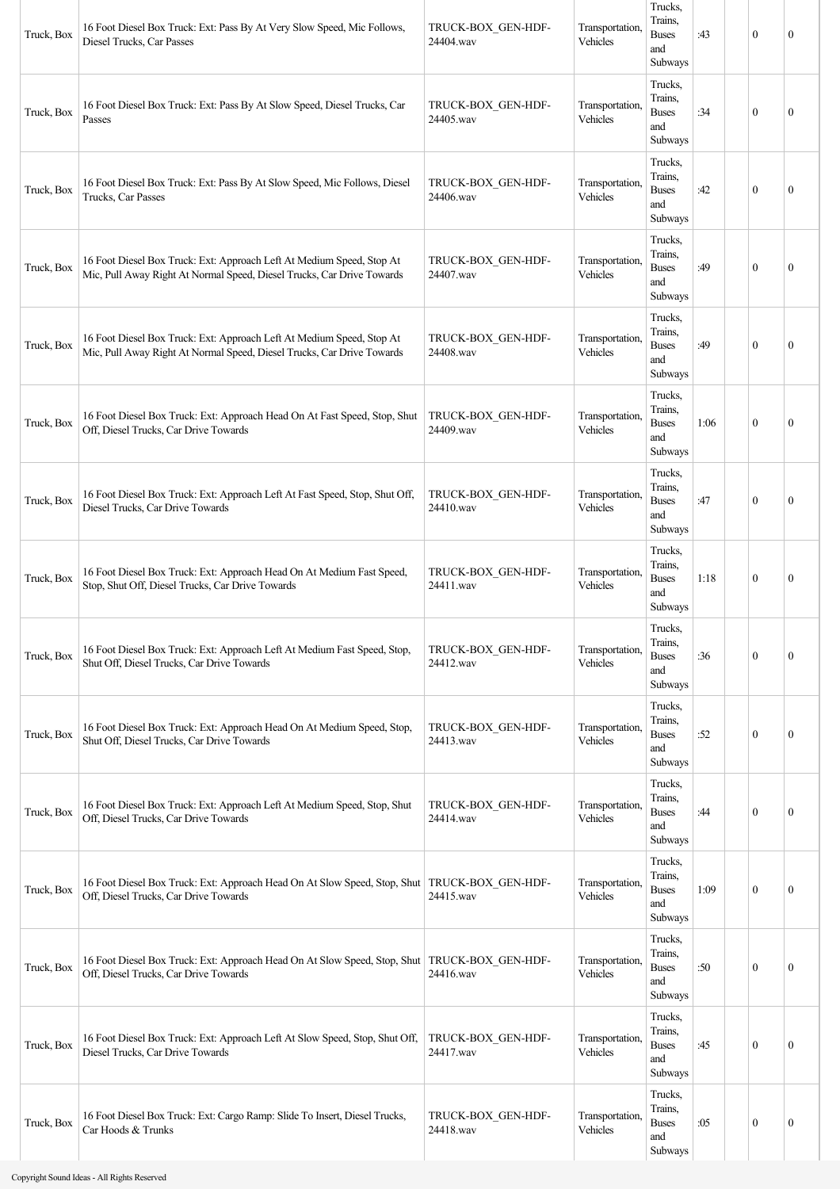| Truck, Box | 16 Foot Diesel Box Truck: Ext: Pass By At Very Slow Speed, Mic Follows, Diesel Trucks, Car Passes | TRUCK-BOX_GEN-HDF-24404.wav | Transportation, Vehicles | Trucks, Trains, Buses and Subways | :43 | | 0 | 0 |
|---|---|---|---|---|---|---|---|---|
| Truck, Box | 16 Foot Diesel Box Truck: Ext: Pass By At Slow Speed, Diesel Trucks, Car Passes | TRUCK-BOX_GEN-HDF-24405.wav | Transportation, Vehicles | Trucks, Trains, Buses and Subways | :34 | | 0 | 0 |
| Truck, Box | 16 Foot Diesel Box Truck: Ext: Pass By At Slow Speed, Mic Follows, Diesel Trucks, Car Passes | TRUCK-BOX_GEN-HDF-24406.wav | Transportation, Vehicles | Trucks, Trains, Buses and Subways | :42 | | 0 | 0 |
| Truck, Box | 16 Foot Diesel Box Truck: Ext: Approach Left At Medium Speed, Stop At Mic, Pull Away Right At Normal Speed, Diesel Trucks, Car Drive Towards | TRUCK-BOX_GEN-HDF-24407.wav | Transportation, Vehicles | Trucks, Trains, Buses and Subways | :49 | | 0 | 0 |
| Truck, Box | 16 Foot Diesel Box Truck: Ext: Approach Left At Medium Speed, Stop At Mic, Pull Away Right At Normal Speed, Diesel Trucks, Car Drive Towards | TRUCK-BOX_GEN-HDF-24408.wav | Transportation, Vehicles | Trucks, Trains, Buses and Subways | :49 | | 0 | 0 |
| Truck, Box | 16 Foot Diesel Box Truck: Ext: Approach Head On At Fast Speed, Stop, Shut Off, Diesel Trucks, Car Drive Towards | TRUCK-BOX_GEN-HDF-24409.wav | Transportation, Vehicles | Trucks, Trains, Buses and Subways | 1:06 | | 0 | 0 |
| Truck, Box | 16 Foot Diesel Box Truck: Ext: Approach Left At Fast Speed, Stop, Shut Off, Diesel Trucks, Car Drive Towards | TRUCK-BOX_GEN-HDF-24410.wav | Transportation, Vehicles | Trucks, Trains, Buses and Subways | :47 | | 0 | 0 |
| Truck, Box | 16 Foot Diesel Box Truck: Ext: Approach Head On At Medium Fast Speed, Stop, Shut Off, Diesel Trucks, Car Drive Towards | TRUCK-BOX_GEN-HDF-24411.wav | Transportation, Vehicles | Trucks, Trains, Buses and Subways | 1:18 | | 0 | 0 |
| Truck, Box | 16 Foot Diesel Box Truck: Ext: Approach Left At Medium Fast Speed, Stop, Shut Off, Diesel Trucks, Car Drive Towards | TRUCK-BOX_GEN-HDF-24412.wav | Transportation, Vehicles | Trucks, Trains, Buses and Subways | :36 | | 0 | 0 |
| Truck, Box | 16 Foot Diesel Box Truck: Ext: Approach Head On At Medium Speed, Stop, Shut Off, Diesel Trucks, Car Drive Towards | TRUCK-BOX_GEN-HDF-24413.wav | Transportation, Vehicles | Trucks, Trains, Buses and Subways | :52 | | 0 | 0 |
| Truck, Box | 16 Foot Diesel Box Truck: Ext: Approach Left At Medium Speed, Stop, Shut Off, Diesel Trucks, Car Drive Towards | TRUCK-BOX_GEN-HDF-24414.wav | Transportation, Vehicles | Trucks, Trains, Buses and Subways | :44 | | 0 | 0 |
| Truck, Box | 16 Foot Diesel Box Truck: Ext: Approach Head On At Slow Speed, Stop, Shut Off, Diesel Trucks, Car Drive Towards | TRUCK-BOX_GEN-HDF-24415.wav | Transportation, Vehicles | Trucks, Trains, Buses and Subways | 1:09 | | 0 | 0 |
| Truck, Box | 16 Foot Diesel Box Truck: Ext: Approach Head On At Slow Speed, Stop, Shut Off, Diesel Trucks, Car Drive Towards | TRUCK-BOX_GEN-HDF-24416.wav | Transportation, Vehicles | Trucks, Trains, Buses and Subways | :50 | | 0 | 0 |
| Truck, Box | 16 Foot Diesel Box Truck: Ext: Approach Left At Slow Speed, Stop, Shut Off, Diesel Trucks, Car Drive Towards | TRUCK-BOX_GEN-HDF-24417.wav | Transportation, Vehicles | Trucks, Trains, Buses and Subways | :45 | | 0 | 0 |
| Truck, Box | 16 Foot Diesel Box Truck: Ext: Cargo Ramp: Slide To Insert, Diesel Trucks, Car Hoods & Trunks | TRUCK-BOX_GEN-HDF-24418.wav | Transportation, Vehicles | Trucks, Trains, Buses and Subways | :05 | | 0 | 0 |

Copyright Sound Ideas - All Rights Reserved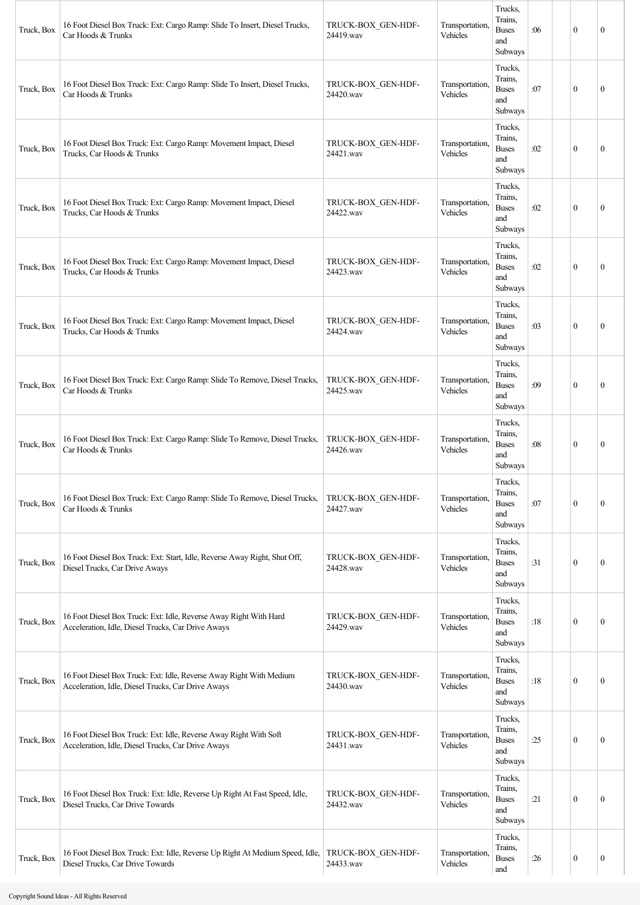| Truck, Box | 16 Foot Diesel Box Truck: Ext: Cargo Ramp: Slide To Insert, Diesel Trucks, Car Hoods & Trunks | TRUCK-BOX_GEN-HDF-24419.wav | Transportation, Vehicles | Trucks, Trains, Buses and Subways | :06 | | 0 | 0 |
|---|---|---|---|---|---|---|---|---|
| Truck, Box | 16 Foot Diesel Box Truck: Ext: Cargo Ramp: Slide To Insert, Diesel Trucks, Car Hoods & Trunks | TRUCK-BOX_GEN-HDF-24420.wav | Transportation, Vehicles | Trucks, Trains, Buses and Subways | :07 | | 0 | 0 |
| Truck, Box | 16 Foot Diesel Box Truck: Ext: Cargo Ramp: Movement Impact, Diesel Trucks, Car Hoods & Trunks | TRUCK-BOX_GEN-HDF-24421.wav | Transportation, Vehicles | Trucks, Trains, Buses and Subways | :02 | | 0 | 0 |
| Truck, Box | 16 Foot Diesel Box Truck: Ext: Cargo Ramp: Movement Impact, Diesel Trucks, Car Hoods & Trunks | TRUCK-BOX_GEN-HDF-24422.wav | Transportation, Vehicles | Trucks, Trains, Buses and Subways | :02 | | 0 | 0 |
| Truck, Box | 16 Foot Diesel Box Truck: Ext: Cargo Ramp: Movement Impact, Diesel Trucks, Car Hoods & Trunks | TRUCK-BOX_GEN-HDF-24423.wav | Transportation, Vehicles | Trucks, Trains, Buses and Subways | :02 | | 0 | 0 |
| Truck, Box | 16 Foot Diesel Box Truck: Ext: Cargo Ramp: Movement Impact, Diesel Trucks, Car Hoods & Trunks | TRUCK-BOX_GEN-HDF-24424.wav | Transportation, Vehicles | Trucks, Trains, Buses and Subways | :03 | | 0 | 0 |
| Truck, Box | 16 Foot Diesel Box Truck: Ext: Cargo Ramp: Slide To Remove, Diesel Trucks, Car Hoods & Trunks | TRUCK-BOX_GEN-HDF-24425.wav | Transportation, Vehicles | Trucks, Trains, Buses and Subways | :09 | | 0 | 0 |
| Truck, Box | 16 Foot Diesel Box Truck: Ext: Cargo Ramp: Slide To Remove, Diesel Trucks, Car Hoods & Trunks | TRUCK-BOX_GEN-HDF-24426.wav | Transportation, Vehicles | Trucks, Trains, Buses and Subways | :08 | | 0 | 0 |
| Truck, Box | 16 Foot Diesel Box Truck: Ext: Cargo Ramp: Slide To Remove, Diesel Trucks, Car Hoods & Trunks | TRUCK-BOX_GEN-HDF-24427.wav | Transportation, Vehicles | Trucks, Trains, Buses and Subways | :07 | | 0 | 0 |
| Truck, Box | 16 Foot Diesel Box Truck: Ext: Start, Idle, Reverse Away Right, Shut Off, Diesel Trucks, Car Drive Aways | TRUCK-BOX_GEN-HDF-24428.wav | Transportation, Vehicles | Trucks, Trains, Buses and Subways | :31 | | 0 | 0 |
| Truck, Box | 16 Foot Diesel Box Truck: Ext: Idle, Reverse Away Right With Hard Acceleration, Idle, Diesel Trucks, Car Drive Aways | TRUCK-BOX_GEN-HDF-24429.wav | Transportation, Vehicles | Trucks, Trains, Buses and Subways | :18 | | 0 | 0 |
| Truck, Box | 16 Foot Diesel Box Truck: Ext: Idle, Reverse Away Right With Medium Acceleration, Idle, Diesel Trucks, Car Drive Aways | TRUCK-BOX_GEN-HDF-24430.wav | Transportation, Vehicles | Trucks, Trains, Buses and Subways | :18 | | 0 | 0 |
| Truck, Box | 16 Foot Diesel Box Truck: Ext: Idle, Reverse Away Right With Soft Acceleration, Idle, Diesel Trucks, Car Drive Aways | TRUCK-BOX_GEN-HDF-24431.wav | Transportation, Vehicles | Trucks, Trains, Buses and Subways | :25 | | 0 | 0 |
| Truck, Box | 16 Foot Diesel Box Truck: Ext: Idle, Reverse Up Right At Fast Speed, Idle, Diesel Trucks, Car Drive Towards | TRUCK-BOX_GEN-HDF-24432.wav | Transportation, Vehicles | Trucks, Trains, Buses and Subways | :21 | | 0 | 0 |
| Truck, Box | 16 Foot Diesel Box Truck: Ext: Idle, Reverse Up Right At Medium Speed, Idle, Diesel Trucks, Car Drive Towards | TRUCK-BOX_GEN-HDF-24433.wav | Transportation, Vehicles | Trucks, Trains, Buses and | :26 | | 0 | 0 |

Copyright Sound Ideas - All Rights Reserved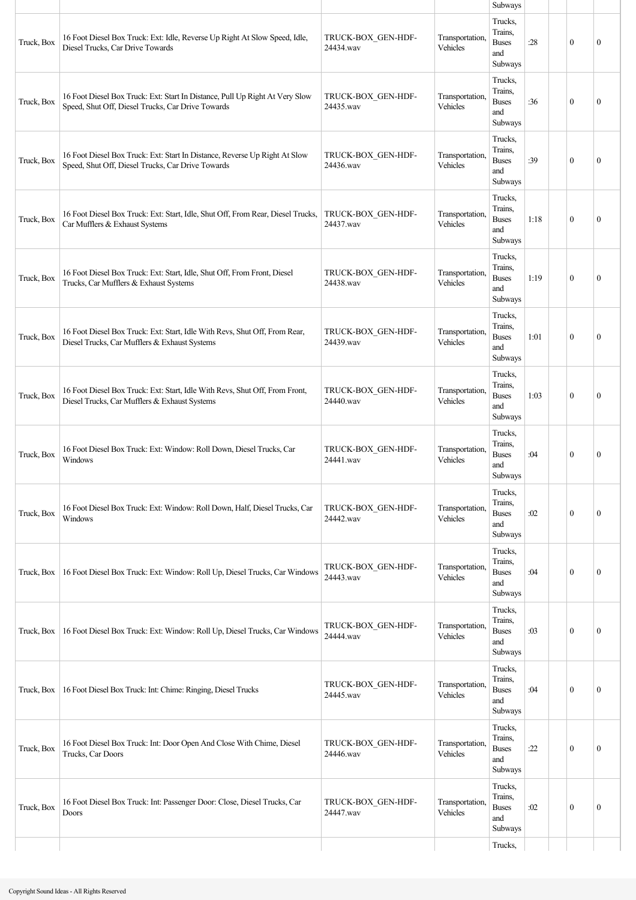| | | | | | | | | |
|---|---|---|---|---|---|---|---|---|
| | | | | Subways | | | | |
| Truck, Box | 16 Foot Diesel Box Truck: Ext: Idle, Reverse Up Right At Slow Speed, Idle, Diesel Trucks, Car Drive Towards | TRUCK-BOX_GEN-HDF-24434.wav | Transportation, Vehicles | Trucks, Trains, Buses and Subways | :28 | | 0 | 0 |
| Truck, Box | 16 Foot Diesel Box Truck: Ext: Start In Distance, Pull Up Right At Very Slow Speed, Shut Off, Diesel Trucks, Car Drive Towards | TRUCK-BOX_GEN-HDF-24435.wav | Transportation, Vehicles | Trucks, Trains, Buses and Subways | :36 | | 0 | 0 |
| Truck, Box | 16 Foot Diesel Box Truck: Ext: Start In Distance, Reverse Up Right At Slow Speed, Shut Off, Diesel Trucks, Car Drive Towards | TRUCK-BOX_GEN-HDF-24436.wav | Transportation, Vehicles | Trucks, Trains, Buses and Subways | :39 | | 0 | 0 |
| Truck, Box | 16 Foot Diesel Box Truck: Ext: Start, Idle, Shut Off, From Rear, Diesel Trucks, Car Mufflers & Exhaust Systems | TRUCK-BOX_GEN-HDF-24437.wav | Transportation, Vehicles | Trucks, Trains, Buses and Subways | 1:18 | | 0 | 0 |
| Truck, Box | 16 Foot Diesel Box Truck: Ext: Start, Idle, Shut Off, From Front, Diesel Trucks, Car Mufflers & Exhaust Systems | TRUCK-BOX_GEN-HDF-24438.wav | Transportation, Vehicles | Trucks, Trains, Buses and Subways | 1:19 | | 0 | 0 |
| Truck, Box | 16 Foot Diesel Box Truck: Ext: Start, Idle With Revs, Shut Off, From Rear, Diesel Trucks, Car Mufflers & Exhaust Systems | TRUCK-BOX_GEN-HDF-24439.wav | Transportation, Vehicles | Trucks, Trains, Buses and Subways | 1:01 | | 0 | 0 |
| Truck, Box | 16 Foot Diesel Box Truck: Ext: Start, Idle With Revs, Shut Off, From Front, Diesel Trucks, Car Mufflers & Exhaust Systems | TRUCK-BOX_GEN-HDF-24440.wav | Transportation, Vehicles | Trucks, Trains, Buses and Subways | 1:03 | | 0 | 0 |
| Truck, Box | 16 Foot Diesel Box Truck: Ext: Window: Roll Down, Diesel Trucks, Car Windows | TRUCK-BOX_GEN-HDF-24441.wav | Transportation, Vehicles | Trucks, Trains, Buses and Subways | :04 | | 0 | 0 |
| Truck, Box | 16 Foot Diesel Box Truck: Ext: Window: Roll Down, Half, Diesel Trucks, Car Windows | TRUCK-BOX_GEN-HDF-24442.wav | Transportation, Vehicles | Trucks, Trains, Buses and Subways | :02 | | 0 | 0 |
| Truck, Box | 16 Foot Diesel Box Truck: Ext: Window: Roll Up, Diesel Trucks, Car Windows | TRUCK-BOX_GEN-HDF-24443.wav | Transportation, Vehicles | Trucks, Trains, Buses and Subways | :04 | | 0 | 0 |
| Truck, Box | 16 Foot Diesel Box Truck: Ext: Window: Roll Up, Diesel Trucks, Car Windows | TRUCK-BOX_GEN-HDF-24444.wav | Transportation, Vehicles | Trucks, Trains, Buses and Subways | :03 | | 0 | 0 |
| Truck, Box | 16 Foot Diesel Box Truck: Int: Chime: Ringing, Diesel Trucks | TRUCK-BOX_GEN-HDF-24445.wav | Transportation, Vehicles | Trucks, Trains, Buses and Subways | :04 | | 0 | 0 |
| Truck, Box | 16 Foot Diesel Box Truck: Int: Door Open And Close With Chime, Diesel Trucks, Car Doors | TRUCK-BOX_GEN-HDF-24446.wav | Transportation, Vehicles | Trucks, Trains, Buses and Subways | :22 | | 0 | 0 |
| Truck, Box | 16 Foot Diesel Box Truck: Int: Passenger Door: Close, Diesel Trucks, Car Doors | TRUCK-BOX_GEN-HDF-24447.wav | Transportation, Vehicles | Trucks, Trains, Buses and Subways | :02 | | 0 | 0 |
| | | | | Trucks, | | | | |

Copyright Sound Ideas - All Rights Reserved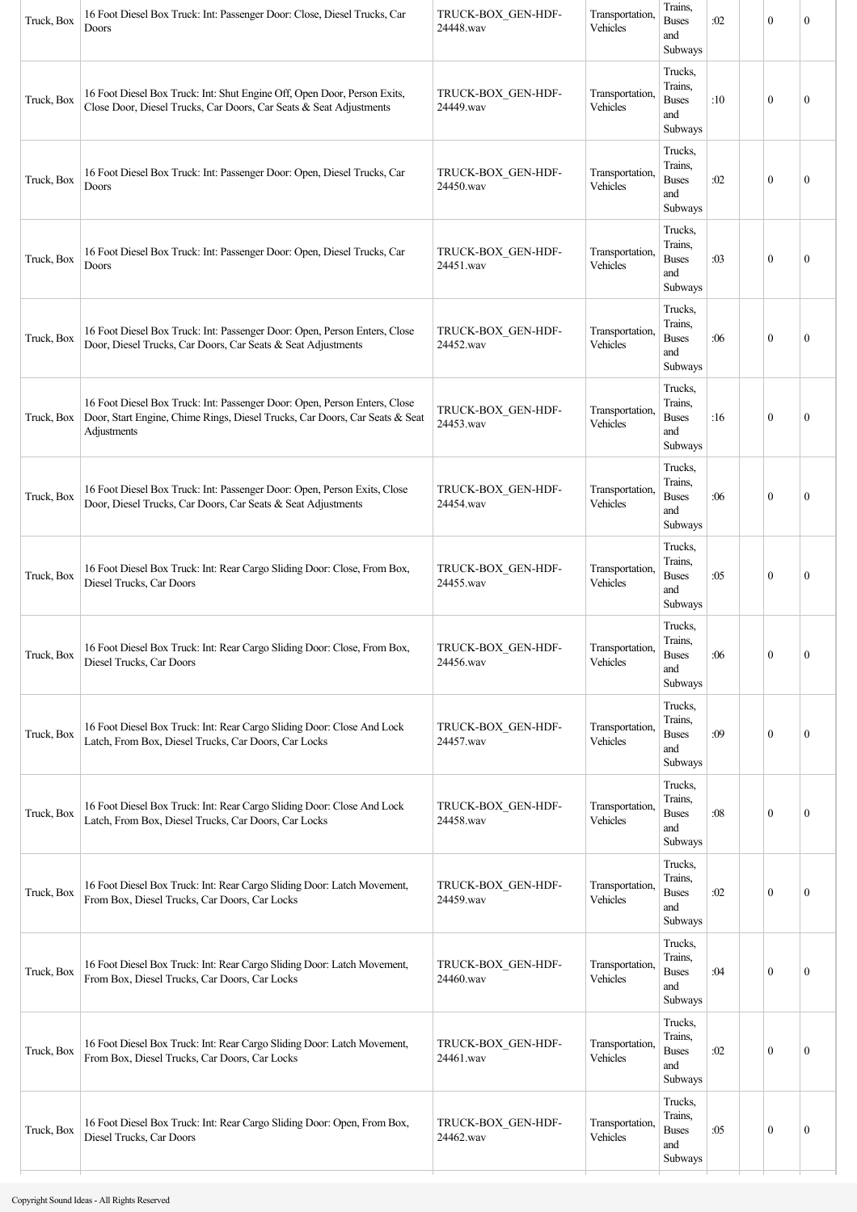| Truck, Box | 16 Foot Diesel Box Truck: Int: Passenger Door: Close, Diesel Trucks, Car Doors | TRUCK-BOX_GEN-HDF-24448.wav | Transportation, Vehicles | Trains, Buses and Subways | :02 | | 0 | 0 |
|---|---|---|---|---|---|---|---|---|
| Truck, Box | 16 Foot Diesel Box Truck: Int: Shut Engine Off, Open Door, Person Exits, Close Door, Diesel Trucks, Car Doors, Car Seats & Seat Adjustments | TRUCK-BOX_GEN-HDF-24449.wav | Transportation, Vehicles | Trucks, Trains, Buses and Subways | :10 | | 0 | 0 |
| Truck, Box | 16 Foot Diesel Box Truck: Int: Passenger Door: Open, Diesel Trucks, Car Doors | TRUCK-BOX_GEN-HDF-24450.wav | Transportation, Vehicles | Trucks, Trains, Buses and Subways | :02 | | 0 | 0 |
| Truck, Box | 16 Foot Diesel Box Truck: Int: Passenger Door: Open, Diesel Trucks, Car Doors | TRUCK-BOX_GEN-HDF-24451.wav | Transportation, Vehicles | Trucks, Trains, Buses and Subways | :03 | | 0 | 0 |
| Truck, Box | 16 Foot Diesel Box Truck: Int: Passenger Door: Open, Person Enters, Close Door, Diesel Trucks, Car Doors, Car Seats & Seat Adjustments | TRUCK-BOX_GEN-HDF-24452.wav | Transportation, Vehicles | Trucks, Trains, Buses and Subways | :06 | | 0 | 0 |
| Truck, Box | 16 Foot Diesel Box Truck: Int: Passenger Door: Open, Person Enters, Close Door, Start Engine, Chime Rings, Diesel Trucks, Car Doors, Car Seats & Seat Adjustments | TRUCK-BOX_GEN-HDF-24453.wav | Transportation, Vehicles | Trucks, Trains, Buses and Subways | :16 | | 0 | 0 |
| Truck, Box | 16 Foot Diesel Box Truck: Int: Passenger Door: Open, Person Exits, Close Door, Diesel Trucks, Car Doors, Car Seats & Seat Adjustments | TRUCK-BOX_GEN-HDF-24454.wav | Transportation, Vehicles | Trucks, Trains, Buses and Subways | :06 | | 0 | 0 |
| Truck, Box | 16 Foot Diesel Box Truck: Int: Rear Cargo Sliding Door: Close, From Box, Diesel Trucks, Car Doors | TRUCK-BOX_GEN-HDF-24455.wav | Transportation, Vehicles | Trucks, Trains, Buses and Subways | :05 | | 0 | 0 |
| Truck, Box | 16 Foot Diesel Box Truck: Int: Rear Cargo Sliding Door: Close, From Box, Diesel Trucks, Car Doors | TRUCK-BOX_GEN-HDF-24456.wav | Transportation, Vehicles | Trucks, Trains, Buses and Subways | :06 | | 0 | 0 |
| Truck, Box | 16 Foot Diesel Box Truck: Int: Rear Cargo Sliding Door: Close And Lock Latch, From Box, Diesel Trucks, Car Doors, Car Locks | TRUCK-BOX_GEN-HDF-24457.wav | Transportation, Vehicles | Trucks, Trains, Buses and Subways | :09 | | 0 | 0 |
| Truck, Box | 16 Foot Diesel Box Truck: Int: Rear Cargo Sliding Door: Close And Lock Latch, From Box, Diesel Trucks, Car Doors, Car Locks | TRUCK-BOX_GEN-HDF-24458.wav | Transportation, Vehicles | Trucks, Trains, Buses and Subways | :08 | | 0 | 0 |
| Truck, Box | 16 Foot Diesel Box Truck: Int: Rear Cargo Sliding Door: Latch Movement, From Box, Diesel Trucks, Car Doors, Car Locks | TRUCK-BOX_GEN-HDF-24459.wav | Transportation, Vehicles | Trucks, Trains, Buses and Subways | :02 | | 0 | 0 |
| Truck, Box | 16 Foot Diesel Box Truck: Int: Rear Cargo Sliding Door: Latch Movement, From Box, Diesel Trucks, Car Doors, Car Locks | TRUCK-BOX_GEN-HDF-24460.wav | Transportation, Vehicles | Trucks, Trains, Buses and Subways | :04 | | 0 | 0 |
| Truck, Box | 16 Foot Diesel Box Truck: Int: Rear Cargo Sliding Door: Latch Movement, From Box, Diesel Trucks, Car Doors, Car Locks | TRUCK-BOX_GEN-HDF-24461.wav | Transportation, Vehicles | Trucks, Trains, Buses and Subways | :02 | | 0 | 0 |
| Truck, Box | 16 Foot Diesel Box Truck: Int: Rear Cargo Sliding Door: Open, From Box, Diesel Trucks, Car Doors | TRUCK-BOX_GEN-HDF-24462.wav | Transportation, Vehicles | Trucks, Trains, Buses and Subways | :05 | | 0 | 0 |

Copyright Sound Ideas - All Rights Reserved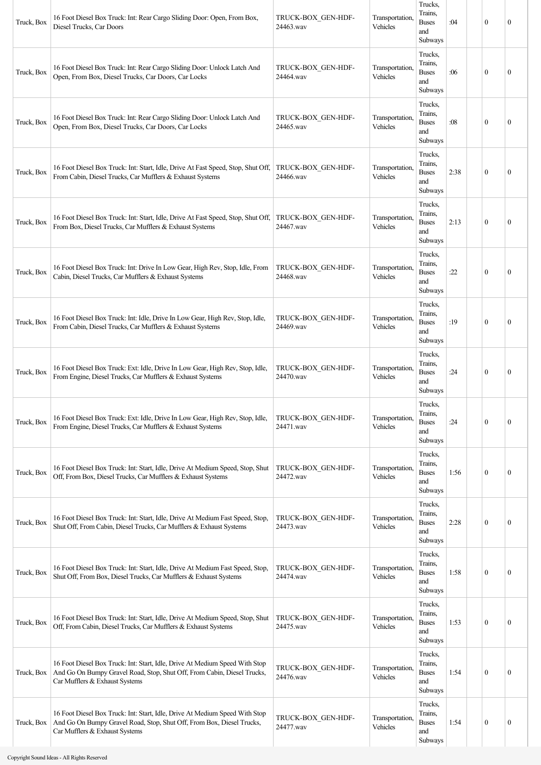| | | | | | | | | |
|---|---|---|---|---|---|---|---|---|
| Truck, Box | 16 Foot Diesel Box Truck: Int: Rear Cargo Sliding Door: Open, From Box, Diesel Trucks, Car Doors | TRUCK-BOX_GEN-HDF-24463.wav | Transportation, Vehicles | Trucks, Trains, Buses and Subways | :04 | | 0 | 0 |
| Truck, Box | 16 Foot Diesel Box Truck: Int: Rear Cargo Sliding Door: Unlock Latch And Open, From Box, Diesel Trucks, Car Doors, Car Locks | TRUCK-BOX_GEN-HDF-24464.wav | Transportation, Vehicles | Trucks, Trains, Buses and Subways | :06 | | 0 | 0 |
| Truck, Box | 16 Foot Diesel Box Truck: Int: Rear Cargo Sliding Door: Unlock Latch And Open, From Box, Diesel Trucks, Car Doors, Car Locks | TRUCK-BOX_GEN-HDF-24465.wav | Transportation, Vehicles | Trucks, Trains, Buses and Subways | :08 | | 0 | 0 |
| Truck, Box | 16 Foot Diesel Box Truck: Int: Start, Idle, Drive At Fast Speed, Stop, Shut Off, From Cabin, Diesel Trucks, Car Mufflers & Exhaust Systems | TRUCK-BOX_GEN-HDF-24466.wav | Transportation, Vehicles | Trucks, Trains, Buses and Subways | 2:38 | | 0 | 0 |
| Truck, Box | 16 Foot Diesel Box Truck: Int: Start, Idle, Drive At Fast Speed, Stop, Shut Off, From Box, Diesel Trucks, Car Mufflers & Exhaust Systems | TRUCK-BOX_GEN-HDF-24467.wav | Transportation, Vehicles | Trucks, Trains, Buses and Subways | 2:13 | | 0 | 0 |
| Truck, Box | 16 Foot Diesel Box Truck: Int: Drive In Low Gear, High Rev, Stop, Idle, From Cabin, Diesel Trucks, Car Mufflers & Exhaust Systems | TRUCK-BOX_GEN-HDF-24468.wav | Transportation, Vehicles | Trucks, Trains, Buses and Subways | :22 | | 0 | 0 |
| Truck, Box | 16 Foot Diesel Box Truck: Int: Idle, Drive In Low Gear, High Rev, Stop, Idle, From Cabin, Diesel Trucks, Car Mufflers & Exhaust Systems | TRUCK-BOX_GEN-HDF-24469.wav | Transportation, Vehicles | Trucks, Trains, Buses and Subways | :19 | | 0 | 0 |
| Truck, Box | 16 Foot Diesel Box Truck: Ext: Idle, Drive In Low Gear, High Rev, Stop, Idle, From Engine, Diesel Trucks, Car Mufflers & Exhaust Systems | TRUCK-BOX_GEN-HDF-24470.wav | Transportation, Vehicles | Trucks, Trains, Buses and Subways | :24 | | 0 | 0 |
| Truck, Box | 16 Foot Diesel Box Truck: Ext: Idle, Drive In Low Gear, High Rev, Stop, Idle, From Engine, Diesel Trucks, Car Mufflers & Exhaust Systems | TRUCK-BOX_GEN-HDF-24471.wav | Transportation, Vehicles | Trucks, Trains, Buses and Subways | :24 | | 0 | 0 |
| Truck, Box | 16 Foot Diesel Box Truck: Int: Start, Idle, Drive At Medium Speed, Stop, Shut Off, From Box, Diesel Trucks, Car Mufflers & Exhaust Systems | TRUCK-BOX_GEN-HDF-24472.wav | Transportation, Vehicles | Trucks, Trains, Buses and Subways | 1:56 | | 0 | 0 |
| Truck, Box | 16 Foot Diesel Box Truck: Int: Start, Idle, Drive At Medium Fast Speed, Stop, Shut Off, From Cabin, Diesel Trucks, Car Mufflers & Exhaust Systems | TRUCK-BOX_GEN-HDF-24473.wav | Transportation, Vehicles | Trucks, Trains, Buses and Subways | 2:28 | | 0 | 0 |
| Truck, Box | 16 Foot Diesel Box Truck: Int: Start, Idle, Drive At Medium Fast Speed, Stop, Shut Off, From Box, Diesel Trucks, Car Mufflers & Exhaust Systems | TRUCK-BOX_GEN-HDF-24474.wav | Transportation, Vehicles | Trucks, Trains, Buses and Subways | 1:58 | | 0 | 0 |
| Truck, Box | 16 Foot Diesel Box Truck: Int: Start, Idle, Drive At Medium Speed, Stop, Shut Off, From Cabin, Diesel Trucks, Car Mufflers & Exhaust Systems | TRUCK-BOX_GEN-HDF-24475.wav | Transportation, Vehicles | Trucks, Trains, Buses and Subways | 1:53 | | 0 | 0 |
| Truck, Box | 16 Foot Diesel Box Truck: Int: Start, Idle, Drive At Medium Speed With Stop And Go On Bumpy Gravel Road, Stop, Shut Off, From Cabin, Diesel Trucks, Car Mufflers & Exhaust Systems | TRUCK-BOX_GEN-HDF-24476.wav | Transportation, Vehicles | Trucks, Trains, Buses and Subways | 1:54 | | 0 | 0 |
| Truck, Box | 16 Foot Diesel Box Truck: Int: Start, Idle, Drive At Medium Speed With Stop And Go On Bumpy Gravel Road, Stop, Shut Off, From Box, Diesel Trucks, Car Mufflers & Exhaust Systems | TRUCK-BOX_GEN-HDF-24477.wav | Transportation, Vehicles | Trucks, Trains, Buses and Subways | 1:54 | | 0 | 0 |

Copyright Sound Ideas - All Rights Reserved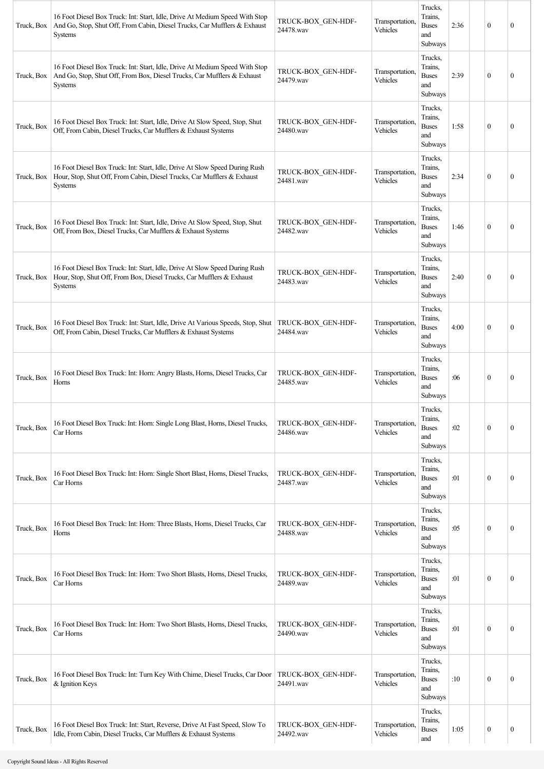| | | | | | | | |
|---|---|---|---|---|---|---|---|
| Truck, Box | 16 Foot Diesel Box Truck: Int: Start, Idle, Drive At Medium Speed With Stop And Go, Stop, Shut Off, From Cabin, Diesel Trucks, Car Mufflers & Exhaust Systems | TRUCK-BOX_GEN-HDF-24478.wav | Transportation, Vehicles | Trucks, Trains, Buses and Subways | 2:36 | | 0 | 0 |
| Truck, Box | 16 Foot Diesel Box Truck: Int: Start, Idle, Drive At Medium Speed With Stop And Go, Stop, Shut Off, From Box, Diesel Trucks, Car Mufflers & Exhaust Systems | TRUCK-BOX_GEN-HDF-24479.wav | Transportation, Vehicles | Trucks, Trains, Buses and Subways | 2:39 | | 0 | 0 |
| Truck, Box | 16 Foot Diesel Box Truck: Int: Start, Idle, Drive At Slow Speed, Stop, Shut Off, From Cabin, Diesel Trucks, Car Mufflers & Exhaust Systems | TRUCK-BOX_GEN-HDF-24480.wav | Transportation, Vehicles | Trucks, Trains, Buses and Subways | 1:58 | | 0 | 0 |
| Truck, Box | 16 Foot Diesel Box Truck: Int: Start, Idle, Drive At Slow Speed During Rush Hour, Stop, Shut Off, From Cabin, Diesel Trucks, Car Mufflers & Exhaust Systems | TRUCK-BOX_GEN-HDF-24481.wav | Transportation, Vehicles | Trucks, Trains, Buses and Subways | 2:34 | | 0 | 0 |
| Truck, Box | 16 Foot Diesel Box Truck: Int: Start, Idle, Drive At Slow Speed, Stop, Shut Off, From Box, Diesel Trucks, Car Mufflers & Exhaust Systems | TRUCK-BOX_GEN-HDF-24482.wav | Transportation, Vehicles | Trucks, Trains, Buses and Subways | 1:46 | | 0 | 0 |
| Truck, Box | 16 Foot Diesel Box Truck: Int: Start, Idle, Drive At Slow Speed During Rush Hour, Stop, Shut Off, From Box, Diesel Trucks, Car Mufflers & Exhaust Systems | TRUCK-BOX_GEN-HDF-24483.wav | Transportation, Vehicles | Trucks, Trains, Buses and Subways | 2:40 | | 0 | 0 |
| Truck, Box | 16 Foot Diesel Box Truck: Int: Start, Idle, Drive At Various Speeds, Stop, Shut Off, From Cabin, Diesel Trucks, Car Mufflers & Exhaust Systems | TRUCK-BOX_GEN-HDF-24484.wav | Transportation, Vehicles | Trucks, Trains, Buses and Subways | 4:00 | | 0 | 0 |
| Truck, Box | 16 Foot Diesel Box Truck: Int: Horn: Angry Blasts, Horns, Diesel Trucks, Car Horns | TRUCK-BOX_GEN-HDF-24485.wav | Transportation, Vehicles | Trucks, Trains, Buses and Subways | :06 | | 0 | 0 |
| Truck, Box | 16 Foot Diesel Box Truck: Int: Horn: Single Long Blast, Horns, Diesel Trucks, Car Horns | TRUCK-BOX_GEN-HDF-24486.wav | Transportation, Vehicles | Trucks, Trains, Buses and Subways | :02 | | 0 | 0 |
| Truck, Box | 16 Foot Diesel Box Truck: Int: Horn: Single Short Blast, Horns, Diesel Trucks, Car Horns | TRUCK-BOX_GEN-HDF-24487.wav | Transportation, Vehicles | Trucks, Trains, Buses and Subways | :01 | | 0 | 0 |
| Truck, Box | 16 Foot Diesel Box Truck: Int: Horn: Three Blasts, Horns, Diesel Trucks, Car Horns | TRUCK-BOX_GEN-HDF-24488.wav | Transportation, Vehicles | Trucks, Trains, Buses and Subways | :05 | | 0 | 0 |
| Truck, Box | 16 Foot Diesel Box Truck: Int: Horn: Two Short Blasts, Horns, Diesel Trucks, Car Horns | TRUCK-BOX_GEN-HDF-24489.wav | Transportation, Vehicles | Trucks, Trains, Buses and Subways | :01 | | 0 | 0 |
| Truck, Box | 16 Foot Diesel Box Truck: Int: Horn: Two Short Blasts, Horns, Diesel Trucks, Car Horns | TRUCK-BOX_GEN-HDF-24490.wav | Transportation, Vehicles | Trucks, Trains, Buses and Subways | :01 | | 0 | 0 |
| Truck, Box | 16 Foot Diesel Box Truck: Int: Turn Key With Chime, Diesel Trucks, Car Door & Ignition Keys | TRUCK-BOX_GEN-HDF-24491.wav | Transportation, Vehicles | Trucks, Trains, Buses and Subways | :10 | | 0 | 0 |
| Truck, Box | 16 Foot Diesel Box Truck: Int: Start, Reverse, Drive At Fast Speed, Slow To Idle, From Cabin, Diesel Trucks, Car Mufflers & Exhaust Systems | TRUCK-BOX_GEN-HDF-24492.wav | Transportation, Vehicles | Trucks, Trains, Buses and | 1:05 | | 0 | 0 |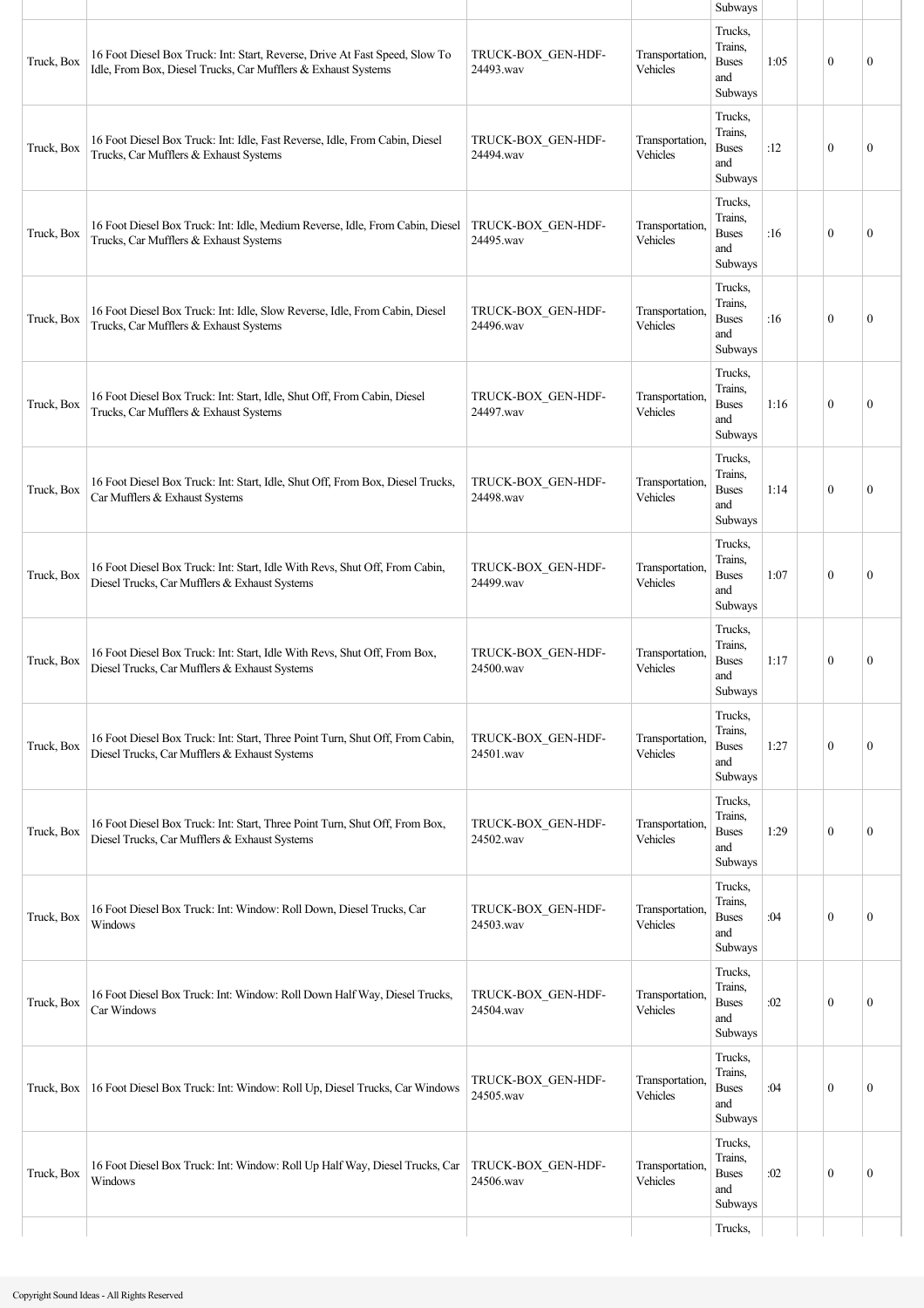| | | | | Subways | | | | |
|---|---|---|---|---|---|---|---|---|
| Truck, Box | 16 Foot Diesel Box Truck: Int: Start, Reverse, Drive At Fast Speed, Slow To Idle, From Box, Diesel Trucks, Car Mufflers & Exhaust Systems | TRUCK-BOX_GEN-HDF-24493.wav | Transportation, Vehicles | Trucks, Trains, Buses and Subways | 1:05 | | 0 | 0 |
| Truck, Box | 16 Foot Diesel Box Truck: Int: Idle, Fast Reverse, Idle, From Cabin, Diesel Trucks, Car Mufflers & Exhaust Systems | TRUCK-BOX_GEN-HDF-24494.wav | Transportation, Vehicles | Trucks, Trains, Buses and Subways | :12 | | 0 | 0 |
| Truck, Box | 16 Foot Diesel Box Truck: Int: Idle, Medium Reverse, Idle, From Cabin, Diesel Trucks, Car Mufflers & Exhaust Systems | TRUCK-BOX_GEN-HDF-24495.wav | Transportation, Vehicles | Trucks, Trains, Buses and Subways | :16 | | 0 | 0 |
| Truck, Box | 16 Foot Diesel Box Truck: Int: Idle, Slow Reverse, Idle, From Cabin, Diesel Trucks, Car Mufflers & Exhaust Systems | TRUCK-BOX_GEN-HDF-24496.wav | Transportation, Vehicles | Trucks, Trains, Buses and Subways | :16 | | 0 | 0 |
| Truck, Box | 16 Foot Diesel Box Truck: Int: Start, Idle, Shut Off, From Cabin, Diesel Trucks, Car Mufflers & Exhaust Systems | TRUCK-BOX_GEN-HDF-24497.wav | Transportation, Vehicles | Trucks, Trains, Buses and Subways | 1:16 | | 0 | 0 |
| Truck, Box | 16 Foot Diesel Box Truck: Int: Start, Idle, Shut Off, From Box, Diesel Trucks, Car Mufflers & Exhaust Systems | TRUCK-BOX_GEN-HDF-24498.wav | Transportation, Vehicles | Trucks, Trains, Buses and Subways | 1:14 | | 0 | 0 |
| Truck, Box | 16 Foot Diesel Box Truck: Int: Start, Idle With Revs, Shut Off, From Cabin, Diesel Trucks, Car Mufflers & Exhaust Systems | TRUCK-BOX_GEN-HDF-24499.wav | Transportation, Vehicles | Trucks, Trains, Buses and Subways | 1:07 | | 0 | 0 |
| Truck, Box | 16 Foot Diesel Box Truck: Int: Start, Idle With Revs, Shut Off, From Box, Diesel Trucks, Car Mufflers & Exhaust Systems | TRUCK-BOX_GEN-HDF-24500.wav | Transportation, Vehicles | Trucks, Trains, Buses and Subways | 1:17 | | 0 | 0 |
| Truck, Box | 16 Foot Diesel Box Truck: Int: Start, Three Point Turn, Shut Off, From Cabin, Diesel Trucks, Car Mufflers & Exhaust Systems | TRUCK-BOX_GEN-HDF-24501.wav | Transportation, Vehicles | Trucks, Trains, Buses and Subways | 1:27 | | 0 | 0 |
| Truck, Box | 16 Foot Diesel Box Truck: Int: Start, Three Point Turn, Shut Off, From Box, Diesel Trucks, Car Mufflers & Exhaust Systems | TRUCK-BOX_GEN-HDF-24502.wav | Transportation, Vehicles | Trucks, Trains, Buses and Subways | 1:29 | | 0 | 0 |
| Truck, Box | 16 Foot Diesel Box Truck: Int: Window: Roll Down, Diesel Trucks, Car Windows | TRUCK-BOX_GEN-HDF-24503.wav | Transportation, Vehicles | Trucks, Trains, Buses and Subways | :04 | | 0 | 0 |
| Truck, Box | 16 Foot Diesel Box Truck: Int: Window: Roll Down Half Way, Diesel Trucks, Car Windows | TRUCK-BOX_GEN-HDF-24504.wav | Transportation, Vehicles | Trucks, Trains, Buses and Subways | :02 | | 0 | 0 |
| Truck, Box | 16 Foot Diesel Box Truck: Int: Window: Roll Up, Diesel Trucks, Car Windows | TRUCK-BOX_GEN-HDF-24505.wav | Transportation, Vehicles | Trucks, Trains, Buses and Subways | :04 | | 0 | 0 |
| Truck, Box | 16 Foot Diesel Box Truck: Int: Window: Roll Up Half Way, Diesel Trucks, Car Windows | TRUCK-BOX_GEN-HDF-24506.wav | Transportation, Vehicles | Trucks, Trains, Buses and Subways | :02 | | 0 | 0 |
| | | | | Trucks, | | | | |

Copyright Sound Ideas - All Rights Reserved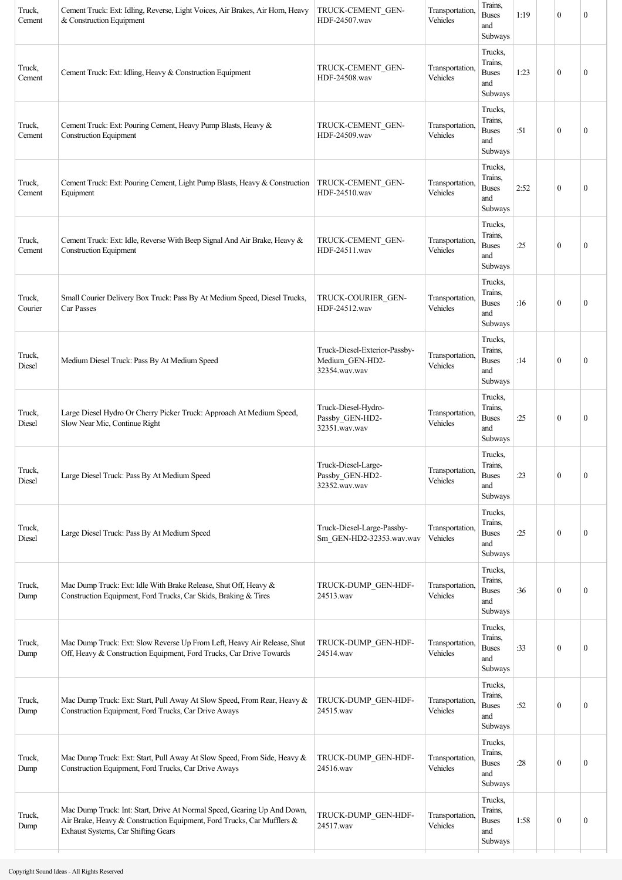| | | | | | | | | |
|---|---|---|---|---|---|---|---|---|
| Truck, Cement | Cement Truck: Ext: Idling, Reverse, Light Voices, Air Brakes, Air Horn, Heavy & Construction Equipment | TRUCK-CEMENT_GEN-HDF-24507.wav | Transportation, Vehicles | Trains, Buses and Subways | 1:19 | | 0 | 0 |
| Truck, Cement | Cement Truck: Ext: Idling, Heavy & Construction Equipment | TRUCK-CEMENT_GEN-HDF-24508.wav | Transportation, Vehicles | Trucks, Trains, Buses and Subways | 1:23 | | 0 | 0 |
| Truck, Cement | Cement Truck: Ext: Pouring Cement, Heavy Pump Blasts, Heavy & Construction Equipment | TRUCK-CEMENT_GEN-HDF-24509.wav | Transportation, Vehicles | Trucks, Trains, Buses and Subways | :51 | | 0 | 0 |
| Truck, Cement | Cement Truck: Ext: Pouring Cement, Light Pump Blasts, Heavy & Construction Equipment | TRUCK-CEMENT_GEN-HDF-24510.wav | Transportation, Vehicles | Trucks, Trains, Buses and Subways | 2:52 | | 0 | 0 |
| Truck, Cement | Cement Truck: Ext: Idle, Reverse With Beep Signal And Air Brake, Heavy & Construction Equipment | TRUCK-CEMENT_GEN-HDF-24511.wav | Transportation, Vehicles | Trucks, Trains, Buses and Subways | :25 | | 0 | 0 |
| Truck, Courier | Small Courier Delivery Box Truck: Pass By At Medium Speed, Diesel Trucks, Car Passes | TRUCK-COURIER_GEN-HDF-24512.wav | Transportation, Vehicles | Trucks, Trains, Buses and Subways | :16 | | 0 | 0 |
| Truck, Diesel | Medium Diesel Truck: Pass By At Medium Speed | Truck-Diesel-Exterior-Passby-Medium_GEN-HD2-32354.wav.wav | Transportation, Vehicles | Trucks, Trains, Buses and Subways | :14 | | 0 | 0 |
| Truck, Diesel | Large Diesel Hydro Or Cherry Picker Truck: Approach At Medium Speed, Slow Near Mic, Continue Right | Truck-Diesel-Hydro-Passby_GEN-HD2-32351.wav.wav | Transportation, Vehicles | Trucks, Trains, Buses and Subways | :25 | | 0 | 0 |
| Truck, Diesel | Large Diesel Truck: Pass By At Medium Speed | Truck-Diesel-Large-Passby_GEN-HD2-32352.wav.wav | Transportation, Vehicles | Trucks, Trains, Buses and Subways | :23 | | 0 | 0 |
| Truck, Diesel | Large Diesel Truck: Pass By At Medium Speed | Truck-Diesel-Large-Passby-Sm_GEN-HD2-32353.wav.wav | Transportation, Vehicles | Trucks, Trains, Buses and Subways | :25 | | 0 | 0 |
| Truck, Dump | Mac Dump Truck: Ext: Idle With Brake Release, Shut Off, Heavy & Construction Equipment, Ford Trucks, Car Skids, Braking & Tires | TRUCK-DUMP_GEN-HDF-24513.wav | Transportation, Vehicles | Trucks, Trains, Buses and Subways | :36 | | 0 | 0 |
| Truck, Dump | Mac Dump Truck: Ext: Slow Reverse Up From Left, Heavy Air Release, Shut Off, Heavy & Construction Equipment, Ford Trucks, Car Drive Towards | TRUCK-DUMP_GEN-HDF-24514.wav | Transportation, Vehicles | Trucks, Trains, Buses and Subways | :33 | | 0 | 0 |
| Truck, Dump | Mac Dump Truck: Ext: Start, Pull Away At Slow Speed, From Rear, Heavy & Construction Equipment, Ford Trucks, Car Drive Aways | TRUCK-DUMP_GEN-HDF-24515.wav | Transportation, Vehicles | Trucks, Trains, Buses and Subways | :52 | | 0 | 0 |
| Truck, Dump | Mac Dump Truck: Ext: Start, Pull Away At Slow Speed, From Side, Heavy & Construction Equipment, Ford Trucks, Car Drive Aways | TRUCK-DUMP_GEN-HDF-24516.wav | Transportation, Vehicles | Trucks, Trains, Buses and Subways | :28 | | 0 | 0 |
| Truck, Dump | Mac Dump Truck: Int: Start, Drive At Normal Speed, Gearing Up And Down, Air Brake, Heavy & Construction Equipment, Ford Trucks, Car Mufflers & Exhaust Systems, Car Shifting Gears | TRUCK-DUMP_GEN-HDF-24517.wav | Transportation, Vehicles | Trucks, Trains, Buses and Subways | 1:58 | | 0 | 0 |

Copyright Sound Ideas - All Rights Reserved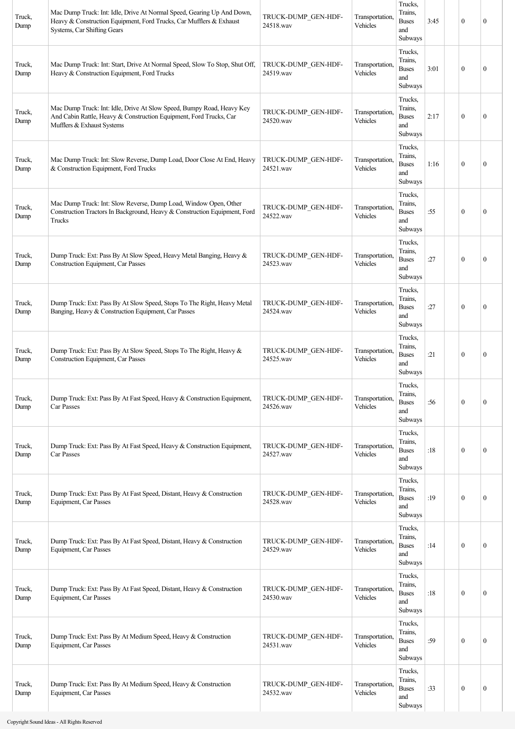| | | | | | | | | |
|---|---|---|---|---|---|---|---|---|
| Truck, Dump | Mac Dump Truck: Int: Idle, Drive At Normal Speed, Gearing Up And Down, Heavy & Construction Equipment, Ford Trucks, Car Mufflers & Exhaust Systems, Car Shifting Gears | TRUCK-DUMP_GEN-HDF-24518.wav | Transportation, Vehicles | Trucks, Trains, Buses and Subways | 3:45 | | 0 | 0 |
| Truck, Dump | Mac Dump Truck: Int: Start, Drive At Normal Speed, Slow To Stop, Shut Off, Heavy & Construction Equipment, Ford Trucks | TRUCK-DUMP_GEN-HDF-24519.wav | Transportation, Vehicles | Trucks, Trains, Buses and Subways | 3:01 | | 0 | 0 |
| Truck, Dump | Mac Dump Truck: Int: Idle, Drive At Slow Speed, Bumpy Road, Heavy Key And Cabin Rattle, Heavy & Construction Equipment, Ford Trucks, Car Mufflers & Exhaust Systems | TRUCK-DUMP_GEN-HDF-24520.wav | Transportation, Vehicles | Trucks, Trains, Buses and Subways | 2:17 | | 0 | 0 |
| Truck, Dump | Mac Dump Truck: Int: Slow Reverse, Dump Load, Door Close At End, Heavy & Construction Equipment, Ford Trucks | TRUCK-DUMP_GEN-HDF-24521.wav | Transportation, Vehicles | Trucks, Trains, Buses and Subways | 1:16 | | 0 | 0 |
| Truck, Dump | Mac Dump Truck: Int: Slow Reverse, Dump Load, Window Open, Other Construction Tractors In Background, Heavy & Construction Equipment, Ford Trucks | TRUCK-DUMP_GEN-HDF-24522.wav | Transportation, Vehicles | Trucks, Trains, Buses and Subways | :55 | | 0 | 0 |
| Truck, Dump | Dump Truck: Ext: Pass By At Slow Speed, Heavy Metal Banging, Heavy & Construction Equipment, Car Passes | TRUCK-DUMP_GEN-HDF-24523.wav | Transportation, Vehicles | Trucks, Trains, Buses and Subways | :27 | | 0 | 0 |
| Truck, Dump | Dump Truck: Ext: Pass By At Slow Speed, Stops To The Right, Heavy Metal Banging, Heavy & Construction Equipment, Car Passes | TRUCK-DUMP_GEN-HDF-24524.wav | Transportation, Vehicles | Trucks, Trains, Buses and Subways | :27 | | 0 | 0 |
| Truck, Dump | Dump Truck: Ext: Pass By At Slow Speed, Stops To The Right, Heavy & Construction Equipment, Car Passes | TRUCK-DUMP_GEN-HDF-24525.wav | Transportation, Vehicles | Trucks, Trains, Buses and Subways | :21 | | 0 | 0 |
| Truck, Dump | Dump Truck: Ext: Pass By At Fast Speed, Heavy & Construction Equipment, Car Passes | TRUCK-DUMP_GEN-HDF-24526.wav | Transportation, Vehicles | Trucks, Trains, Buses and Subways | :56 | | 0 | 0 |
| Truck, Dump | Dump Truck: Ext: Pass By At Fast Speed, Heavy & Construction Equipment, Car Passes | TRUCK-DUMP_GEN-HDF-24527.wav | Transportation, Vehicles | Trucks, Trains, Buses and Subways | :18 | | 0 | 0 |
| Truck, Dump | Dump Truck: Ext: Pass By At Fast Speed, Distant, Heavy & Construction Equipment, Car Passes | TRUCK-DUMP_GEN-HDF-24528.wav | Transportation, Vehicles | Trucks, Trains, Buses and Subways | :19 | | 0 | 0 |
| Truck, Dump | Dump Truck: Ext: Pass By At Fast Speed, Distant, Heavy & Construction Equipment, Car Passes | TRUCK-DUMP_GEN-HDF-24529.wav | Transportation, Vehicles | Trucks, Trains, Buses and Subways | :14 | | 0 | 0 |
| Truck, Dump | Dump Truck: Ext: Pass By At Fast Speed, Distant, Heavy & Construction Equipment, Car Passes | TRUCK-DUMP_GEN-HDF-24530.wav | Transportation, Vehicles | Trucks, Trains, Buses and Subways | :18 | | 0 | 0 |
| Truck, Dump | Dump Truck: Ext: Pass By At Medium Speed, Heavy & Construction Equipment, Car Passes | TRUCK-DUMP_GEN-HDF-24531.wav | Transportation, Vehicles | Trucks, Trains, Buses and Subways | :59 | | 0 | 0 |
| Truck, Dump | Dump Truck: Ext: Pass By At Medium Speed, Heavy & Construction Equipment, Car Passes | TRUCK-DUMP_GEN-HDF-24532.wav | Transportation, Vehicles | Trucks, Trains, Buses and Subways | :33 | | 0 | 0 |

Copyright Sound Ideas - All Rights Reserved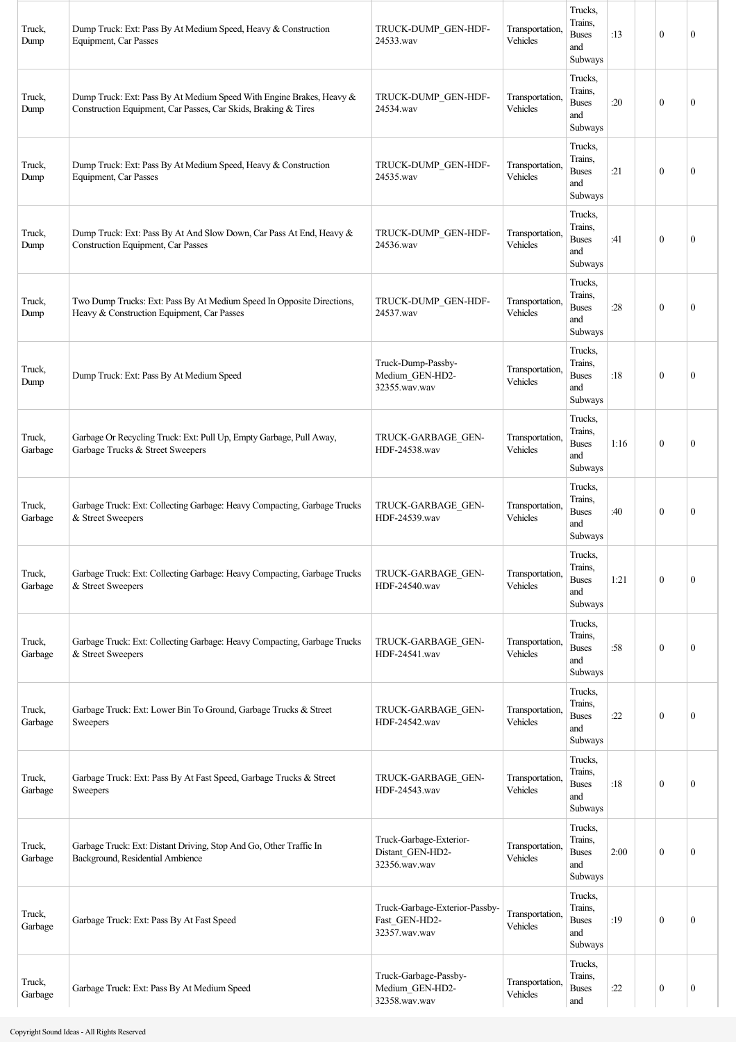| Truck, Dump | Dump Truck: Ext: Pass By At Medium Speed, Heavy & Construction Equipment, Car Passes | TRUCK-DUMP_GEN-HDF-24533.wav | Transportation, Vehicles | Trucks, Trains, Buses and Subways | :13 | | 0 | 0 |
|---|---|---|---|---|---|---|---|---|
| Truck, Dump | Dump Truck: Ext: Pass By At Medium Speed With Engine Brakes, Heavy & Construction Equipment, Car Passes, Car Skids, Braking & Tires | TRUCK-DUMP_GEN-HDF-24534.wav | Transportation, Vehicles | Trucks, Trains, Buses and Subways | :20 | | 0 | 0 |
| Truck, Dump | Dump Truck: Ext: Pass By At Medium Speed, Heavy & Construction Equipment, Car Passes | TRUCK-DUMP_GEN-HDF-24535.wav | Transportation, Vehicles | Trucks, Trains, Buses and Subways | :21 | | 0 | 0 |
| Truck, Dump | Dump Truck: Ext: Pass By At And Slow Down, Car Pass At End, Heavy & Construction Equipment, Car Passes | TRUCK-DUMP_GEN-HDF-24536.wav | Transportation, Vehicles | Trucks, Trains, Buses and Subways | :41 | | 0 | 0 |
| Truck, Dump | Two Dump Trucks: Ext: Pass By At Medium Speed In Opposite Directions, Heavy & Construction Equipment, Car Passes | TRUCK-DUMP_GEN-HDF-24537.wav | Transportation, Vehicles | Trucks, Trains, Buses and Subways | :28 | | 0 | 0 |
| Truck, Dump | Dump Truck: Ext: Pass By At Medium Speed | Truck-Dump-Passby-Medium_GEN-HD2-32355.wav.wav | Transportation, Vehicles | Trucks, Trains, Buses and Subways | :18 | | 0 | 0 |
| Truck, Garbage | Garbage Or Recycling Truck: Ext: Pull Up, Empty Garbage, Pull Away, Garbage Trucks & Street Sweepers | TRUCK-GARBAGE_GEN-HDF-24538.wav | Transportation, Vehicles | Trucks, Trains, Buses and Subways | 1:16 | | 0 | 0 |
| Truck, Garbage | Garbage Truck: Ext: Collecting Garbage: Heavy Compacting, Garbage Trucks & Street Sweepers | TRUCK-GARBAGE_GEN-HDF-24539.wav | Transportation, Vehicles | Trucks, Trains, Buses and Subways | :40 | | 0 | 0 |
| Truck, Garbage | Garbage Truck: Ext: Collecting Garbage: Heavy Compacting, Garbage Trucks & Street Sweepers | TRUCK-GARBAGE_GEN-HDF-24540.wav | Transportation, Vehicles | Trucks, Trains, Buses and Subways | 1:21 | | 0 | 0 |
| Truck, Garbage | Garbage Truck: Ext: Collecting Garbage: Heavy Compacting, Garbage Trucks & Street Sweepers | TRUCK-GARBAGE_GEN-HDF-24541.wav | Transportation, Vehicles | Trucks, Trains, Buses and Subways | :58 | | 0 | 0 |
| Truck, Garbage | Garbage Truck: Ext: Lower Bin To Ground, Garbage Trucks & Street Sweepers | TRUCK-GARBAGE_GEN-HDF-24542.wav | Transportation, Vehicles | Trucks, Trains, Buses and Subways | :22 | | 0 | 0 |
| Truck, Garbage | Garbage Truck: Ext: Pass By At Fast Speed, Garbage Trucks & Street Sweepers | TRUCK-GARBAGE_GEN-HDF-24543.wav | Transportation, Vehicles | Trucks, Trains, Buses and Subways | :18 | | 0 | 0 |
| Truck, Garbage | Garbage Truck: Ext: Distant Driving, Stop And Go, Other Traffic In Background, Residential Ambience | Truck-Garbage-Exterior-Distant_GEN-HD2-32356.wav.wav | Transportation, Vehicles | Trucks, Trains, Buses and Subways | 2:00 | | 0 | 0 |
| Truck, Garbage | Garbage Truck: Ext: Pass By At Fast Speed | Truck-Garbage-Exterior-Passby-Fast_GEN-HD2-32357.wav.wav | Transportation, Vehicles | Trucks, Trains, Buses and Subways | :19 | | 0 | 0 |
| Truck, Garbage | Garbage Truck: Ext: Pass By At Medium Speed | Truck-Garbage-Passby-Medium_GEN-HD2-32358.wav.wav | Transportation, Vehicles | Trucks, Trains, Buses and | :22 | | 0 | 0 |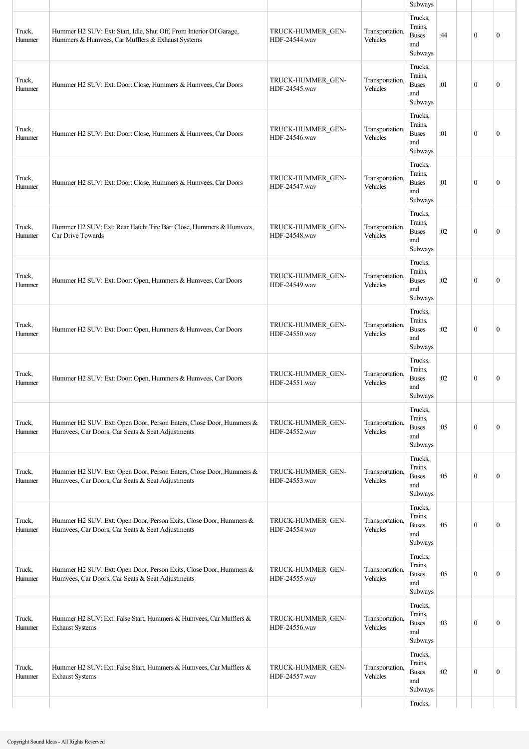| | | | | Subways | | | | |
|---|---|---|---|---|---|---|---|---|
| Truck, Hummer | Hummer H2 SUV: Ext: Start, Idle, Shut Off, From Interior Of Garage, Hummers & Humvees, Car Mufflers & Exhaust Systems | TRUCK-HUMMER_GEN-HDF-24544.wav | Transportation, Vehicles | Trucks, Trains, Buses and Subways | :44 | | 0 | 0 |
| Truck, Hummer | Hummer H2 SUV: Ext: Door: Close, Hummers & Humvees, Car Doors | TRUCK-HUMMER_GEN-HDF-24545.wav | Transportation, Vehicles | Trucks, Trains, Buses and Subways | :01 | | 0 | 0 |
| Truck, Hummer | Hummer H2 SUV: Ext: Door: Close, Hummers & Humvees, Car Doors | TRUCK-HUMMER_GEN-HDF-24546.wav | Transportation, Vehicles | Trucks, Trains, Buses and Subways | :01 | | 0 | 0 |
| Truck, Hummer | Hummer H2 SUV: Ext: Door: Close, Hummers & Humvees, Car Doors | TRUCK-HUMMER_GEN-HDF-24547.wav | Transportation, Vehicles | Trucks, Trains, Buses and Subways | :01 | | 0 | 0 |
| Truck, Hummer | Hummer H2 SUV: Ext: Rear Hatch: Tire Bar: Close, Hummers & Humvees, Car Drive Towards | TRUCK-HUMMER_GEN-HDF-24548.wav | Transportation, Vehicles | Trucks, Trains, Buses and Subways | :02 | | 0 | 0 |
| Truck, Hummer | Hummer H2 SUV: Ext: Door: Open, Hummers & Humvees, Car Doors | TRUCK-HUMMER_GEN-HDF-24549.wav | Transportation, Vehicles | Trucks, Trains, Buses and Subways | :02 | | 0 | 0 |
| Truck, Hummer | Hummer H2 SUV: Ext: Door: Open, Hummers & Humvees, Car Doors | TRUCK-HUMMER_GEN-HDF-24550.wav | Transportation, Vehicles | Trucks, Trains, Buses and Subways | :02 | | 0 | 0 |
| Truck, Hummer | Hummer H2 SUV: Ext: Door: Open, Hummers & Humvees, Car Doors | TRUCK-HUMMER_GEN-HDF-24551.wav | Transportation, Vehicles | Trucks, Trains, Buses and Subways | :02 | | 0 | 0 |
| Truck, Hummer | Hummer H2 SUV: Ext: Open Door, Person Enters, Close Door, Hummers & Humvees, Car Doors, Car Seats & Seat Adjustments | TRUCK-HUMMER_GEN-HDF-24552.wav | Transportation, Vehicles | Trucks, Trains, Buses and Subways | :05 | | 0 | 0 |
| Truck, Hummer | Hummer H2 SUV: Ext: Open Door, Person Enters, Close Door, Hummers & Humvees, Car Doors, Car Seats & Seat Adjustments | TRUCK-HUMMER_GEN-HDF-24553.wav | Transportation, Vehicles | Trucks, Trains, Buses and Subways | :05 | | 0 | 0 |
| Truck, Hummer | Hummer H2 SUV: Ext: Open Door, Person Exits, Close Door, Hummers & Humvees, Car Doors, Car Seats & Seat Adjustments | TRUCK-HUMMER_GEN-HDF-24554.wav | Transportation, Vehicles | Trucks, Trains, Buses and Subways | :05 | | 0 | 0 |
| Truck, Hummer | Hummer H2 SUV: Ext: Open Door, Person Exits, Close Door, Hummers & Humvees, Car Doors, Car Seats & Seat Adjustments | TRUCK-HUMMER_GEN-HDF-24555.wav | Transportation, Vehicles | Trucks, Trains, Buses and Subways | :05 | | 0 | 0 |
| Truck, Hummer | Hummer H2 SUV: Ext: False Start, Hummers & Humvees, Car Mufflers & Exhaust Systems | TRUCK-HUMMER_GEN-HDF-24556.wav | Transportation, Vehicles | Trucks, Trains, Buses and Subways | :03 | | 0 | 0 |
| Truck, Hummer | Hummer H2 SUV: Ext: False Start, Hummers & Humvees, Car Mufflers & Exhaust Systems | TRUCK-HUMMER_GEN-HDF-24557.wav | Transportation, Vehicles | Trucks, Trains, Buses and Subways | :02 | | 0 | 0 |
| | | | | Trucks, | | | | |

Copyright Sound Ideas - All Rights Reserved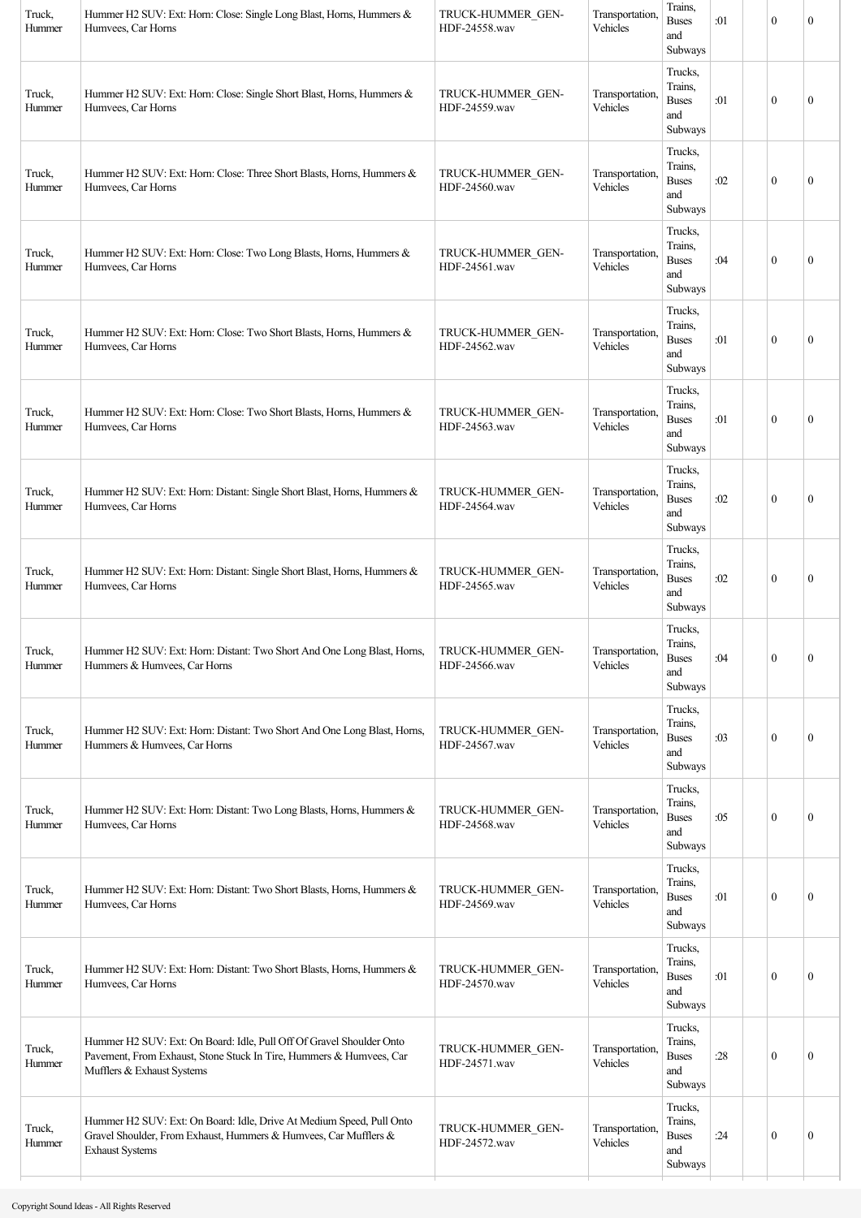| Truck, Hummer | Hummer H2 SUV: Ext: Horn: Close: Single Long Blast, Horns, Hummers & Humvees, Car Horns | TRUCK-HUMMER_GEN-HDF-24558.wav | Transportation, Vehicles | Trains, Buses and Subways | :01 | | 0 | 0 |
|---|---|---|---|---|---|---|---|---|
| Truck, Hummer | Hummer H2 SUV: Ext: Horn: Close: Single Short Blast, Horns, Hummers & Humvees, Car Horns | TRUCK-HUMMER_GEN-HDF-24559.wav | Transportation, Vehicles | Trucks, Trains, Buses and Subways | :01 | | 0 | 0 |
| Truck, Hummer | Hummer H2 SUV: Ext: Horn: Close: Three Short Blasts, Horns, Hummers & Humvees, Car Horns | TRUCK-HUMMER_GEN-HDF-24560.wav | Transportation, Vehicles | Trucks, Trains, Buses and Subways | :02 | | 0 | 0 |
| Truck, Hummer | Hummer H2 SUV: Ext: Horn: Close: Two Long Blasts, Horns, Hummers & Humvees, Car Horns | TRUCK-HUMMER_GEN-HDF-24561.wav | Transportation, Vehicles | Trucks, Trains, Buses and Subways | :04 | | 0 | 0 |
| Truck, Hummer | Hummer H2 SUV: Ext: Horn: Close: Two Short Blasts, Horns, Hummers & Humvees, Car Horns | TRUCK-HUMMER_GEN-HDF-24562.wav | Transportation, Vehicles | Trucks, Trains, Buses and Subways | :01 | | 0 | 0 |
| Truck, Hummer | Hummer H2 SUV: Ext: Horn: Close: Two Short Blasts, Horns, Hummers & Humvees, Car Horns | TRUCK-HUMMER_GEN-HDF-24563.wav | Transportation, Vehicles | Trucks, Trains, Buses and Subways | :01 | | 0 | 0 |
| Truck, Hummer | Hummer H2 SUV: Ext: Horn: Distant: Single Short Blast, Horns, Hummers & Humvees, Car Horns | TRUCK-HUMMER_GEN-HDF-24564.wav | Transportation, Vehicles | Trucks, Trains, Buses and Subways | :02 | | 0 | 0 |
| Truck, Hummer | Hummer H2 SUV: Ext: Horn: Distant: Single Short Blast, Horns, Hummers & Humvees, Car Horns | TRUCK-HUMMER_GEN-HDF-24565.wav | Transportation, Vehicles | Trucks, Trains, Buses and Subways | :02 | | 0 | 0 |
| Truck, Hummer | Hummer H2 SUV: Ext: Horn: Distant: Two Short And One Long Blast, Horns, Hummers & Humvees, Car Horns | TRUCK-HUMMER_GEN-HDF-24566.wav | Transportation, Vehicles | Trucks, Trains, Buses and Subways | :04 | | 0 | 0 |
| Truck, Hummer | Hummer H2 SUV: Ext: Horn: Distant: Two Short And One Long Blast, Horns, Hummers & Humvees, Car Horns | TRUCK-HUMMER_GEN-HDF-24567.wav | Transportation, Vehicles | Trucks, Trains, Buses and Subways | :03 | | 0 | 0 |
| Truck, Hummer | Hummer H2 SUV: Ext: Horn: Distant: Two Long Blasts, Horns, Hummers & Humvees, Car Horns | TRUCK-HUMMER_GEN-HDF-24568.wav | Transportation, Vehicles | Trucks, Trains, Buses and Subways | :05 | | 0 | 0 |
| Truck, Hummer | Hummer H2 SUV: Ext: Horn: Distant: Two Short Blasts, Horns, Hummers & Humvees, Car Horns | TRUCK-HUMMER_GEN-HDF-24569.wav | Transportation, Vehicles | Trucks, Trains, Buses and Subways | :01 | | 0 | 0 |
| Truck, Hummer | Hummer H2 SUV: Ext: Horn: Distant: Two Short Blasts, Horns, Hummers & Humvees, Car Horns | TRUCK-HUMMER_GEN-HDF-24570.wav | Transportation, Vehicles | Trucks, Trains, Buses and Subways | :01 | | 0 | 0 |
| Truck, Hummer | Hummer H2 SUV: Ext: On Board: Idle, Pull Off Of Gravel Shoulder Onto Pavement, From Exhaust, Stone Stuck In Tire, Hummers & Humvees, Car Mufflers & Exhaust Systems | TRUCK-HUMMER_GEN-HDF-24571.wav | Transportation, Vehicles | Trucks, Trains, Buses and Subways | :28 | | 0 | 0 |
| Truck, Hummer | Hummer H2 SUV: Ext: On Board: Idle, Drive At Medium Speed, Pull Onto Gravel Shoulder, From Exhaust, Hummers & Humvees, Car Mufflers & Exhaust Systems | TRUCK-HUMMER_GEN-HDF-24572.wav | Transportation, Vehicles | Trucks, Trains, Buses and Subways | :24 | | 0 | 0 |

Copyright Sound Ideas - All Rights Reserved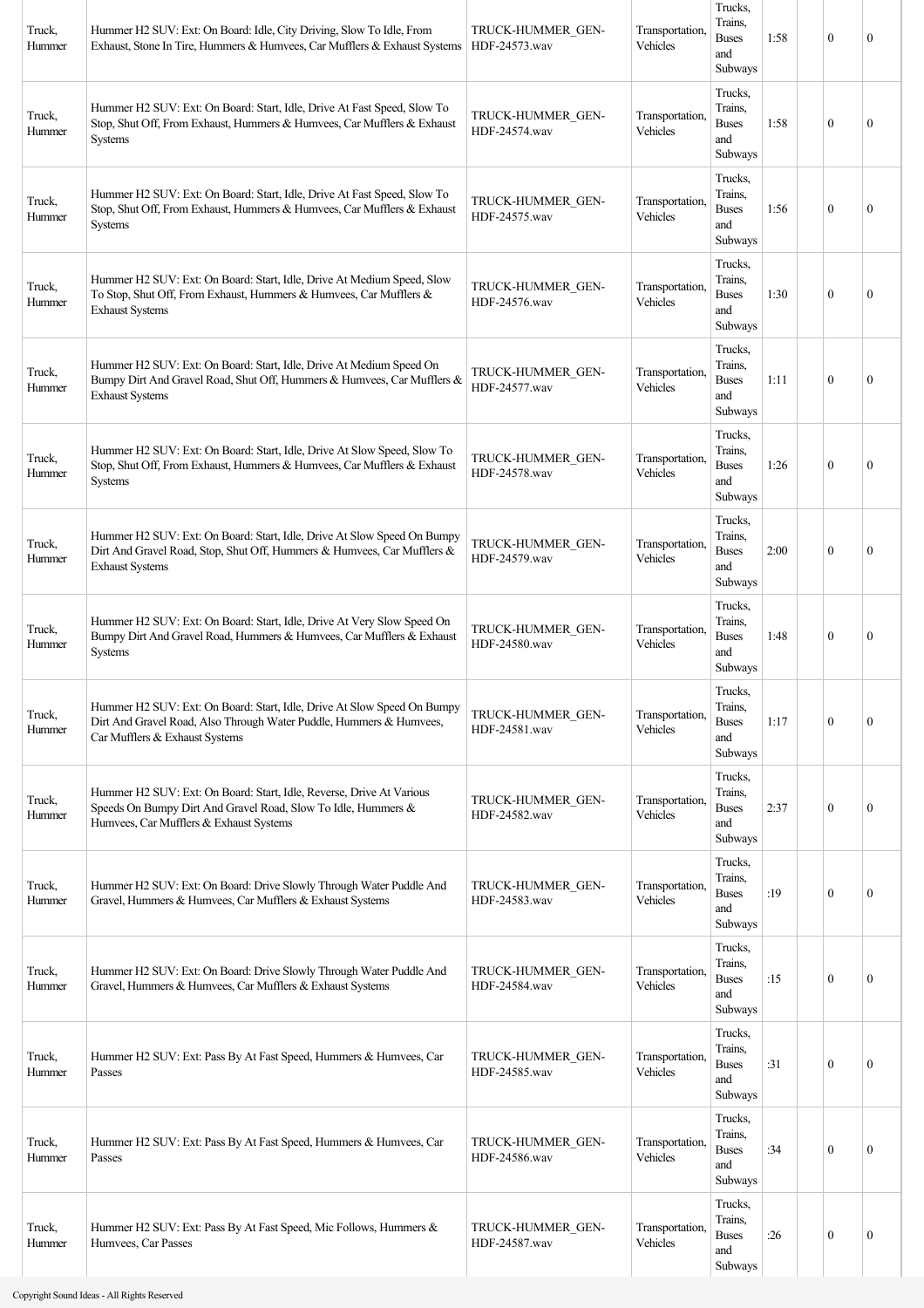| | | | | | | | | |
|---|---|---|---|---|---|---|---|---|
| Truck, Hummer | Hummer H2 SUV: Ext: On Board: Idle, City Driving, Slow To Idle, From Exhaust, Stone In Tire, Hummers & Humvees, Car Mufflers & Exhaust Systems | TRUCK-HUMMER_GEN-HDF-24573.wav | Transportation, Vehicles | Trucks, Trains, Buses and Subways | 1:58 | | 0 | 0 |
| Truck, Hummer | Hummer H2 SUV: Ext: On Board: Start, Idle, Drive At Fast Speed, Slow To Stop, Shut Off, From Exhaust, Hummers & Humvees, Car Mufflers & Exhaust Systems | TRUCK-HUMMER_GEN-HDF-24574.wav | Transportation, Vehicles | Trucks, Trains, Buses and Subways | 1:58 | | 0 | 0 |
| Truck, Hummer | Hummer H2 SUV: Ext: On Board: Start, Idle, Drive At Fast Speed, Slow To Stop, Shut Off, From Exhaust, Hummers & Humvees, Car Mufflers & Exhaust Systems | TRUCK-HUMMER_GEN-HDF-24575.wav | Transportation, Vehicles | Trucks, Trains, Buses and Subways | 1:56 | | 0 | 0 |
| Truck, Hummer | Hummer H2 SUV: Ext: On Board: Start, Idle, Drive At Medium Speed, Slow To Stop, Shut Off, From Exhaust, Hummers & Humvees, Car Mufflers & Exhaust Systems | TRUCK-HUMMER_GEN-HDF-24576.wav | Transportation, Vehicles | Trucks, Trains, Buses and Subways | 1:30 | | 0 | 0 |
| Truck, Hummer | Hummer H2 SUV: Ext: On Board: Start, Idle, Drive At Medium Speed On Bumpy Dirt And Gravel Road, Shut Off, Hummers & Humvees, Car Mufflers & Exhaust Systems | TRUCK-HUMMER_GEN-HDF-24577.wav | Transportation, Vehicles | Trucks, Trains, Buses and Subways | 1:11 | | 0 | 0 |
| Truck, Hummer | Hummer H2 SUV: Ext: On Board: Start, Idle, Drive At Slow Speed, Slow To Stop, Shut Off, From Exhaust, Hummers & Humvees, Car Mufflers & Exhaust Systems | TRUCK-HUMMER_GEN-HDF-24578.wav | Transportation, Vehicles | Trucks, Trains, Buses and Subways | 1:26 | | 0 | 0 |
| Truck, Hummer | Hummer H2 SUV: Ext: On Board: Start, Idle, Drive At Slow Speed On Bumpy Dirt And Gravel Road, Stop, Shut Off, Hummers & Humvees, Car Mufflers & Exhaust Systems | TRUCK-HUMMER_GEN-HDF-24579.wav | Transportation, Vehicles | Trucks, Trains, Buses and Subways | 2:00 | | 0 | 0 |
| Truck, Hummer | Hummer H2 SUV: Ext: On Board: Start, Idle, Drive At Very Slow Speed On Bumpy Dirt And Gravel Road, Hummers & Humvees, Car Mufflers & Exhaust Systems | TRUCK-HUMMER_GEN-HDF-24580.wav | Transportation, Vehicles | Trucks, Trains, Buses and Subways | 1:48 | | 0 | 0 |
| Truck, Hummer | Hummer H2 SUV: Ext: On Board: Start, Idle, Drive At Slow Speed On Bumpy Dirt And Gravel Road, Also Through Water Puddle, Hummers & Humvees, Car Mufflers & Exhaust Systems | TRUCK-HUMMER_GEN-HDF-24581.wav | Transportation, Vehicles | Trucks, Trains, Buses and Subways | 1:17 | | 0 | 0 |
| Truck, Hummer | Hummer H2 SUV: Ext: On Board: Start, Idle, Reverse, Drive At Various Speeds On Bumpy Dirt And Gravel Road, Slow To Idle, Hummers & Humvees, Car Mufflers & Exhaust Systems | TRUCK-HUMMER_GEN-HDF-24582.wav | Transportation, Vehicles | Trucks, Trains, Buses and Subways | 2:37 | | 0 | 0 |
| Truck, Hummer | Hummer H2 SUV: Ext: On Board: Drive Slowly Through Water Puddle And Gravel, Hummers & Humvees, Car Mufflers & Exhaust Systems | TRUCK-HUMMER_GEN-HDF-24583.wav | Transportation, Vehicles | Trucks, Trains, Buses and Subways | :19 | | 0 | 0 |
| Truck, Hummer | Hummer H2 SUV: Ext: On Board: Drive Slowly Through Water Puddle And Gravel, Hummers & Humvees, Car Mufflers & Exhaust Systems | TRUCK-HUMMER_GEN-HDF-24584.wav | Transportation, Vehicles | Trucks, Trains, Buses and Subways | :15 | | 0 | 0 |
| Truck, Hummer | Hummer H2 SUV: Ext: Pass By At Fast Speed, Hummers & Humvees, Car Passes | TRUCK-HUMMER_GEN-HDF-24585.wav | Transportation, Vehicles | Trucks, Trains, Buses and Subways | :31 | | 0 | 0 |
| Truck, Hummer | Hummer H2 SUV: Ext: Pass By At Fast Speed, Hummers & Humvees, Car Passes | TRUCK-HUMMER_GEN-HDF-24586.wav | Transportation, Vehicles | Trucks, Trains, Buses and Subways | :34 | | 0 | 0 |
| Truck, Hummer | Hummer H2 SUV: Ext: Pass By At Fast Speed, Mic Follows, Hummers & Humvees, Car Passes | TRUCK-HUMMER_GEN-HDF-24587.wav | Transportation, Vehicles | Trucks, Trains, Buses and Subways | :26 | | 0 | 0 |

Copyright Sound Ideas - All Rights Reserved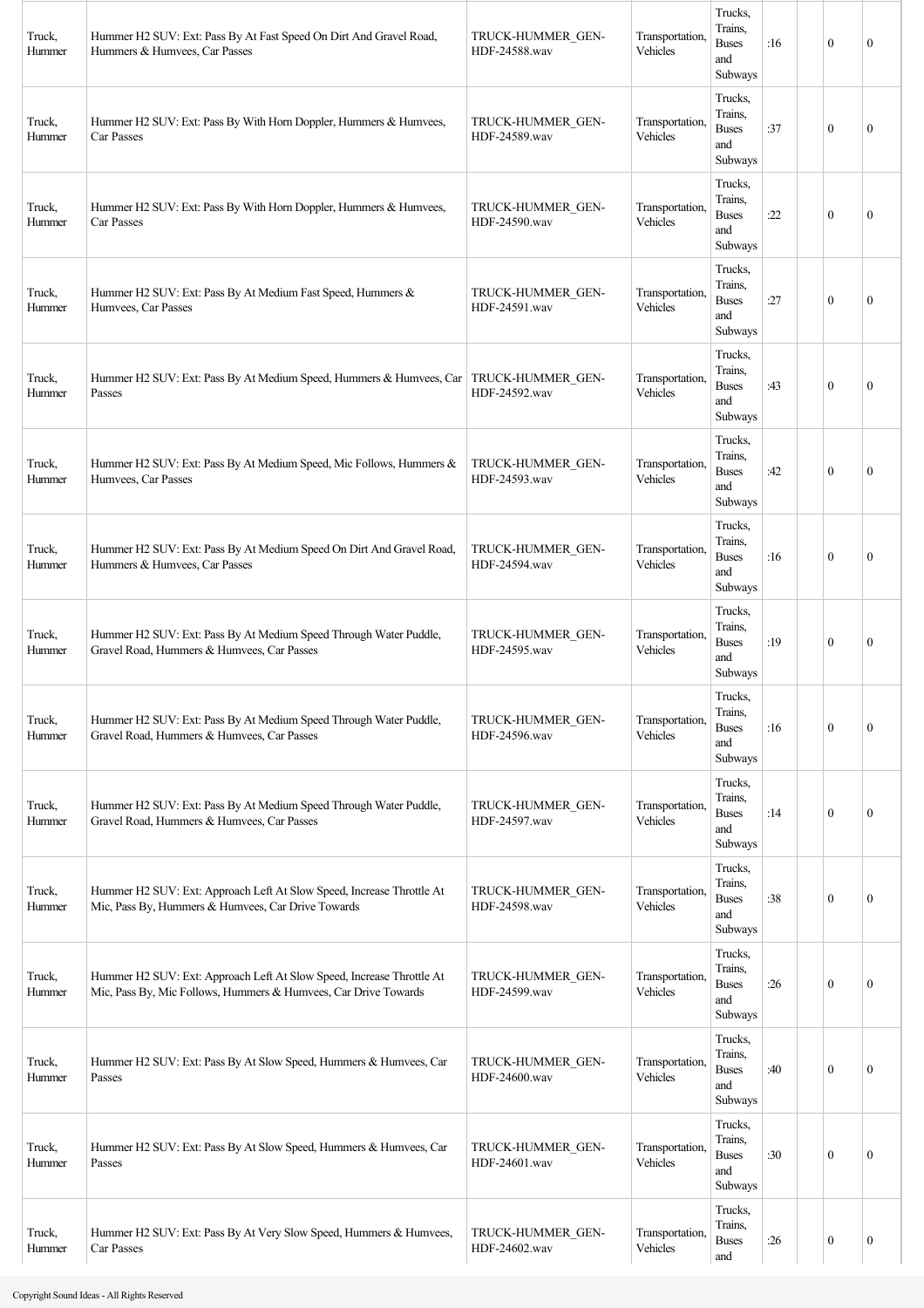| | | | | | | | | |
|---|---|---|---|---|---|---|---|---|
| Truck, Hummer | Hummer H2 SUV: Ext: Pass By At Fast Speed On Dirt And Gravel Road, Hummers & Humvees, Car Passes | TRUCK-HUMMER_GEN-HDF-24588.wav | Transportation, Vehicles | Trucks, Trains, Buses and Subways | :16 | | 0 | 0 |
| Truck, Hummer | Hummer H2 SUV: Ext: Pass By With Horn Doppler, Hummers & Humvees, Car Passes | TRUCK-HUMMER_GEN-HDF-24589.wav | Transportation, Vehicles | Trucks, Trains, Buses and Subways | :37 | | 0 | 0 |
| Truck, Hummer | Hummer H2 SUV: Ext: Pass By With Horn Doppler, Hummers & Humvees, Car Passes | TRUCK-HUMMER_GEN-HDF-24590.wav | Transportation, Vehicles | Trucks, Trains, Buses and Subways | :22 | | 0 | 0 |
| Truck, Hummer | Hummer H2 SUV: Ext: Pass By At Medium Fast Speed, Hummers & Humvees, Car Passes | TRUCK-HUMMER_GEN-HDF-24591.wav | Transportation, Vehicles | Trucks, Trains, Buses and Subways | :27 | | 0 | 0 |
| Truck, Hummer | Hummer H2 SUV: Ext: Pass By At Medium Speed, Hummers & Humvees, Car Passes | TRUCK-HUMMER_GEN-HDF-24592.wav | Transportation, Vehicles | Trucks, Trains, Buses and Subways | :43 | | 0 | 0 |
| Truck, Hummer | Hummer H2 SUV: Ext: Pass By At Medium Speed, Mic Follows, Hummers & Humvees, Car Passes | TRUCK-HUMMER_GEN-HDF-24593.wav | Transportation, Vehicles | Trucks, Trains, Buses and Subways | :42 | | 0 | 0 |
| Truck, Hummer | Hummer H2 SUV: Ext: Pass By At Medium Speed On Dirt And Gravel Road, Hummers & Humvees, Car Passes | TRUCK-HUMMER_GEN-HDF-24594.wav | Transportation, Vehicles | Trucks, Trains, Buses and Subways | :16 | | 0 | 0 |
| Truck, Hummer | Hummer H2 SUV: Ext: Pass By At Medium Speed Through Water Puddle, Gravel Road, Hummers & Humvees, Car Passes | TRUCK-HUMMER_GEN-HDF-24595.wav | Transportation, Vehicles | Trucks, Trains, Buses and Subways | :19 | | 0 | 0 |
| Truck, Hummer | Hummer H2 SUV: Ext: Pass By At Medium Speed Through Water Puddle, Gravel Road, Hummers & Humvees, Car Passes | TRUCK-HUMMER_GEN-HDF-24596.wav | Transportation, Vehicles | Trucks, Trains, Buses and Subways | :16 | | 0 | 0 |
| Truck, Hummer | Hummer H2 SUV: Ext: Pass By At Medium Speed Through Water Puddle, Gravel Road, Hummers & Humvees, Car Passes | TRUCK-HUMMER_GEN-HDF-24597.wav | Transportation, Vehicles | Trucks, Trains, Buses and Subways | :14 | | 0 | 0 |
| Truck, Hummer | Hummer H2 SUV: Ext: Approach Left At Slow Speed, Increase Throttle At Mic, Pass By, Hummers & Humvees, Car Drive Towards | TRUCK-HUMMER_GEN-HDF-24598.wav | Transportation, Vehicles | Trucks, Trains, Buses and Subways | :38 | | 0 | 0 |
| Truck, Hummer | Hummer H2 SUV: Ext: Approach Left At Slow Speed, Increase Throttle At Mic, Pass By, Mic Follows, Hummers & Humvees, Car Drive Towards | TRUCK-HUMMER_GEN-HDF-24599.wav | Transportation, Vehicles | Trucks, Trains, Buses and Subways | :26 | | 0 | 0 |
| Truck, Hummer | Hummer H2 SUV: Ext: Pass By At Slow Speed, Hummers & Humvees, Car Passes | TRUCK-HUMMER_GEN-HDF-24600.wav | Transportation, Vehicles | Trucks, Trains, Buses and Subways | :40 | | 0 | 0 |
| Truck, Hummer | Hummer H2 SUV: Ext: Pass By At Slow Speed, Hummers & Humvees, Car Passes | TRUCK-HUMMER_GEN-HDF-24601.wav | Transportation, Vehicles | Trucks, Trains, Buses and Subways | :30 | | 0 | 0 |
| Truck, Hummer | Hummer H2 SUV: Ext: Pass By At Very Slow Speed, Hummers & Humvees, Car Passes | TRUCK-HUMMER_GEN-HDF-24602.wav | Transportation, Vehicles | Trucks, Trains, Buses and | :26 | | 0 | 0 |

Copyright Sound Ideas - All Rights Reserved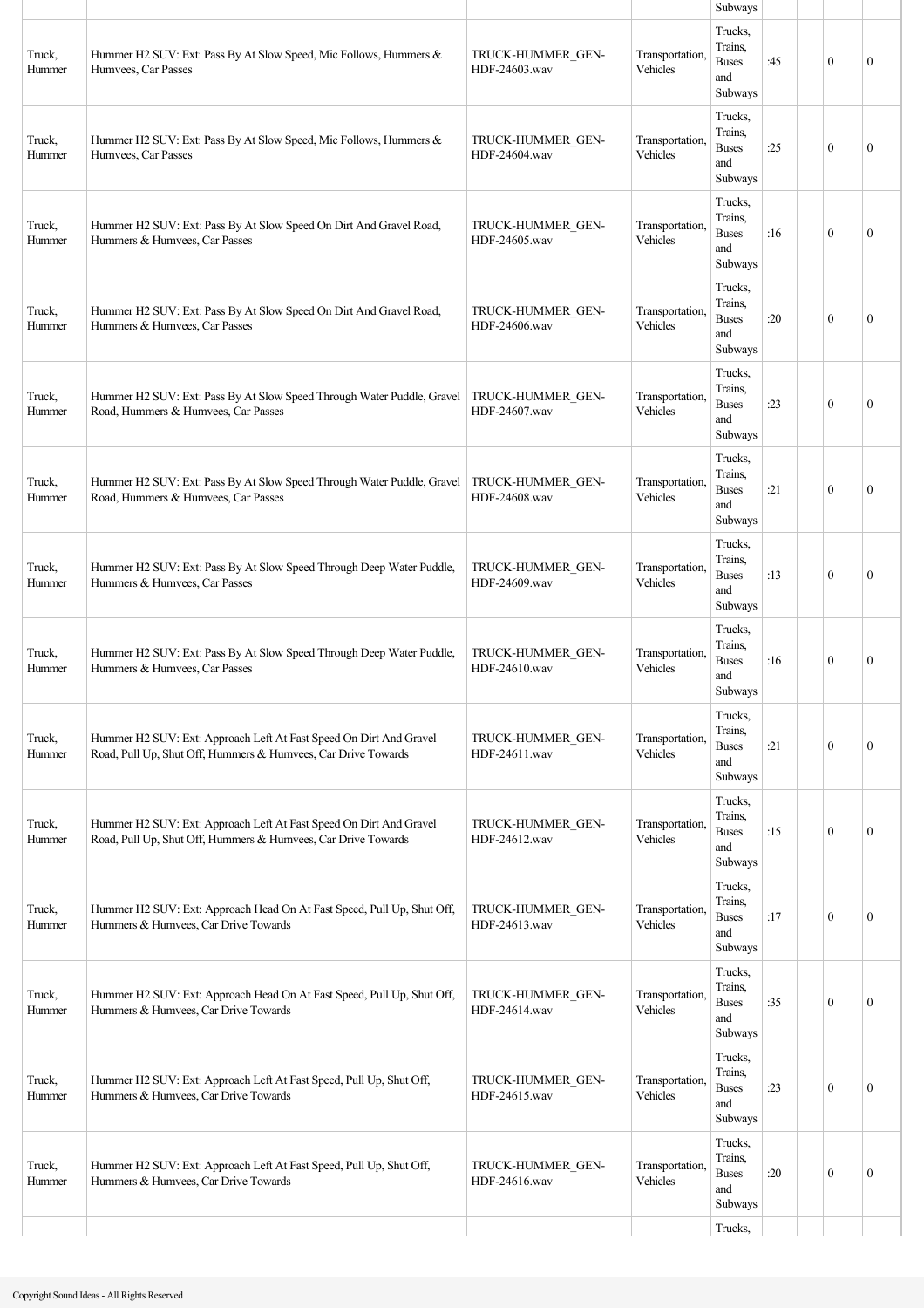| | | | | Subways | | | | |
|---|---|---|---|---|---|---|---|---|
| Truck, Hummer | Hummer H2 SUV: Ext: Pass By At Slow Speed, Mic Follows, Hummers & Humvees, Car Passes | TRUCK-HUMMER_GEN-HDF-24603.wav | Transportation, Vehicles | Trucks, Trains, Buses and Subways | :45 | | 0 | 0 |
| Truck, Hummer | Hummer H2 SUV: Ext: Pass By At Slow Speed, Mic Follows, Hummers & Humvees, Car Passes | TRUCK-HUMMER_GEN-HDF-24604.wav | Transportation, Vehicles | Trucks, Trains, Buses and Subways | :25 | | 0 | 0 |
| Truck, Hummer | Hummer H2 SUV: Ext: Pass By At Slow Speed On Dirt And Gravel Road, Hummers & Humvees, Car Passes | TRUCK-HUMMER_GEN-HDF-24605.wav | Transportation, Vehicles | Trucks, Trains, Buses and Subways | :16 | | 0 | 0 |
| Truck, Hummer | Hummer H2 SUV: Ext: Pass By At Slow Speed On Dirt And Gravel Road, Hummers & Humvees, Car Passes | TRUCK-HUMMER_GEN-HDF-24606.wav | Transportation, Vehicles | Trucks, Trains, Buses and Subways | :20 | | 0 | 0 |
| Truck, Hummer | Hummer H2 SUV: Ext: Pass By At Slow Speed Through Water Puddle, Gravel Road, Hummers & Humvees, Car Passes | TRUCK-HUMMER_GEN-HDF-24607.wav | Transportation, Vehicles | Trucks, Trains, Buses and Subways | :23 | | 0 | 0 |
| Truck, Hummer | Hummer H2 SUV: Ext: Pass By At Slow Speed Through Water Puddle, Gravel Road, Hummers & Humvees, Car Passes | TRUCK-HUMMER_GEN-HDF-24608.wav | Transportation, Vehicles | Trucks, Trains, Buses and Subways | :21 | | 0 | 0 |
| Truck, Hummer | Hummer H2 SUV: Ext: Pass By At Slow Speed Through Deep Water Puddle, Hummers & Humvees, Car Passes | TRUCK-HUMMER_GEN-HDF-24609.wav | Transportation, Vehicles | Trucks, Trains, Buses and Subways | :13 | | 0 | 0 |
| Truck, Hummer | Hummer H2 SUV: Ext: Pass By At Slow Speed Through Deep Water Puddle, Hummers & Humvees, Car Passes | TRUCK-HUMMER_GEN-HDF-24610.wav | Transportation, Vehicles | Trucks, Trains, Buses and Subways | :16 | | 0 | 0 |
| Truck, Hummer | Hummer H2 SUV: Ext: Approach Left At Fast Speed On Dirt And Gravel Road, Pull Up, Shut Off, Hummers & Humvees, Car Drive Towards | TRUCK-HUMMER_GEN-HDF-24611.wav | Transportation, Vehicles | Trucks, Trains, Buses and Subways | :21 | | 0 | 0 |
| Truck, Hummer | Hummer H2 SUV: Ext: Approach Left At Fast Speed On Dirt And Gravel Road, Pull Up, Shut Off, Hummers & Humvees, Car Drive Towards | TRUCK-HUMMER_GEN-HDF-24612.wav | Transportation, Vehicles | Trucks, Trains, Buses and Subways | :15 | | 0 | 0 |
| Truck, Hummer | Hummer H2 SUV: Ext: Approach Head On At Fast Speed, Pull Up, Shut Off, Hummers & Humvees, Car Drive Towards | TRUCK-HUMMER_GEN-HDF-24613.wav | Transportation, Vehicles | Trucks, Trains, Buses and Subways | :17 | | 0 | 0 |
| Truck, Hummer | Hummer H2 SUV: Ext: Approach Head On At Fast Speed, Pull Up, Shut Off, Hummers & Humvees, Car Drive Towards | TRUCK-HUMMER_GEN-HDF-24614.wav | Transportation, Vehicles | Trucks, Trains, Buses and Subways | :35 | | 0 | 0 |
| Truck, Hummer | Hummer H2 SUV: Ext: Approach Left At Fast Speed, Pull Up, Shut Off, Hummers & Humvees, Car Drive Towards | TRUCK-HUMMER_GEN-HDF-24615.wav | Transportation, Vehicles | Trucks, Trains, Buses and Subways | :23 | | 0 | 0 |
| Truck, Hummer | Hummer H2 SUV: Ext: Approach Left At Fast Speed, Pull Up, Shut Off, Hummers & Humvees, Car Drive Towards | TRUCK-HUMMER_GEN-HDF-24616.wav | Transportation, Vehicles | Trucks, Trains, Buses and Subways | :20 | | 0 | 0 |
| | | | | Trucks, | | | | |

Copyright Sound Ideas - All Rights Reserved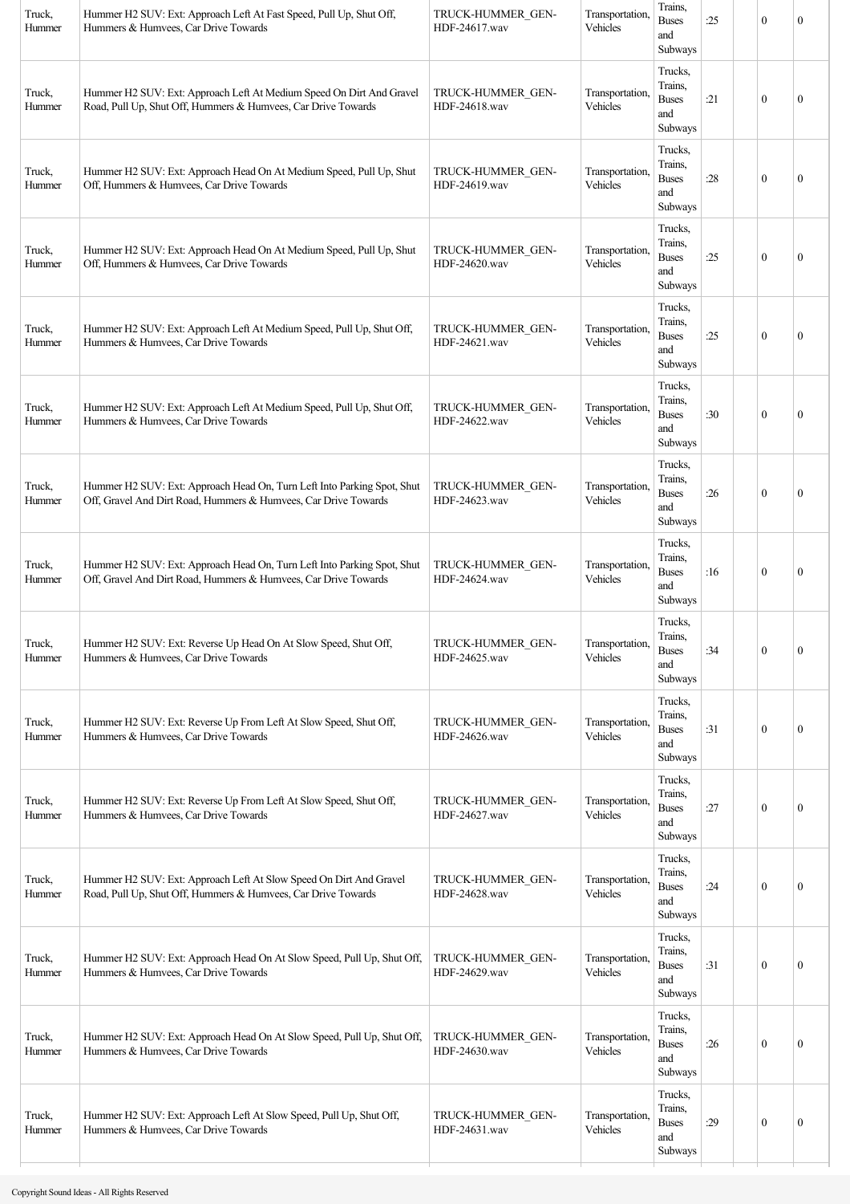| Truck, Hummer | Hummer H2 SUV: Ext: Approach Left At Fast Speed, Pull Up, Shut Off, Hummers & Humvees, Car Drive Towards | TRUCK-HUMMER_GEN-HDF-24617.wav | Transportation, Vehicles | Trains, Buses and Subways | :25 | | 0 | 0 |
|---|---|---|---|---|---|---|---|---|
| Truck, Hummer | Hummer H2 SUV: Ext: Approach Left At Medium Speed On Dirt And Gravel Road, Pull Up, Shut Off, Hummers & Humvees, Car Drive Towards | TRUCK-HUMMER_GEN-HDF-24618.wav | Transportation, Vehicles | Trucks, Trains, Buses and Subways | :21 | | 0 | 0 |
| Truck, Hummer | Hummer H2 SUV: Ext: Approach Head On At Medium Speed, Pull Up, Shut Off, Hummers & Humvees, Car Drive Towards | TRUCK-HUMMER_GEN-HDF-24619.wav | Transportation, Vehicles | Trucks, Trains, Buses and Subways | :28 | | 0 | 0 |
| Truck, Hummer | Hummer H2 SUV: Ext: Approach Head On At Medium Speed, Pull Up, Shut Off, Hummers & Humvees, Car Drive Towards | TRUCK-HUMMER_GEN-HDF-24620.wav | Transportation, Vehicles | Trucks, Trains, Buses and Subways | :25 | | 0 | 0 |
| Truck, Hummer | Hummer H2 SUV: Ext: Approach Left At Medium Speed, Pull Up, Shut Off, Hummers & Humvees, Car Drive Towards | TRUCK-HUMMER_GEN-HDF-24621.wav | Transportation, Vehicles | Trucks, Trains, Buses and Subways | :25 | | 0 | 0 |
| Truck, Hummer | Hummer H2 SUV: Ext: Approach Left At Medium Speed, Pull Up, Shut Off, Hummers & Humvees, Car Drive Towards | TRUCK-HUMMER_GEN-HDF-24622.wav | Transportation, Vehicles | Trucks, Trains, Buses and Subways | :30 | | 0 | 0 |
| Truck, Hummer | Hummer H2 SUV: Ext: Approach Head On, Turn Left Into Parking Spot, Shut Off, Gravel And Dirt Road, Hummers & Humvees, Car Drive Towards | TRUCK-HUMMER_GEN-HDF-24623.wav | Transportation, Vehicles | Trucks, Trains, Buses and Subways | :26 | | 0 | 0 |
| Truck, Hummer | Hummer H2 SUV: Ext: Approach Head On, Turn Left Into Parking Spot, Shut Off, Gravel And Dirt Road, Hummers & Humvees, Car Drive Towards | TRUCK-HUMMER_GEN-HDF-24624.wav | Transportation, Vehicles | Trucks, Trains, Buses and Subways | :16 | | 0 | 0 |
| Truck, Hummer | Hummer H2 SUV: Ext: Reverse Up Head On At Slow Speed, Shut Off, Hummers & Humvees, Car Drive Towards | TRUCK-HUMMER_GEN-HDF-24625.wav | Transportation, Vehicles | Trucks, Trains, Buses and Subways | :34 | | 0 | 0 |
| Truck, Hummer | Hummer H2 SUV: Ext: Reverse Up From Left At Slow Speed, Shut Off, Hummers & Humvees, Car Drive Towards | TRUCK-HUMMER_GEN-HDF-24626.wav | Transportation, Vehicles | Trucks, Trains, Buses and Subways | :31 | | 0 | 0 |
| Truck, Hummer | Hummer H2 SUV: Ext: Reverse Up From Left At Slow Speed, Shut Off, Hummers & Humvees, Car Drive Towards | TRUCK-HUMMER_GEN-HDF-24627.wav | Transportation, Vehicles | Trucks, Trains, Buses and Subways | :27 | | 0 | 0 |
| Truck, Hummer | Hummer H2 SUV: Ext: Approach Left At Slow Speed On Dirt And Gravel Road, Pull Up, Shut Off, Hummers & Humvees, Car Drive Towards | TRUCK-HUMMER_GEN-HDF-24628.wav | Transportation, Vehicles | Trucks, Trains, Buses and Subways | :24 | | 0 | 0 |
| Truck, Hummer | Hummer H2 SUV: Ext: Approach Head On At Slow Speed, Pull Up, Shut Off, Hummers & Humvees, Car Drive Towards | TRUCK-HUMMER_GEN-HDF-24629.wav | Transportation, Vehicles | Trucks, Trains, Buses and Subways | :31 | | 0 | 0 |
| Truck, Hummer | Hummer H2 SUV: Ext: Approach Head On At Slow Speed, Pull Up, Shut Off, Hummers & Humvees, Car Drive Towards | TRUCK-HUMMER_GEN-HDF-24630.wav | Transportation, Vehicles | Trucks, Trains, Buses and Subways | :26 | | 0 | 0 |
| Truck, Hummer | Hummer H2 SUV: Ext: Approach Left At Slow Speed, Pull Up, Shut Off, Hummers & Humvees, Car Drive Towards | TRUCK-HUMMER_GEN-HDF-24631.wav | Transportation, Vehicles | Trucks, Trains, Buses and Subways | :29 | | 0 | 0 |

Copyright Sound Ideas - All Rights Reserved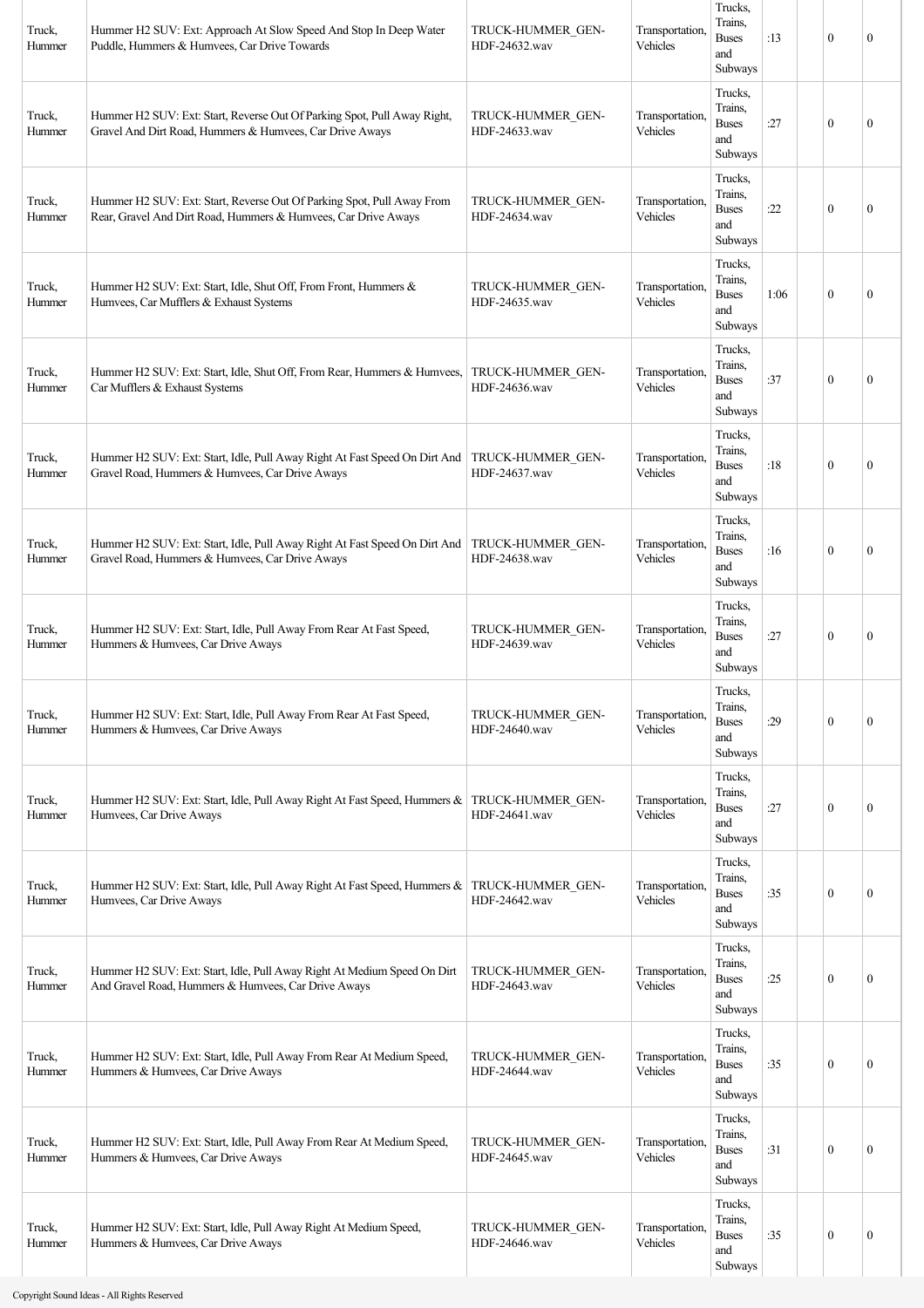| Truck, Hummer | Hummer H2 SUV: Ext: Approach At Slow Speed And Stop In Deep Water Puddle, Hummers & Humvees, Car Drive Towards | TRUCK-HUMMER_GEN-HDF-24632.wav | Transportation, Vehicles | Trucks, Trains, Buses and Subways | :13 | | 0 | 0 |
|---|---|---|---|---|---|---|---|---|
| Truck, Hummer | Hummer H2 SUV: Ext: Start, Reverse Out Of Parking Spot, Pull Away Right, Gravel And Dirt Road, Hummers & Humvees, Car Drive Aways | TRUCK-HUMMER_GEN-HDF-24633.wav | Transportation, Vehicles | Trucks, Trains, Buses and Subways | :27 | | 0 | 0 |
| Truck, Hummer | Hummer H2 SUV: Ext: Start, Reverse Out Of Parking Spot, Pull Away From Rear, Gravel And Dirt Road, Hummers & Humvees, Car Drive Aways | TRUCK-HUMMER_GEN-HDF-24634.wav | Transportation, Vehicles | Trucks, Trains, Buses and Subways | :22 | | 0 | 0 |
| Truck, Hummer | Hummer H2 SUV: Ext: Start, Idle, Shut Off, From Front, Hummers & Humvees, Car Mufflers & Exhaust Systems | TRUCK-HUMMER_GEN-HDF-24635.wav | Transportation, Vehicles | Trucks, Trains, Buses and Subways | 1:06 | | 0 | 0 |
| Truck, Hummer | Hummer H2 SUV: Ext: Start, Idle, Shut Off, From Rear, Hummers & Humvees, Car Mufflers & Exhaust Systems | TRUCK-HUMMER_GEN-HDF-24636.wav | Transportation, Vehicles | Trucks, Trains, Buses and Subways | :37 | | 0 | 0 |
| Truck, Hummer | Hummer H2 SUV: Ext: Start, Idle, Pull Away Right At Fast Speed On Dirt And Gravel Road, Hummers & Humvees, Car Drive Aways | TRUCK-HUMMER_GEN-HDF-24637.wav | Transportation, Vehicles | Trucks, Trains, Buses and Subways | :18 | | 0 | 0 |
| Truck, Hummer | Hummer H2 SUV: Ext: Start, Idle, Pull Away Right At Fast Speed On Dirt And Gravel Road, Hummers & Humvees, Car Drive Aways | TRUCK-HUMMER_GEN-HDF-24638.wav | Transportation, Vehicles | Trucks, Trains, Buses and Subways | :16 | | 0 | 0 |
| Truck, Hummer | Hummer H2 SUV: Ext: Start, Idle, Pull Away From Rear At Fast Speed, Hummers & Humvees, Car Drive Aways | TRUCK-HUMMER_GEN-HDF-24639.wav | Transportation, Vehicles | Trucks, Trains, Buses and Subways | :27 | | 0 | 0 |
| Truck, Hummer | Hummer H2 SUV: Ext: Start, Idle, Pull Away From Rear At Fast Speed, Hummers & Humvees, Car Drive Aways | TRUCK-HUMMER_GEN-HDF-24640.wav | Transportation, Vehicles | Trucks, Trains, Buses and Subways | :29 | | 0 | 0 |
| Truck, Hummer | Hummer H2 SUV: Ext: Start, Idle, Pull Away Right At Fast Speed, Hummers & Humvees, Car Drive Aways | TRUCK-HUMMER_GEN-HDF-24641.wav | Transportation, Vehicles | Trucks, Trains, Buses and Subways | :27 | | 0 | 0 |
| Truck, Hummer | Hummer H2 SUV: Ext: Start, Idle, Pull Away Right At Fast Speed, Hummers & Humvees, Car Drive Aways | TRUCK-HUMMER_GEN-HDF-24642.wav | Transportation, Vehicles | Trucks, Trains, Buses and Subways | :35 | | 0 | 0 |
| Truck, Hummer | Hummer H2 SUV: Ext: Start, Idle, Pull Away Right At Medium Speed On Dirt And Gravel Road, Hummers & Humvees, Car Drive Aways | TRUCK-HUMMER_GEN-HDF-24643.wav | Transportation, Vehicles | Trucks, Trains, Buses and Subways | :25 | | 0 | 0 |
| Truck, Hummer | Hummer H2 SUV: Ext: Start, Idle, Pull Away From Rear At Medium Speed, Hummers & Humvees, Car Drive Aways | TRUCK-HUMMER_GEN-HDF-24644.wav | Transportation, Vehicles | Trucks, Trains, Buses and Subways | :35 | | 0 | 0 |
| Truck, Hummer | Hummer H2 SUV: Ext: Start, Idle, Pull Away From Rear At Medium Speed, Hummers & Humvees, Car Drive Aways | TRUCK-HUMMER_GEN-HDF-24645.wav | Transportation, Vehicles | Trucks, Trains, Buses and Subways | :31 | | 0 | 0 |
| Truck, Hummer | Hummer H2 SUV: Ext: Start, Idle, Pull Away Right At Medium Speed, Hummers & Humvees, Car Drive Aways | TRUCK-HUMMER_GEN-HDF-24646.wav | Transportation, Vehicles | Trucks, Trains, Buses and Subways | :35 | | 0 | 0 |

Copyright Sound Ideas - All Rights Reserved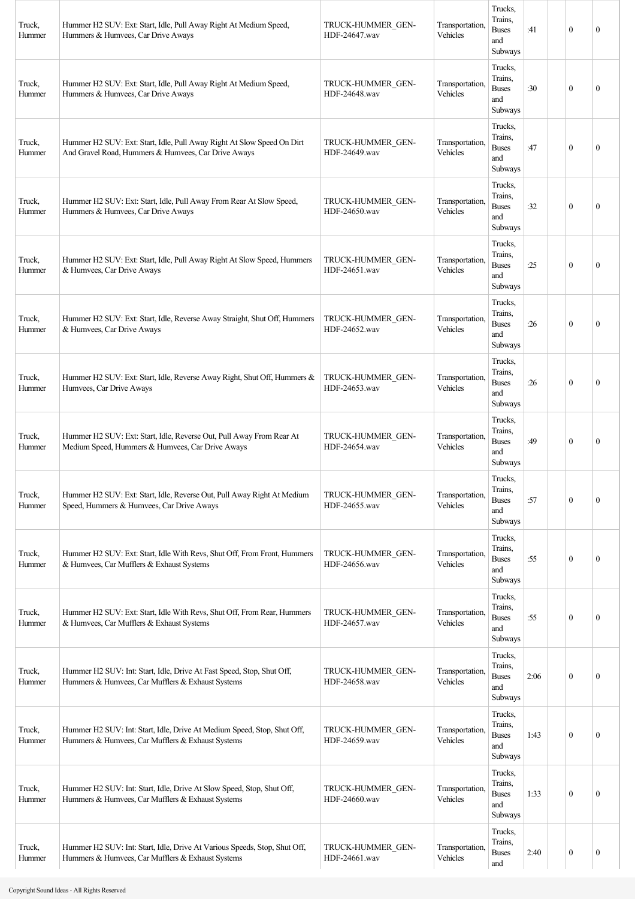| Truck, Hummer | Hummer H2 SUV: Ext: Start, Idle, Pull Away Right At Medium Speed, Hummers & Humvees, Car Drive Aways | TRUCK-HUMMER_GEN-HDF-24647.wav | Transportation, Vehicles | Trucks, Trains, Buses and Subways | :41 | | 0 | 0 |
|---|---|---|---|---|---|---|---|---|
| Truck, Hummer | Hummer H2 SUV: Ext: Start, Idle, Pull Away Right At Medium Speed, Hummers & Humvees, Car Drive Aways | TRUCK-HUMMER_GEN-HDF-24648.wav | Transportation, Vehicles | Trucks, Trains, Buses and Subways | :30 | | 0 | 0 |
| Truck, Hummer | Hummer H2 SUV: Ext: Start, Idle, Pull Away Right At Slow Speed On Dirt And Gravel Road, Hummers & Humvees, Car Drive Aways | TRUCK-HUMMER_GEN-HDF-24649.wav | Transportation, Vehicles | Trucks, Trains, Buses and Subways | :47 | | 0 | 0 |
| Truck, Hummer | Hummer H2 SUV: Ext: Start, Idle, Pull Away From Rear At Slow Speed, Hummers & Humvees, Car Drive Aways | TRUCK-HUMMER_GEN-HDF-24650.wav | Transportation, Vehicles | Trucks, Trains, Buses and Subways | :32 | | 0 | 0 |
| Truck, Hummer | Hummer H2 SUV: Ext: Start, Idle, Pull Away Right At Slow Speed, Hummers & Humvees, Car Drive Aways | TRUCK-HUMMER_GEN-HDF-24651.wav | Transportation, Vehicles | Trucks, Trains, Buses and Subways | :25 | | 0 | 0 |
| Truck, Hummer | Hummer H2 SUV: Ext: Start, Idle, Reverse Away Straight, Shut Off, Hummers & Humvees, Car Drive Aways | TRUCK-HUMMER_GEN-HDF-24652.wav | Transportation, Vehicles | Trucks, Trains, Buses and Subways | :26 | | 0 | 0 |
| Truck, Hummer | Hummer H2 SUV: Ext: Start, Idle, Reverse Away Right, Shut Off, Hummers & Humvees, Car Drive Aways | TRUCK-HUMMER_GEN-HDF-24653.wav | Transportation, Vehicles | Trucks, Trains, Buses and Subways | :26 | | 0 | 0 |
| Truck, Hummer | Hummer H2 SUV: Ext: Start, Idle, Reverse Out, Pull Away From Rear At Medium Speed, Hummers & Humvees, Car Drive Aways | TRUCK-HUMMER_GEN-HDF-24654.wav | Transportation, Vehicles | Trucks, Trains, Buses and Subways | :49 | | 0 | 0 |
| Truck, Hummer | Hummer H2 SUV: Ext: Start, Idle, Reverse Out, Pull Away Right At Medium Speed, Hummers & Humvees, Car Drive Aways | TRUCK-HUMMER_GEN-HDF-24655.wav | Transportation, Vehicles | Trucks, Trains, Buses and Subways | :57 | | 0 | 0 |
| Truck, Hummer | Hummer H2 SUV: Ext: Start, Idle With Revs, Shut Off, From Front, Hummers & Humvees, Car Mufflers & Exhaust Systems | TRUCK-HUMMER_GEN-HDF-24656.wav | Transportation, Vehicles | Trucks, Trains, Buses and Subways | :55 | | 0 | 0 |
| Truck, Hummer | Hummer H2 SUV: Ext: Start, Idle With Revs, Shut Off, From Rear, Hummers & Humvees, Car Mufflers & Exhaust Systems | TRUCK-HUMMER_GEN-HDF-24657.wav | Transportation, Vehicles | Trucks, Trains, Buses and Subways | :55 | | 0 | 0 |
| Truck, Hummer | Hummer H2 SUV: Int: Start, Idle, Drive At Fast Speed, Stop, Shut Off, Hummers & Humvees, Car Mufflers & Exhaust Systems | TRUCK-HUMMER_GEN-HDF-24658.wav | Transportation, Vehicles | Trucks, Trains, Buses and Subways | 2:06 | | 0 | 0 |
| Truck, Hummer | Hummer H2 SUV: Int: Start, Idle, Drive At Medium Speed, Stop, Shut Off, Hummers & Humvees, Car Mufflers & Exhaust Systems | TRUCK-HUMMER_GEN-HDF-24659.wav | Transportation, Vehicles | Trucks, Trains, Buses and Subways | 1:43 | | 0 | 0 |
| Truck, Hummer | Hummer H2 SUV: Int: Start, Idle, Drive At Slow Speed, Stop, Shut Off, Hummers & Humvees, Car Mufflers & Exhaust Systems | TRUCK-HUMMER_GEN-HDF-24660.wav | Transportation, Vehicles | Trucks, Trains, Buses and Subways | 1:33 | | 0 | 0 |
| Truck, Hummer | Hummer H2 SUV: Int: Start, Idle, Drive At Various Speeds, Stop, Shut Off, Hummers & Humvees, Car Mufflers & Exhaust Systems | TRUCK-HUMMER_GEN-HDF-24661.wav | Transportation, Vehicles | Trucks, Trains, Buses and | 2:40 | | 0 | 0 |

Copyright Sound Ideas - All Rights Reserved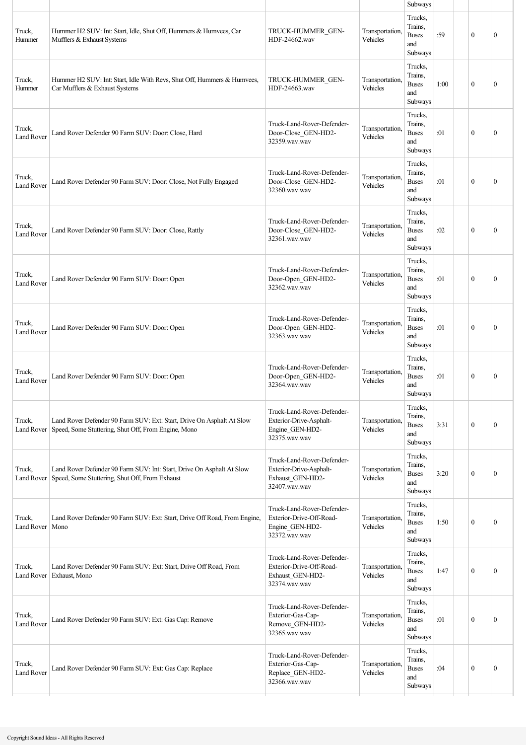| | | | | Subways | | | | |
|---|---|---|---|---|---|---|---|---|
| Truck, Hummer | Hummer H2 SUV: Int: Start, Idle, Shut Off, Hummers & Humvees, Car Mufflers & Exhaust Systems | TRUCK-HUMMER_GEN-HDF-24662.wav | Transportation, Vehicles | Trucks, Trains, Buses and Subways | :59 | | 0 | 0 |
| Truck, Hummer | Hummer H2 SUV: Int: Start, Idle With Revs, Shut Off, Hummers & Humvees, Car Mufflers & Exhaust Systems | TRUCK-HUMMER_GEN-HDF-24663.wav | Transportation, Vehicles | Trucks, Trains, Buses and Subways | 1:00 | | 0 | 0 |
| Truck, Land Rover | Land Rover Defender 90 Farm SUV: Door: Close, Hard | Truck-Land-Rover-Defender-Door-Close_GEN-HD2-32359.wav.wav | Transportation, Vehicles | Trucks, Trains, Buses and Subways | :01 | | 0 | 0 |
| Truck, Land Rover | Land Rover Defender 90 Farm SUV: Door: Close, Not Fully Engaged | Truck-Land-Rover-Defender-Door-Close_GEN-HD2-32360.wav.wav | Transportation, Vehicles | Trucks, Trains, Buses and Subways | :01 | | 0 | 0 |
| Truck, Land Rover | Land Rover Defender 90 Farm SUV: Door: Close, Rattly | Truck-Land-Rover-Defender-Door-Close_GEN-HD2-32361.wav.wav | Transportation, Vehicles | Trucks, Trains, Buses and Subways | :02 | | 0 | 0 |
| Truck, Land Rover | Land Rover Defender 90 Farm SUV: Door: Open | Truck-Land-Rover-Defender-Door-Open_GEN-HD2-32362.wav.wav | Transportation, Vehicles | Trucks, Trains, Buses and Subways | :01 | | 0 | 0 |
| Truck, Land Rover | Land Rover Defender 90 Farm SUV: Door: Open | Truck-Land-Rover-Defender-Door-Open_GEN-HD2-32363.wav.wav | Transportation, Vehicles | Trucks, Trains, Buses and Subways | :01 | | 0 | 0 |
| Truck, Land Rover | Land Rover Defender 90 Farm SUV: Door: Open | Truck-Land-Rover-Defender-Door-Open_GEN-HD2-32364.wav.wav | Transportation, Vehicles | Trucks, Trains, Buses and Subways | :01 | | 0 | 0 |
| Truck, Land Rover | Land Rover Defender 90 Farm SUV: Ext: Start, Drive On Asphalt At Slow Speed, Some Stuttering, Shut Off, From Engine, Mono | Truck-Land-Rover-Defender-Exterior-Drive-Asphalt-Engine_GEN-HD2-32375.wav.wav | Transportation, Vehicles | Trucks, Trains, Buses and Subways | 3:31 | | 0 | 0 |
| Truck, Land Rover | Land Rover Defender 90 Farm SUV: Int: Start, Drive On Asphalt At Slow Speed, Some Stuttering, Shut Off, From Exhaust | Truck-Land-Rover-Defender-Exterior-Drive-Asphalt-Exhaust_GEN-HD2-32407.wav.wav | Transportation, Vehicles | Trucks, Trains, Buses and Subways | 3:20 | | 0 | 0 |
| Truck, Land Rover | Land Rover Defender 90 Farm SUV: Ext: Start, Drive Off Road, From Engine, Mono | Truck-Land-Rover-Defender-Exterior-Drive-Off-Road-Engine_GEN-HD2-32372.wav.wav | Transportation, Vehicles | Trucks, Trains, Buses and Subways | 1:50 | | 0 | 0 |
| Truck, Land Rover | Land Rover Defender 90 Farm SUV: Ext: Start, Drive Off Road, From Exhaust, Mono | Truck-Land-Rover-Defender-Exterior-Drive-Off-Road-Exhaust_GEN-HD2-32374.wav.wav | Transportation, Vehicles | Trucks, Trains, Buses and Subways | 1:47 | | 0 | 0 |
| Truck, Land Rover | Land Rover Defender 90 Farm SUV: Ext: Gas Cap: Remove | Truck-Land-Rover-Defender-Exterior-Gas-Cap-Remove_GEN-HD2-32365.wav.wav | Transportation, Vehicles | Trucks, Trains, Buses and Subways | :01 | | 0 | 0 |
| Truck, Land Rover | Land Rover Defender 90 Farm SUV: Ext: Gas Cap: Replace | Truck-Land-Rover-Defender-Exterior-Gas-Cap-Replace_GEN-HD2-32366.wav.wav | Transportation, Vehicles | Trucks, Trains, Buses and Subways | :04 | | 0 | 0 |

Copyright Sound Ideas - All Rights Reserved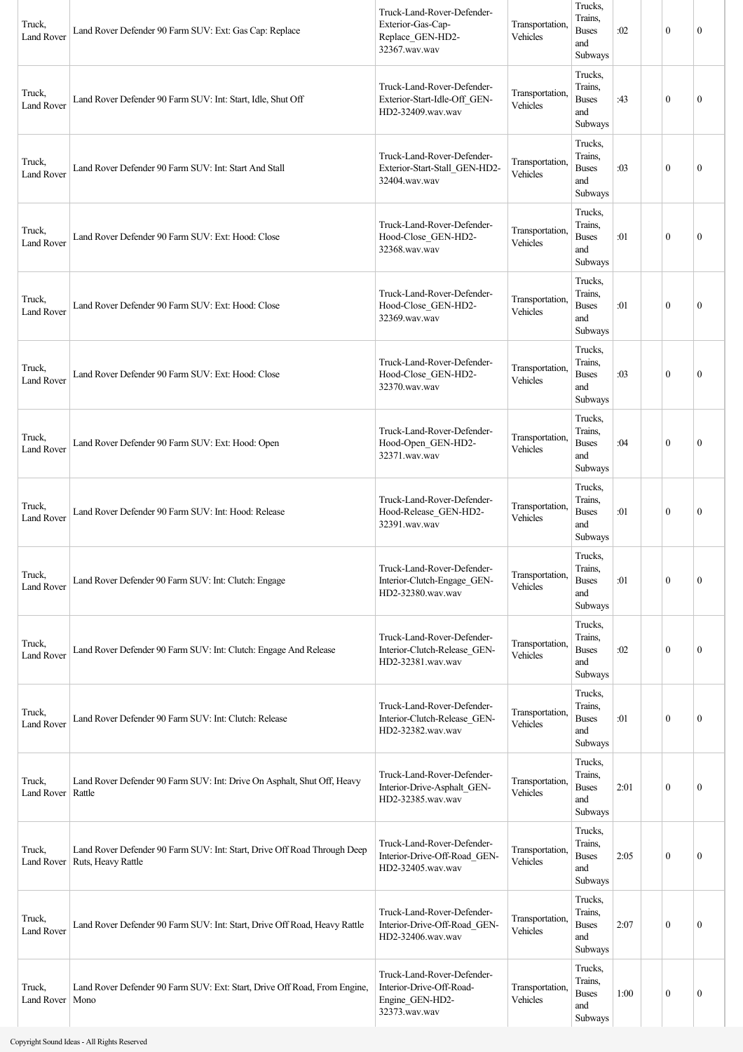| | | | | | | | | |
|---|---|---|---|---|---|---|---|---|
| Truck, Land Rover | Land Rover Defender 90 Farm SUV: Ext: Gas Cap: Replace | Truck-Land-Rover-Defender-Exterior-Gas-Cap-Replace_GEN-HD2-32367.wav.wav | Transportation, Vehicles | Trucks, Trains, Buses and Subways | :02 | | 0 | 0 |
| Truck, Land Rover | Land Rover Defender 90 Farm SUV: Int: Start, Idle, Shut Off | Truck-Land-Rover-Defender-Exterior-Start-Idle-Off_GEN-HD2-32409.wav.wav | Transportation, Vehicles | Trucks, Trains, Buses and Subways | :43 | | 0 | 0 |
| Truck, Land Rover | Land Rover Defender 90 Farm SUV: Int: Start And Stall | Truck-Land-Rover-Defender-Exterior-Start-Stall_GEN-HD2-32404.wav.wav | Transportation, Vehicles | Trucks, Trains, Buses and Subways | :03 | | 0 | 0 |
| Truck, Land Rover | Land Rover Defender 90 Farm SUV: Ext: Hood: Close | Truck-Land-Rover-Defender-Hood-Close_GEN-HD2-32368.wav.wav | Transportation, Vehicles | Trucks, Trains, Buses and Subways | :01 | | 0 | 0 |
| Truck, Land Rover | Land Rover Defender 90 Farm SUV: Ext: Hood: Close | Truck-Land-Rover-Defender-Hood-Close_GEN-HD2-32369.wav.wav | Transportation, Vehicles | Trucks, Trains, Buses and Subways | :01 | | 0 | 0 |
| Truck, Land Rover | Land Rover Defender 90 Farm SUV: Ext: Hood: Close | Truck-Land-Rover-Defender-Hood-Close_GEN-HD2-32370.wav.wav | Transportation, Vehicles | Trucks, Trains, Buses and Subways | :03 | | 0 | 0 |
| Truck, Land Rover | Land Rover Defender 90 Farm SUV: Ext: Hood: Open | Truck-Land-Rover-Defender-Hood-Open_GEN-HD2-32371.wav.wav | Transportation, Vehicles | Trucks, Trains, Buses and Subways | :04 | | 0 | 0 |
| Truck, Land Rover | Land Rover Defender 90 Farm SUV: Int: Hood: Release | Truck-Land-Rover-Defender-Hood-Release_GEN-HD2-32391.wav.wav | Transportation, Vehicles | Trucks, Trains, Buses and Subways | :01 | | 0 | 0 |
| Truck, Land Rover | Land Rover Defender 90 Farm SUV: Int: Clutch: Engage | Truck-Land-Rover-Defender-Interior-Clutch-Engage_GEN-HD2-32380.wav.wav | Transportation, Vehicles | Trucks, Trains, Buses and Subways | :01 | | 0 | 0 |
| Truck, Land Rover | Land Rover Defender 90 Farm SUV: Int: Clutch: Engage And Release | Truck-Land-Rover-Defender-Interior-Clutch-Release_GEN-HD2-32381.wav.wav | Transportation, Vehicles | Trucks, Trains, Buses and Subways | :02 | | 0 | 0 |
| Truck, Land Rover | Land Rover Defender 90 Farm SUV: Int: Clutch: Release | Truck-Land-Rover-Defender-Interior-Clutch-Release_GEN-HD2-32382.wav.wav | Transportation, Vehicles | Trucks, Trains, Buses and Subways | :01 | | 0 | 0 |
| Truck, Land Rover | Land Rover Defender 90 Farm SUV: Int: Drive On Asphalt, Shut Off, Heavy Rattle | Truck-Land-Rover-Defender-Interior-Drive-Asphalt_GEN-HD2-32385.wav.wav | Transportation, Vehicles | Trucks, Trains, Buses and Subways | 2:01 | | 0 | 0 |
| Truck, Land Rover | Land Rover Defender 90 Farm SUV: Int: Start, Drive Off Road Through Deep Ruts, Heavy Rattle | Truck-Land-Rover-Defender-Interior-Drive-Off-Road_GEN-HD2-32405.wav.wav | Transportation, Vehicles | Trucks, Trains, Buses and Subways | 2:05 | | 0 | 0 |
| Truck, Land Rover | Land Rover Defender 90 Farm SUV: Int: Start, Drive Off Road, Heavy Rattle | Truck-Land-Rover-Defender-Interior-Drive-Off-Road_GEN-HD2-32406.wav.wav | Transportation, Vehicles | Trucks, Trains, Buses and Subways | 2:07 | | 0 | 0 |
| Truck, Land Rover | Land Rover Defender 90 Farm SUV: Ext: Start, Drive Off Road, From Engine, Mono | Truck-Land-Rover-Defender-Interior-Drive-Off-Road-Engine_GEN-HD2-32373.wav.wav | Transportation, Vehicles | Trucks, Trains, Buses and Subways | 1:00 | | 0 | 0 |

Copyright Sound Ideas - All Rights Reserved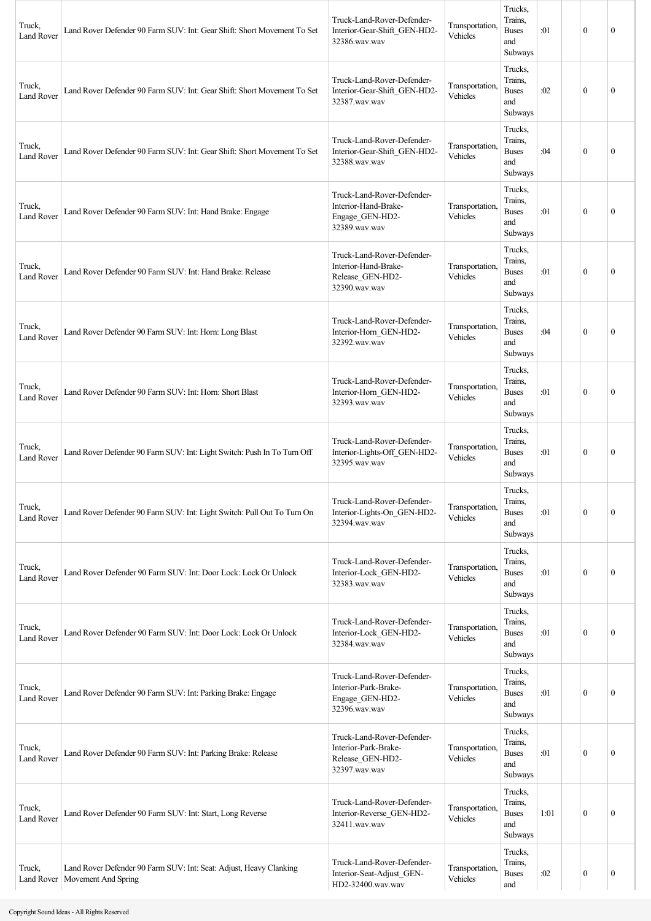| | | | | | | | | |
|---|---|---|---|---|---|---|---|---|
| Truck, Land Rover | Land Rover Defender 90 Farm SUV: Int: Gear Shift: Short Movement To Set | Truck-Land-Rover-Defender-Interior-Gear-Shift_GEN-HD2-32386.wav.wav | Transportation, Vehicles | Trucks, Trains, Buses and Subways | :01 | | 0 | 0 |
| Truck, Land Rover | Land Rover Defender 90 Farm SUV: Int: Gear Shift: Short Movement To Set | Truck-Land-Rover-Defender-Interior-Gear-Shift_GEN-HD2-32387.wav.wav | Transportation, Vehicles | Trucks, Trains, Buses and Subways | :02 | | 0 | 0 |
| Truck, Land Rover | Land Rover Defender 90 Farm SUV: Int: Gear Shift: Short Movement To Set | Truck-Land-Rover-Defender-Interior-Gear-Shift_GEN-HD2-32388.wav.wav | Transportation, Vehicles | Trucks, Trains, Buses and Subways | :04 | | 0 | 0 |
| Truck, Land Rover | Land Rover Defender 90 Farm SUV: Int: Hand Brake: Engage | Truck-Land-Rover-Defender-Interior-Hand-Brake-Engage_GEN-HD2-32389.wav.wav | Transportation, Vehicles | Trucks, Trains, Buses and Subways | :01 | | 0 | 0 |
| Truck, Land Rover | Land Rover Defender 90 Farm SUV: Int: Hand Brake: Release | Truck-Land-Rover-Defender-Interior-Hand-Brake-Release_GEN-HD2-32390.wav.wav | Transportation, Vehicles | Trucks, Trains, Buses and Subways | :01 | | 0 | 0 |
| Truck, Land Rover | Land Rover Defender 90 Farm SUV: Int: Horn: Long Blast | Truck-Land-Rover-Defender-Interior-Horn_GEN-HD2-32392.wav.wav | Transportation, Vehicles | Trucks, Trains, Buses and Subways | :04 | | 0 | 0 |
| Truck, Land Rover | Land Rover Defender 90 Farm SUV: Int: Horn: Short Blast | Truck-Land-Rover-Defender-Interior-Horn_GEN-HD2-32393.wav.wav | Transportation, Vehicles | Trucks, Trains, Buses and Subways | :01 | | 0 | 0 |
| Truck, Land Rover | Land Rover Defender 90 Farm SUV: Int: Light Switch: Push In To Turn Off | Truck-Land-Rover-Defender-Interior-Lights-Off_GEN-HD2-32395.wav.wav | Transportation, Vehicles | Trucks, Trains, Buses and Subways | :01 | | 0 | 0 |
| Truck, Land Rover | Land Rover Defender 90 Farm SUV: Int: Light Switch: Pull Out To Turn On | Truck-Land-Rover-Defender-Interior-Lights-On_GEN-HD2-32394.wav.wav | Transportation, Vehicles | Trucks, Trains, Buses and Subways | :01 | | 0 | 0 |
| Truck, Land Rover | Land Rover Defender 90 Farm SUV: Int: Door Lock: Lock Or Unlock | Truck-Land-Rover-Defender-Interior-Lock_GEN-HD2-32383.wav.wav | Transportation, Vehicles | Trucks, Trains, Buses and Subways | :01 | | 0 | 0 |
| Truck, Land Rover | Land Rover Defender 90 Farm SUV: Int: Door Lock: Lock Or Unlock | Truck-Land-Rover-Defender-Interior-Lock_GEN-HD2-32384.wav.wav | Transportation, Vehicles | Trucks, Trains, Buses and Subways | :01 | | 0 | 0 |
| Truck, Land Rover | Land Rover Defender 90 Farm SUV: Int: Parking Brake: Engage | Truck-Land-Rover-Defender-Interior-Park-Brake-Engage_GEN-HD2-32396.wav.wav | Transportation, Vehicles | Trucks, Trains, Buses and Subways | :01 | | 0 | 0 |
| Truck, Land Rover | Land Rover Defender 90 Farm SUV: Int: Parking Brake: Release | Truck-Land-Rover-Defender-Interior-Park-Brake-Release_GEN-HD2-32397.wav.wav | Transportation, Vehicles | Trucks, Trains, Buses and Subways | :01 | | 0 | 0 |
| Truck, Land Rover | Land Rover Defender 90 Farm SUV: Int: Start, Long Reverse | Truck-Land-Rover-Defender-Interior-Reverse_GEN-HD2-32411.wav.wav | Transportation, Vehicles | Trucks, Trains, Buses and Subways | 1:01 | | 0 | 0 |
| Truck, Land Rover | Land Rover Defender 90 Farm SUV: Int: Seat: Adjust, Heavy Clanking Movement And Spring | Truck-Land-Rover-Defender-Interior-Seat-Adjust_GEN-HD2-32400.wav.wav | Transportation, Vehicles | Trucks, Trains, Buses and | :02 | | 0 | 0 |

Copyright Sound Ideas - All Rights Reserved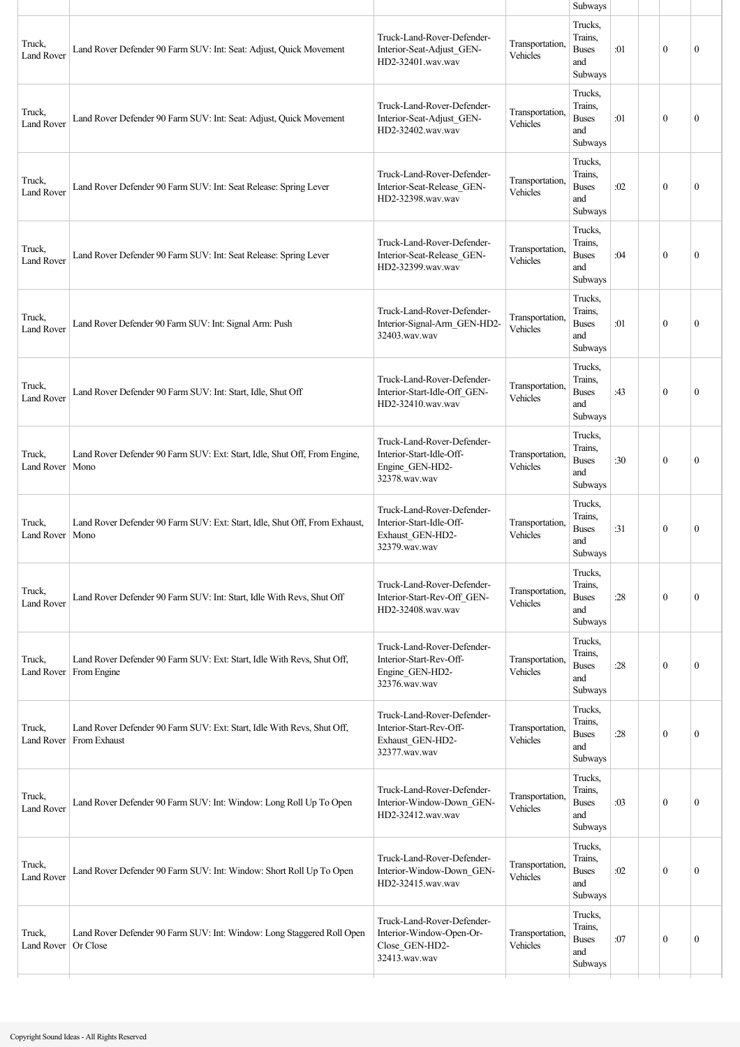| | | | | Subways | | | | |
|---|---|---|---|---|---|---|---|---|
| Truck, Land Rover | Land Rover Defender 90 Farm SUV: Int: Seat: Adjust, Quick Movement | Truck-Land-Rover-Defender-Interior-Seat-Adjust_GEN-HD2-32401.wav.wav | Transportation, Vehicles | Trucks, Trains, Buses and Subways | :01 | | 0 | 0 |
| Truck, Land Rover | Land Rover Defender 90 Farm SUV: Int: Seat: Adjust, Quick Movement | Truck-Land-Rover-Defender-Interior-Seat-Adjust_GEN-HD2-32402.wav.wav | Transportation, Vehicles | Trucks, Trains, Buses and Subways | :01 | | 0 | 0 |
| Truck, Land Rover | Land Rover Defender 90 Farm SUV: Int: Seat Release: Spring Lever | Truck-Land-Rover-Defender-Interior-Seat-Release_GEN-HD2-32398.wav.wav | Transportation, Vehicles | Trucks, Trains, Buses and Subways | :02 | | 0 | 0 |
| Truck, Land Rover | Land Rover Defender 90 Farm SUV: Int: Seat Release: Spring Lever | Truck-Land-Rover-Defender-Interior-Seat-Release_GEN-HD2-32399.wav.wav | Transportation, Vehicles | Trucks, Trains, Buses and Subways | :04 | | 0 | 0 |
| Truck, Land Rover | Land Rover Defender 90 Farm SUV: Int: Signal Arm: Push | Truck-Land-Rover-Defender-Interior-Signal-Arm_GEN-HD2-32403.wav.wav | Transportation, Vehicles | Trucks, Trains, Buses and Subways | :01 | | 0 | 0 |
| Truck, Land Rover | Land Rover Defender 90 Farm SUV: Int: Start, Idle, Shut Off | Truck-Land-Rover-Defender-Interior-Start-Idle-Off_GEN-HD2-32410.wav.wav | Transportation, Vehicles | Trucks, Trains, Buses and Subways | :43 | | 0 | 0 |
| Truck, Land Rover | Land Rover Defender 90 Farm SUV: Ext: Start, Idle, Shut Off, From Engine, Mono | Truck-Land-Rover-Defender-Interior-Start-Idle-Off-Engine_GEN-HD2-32378.wav.wav | Transportation, Vehicles | Trucks, Trains, Buses and Subways | :30 | | 0 | 0 |
| Truck, Land Rover | Land Rover Defender 90 Farm SUV: Ext: Start, Idle, Shut Off, From Exhaust, Mono | Truck-Land-Rover-Defender-Interior-Start-Idle-Off-Exhaust_GEN-HD2-32379.wav.wav | Transportation, Vehicles | Trucks, Trains, Buses and Subways | :31 | | 0 | 0 |
| Truck, Land Rover | Land Rover Defender 90 Farm SUV: Int: Start, Idle With Revs, Shut Off | Truck-Land-Rover-Defender-Interior-Start-Rev-Off_GEN-HD2-32408.wav.wav | Transportation, Vehicles | Trucks, Trains, Buses and Subways | :28 | | 0 | 0 |
| Truck, Land Rover | Land Rover Defender 90 Farm SUV: Ext: Start, Idle With Revs, Shut Off, From Engine | Truck-Land-Rover-Defender-Interior-Start-Rev-Off-Engine_GEN-HD2-32376.wav.wav | Transportation, Vehicles | Trucks, Trains, Buses and Subways | :28 | | 0 | 0 |
| Truck, Land Rover | Land Rover Defender 90 Farm SUV: Ext: Start, Idle With Revs, Shut Off, From Exhaust | Truck-Land-Rover-Defender-Interior-Start-Rev-Off-Exhaust_GEN-HD2-32377.wav.wav | Transportation, Vehicles | Trucks, Trains, Buses and Subways | :28 | | 0 | 0 |
| Truck, Land Rover | Land Rover Defender 90 Farm SUV: Int: Window: Long Roll Up To Open | Truck-Land-Rover-Defender-Interior-Window-Down_GEN-HD2-32412.wav.wav | Transportation, Vehicles | Trucks, Trains, Buses and Subways | :03 | | 0 | 0 |
| Truck, Land Rover | Land Rover Defender 90 Farm SUV: Int: Window: Short Roll Up To Open | Truck-Land-Rover-Defender-Interior-Window-Down_GEN-HD2-32415.wav.wav | Transportation, Vehicles | Trucks, Trains, Buses and Subways | :02 | | 0 | 0 |
| Truck, Land Rover | Land Rover Defender 90 Farm SUV: Int: Window: Long Staggered Roll Open Or Close | Truck-Land-Rover-Defender-Interior-Window-Open-Or-Close_GEN-HD2-32413.wav.wav | Transportation, Vehicles | Trucks, Trains, Buses and Subways | :07 | | 0 | 0 |

Copyright Sound Ideas - All Rights Reserved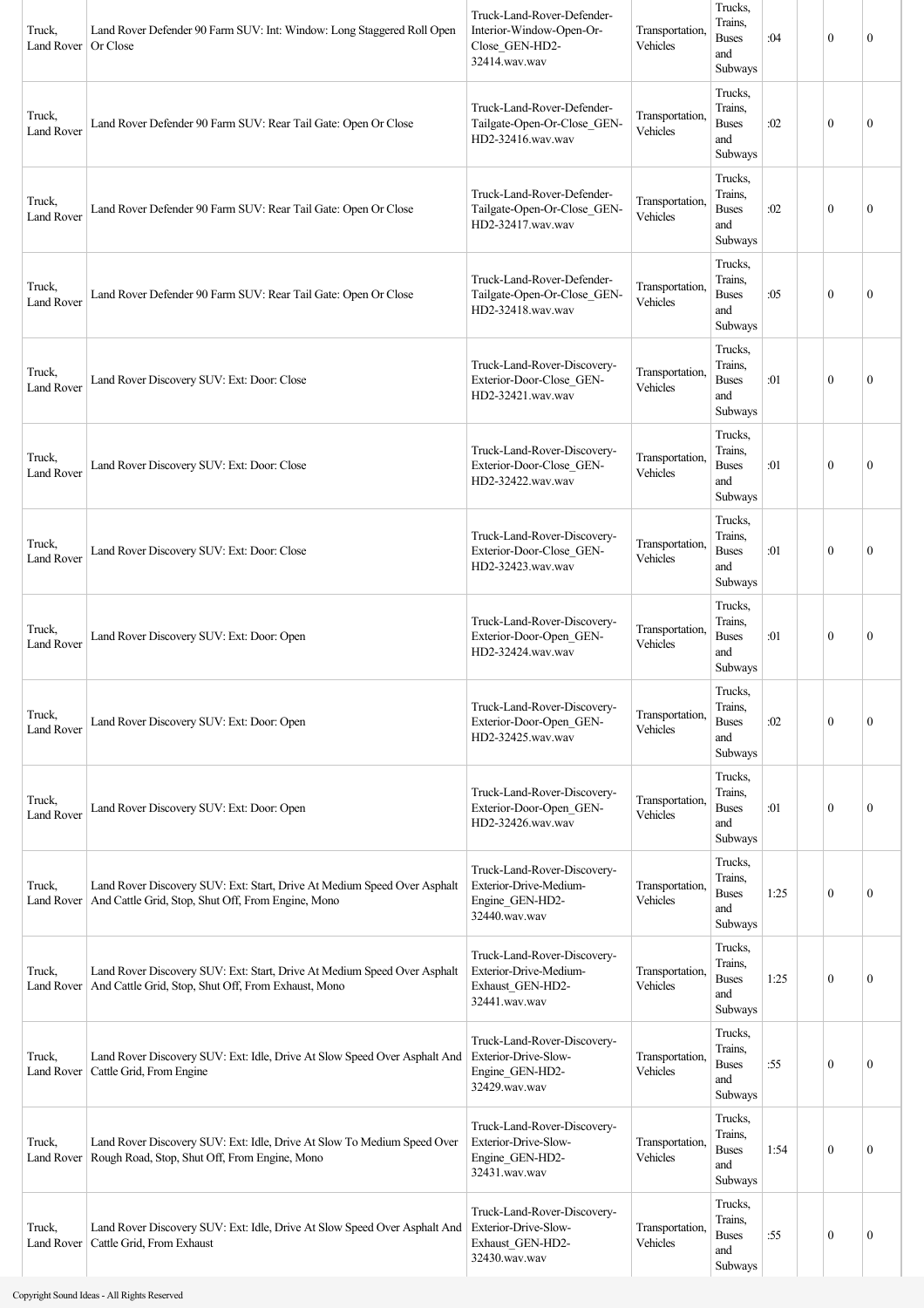| | | | | | | | | |
|---|---|---|---|---|---|---|---|---|
| Truck, Land Rover | Land Rover Defender 90 Farm SUV: Int: Window: Long Staggered Roll Open Or Close | Truck-Land-Rover-Defender-Interior-Window-Open-Or-Close_GEN-HD2-32414.wav.wav | Transportation, Vehicles | Trucks, Trains, Buses and Subways | :04 | | 0 | 0 |
| Truck, Land Rover | Land Rover Defender 90 Farm SUV: Rear Tail Gate: Open Or Close | Truck-Land-Rover-Defender-Tailgate-Open-Or-Close_GEN-HD2-32416.wav.wav | Transportation, Vehicles | Trucks, Trains, Buses and Subways | :02 | | 0 | 0 |
| Truck, Land Rover | Land Rover Defender 90 Farm SUV: Rear Tail Gate: Open Or Close | Truck-Land-Rover-Defender-Tailgate-Open-Or-Close_GEN-HD2-32417.wav.wav | Transportation, Vehicles | Trucks, Trains, Buses and Subways | :02 | | 0 | 0 |
| Truck, Land Rover | Land Rover Defender 90 Farm SUV: Rear Tail Gate: Open Or Close | Truck-Land-Rover-Defender-Tailgate-Open-Or-Close_GEN-HD2-32418.wav.wav | Transportation, Vehicles | Trucks, Trains, Buses and Subways | :05 | | 0 | 0 |
| Truck, Land Rover | Land Rover Discovery SUV: Ext: Door: Close | Truck-Land-Rover-Discovery-Exterior-Door-Close_GEN-HD2-32421.wav.wav | Transportation, Vehicles | Trucks, Trains, Buses and Subways | :01 | | 0 | 0 |
| Truck, Land Rover | Land Rover Discovery SUV: Ext: Door: Close | Truck-Land-Rover-Discovery-Exterior-Door-Close_GEN-HD2-32422.wav.wav | Transportation, Vehicles | Trucks, Trains, Buses and Subways | :01 | | 0 | 0 |
| Truck, Land Rover | Land Rover Discovery SUV: Ext: Door: Close | Truck-Land-Rover-Discovery-Exterior-Door-Close_GEN-HD2-32423.wav.wav | Transportation, Vehicles | Trucks, Trains, Buses and Subways | :01 | | 0 | 0 |
| Truck, Land Rover | Land Rover Discovery SUV: Ext: Door: Open | Truck-Land-Rover-Discovery-Exterior-Door-Open_GEN-HD2-32424.wav.wav | Transportation, Vehicles | Trucks, Trains, Buses and Subways | :01 | | 0 | 0 |
| Truck, Land Rover | Land Rover Discovery SUV: Ext: Door: Open | Truck-Land-Rover-Discovery-Exterior-Door-Open_GEN-HD2-32425.wav.wav | Transportation, Vehicles | Trucks, Trains, Buses and Subways | :02 | | 0 | 0 |
| Truck, Land Rover | Land Rover Discovery SUV: Ext: Door: Open | Truck-Land-Rover-Discovery-Exterior-Door-Open_GEN-HD2-32426.wav.wav | Transportation, Vehicles | Trucks, Trains, Buses and Subways | :01 | | 0 | 0 |
| Truck, Land Rover | Land Rover Discovery SUV: Ext: Start, Drive At Medium Speed Over Asphalt And Cattle Grid, Stop, Shut Off, From Engine, Mono | Truck-Land-Rover-Discovery-Exterior-Drive-Medium-Engine_GEN-HD2-32440.wav.wav | Transportation, Vehicles | Trucks, Trains, Buses and Subways | 1:25 | | 0 | 0 |
| Truck, Land Rover | Land Rover Discovery SUV: Ext: Start, Drive At Medium Speed Over Asphalt And Cattle Grid, Stop, Shut Off, From Exhaust, Mono | Truck-Land-Rover-Discovery-Exterior-Drive-Medium-Exhaust_GEN-HD2-32441.wav.wav | Transportation, Vehicles | Trucks, Trains, Buses and Subways | 1:25 | | 0 | 0 |
| Truck, Land Rover | Land Rover Discovery SUV: Ext: Idle, Drive At Slow Speed Over Asphalt And Cattle Grid, From Engine | Truck-Land-Rover-Discovery-Exterior-Drive-Slow-Engine_GEN-HD2-32429.wav.wav | Transportation, Vehicles | Trucks, Trains, Buses and Subways | :55 | | 0 | 0 |
| Truck, Land Rover | Land Rover Discovery SUV: Ext: Idle, Drive At Slow To Medium Speed Over Rough Road, Stop, Shut Off, From Engine, Mono | Truck-Land-Rover-Discovery-Exterior-Drive-Slow-Engine_GEN-HD2-32431.wav.wav | Transportation, Vehicles | Trucks, Trains, Buses and Subways | 1:54 | | 0 | 0 |
| Truck, Land Rover | Land Rover Discovery SUV: Ext: Idle, Drive At Slow Speed Over Asphalt And Cattle Grid, From Exhaust | Truck-Land-Rover-Discovery-Exterior-Drive-Slow-Exhaust_GEN-HD2-32430.wav.wav | Transportation, Vehicles | Trucks, Trains, Buses and Subways | :55 | | 0 | 0 |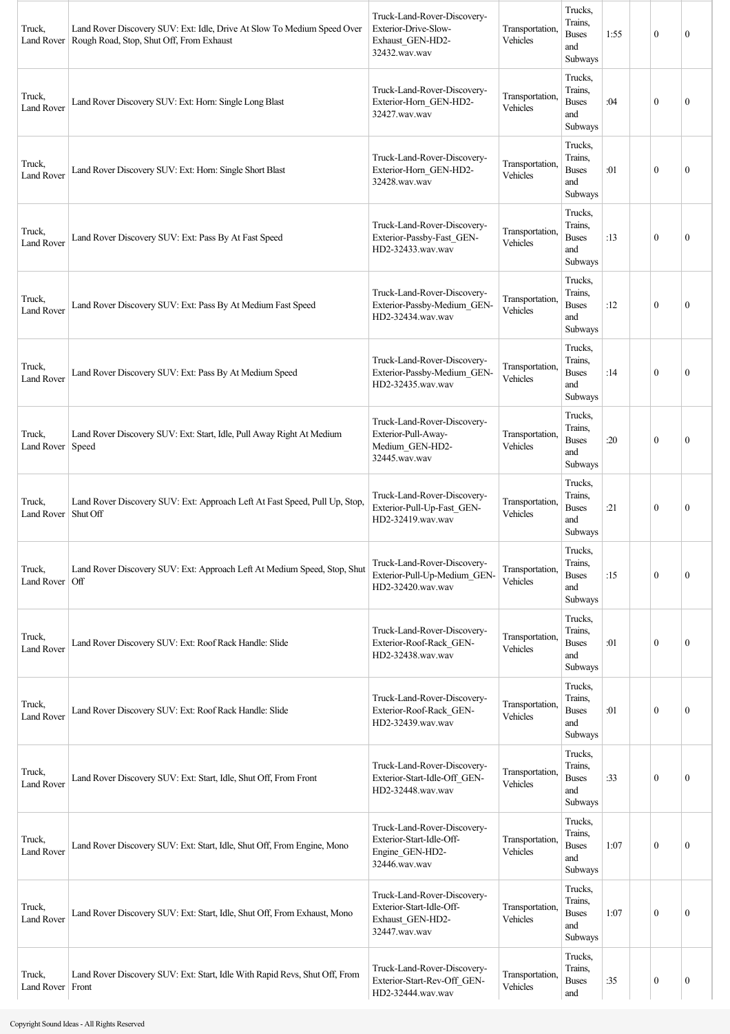| | | | | | | | | |
|---|---|---|---|---|---|---|---|---|
| Truck, Land Rover | Land Rover Discovery SUV: Ext: Idle, Drive At Slow To Medium Speed Over Rough Road, Stop, Shut Off, From Exhaust | Truck-Land-Rover-Discovery-Exterior-Drive-Slow-Exhaust_GEN-HD2-32432.wav.wav | Transportation, Vehicles | Trucks, Trains, Buses and Subways | 1:55 | | 0 | 0 |
| Truck, Land Rover | Land Rover Discovery SUV: Ext: Horn: Single Long Blast | Truck-Land-Rover-Discovery-Exterior-Horn_GEN-HD2-32427.wav.wav | Transportation, Vehicles | Trucks, Trains, Buses and Subways | :04 | | 0 | 0 |
| Truck, Land Rover | Land Rover Discovery SUV: Ext: Horn: Single Short Blast | Truck-Land-Rover-Discovery-Exterior-Horn_GEN-HD2-32428.wav.wav | Transportation, Vehicles | Trucks, Trains, Buses and Subways | :01 | | 0 | 0 |
| Truck, Land Rover | Land Rover Discovery SUV: Ext: Pass By At Fast Speed | Truck-Land-Rover-Discovery-Exterior-Passby-Fast_GEN-HD2-32433.wav.wav | Transportation, Vehicles | Trucks, Trains, Buses and Subways | :13 | | 0 | 0 |
| Truck, Land Rover | Land Rover Discovery SUV: Ext: Pass By At Medium Fast Speed | Truck-Land-Rover-Discovery-Exterior-Passby-Medium_GEN-HD2-32434.wav.wav | Transportation, Vehicles | Trucks, Trains, Buses and Subways | :12 | | 0 | 0 |
| Truck, Land Rover | Land Rover Discovery SUV: Ext: Pass By At Medium Speed | Truck-Land-Rover-Discovery-Exterior-Passby-Medium_GEN-HD2-32435.wav.wav | Transportation, Vehicles | Trucks, Trains, Buses and Subways | :14 | | 0 | 0 |
| Truck, Land Rover | Land Rover Discovery SUV: Ext: Start, Idle, Pull Away Right At Medium Speed | Truck-Land-Rover-Discovery-Exterior-Pull-Away-Medium_GEN-HD2-32445.wav.wav | Transportation, Vehicles | Trucks, Trains, Buses and Subways | :20 | | 0 | 0 |
| Truck, Land Rover | Land Rover Discovery SUV: Ext: Approach Left At Fast Speed, Pull Up, Stop, Shut Off | Truck-Land-Rover-Discovery-Exterior-Pull-Up-Fast_GEN-HD2-32419.wav.wav | Transportation, Vehicles | Trucks, Trains, Buses and Subways | :21 | | 0 | 0 |
| Truck, Land Rover | Land Rover Discovery SUV: Ext: Approach Left At Medium Speed, Stop, Shut Off | Truck-Land-Rover-Discovery-Exterior-Pull-Up-Medium_GEN-HD2-32420.wav.wav | Transportation, Vehicles | Trucks, Trains, Buses and Subways | :15 | | 0 | 0 |
| Truck, Land Rover | Land Rover Discovery SUV: Ext: Roof Rack Handle: Slide | Truck-Land-Rover-Discovery-Exterior-Roof-Rack_GEN-HD2-32438.wav.wav | Transportation, Vehicles | Trucks, Trains, Buses and Subways | :01 | | 0 | 0 |
| Truck, Land Rover | Land Rover Discovery SUV: Ext: Roof Rack Handle: Slide | Truck-Land-Rover-Discovery-Exterior-Roof-Rack_GEN-HD2-32439.wav.wav | Transportation, Vehicles | Trucks, Trains, Buses and Subways | :01 | | 0 | 0 |
| Truck, Land Rover | Land Rover Discovery SUV: Ext: Start, Idle, Shut Off, From Front | Truck-Land-Rover-Discovery-Exterior-Start-Idle-Off_GEN-HD2-32448.wav.wav | Transportation, Vehicles | Trucks, Trains, Buses and Subways | :33 | | 0 | 0 |
| Truck, Land Rover | Land Rover Discovery SUV: Ext: Start, Idle, Shut Off, From Engine, Mono | Truck-Land-Rover-Discovery-Exterior-Start-Idle-Off-Engine_GEN-HD2-32446.wav.wav | Transportation, Vehicles | Trucks, Trains, Buses and Subways | 1:07 | | 0 | 0 |
| Truck, Land Rover | Land Rover Discovery SUV: Ext: Start, Idle, Shut Off, From Exhaust, Mono | Truck-Land-Rover-Discovery-Exterior-Start-Idle-Off-Exhaust_GEN-HD2-32447.wav.wav | Transportation, Vehicles | Trucks, Trains, Buses and Subways | 1:07 | | 0 | 0 |
| Truck, Land Rover | Land Rover Discovery SUV: Ext: Start, Idle With Rapid Revs, Shut Off, From Front | Truck-Land-Rover-Discovery-Exterior-Start-Rev-Off_GEN-HD2-32444.wav.wav | Transportation, Vehicles | Trucks, Trains, Buses and | :35 | | 0 | 0 |

Copyright Sound Ideas - All Rights Reserved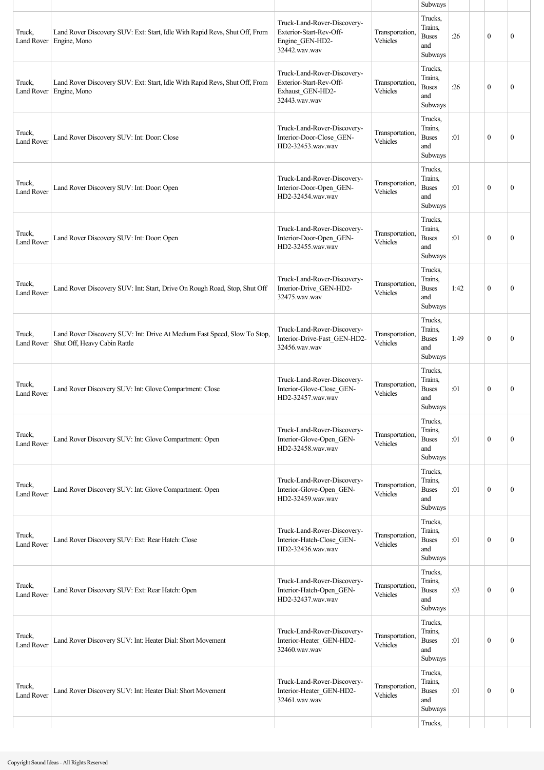| | | | | Subways | | | | |
|---|---|---|---|---|---|---|---|---|
| Truck, Land Rover | Land Rover Discovery SUV: Ext: Start, Idle With Rapid Revs, Shut Off, From Engine, Mono | Truck-Land-Rover-Discovery-Exterior-Start-Rev-Off-Engine_GEN-HD2-32442.wav.wav | Transportation, Vehicles | Trucks, Trains, Buses and Subways | :26 | | 0 | 0 |
| Truck, Land Rover | Land Rover Discovery SUV: Ext: Start, Idle With Rapid Revs, Shut Off, From Engine, Mono | Truck-Land-Rover-Discovery-Exterior-Start-Rev-Off-Exhaust_GEN-HD2-32443.wav.wav | Transportation, Vehicles | Trucks, Trains, Buses and Subways | :26 | | 0 | 0 |
| Truck, Land Rover | Land Rover Discovery SUV: Int: Door: Close | Truck-Land-Rover-Discovery-Interior-Door-Close_GEN-HD2-32453.wav.wav | Transportation, Vehicles | Trucks, Trains, Buses and Subways | :01 | | 0 | 0 |
| Truck, Land Rover | Land Rover Discovery SUV: Int: Door: Open | Truck-Land-Rover-Discovery-Interior-Door-Open_GEN-HD2-32454.wav.wav | Transportation, Vehicles | Trucks, Trains, Buses and Subways | :01 | | 0 | 0 |
| Truck, Land Rover | Land Rover Discovery SUV: Int: Door: Open | Truck-Land-Rover-Discovery-Interior-Door-Open_GEN-HD2-32455.wav.wav | Transportation, Vehicles | Trucks, Trains, Buses and Subways | :01 | | 0 | 0 |
| Truck, Land Rover | Land Rover Discovery SUV: Int: Start, Drive On Rough Road, Stop, Shut Off | Truck-Land-Rover-Discovery-Interior-Drive_GEN-HD2-32475.wav.wav | Transportation, Vehicles | Trucks, Trains, Buses and Subways | 1:42 | | 0 | 0 |
| Truck, Land Rover | Land Rover Discovery SUV: Int: Drive At Medium Fast Speed, Slow To Stop, Shut Off, Heavy Cabin Rattle | Truck-Land-Rover-Discovery-Interior-Drive-Fast_GEN-HD2-32456.wav.wav | Transportation, Vehicles | Trucks, Trains, Buses and Subways | 1:49 | | 0 | 0 |
| Truck, Land Rover | Land Rover Discovery SUV: Int: Glove Compartment: Close | Truck-Land-Rover-Discovery-Interior-Glove-Close_GEN-HD2-32457.wav.wav | Transportation, Vehicles | Trucks, Trains, Buses and Subways | :01 | | 0 | 0 |
| Truck, Land Rover | Land Rover Discovery SUV: Int: Glove Compartment: Open | Truck-Land-Rover-Discovery-Interior-Glove-Open_GEN-HD2-32458.wav.wav | Transportation, Vehicles | Trucks, Trains, Buses and Subways | :01 | | 0 | 0 |
| Truck, Land Rover | Land Rover Discovery SUV: Int: Glove Compartment: Open | Truck-Land-Rover-Discovery-Interior-Glove-Open_GEN-HD2-32459.wav.wav | Transportation, Vehicles | Trucks, Trains, Buses and Subways | :01 | | 0 | 0 |
| Truck, Land Rover | Land Rover Discovery SUV: Ext: Rear Hatch: Close | Truck-Land-Rover-Discovery-Interior-Hatch-Close_GEN-HD2-32436.wav.wav | Transportation, Vehicles | Trucks, Trains, Buses and Subways | :01 | | 0 | 0 |
| Truck, Land Rover | Land Rover Discovery SUV: Ext: Rear Hatch: Open | Truck-Land-Rover-Discovery-Interior-Hatch-Open_GEN-HD2-32437.wav.wav | Transportation, Vehicles | Trucks, Trains, Buses and Subways | :03 | | 0 | 0 |
| Truck, Land Rover | Land Rover Discovery SUV: Int: Heater Dial: Short Movement | Truck-Land-Rover-Discovery-Interior-Heater_GEN-HD2-32460.wav.wav | Transportation, Vehicles | Trucks, Trains, Buses and Subways | :01 | | 0 | 0 |
| Truck, Land Rover | Land Rover Discovery SUV: Int: Heater Dial: Short Movement | Truck-Land-Rover-Discovery-Interior-Heater_GEN-HD2-32461.wav.wav | Transportation, Vehicles | Trucks, Trains, Buses and Subways | :01 | | 0 | 0 |
| | | | | Trucks, | | | | |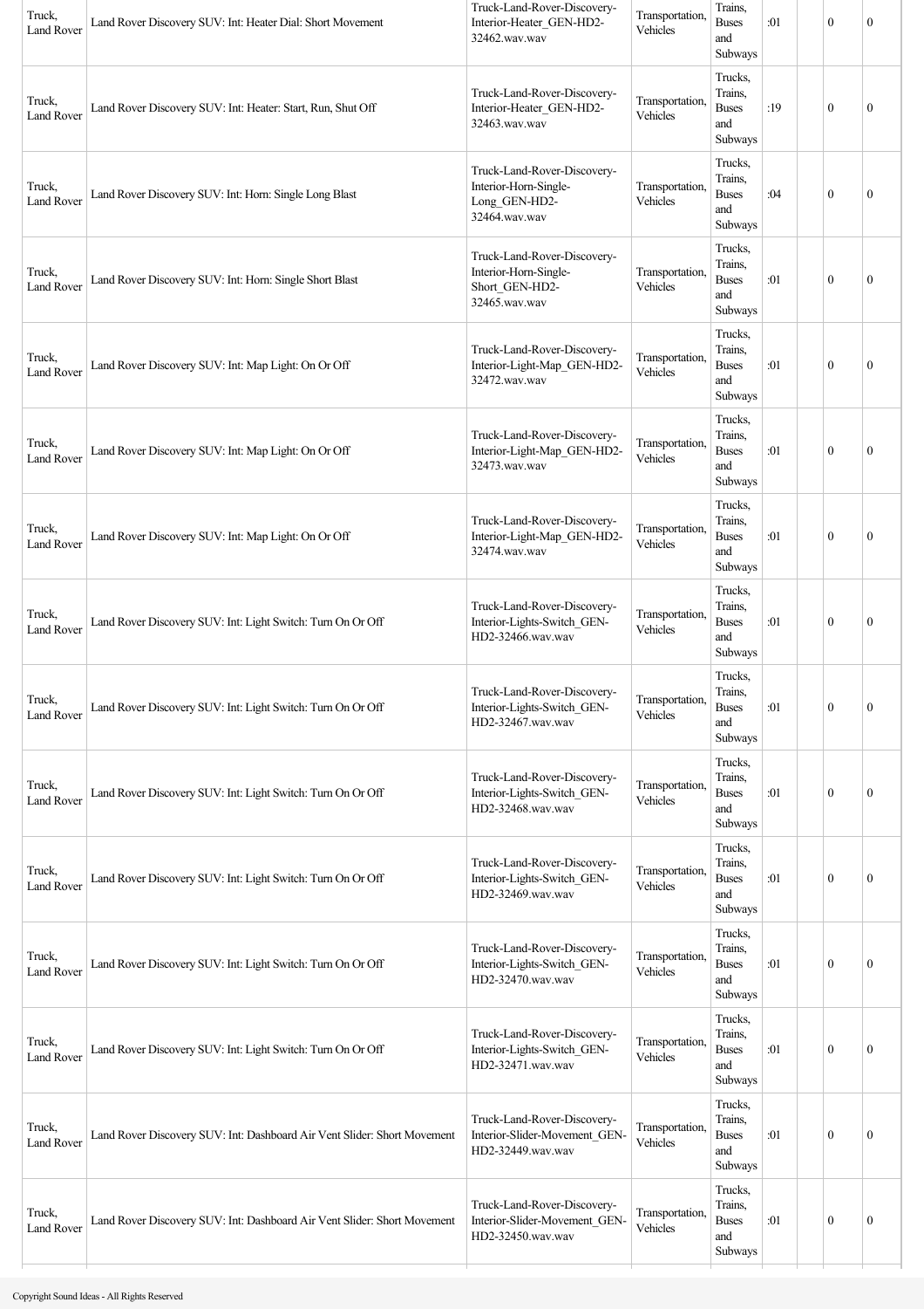| | | | | | | | | |
|---|---|---|---|---|---|---|---|---|
| Truck, Land Rover | Land Rover Discovery SUV: Int: Heater Dial: Short Movement | Truck-Land-Rover-Discovery-Interior-Heater_GEN-HD2-32462.wav.wav | Transportation, Vehicles | Trains, Buses and Subways | :01 | | 0 | 0 |
| Truck, Land Rover | Land Rover Discovery SUV: Int: Heater: Start, Run, Shut Off | Truck-Land-Rover-Discovery-Interior-Heater_GEN-HD2-32463.wav.wav | Transportation, Vehicles | Trucks, Trains, Buses and Subways | :19 | | 0 | 0 |
| Truck, Land Rover | Land Rover Discovery SUV: Int: Horn: Single Long Blast | Truck-Land-Rover-Discovery-Interior-Horn-Single-Long_GEN-HD2-32464.wav.wav | Transportation, Vehicles | Trucks, Trains, Buses and Subways | :04 | | 0 | 0 |
| Truck, Land Rover | Land Rover Discovery SUV: Int: Horn: Single Short Blast | Truck-Land-Rover-Discovery-Interior-Horn-Single-Short_GEN-HD2-32465.wav.wav | Transportation, Vehicles | Trucks, Trains, Buses and Subways | :01 | | 0 | 0 |
| Truck, Land Rover | Land Rover Discovery SUV: Int: Map Light: On Or Off | Truck-Land-Rover-Discovery-Interior-Light-Map_GEN-HD2-32472.wav.wav | Transportation, Vehicles | Trucks, Trains, Buses and Subways | :01 | | 0 | 0 |
| Truck, Land Rover | Land Rover Discovery SUV: Int: Map Light: On Or Off | Truck-Land-Rover-Discovery-Interior-Light-Map_GEN-HD2-32473.wav.wav | Transportation, Vehicles | Trucks, Trains, Buses and Subways | :01 | | 0 | 0 |
| Truck, Land Rover | Land Rover Discovery SUV: Int: Map Light: On Or Off | Truck-Land-Rover-Discovery-Interior-Light-Map_GEN-HD2-32474.wav.wav | Transportation, Vehicles | Trucks, Trains, Buses and Subways | :01 | | 0 | 0 |
| Truck, Land Rover | Land Rover Discovery SUV: Int: Light Switch: Turn On Or Off | Truck-Land-Rover-Discovery-Interior-Lights-Switch_GEN-HD2-32466.wav.wav | Transportation, Vehicles | Trucks, Trains, Buses and Subways | :01 | | 0 | 0 |
| Truck, Land Rover | Land Rover Discovery SUV: Int: Light Switch: Turn On Or Off | Truck-Land-Rover-Discovery-Interior-Lights-Switch_GEN-HD2-32467.wav.wav | Transportation, Vehicles | Trucks, Trains, Buses and Subways | :01 | | 0 | 0 |
| Truck, Land Rover | Land Rover Discovery SUV: Int: Light Switch: Turn On Or Off | Truck-Land-Rover-Discovery-Interior-Lights-Switch_GEN-HD2-32468.wav.wav | Transportation, Vehicles | Trucks, Trains, Buses and Subways | :01 | | 0 | 0 |
| Truck, Land Rover | Land Rover Discovery SUV: Int: Light Switch: Turn On Or Off | Truck-Land-Rover-Discovery-Interior-Lights-Switch_GEN-HD2-32469.wav.wav | Transportation, Vehicles | Trucks, Trains, Buses and Subways | :01 | | 0 | 0 |
| Truck, Land Rover | Land Rover Discovery SUV: Int: Light Switch: Turn On Or Off | Truck-Land-Rover-Discovery-Interior-Lights-Switch_GEN-HD2-32470.wav.wav | Transportation, Vehicles | Trucks, Trains, Buses and Subways | :01 | | 0 | 0 |
| Truck, Land Rover | Land Rover Discovery SUV: Int: Light Switch: Turn On Or Off | Truck-Land-Rover-Discovery-Interior-Lights-Switch_GEN-HD2-32471.wav.wav | Transportation, Vehicles | Trucks, Trains, Buses and Subways | :01 | | 0 | 0 |
| Truck, Land Rover | Land Rover Discovery SUV: Int: Dashboard Air Vent Slider: Short Movement | Truck-Land-Rover-Discovery-Interior-Slider-Movement_GEN-HD2-32449.wav.wav | Transportation, Vehicles | Trucks, Trains, Buses and Subways | :01 | | 0 | 0 |
| Truck, Land Rover | Land Rover Discovery SUV: Int: Dashboard Air Vent Slider: Short Movement | Truck-Land-Rover-Discovery-Interior-Slider-Movement_GEN-HD2-32450.wav.wav | Transportation, Vehicles | Trucks, Trains, Buses and Subways | :01 | | 0 | 0 |

Copyright Sound Ideas - All Rights Reserved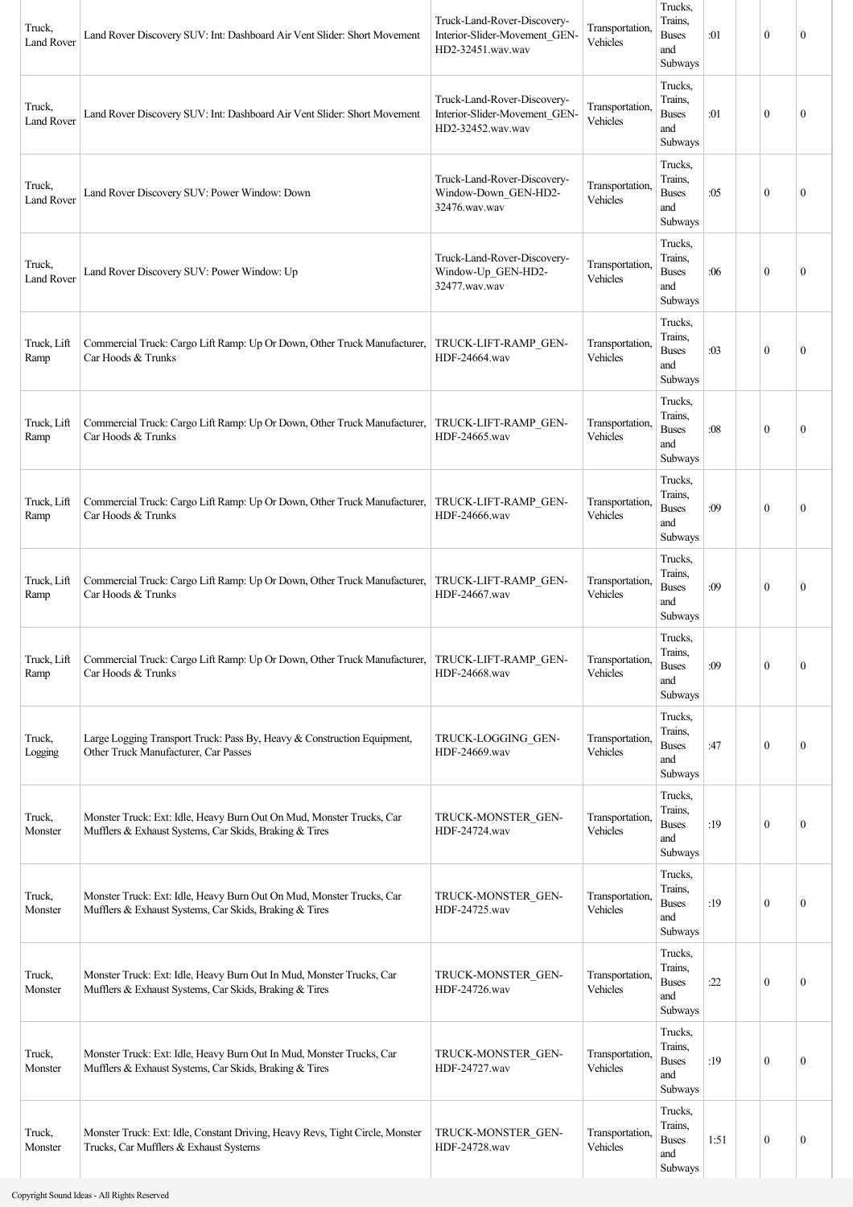| | | | | | | | |
|---|---|---|---|---|---|---|---|
| Truck, Land Rover | Land Rover Discovery SUV: Int: Dashboard Air Vent Slider: Short Movement | Truck-Land-Rover-Discovery-Interior-Slider-Movement_GEN-HD2-32451.wav.wav | Transportation, Vehicles | Trucks, Trains, Buses and Subways | :01 | 0 | 0 |
| Truck, Land Rover | Land Rover Discovery SUV: Int: Dashboard Air Vent Slider: Short Movement | Truck-Land-Rover-Discovery-Interior-Slider-Movement_GEN-HD2-32452.wav.wav | Transportation, Vehicles | Trucks, Trains, Buses and Subways | :01 | 0 | 0 |
| Truck, Land Rover | Land Rover Discovery SUV: Power Window: Down | Truck-Land-Rover-Discovery-Window-Down_GEN-HD2-32476.wav.wav | Transportation, Vehicles | Trucks, Trains, Buses and Subways | :05 | 0 | 0 |
| Truck, Land Rover | Land Rover Discovery SUV: Power Window: Up | Truck-Land-Rover-Discovery-Window-Up_GEN-HD2-32477.wav.wav | Transportation, Vehicles | Trucks, Trains, Buses and Subways | :06 | 0 | 0 |
| Truck, Lift Ramp | Commercial Truck: Cargo Lift Ramp: Up Or Down, Other Truck Manufacturer, Car Hoods & Trunks | TRUCK-LIFT-RAMP_GEN-HDF-24664.wav | Transportation, Vehicles | Trucks, Trains, Buses and Subways | :03 | 0 | 0 |
| Truck, Lift Ramp | Commercial Truck: Cargo Lift Ramp: Up Or Down, Other Truck Manufacturer, Car Hoods & Trunks | TRUCK-LIFT-RAMP_GEN-HDF-24665.wav | Transportation, Vehicles | Trucks, Trains, Buses and Subways | :08 | 0 | 0 |
| Truck, Lift Ramp | Commercial Truck: Cargo Lift Ramp: Up Or Down, Other Truck Manufacturer, Car Hoods & Trunks | TRUCK-LIFT-RAMP_GEN-HDF-24666.wav | Transportation, Vehicles | Trucks, Trains, Buses and Subways | :09 | 0 | 0 |
| Truck, Lift Ramp | Commercial Truck: Cargo Lift Ramp: Up Or Down, Other Truck Manufacturer, Car Hoods & Trunks | TRUCK-LIFT-RAMP_GEN-HDF-24667.wav | Transportation, Vehicles | Trucks, Trains, Buses and Subways | :09 | 0 | 0 |
| Truck, Lift Ramp | Commercial Truck: Cargo Lift Ramp: Up Or Down, Other Truck Manufacturer, Car Hoods & Trunks | TRUCK-LIFT-RAMP_GEN-HDF-24668.wav | Transportation, Vehicles | Trucks, Trains, Buses and Subways | :09 | 0 | 0 |
| Truck, Logging | Large Logging Transport Truck: Pass By, Heavy & Construction Equipment, Other Truck Manufacturer, Car Passes | TRUCK-LOGGING_GEN-HDF-24669.wav | Transportation, Vehicles | Trucks, Trains, Buses and Subways | :47 | 0 | 0 |
| Truck, Monster | Monster Truck: Ext: Idle, Heavy Burn Out On Mud, Monster Trucks, Car Mufflers & Exhaust Systems, Car Skids, Braking & Tires | TRUCK-MONSTER_GEN-HDF-24724.wav | Transportation, Vehicles | Trucks, Trains, Buses and Subways | :19 | 0 | 0 |
| Truck, Monster | Monster Truck: Ext: Idle, Heavy Burn Out On Mud, Monster Trucks, Car Mufflers & Exhaust Systems, Car Skids, Braking & Tires | TRUCK-MONSTER_GEN-HDF-24725.wav | Transportation, Vehicles | Trucks, Trains, Buses and Subways | :19 | 0 | 0 |
| Truck, Monster | Monster Truck: Ext: Idle, Heavy Burn Out In Mud, Monster Trucks, Car Mufflers & Exhaust Systems, Car Skids, Braking & Tires | TRUCK-MONSTER_GEN-HDF-24726.wav | Transportation, Vehicles | Trucks, Trains, Buses and Subways | :22 | 0 | 0 |
| Truck, Monster | Monster Truck: Ext: Idle, Heavy Burn Out In Mud, Monster Trucks, Car Mufflers & Exhaust Systems, Car Skids, Braking & Tires | TRUCK-MONSTER_GEN-HDF-24727.wav | Transportation, Vehicles | Trucks, Trains, Buses and Subways | :19 | 0 | 0 |
| Truck, Monster | Monster Truck: Ext: Idle, Constant Driving, Heavy Revs, Tight Circle, Monster Trucks, Car Mufflers & Exhaust Systems | TRUCK-MONSTER_GEN-HDF-24728.wav | Transportation, Vehicles | Trucks, Trains, Buses and Subways | 1:51 | 0 | 0 |

Copyright Sound Ideas - All Rights Reserved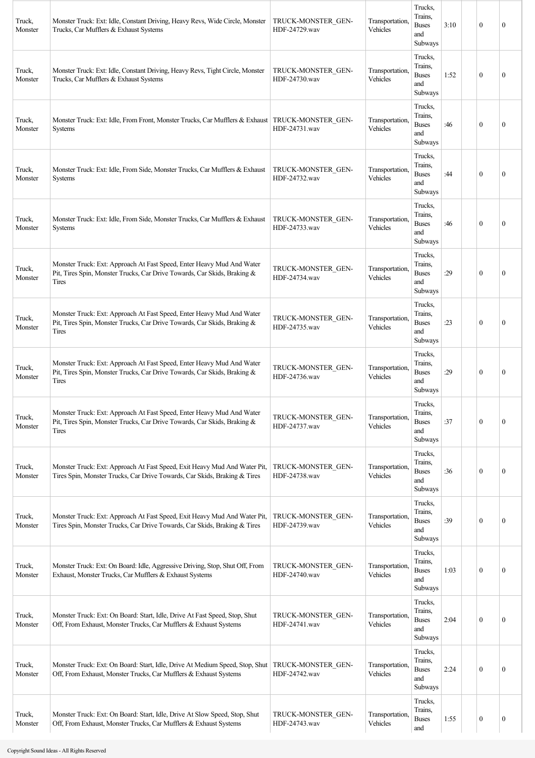| | | | | | | | | |
|---|---|---|---|---|---|---|---|---|
| Truck, Monster | Monster Truck: Ext: Idle, Constant Driving, Heavy Revs, Wide Circle, Monster Trucks, Car Mufflers & Exhaust Systems | TRUCK-MONSTER_GEN-HDF-24729.wav | Transportation, Vehicles | Trucks, Trains, Buses and Subways | 3:10 | | 0 | 0 |
| Truck, Monster | Monster Truck: Ext: Idle, Constant Driving, Heavy Revs, Tight Circle, Monster Trucks, Car Mufflers & Exhaust Systems | TRUCK-MONSTER_GEN-HDF-24730.wav | Transportation, Vehicles | Trucks, Trains, Buses and Subways | 1:52 | | 0 | 0 |
| Truck, Monster | Monster Truck: Ext: Idle, From Front, Monster Trucks, Car Mufflers & Exhaust Systems | TRUCK-MONSTER_GEN-HDF-24731.wav | Transportation, Vehicles | Trucks, Trains, Buses and Subways | :46 | | 0 | 0 |
| Truck, Monster | Monster Truck: Ext: Idle, From Side, Monster Trucks, Car Mufflers & Exhaust Systems | TRUCK-MONSTER_GEN-HDF-24732.wav | Transportation, Vehicles | Trucks, Trains, Buses and Subways | :44 | | 0 | 0 |
| Truck, Monster | Monster Truck: Ext: Idle, From Side, Monster Trucks, Car Mufflers & Exhaust Systems | TRUCK-MONSTER_GEN-HDF-24733.wav | Transportation, Vehicles | Trucks, Trains, Buses and Subways | :46 | | 0 | 0 |
| Truck, Monster | Monster Truck: Ext: Approach At Fast Speed, Enter Heavy Mud And Water Pit, Tires Spin, Monster Trucks, Car Drive Towards, Car Skids, Braking & Tires | TRUCK-MONSTER_GEN-HDF-24734.wav | Transportation, Vehicles | Trucks, Trains, Buses and Subways | :29 | | 0 | 0 |
| Truck, Monster | Monster Truck: Ext: Approach At Fast Speed, Enter Heavy Mud And Water Pit, Tires Spin, Monster Trucks, Car Drive Towards, Car Skids, Braking & Tires | TRUCK-MONSTER_GEN-HDF-24735.wav | Transportation, Vehicles | Trucks, Trains, Buses and Subways | :23 | | 0 | 0 |
| Truck, Monster | Monster Truck: Ext: Approach At Fast Speed, Enter Heavy Mud And Water Pit, Tires Spin, Monster Trucks, Car Drive Towards, Car Skids, Braking & Tires | TRUCK-MONSTER_GEN-HDF-24736.wav | Transportation, Vehicles | Trucks, Trains, Buses and Subways | :29 | | 0 | 0 |
| Truck, Monster | Monster Truck: Ext: Approach At Fast Speed, Enter Heavy Mud And Water Pit, Tires Spin, Monster Trucks, Car Drive Towards, Car Skids, Braking & Tires | TRUCK-MONSTER_GEN-HDF-24737.wav | Transportation, Vehicles | Trucks, Trains, Buses and Subways | :37 | | 0 | 0 |
| Truck, Monster | Monster Truck: Ext: Approach At Fast Speed, Exit Heavy Mud And Water Pit, Tires Spin, Monster Trucks, Car Drive Towards, Car Skids, Braking & Tires | TRUCK-MONSTER_GEN-HDF-24738.wav | Transportation, Vehicles | Trucks, Trains, Buses and Subways | :36 | | 0 | 0 |
| Truck, Monster | Monster Truck: Ext: Approach At Fast Speed, Exit Heavy Mud And Water Pit, Tires Spin, Monster Trucks, Car Drive Towards, Car Skids, Braking & Tires | TRUCK-MONSTER_GEN-HDF-24739.wav | Transportation, Vehicles | Trucks, Trains, Buses and Subways | :39 | | 0 | 0 |
| Truck, Monster | Monster Truck: Ext: On Board: Idle, Aggressive Driving, Stop, Shut Off, From Exhaust, Monster Trucks, Car Mufflers & Exhaust Systems | TRUCK-MONSTER_GEN-HDF-24740.wav | Transportation, Vehicles | Trucks, Trains, Buses and Subways | 1:03 | | 0 | 0 |
| Truck, Monster | Monster Truck: Ext: On Board: Start, Idle, Drive At Fast Speed, Stop, Shut Off, From Exhaust, Monster Trucks, Car Mufflers & Exhaust Systems | TRUCK-MONSTER_GEN-HDF-24741.wav | Transportation, Vehicles | Trucks, Trains, Buses and Subways | 2:04 | | 0 | 0 |
| Truck, Monster | Monster Truck: Ext: On Board: Start, Idle, Drive At Medium Speed, Stop, Shut Off, From Exhaust, Monster Trucks, Car Mufflers & Exhaust Systems | TRUCK-MONSTER_GEN-HDF-24742.wav | Transportation, Vehicles | Trucks, Trains, Buses and Subways | 2:24 | | 0 | 0 |
| Truck, Monster | Monster Truck: Ext: On Board: Start, Idle, Drive At Slow Speed, Stop, Shut Off, From Exhaust, Monster Trucks, Car Mufflers & Exhaust Systems | TRUCK-MONSTER_GEN-HDF-24743.wav | Transportation, Vehicles | Trucks, Trains, Buses and | 1:55 | | 0 | 0 |

Copyright Sound Ideas - All Rights Reserved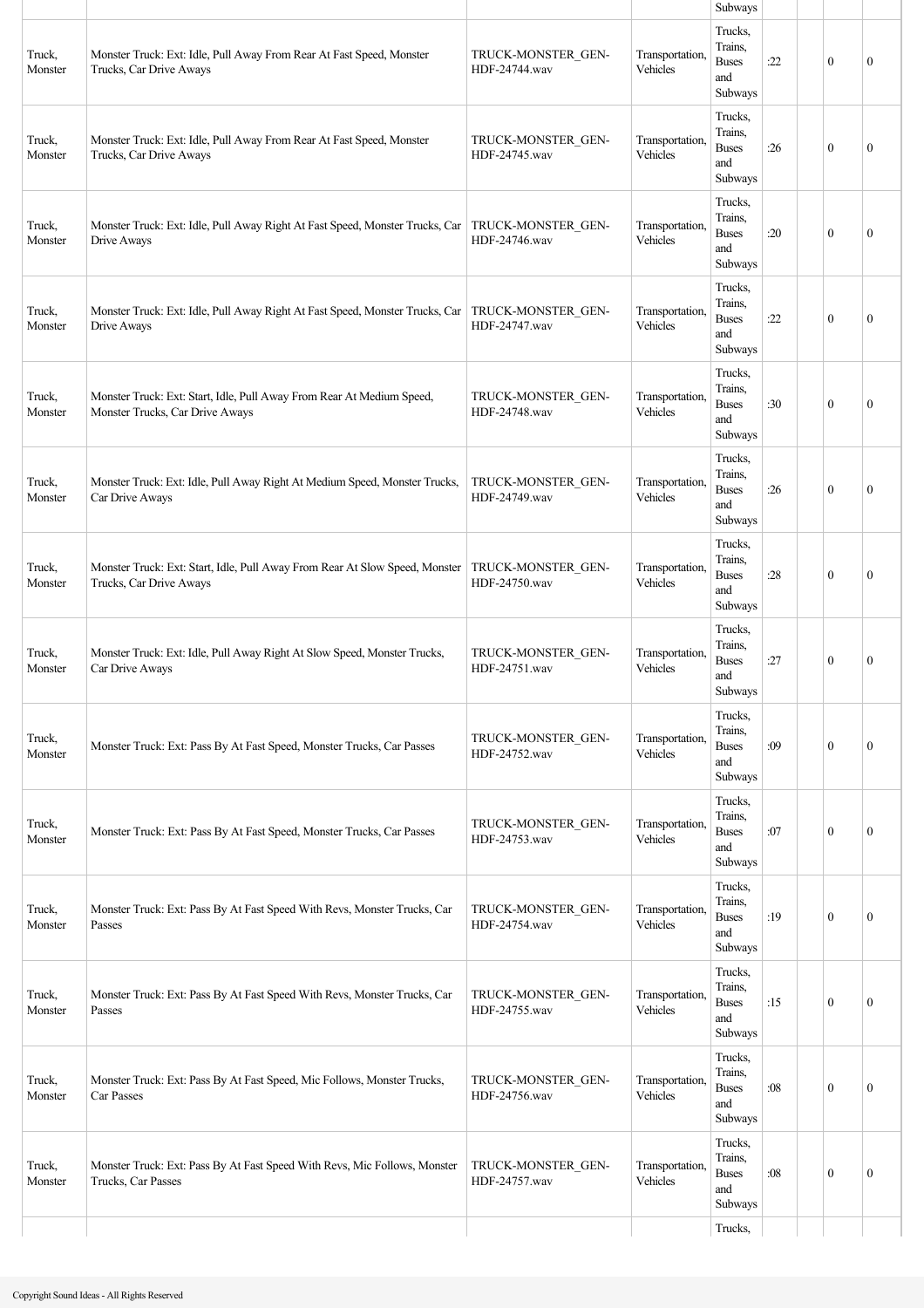| | | | | Subways | | | | |
|---|---|---|---|---|---|---|---|---|
| Truck, Monster | Monster Truck: Ext: Idle, Pull Away From Rear At Fast Speed, Monster Trucks, Car Drive Aways | TRUCK-MONSTER_GEN-HDF-24744.wav | Transportation, Vehicles | Trucks, Trains, Buses and Subways | :22 | | 0 | 0 |
| Truck, Monster | Monster Truck: Ext: Idle, Pull Away From Rear At Fast Speed, Monster Trucks, Car Drive Aways | TRUCK-MONSTER_GEN-HDF-24745.wav | Transportation, Vehicles | Trucks, Trains, Buses and Subways | :26 | | 0 | 0 |
| Truck, Monster | Monster Truck: Ext: Idle, Pull Away Right At Fast Speed, Monster Trucks, Car Drive Aways | TRUCK-MONSTER_GEN-HDF-24746.wav | Transportation, Vehicles | Trucks, Trains, Buses and Subways | :20 | | 0 | 0 |
| Truck, Monster | Monster Truck: Ext: Idle, Pull Away Right At Fast Speed, Monster Trucks, Car Drive Aways | TRUCK-MONSTER_GEN-HDF-24747.wav | Transportation, Vehicles | Trucks, Trains, Buses and Subways | :22 | | 0 | 0 |
| Truck, Monster | Monster Truck: Ext: Start, Idle, Pull Away From Rear At Medium Speed, Monster Trucks, Car Drive Aways | TRUCK-MONSTER_GEN-HDF-24748.wav | Transportation, Vehicles | Trucks, Trains, Buses and Subways | :30 | | 0 | 0 |
| Truck, Monster | Monster Truck: Ext: Idle, Pull Away Right At Medium Speed, Monster Trucks, Car Drive Aways | TRUCK-MONSTER_GEN-HDF-24749.wav | Transportation, Vehicles | Trucks, Trains, Buses and Subways | :26 | | 0 | 0 |
| Truck, Monster | Monster Truck: Ext: Start, Idle, Pull Away From Rear At Slow Speed, Monster Trucks, Car Drive Aways | TRUCK-MONSTER_GEN-HDF-24750.wav | Transportation, Vehicles | Trucks, Trains, Buses and Subways | :28 | | 0 | 0 |
| Truck, Monster | Monster Truck: Ext: Idle, Pull Away Right At Slow Speed, Monster Trucks, Car Drive Aways | TRUCK-MONSTER_GEN-HDF-24751.wav | Transportation, Vehicles | Trucks, Trains, Buses and Subways | :27 | | 0 | 0 |
| Truck, Monster | Monster Truck: Ext: Pass By At Fast Speed, Monster Trucks, Car Passes | TRUCK-MONSTER_GEN-HDF-24752.wav | Transportation, Vehicles | Trucks, Trains, Buses and Subways | :09 | | 0 | 0 |
| Truck, Monster | Monster Truck: Ext: Pass By At Fast Speed, Monster Trucks, Car Passes | TRUCK-MONSTER_GEN-HDF-24753.wav | Transportation, Vehicles | Trucks, Trains, Buses and Subways | :07 | | 0 | 0 |
| Truck, Monster | Monster Truck: Ext: Pass By At Fast Speed With Revs, Monster Trucks, Car Passes | TRUCK-MONSTER_GEN-HDF-24754.wav | Transportation, Vehicles | Trucks, Trains, Buses and Subways | :19 | | 0 | 0 |
| Truck, Monster | Monster Truck: Ext: Pass By At Fast Speed With Revs, Monster Trucks, Car Passes | TRUCK-MONSTER_GEN-HDF-24755.wav | Transportation, Vehicles | Trucks, Trains, Buses and Subways | :15 | | 0 | 0 |
| Truck, Monster | Monster Truck: Ext: Pass By At Fast Speed, Mic Follows, Monster Trucks, Car Passes | TRUCK-MONSTER_GEN-HDF-24756.wav | Transportation, Vehicles | Trucks, Trains, Buses and Subways | :08 | | 0 | 0 |
| Truck, Monster | Monster Truck: Ext: Pass By At Fast Speed With Revs, Mic Follows, Monster Trucks, Car Passes | TRUCK-MONSTER_GEN-HDF-24757.wav | Transportation, Vehicles | Trucks, Trains, Buses and Subways | :08 | | 0 | 0 |
| | | | | Trucks, | | | | |

Copyright Sound Ideas - All Rights Reserved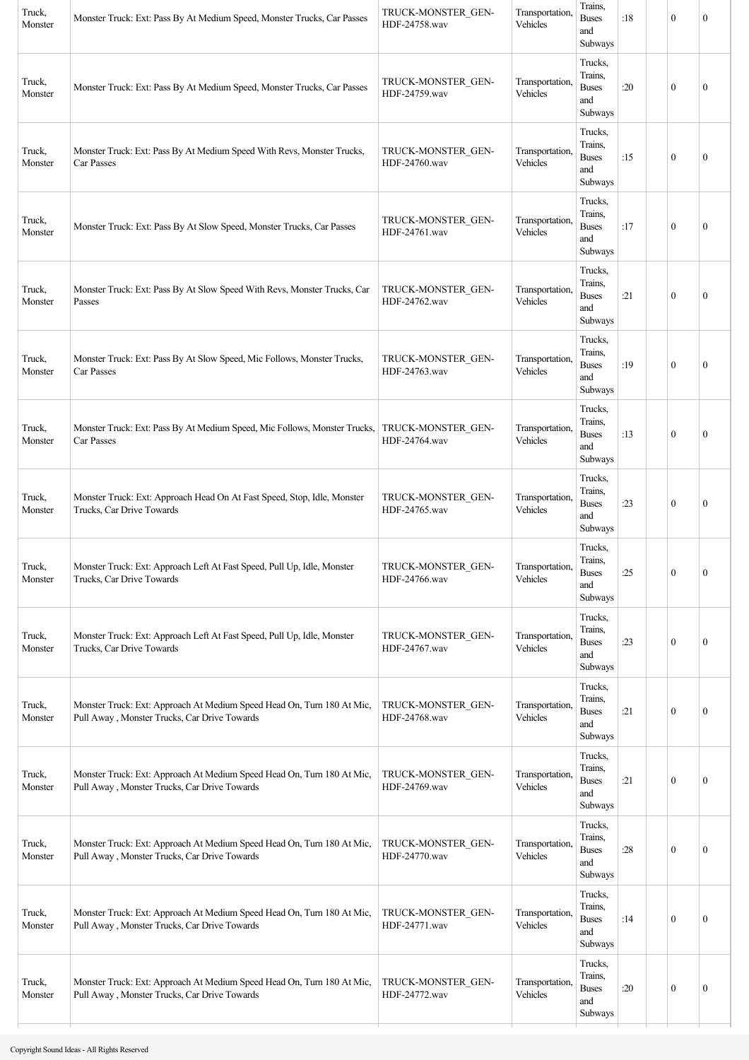| Truck, Monster | Monster Truck: Ext: Pass By At Medium Speed, Monster Trucks, Car Passes | TRUCK-MONSTER_GEN-HDF-24758.wav | Transportation, Vehicles | Trains, Buses and Subways | :18 | | 0 | 0 |
|---|---|---|---|---|---|---|---|---|
| Truck, Monster | Monster Truck: Ext: Pass By At Medium Speed, Monster Trucks, Car Passes | TRUCK-MONSTER_GEN-HDF-24759.wav | Transportation, Vehicles | Trucks, Trains, Buses and Subways | :20 | | 0 | 0 |
| Truck, Monster | Monster Truck: Ext: Pass By At Medium Speed With Revs, Monster Trucks, Car Passes | TRUCK-MONSTER_GEN-HDF-24760.wav | Transportation, Vehicles | Trucks, Trains, Buses and Subways | :15 | | 0 | 0 |
| Truck, Monster | Monster Truck: Ext: Pass By At Slow Speed, Monster Trucks, Car Passes | TRUCK-MONSTER_GEN-HDF-24761.wav | Transportation, Vehicles | Trucks, Trains, Buses and Subways | :17 | | 0 | 0 |
| Truck, Monster | Monster Truck: Ext: Pass By At Slow Speed With Revs, Monster Trucks, Car Passes | TRUCK-MONSTER_GEN-HDF-24762.wav | Transportation, Vehicles | Trucks, Trains, Buses and Subways | :21 | | 0 | 0 |
| Truck, Monster | Monster Truck: Ext: Pass By At Slow Speed, Mic Follows, Monster Trucks, Car Passes | TRUCK-MONSTER_GEN-HDF-24763.wav | Transportation, Vehicles | Trucks, Trains, Buses and Subways | :19 | | 0 | 0 |
| Truck, Monster | Monster Truck: Ext: Pass By At Medium Speed, Mic Follows, Monster Trucks, Car Passes | TRUCK-MONSTER_GEN-HDF-24764.wav | Transportation, Vehicles | Trucks, Trains, Buses and Subways | :13 | | 0 | 0 |
| Truck, Monster | Monster Truck: Ext: Approach Head On At Fast Speed, Stop, Idle, Monster Trucks, Car Drive Towards | TRUCK-MONSTER_GEN-HDF-24765.wav | Transportation, Vehicles | Trucks, Trains, Buses and Subways | :23 | | 0 | 0 |
| Truck, Monster | Monster Truck: Ext: Approach Left At Fast Speed, Pull Up, Idle, Monster Trucks, Car Drive Towards | TRUCK-MONSTER_GEN-HDF-24766.wav | Transportation, Vehicles | Trucks, Trains, Buses and Subways | :25 | | 0 | 0 |
| Truck, Monster | Monster Truck: Ext: Approach Left At Fast Speed, Pull Up, Idle, Monster Trucks, Car Drive Towards | TRUCK-MONSTER_GEN-HDF-24767.wav | Transportation, Vehicles | Trucks, Trains, Buses and Subways | :23 | | 0 | 0 |
| Truck, Monster | Monster Truck: Ext: Approach At Medium Speed Head On, Turn 180 At Mic, Pull Away , Monster Trucks, Car Drive Towards | TRUCK-MONSTER_GEN-HDF-24768.wav | Transportation, Vehicles | Trucks, Trains, Buses and Subways | :21 | | 0 | 0 |
| Truck, Monster | Monster Truck: Ext: Approach At Medium Speed Head On, Turn 180 At Mic, Pull Away , Monster Trucks, Car Drive Towards | TRUCK-MONSTER_GEN-HDF-24769.wav | Transportation, Vehicles | Trucks, Trains, Buses and Subways | :21 | | 0 | 0 |
| Truck, Monster | Monster Truck: Ext: Approach At Medium Speed Head On, Turn 180 At Mic, Pull Away , Monster Trucks, Car Drive Towards | TRUCK-MONSTER_GEN-HDF-24770.wav | Transportation, Vehicles | Trucks, Trains, Buses and Subways | :28 | | 0 | 0 |
| Truck, Monster | Monster Truck: Ext: Approach At Medium Speed Head On, Turn 180 At Mic, Pull Away , Monster Trucks, Car Drive Towards | TRUCK-MONSTER_GEN-HDF-24771.wav | Transportation, Vehicles | Trucks, Trains, Buses and Subways | :14 | | 0 | 0 |
| Truck, Monster | Monster Truck: Ext: Approach At Medium Speed Head On, Turn 180 At Mic, Pull Away , Monster Trucks, Car Drive Towards | TRUCK-MONSTER_GEN-HDF-24772.wav | Transportation, Vehicles | Trucks, Trains, Buses and Subways | :20 | | 0 | 0 |

Copyright Sound Ideas - All Rights Reserved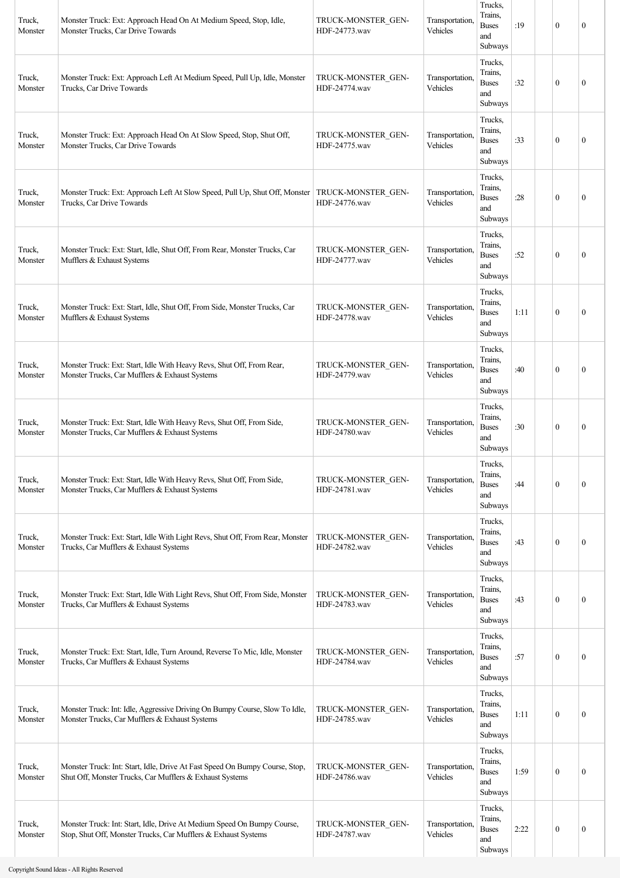| | | | | | | | | |
|---|---|---|---|---|---|---|---|---|
| Truck, Monster | Monster Truck: Ext: Approach Head On At Medium Speed, Stop, Idle, Monster Trucks, Car Drive Towards | TRUCK-MONSTER_GEN-HDF-24773.wav | Transportation, Vehicles | Trucks, Trains, Buses and Subways | :19 | | 0 | 0 |
| Truck, Monster | Monster Truck: Ext: Approach Left At Medium Speed, Pull Up, Idle, Monster Trucks, Car Drive Towards | TRUCK-MONSTER_GEN-HDF-24774.wav | Transportation, Vehicles | Trucks, Trains, Buses and Subways | :32 | | 0 | 0 |
| Truck, Monster | Monster Truck: Ext: Approach Head On At Slow Speed, Stop, Shut Off, Monster Trucks, Car Drive Towards | TRUCK-MONSTER_GEN-HDF-24775.wav | Transportation, Vehicles | Trucks, Trains, Buses and Subways | :33 | | 0 | 0 |
| Truck, Monster | Monster Truck: Ext: Approach Left At Slow Speed, Pull Up, Shut Off, Monster Trucks, Car Drive Towards | TRUCK-MONSTER_GEN-HDF-24776.wav | Transportation, Vehicles | Trucks, Trains, Buses and Subways | :28 | | 0 | 0 |
| Truck, Monster | Monster Truck: Ext: Start, Idle, Shut Off, From Rear, Monster Trucks, Car Mufflers & Exhaust Systems | TRUCK-MONSTER_GEN-HDF-24777.wav | Transportation, Vehicles | Trucks, Trains, Buses and Subways | :52 | | 0 | 0 |
| Truck, Monster | Monster Truck: Ext: Start, Idle, Shut Off, From Side, Monster Trucks, Car Mufflers & Exhaust Systems | TRUCK-MONSTER_GEN-HDF-24778.wav | Transportation, Vehicles | Trucks, Trains, Buses and Subways | 1:11 | | 0 | 0 |
| Truck, Monster | Monster Truck: Ext: Start, Idle With Heavy Revs, Shut Off, From Rear, Monster Trucks, Car Mufflers & Exhaust Systems | TRUCK-MONSTER_GEN-HDF-24779.wav | Transportation, Vehicles | Trucks, Trains, Buses and Subways | :40 | | 0 | 0 |
| Truck, Monster | Monster Truck: Ext: Start, Idle With Heavy Revs, Shut Off, From Side, Monster Trucks, Car Mufflers & Exhaust Systems | TRUCK-MONSTER_GEN-HDF-24780.wav | Transportation, Vehicles | Trucks, Trains, Buses and Subways | :30 | | 0 | 0 |
| Truck, Monster | Monster Truck: Ext: Start, Idle With Heavy Revs, Shut Off, From Side, Monster Trucks, Car Mufflers & Exhaust Systems | TRUCK-MONSTER_GEN-HDF-24781.wav | Transportation, Vehicles | Trucks, Trains, Buses and Subways | :44 | | 0 | 0 |
| Truck, Monster | Monster Truck: Ext: Start, Idle With Light Revs, Shut Off, From Rear, Monster Trucks, Car Mufflers & Exhaust Systems | TRUCK-MONSTER_GEN-HDF-24782.wav | Transportation, Vehicles | Trucks, Trains, Buses and Subways | :43 | | 0 | 0 |
| Truck, Monster | Monster Truck: Ext: Start, Idle With Light Revs, Shut Off, From Side, Monster Trucks, Car Mufflers & Exhaust Systems | TRUCK-MONSTER_GEN-HDF-24783.wav | Transportation, Vehicles | Trucks, Trains, Buses and Subways | :43 | | 0 | 0 |
| Truck, Monster | Monster Truck: Ext: Start, Idle, Turn Around, Reverse To Mic, Idle, Monster Trucks, Car Mufflers & Exhaust Systems | TRUCK-MONSTER_GEN-HDF-24784.wav | Transportation, Vehicles | Trucks, Trains, Buses and Subways | :57 | | 0 | 0 |
| Truck, Monster | Monster Truck: Int: Idle, Aggressive Driving On Bumpy Course, Slow To Idle, Monster Trucks, Car Mufflers & Exhaust Systems | TRUCK-MONSTER_GEN-HDF-24785.wav | Transportation, Vehicles | Trucks, Trains, Buses and Subways | 1:11 | | 0 | 0 |
| Truck, Monster | Monster Truck: Int: Start, Idle, Drive At Fast Speed On Bumpy Course, Stop, Shut Off, Monster Trucks, Car Mufflers & Exhaust Systems | TRUCK-MONSTER_GEN-HDF-24786.wav | Transportation, Vehicles | Trucks, Trains, Buses and Subways | 1:59 | | 0 | 0 |
| Truck, Monster | Monster Truck: Int: Start, Idle, Drive At Medium Speed On Bumpy Course, Stop, Shut Off, Monster Trucks, Car Mufflers & Exhaust Systems | TRUCK-MONSTER_GEN-HDF-24787.wav | Transportation, Vehicles | Trucks, Trains, Buses and Subways | 2:22 | | 0 | 0 |

Copyright Sound Ideas - All Rights Reserved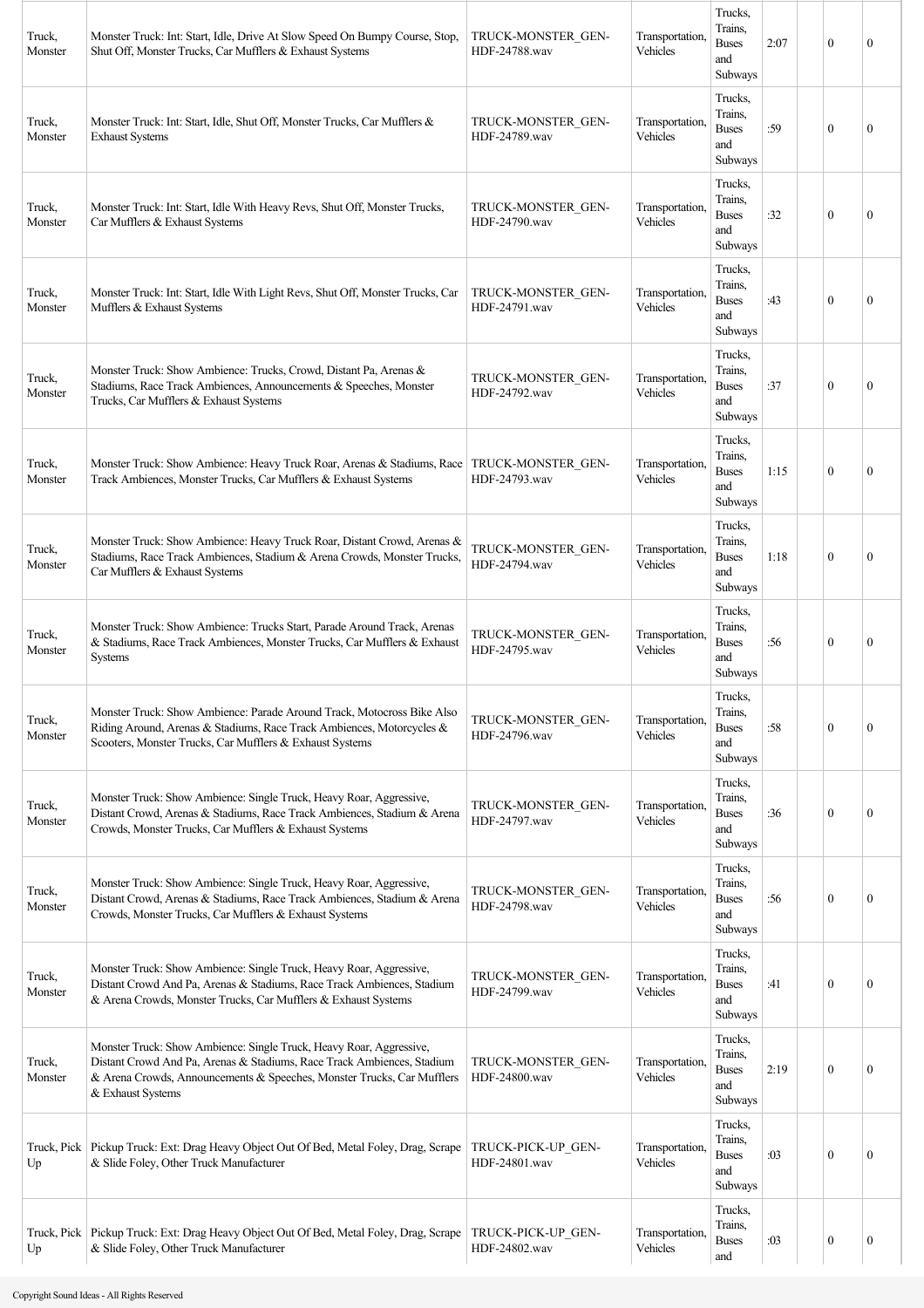| | | | | | | | | |
|---|---|---|---|---|---|---|---|---|
| Truck, Monster | Monster Truck: Int: Start, Idle, Drive At Slow Speed On Bumpy Course, Stop, Shut Off, Monster Trucks, Car Mufflers & Exhaust Systems | TRUCK-MONSTER_GEN-HDF-24788.wav | Transportation, Vehicles | Trucks, Trains, Buses and Subways | 2:07 | | 0 | 0 |
| Truck, Monster | Monster Truck: Int: Start, Idle, Shut Off, Monster Trucks, Car Mufflers & Exhaust Systems | TRUCK-MONSTER_GEN-HDF-24789.wav | Transportation, Vehicles | Trucks, Trains, Buses and Subways | :59 | | 0 | 0 |
| Truck, Monster | Monster Truck: Int: Start, Idle With Heavy Revs, Shut Off, Monster Trucks, Car Mufflers & Exhaust Systems | TRUCK-MONSTER_GEN-HDF-24790.wav | Transportation, Vehicles | Trucks, Trains, Buses and Subways | :32 | | 0 | 0 |
| Truck, Monster | Monster Truck: Int: Start, Idle With Light Revs, Shut Off, Monster Trucks, Car Mufflers & Exhaust Systems | TRUCK-MONSTER_GEN-HDF-24791.wav | Transportation, Vehicles | Trucks, Trains, Buses and Subways | :43 | | 0 | 0 |
| Truck, Monster | Monster Truck: Show Ambience: Trucks, Crowd, Distant Pa, Arenas & Stadiums, Race Track Ambiences, Announcements & Speeches, Monster Trucks, Car Mufflers & Exhaust Systems | TRUCK-MONSTER_GEN-HDF-24792.wav | Transportation, Vehicles | Trucks, Trains, Buses and Subways | :37 | | 0 | 0 |
| Truck, Monster | Monster Truck: Show Ambience: Heavy Truck Roar, Arenas & Stadiums, Race Track Ambiences, Monster Trucks, Car Mufflers & Exhaust Systems | TRUCK-MONSTER_GEN-HDF-24793.wav | Transportation, Vehicles | Trucks, Trains, Buses and Subways | 1:15 | | 0 | 0 |
| Truck, Monster | Monster Truck: Show Ambience: Heavy Truck Roar, Distant Crowd, Arenas & Stadiums, Race Track Ambiences, Stadium & Arena Crowds, Monster Trucks, Car Mufflers & Exhaust Systems | TRUCK-MONSTER_GEN-HDF-24794.wav | Transportation, Vehicles | Trucks, Trains, Buses and Subways | 1:18 | | 0 | 0 |
| Truck, Monster | Monster Truck: Show Ambience: Trucks Start, Parade Around Track, Arenas & Stadiums, Race Track Ambiences, Monster Trucks, Car Mufflers & Exhaust Systems | TRUCK-MONSTER_GEN-HDF-24795.wav | Transportation, Vehicles | Trucks, Trains, Buses and Subways | :56 | | 0 | 0 |
| Truck, Monster | Monster Truck: Show Ambience: Parade Around Track, Motocross Bike Also Riding Around, Arenas & Stadiums, Race Track Ambiences, Motorcycles & Scooters, Monster Trucks, Car Mufflers & Exhaust Systems | TRUCK-MONSTER_GEN-HDF-24796.wav | Transportation, Vehicles | Trucks, Trains, Buses and Subways | :58 | | 0 | 0 |
| Truck, Monster | Monster Truck: Show Ambience: Single Truck, Heavy Roar, Aggressive, Distant Crowd, Arenas & Stadiums, Race Track Ambiences, Stadium & Arena Crowds, Monster Trucks, Car Mufflers & Exhaust Systems | TRUCK-MONSTER_GEN-HDF-24797.wav | Transportation, Vehicles | Trucks, Trains, Buses and Subways | :36 | | 0 | 0 |
| Truck, Monster | Monster Truck: Show Ambience: Single Truck, Heavy Roar, Aggressive, Distant Crowd, Arenas & Stadiums, Race Track Ambiences, Stadium & Arena Crowds, Monster Trucks, Car Mufflers & Exhaust Systems | TRUCK-MONSTER_GEN-HDF-24798.wav | Transportation, Vehicles | Trucks, Trains, Buses and Subways | :56 | | 0 | 0 |
| Truck, Monster | Monster Truck: Show Ambience: Single Truck, Heavy Roar, Aggressive, Distant Crowd And Pa, Arenas & Stadiums, Race Track Ambiences, Stadium & Arena Crowds, Monster Trucks, Car Mufflers & Exhaust Systems | TRUCK-MONSTER_GEN-HDF-24799.wav | Transportation, Vehicles | Trucks, Trains, Buses and Subways | :41 | | 0 | 0 |
| Truck, Monster | Monster Truck: Show Ambience: Single Truck, Heavy Roar, Aggressive, Distant Crowd And Pa, Arenas & Stadiums, Race Track Ambiences, Stadium & Arena Crowds, Announcements & Speeches, Monster Trucks, Car Mufflers & Exhaust Systems | TRUCK-MONSTER_GEN-HDF-24800.wav | Transportation, Vehicles | Trucks, Trains, Buses and Subways | 2:19 | | 0 | 0 |
| Truck, Pick Up | Pickup Truck: Ext: Drag Heavy Object Out Of Bed, Metal Foley, Drag, Scrape & Slide Foley, Other Truck Manufacturer | TRUCK-PICK-UP_GEN-HDF-24801.wav | Transportation, Vehicles | Trucks, Trains, Buses and Subways | :03 | | 0 | 0 |
| Truck, Pick Up | Pickup Truck: Ext: Drag Heavy Object Out Of Bed, Metal Foley, Drag, Scrape & Slide Foley, Other Truck Manufacturer | TRUCK-PICK-UP_GEN-HDF-24802.wav | Transportation, Vehicles | Trucks, Trains, Buses and | :03 | | 0 | 0 |

Copyright Sound Ideas - All Rights Reserved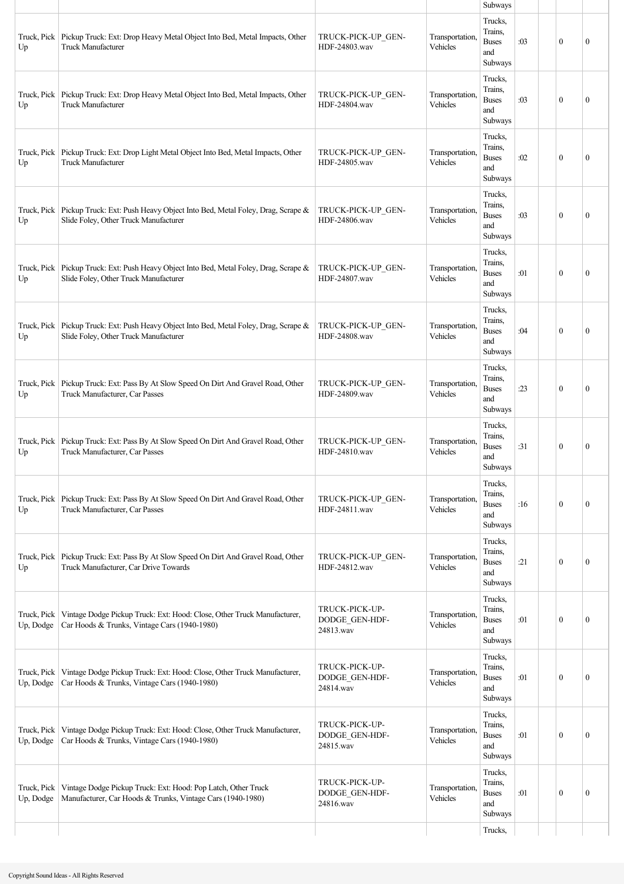| | | | | | | | | |
|---|---|---|---|---|---|---|---|---|
| | | | | Subways | | | | |
| Truck, Pick Up | Pickup Truck: Ext: Drop Heavy Metal Object Into Bed, Metal Impacts, Other Truck Manufacturer | TRUCK-PICK-UP_GEN-HDF-24803.wav | Transportation, Vehicles | Trucks, Trains, Buses and Subways | :03 | | 0 | 0 |
| Truck, Pick Up | Pickup Truck: Ext: Drop Heavy Metal Object Into Bed, Metal Impacts, Other Truck Manufacturer | TRUCK-PICK-UP_GEN-HDF-24804.wav | Transportation, Vehicles | Trucks, Trains, Buses and Subways | :03 | | 0 | 0 |
| Truck, Pick Up | Pickup Truck: Ext: Drop Light Metal Object Into Bed, Metal Impacts, Other Truck Manufacturer | TRUCK-PICK-UP_GEN-HDF-24805.wav | Transportation, Vehicles | Trucks, Trains, Buses and Subways | :02 | | 0 | 0 |
| Truck, Pick Up | Pickup Truck: Ext: Push Heavy Object Into Bed, Metal Foley, Drag, Scrape & Slide Foley, Other Truck Manufacturer | TRUCK-PICK-UP_GEN-HDF-24806.wav | Transportation, Vehicles | Trucks, Trains, Buses and Subways | :03 | | 0 | 0 |
| Truck, Pick Up | Pickup Truck: Ext: Push Heavy Object Into Bed, Metal Foley, Drag, Scrape & Slide Foley, Other Truck Manufacturer | TRUCK-PICK-UP_GEN-HDF-24807.wav | Transportation, Vehicles | Trucks, Trains, Buses and Subways | :01 | | 0 | 0 |
| Truck, Pick Up | Pickup Truck: Ext: Push Heavy Object Into Bed, Metal Foley, Drag, Scrape & Slide Foley, Other Truck Manufacturer | TRUCK-PICK-UP_GEN-HDF-24808.wav | Transportation, Vehicles | Trucks, Trains, Buses and Subways | :04 | | 0 | 0 |
| Truck, Pick Up | Pickup Truck: Ext: Pass By At Slow Speed On Dirt And Gravel Road, Other Truck Manufacturer, Car Passes | TRUCK-PICK-UP_GEN-HDF-24809.wav | Transportation, Vehicles | Trucks, Trains, Buses and Subways | :23 | | 0 | 0 |
| Truck, Pick Up | Pickup Truck: Ext: Pass By At Slow Speed On Dirt And Gravel Road, Other Truck Manufacturer, Car Passes | TRUCK-PICK-UP_GEN-HDF-24810.wav | Transportation, Vehicles | Trucks, Trains, Buses and Subways | :31 | | 0 | 0 |
| Truck, Pick Up | Pickup Truck: Ext: Pass By At Slow Speed On Dirt And Gravel Road, Other Truck Manufacturer, Car Passes | TRUCK-PICK-UP_GEN-HDF-24811.wav | Transportation, Vehicles | Trucks, Trains, Buses and Subways | :16 | | 0 | 0 |
| Truck, Pick Up | Pickup Truck: Ext: Pass By At Slow Speed On Dirt And Gravel Road, Other Truck Manufacturer, Car Drive Towards | TRUCK-PICK-UP_GEN-HDF-24812.wav | Transportation, Vehicles | Trucks, Trains, Buses and Subways | :21 | | 0 | 0 |
| Truck, Pick Up, Dodge | Vintage Dodge Pickup Truck: Ext: Hood: Close, Other Truck Manufacturer, Car Hoods & Trunks, Vintage Cars (1940-1980) | TRUCK-PICK-UP-DODGE_GEN-HDF-24813.wav | Transportation, Vehicles | Trucks, Trains, Buses and Subways | :01 | | 0 | 0 |
| Truck, Pick Up, Dodge | Vintage Dodge Pickup Truck: Ext: Hood: Close, Other Truck Manufacturer, Car Hoods & Trunks, Vintage Cars (1940-1980) | TRUCK-PICK-UP-DODGE_GEN-HDF-24814.wav | Transportation, Vehicles | Trucks, Trains, Buses and Subways | :01 | | 0 | 0 |
| Truck, Pick Up, Dodge | Vintage Dodge Pickup Truck: Ext: Hood: Close, Other Truck Manufacturer, Car Hoods & Trunks, Vintage Cars (1940-1980) | TRUCK-PICK-UP-DODGE_GEN-HDF-24815.wav | Transportation, Vehicles | Trucks, Trains, Buses and Subways | :01 | | 0 | 0 |
| Truck, Pick Up, Dodge | Vintage Dodge Pickup Truck: Ext: Hood: Pop Latch, Other Truck Manufacturer, Car Hoods & Trunks, Vintage Cars (1940-1980) | TRUCK-PICK-UP-DODGE_GEN-HDF-24816.wav | Transportation, Vehicles | Trucks, Trains, Buses and Subways | :01 | | 0 | 0 |
| | | | | Trucks, | | | | |

Copyright Sound Ideas - All Rights Reserved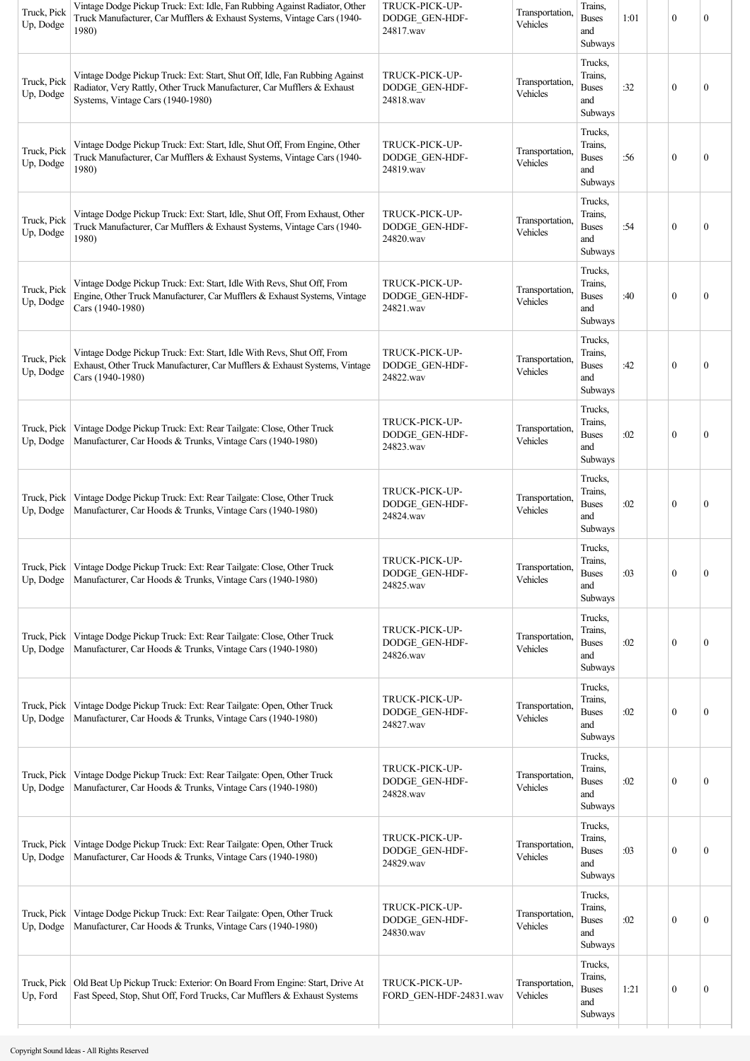| Truck, Pick Up, Dodge | Vintage Dodge Pickup Truck: Ext: Idle, Fan Rubbing Against Radiator, Other Truck Manufacturer, Car Mufflers & Exhaust Systems, Vintage Cars (1940-1980) | TRUCK-PICK-UP-DODGE_GEN-HDF-24817.wav | Transportation, Vehicles | Trains, Buses and Subways | 1:01 | | 0 | 0 |
|---|---|---|---|---|---|---|---|---|
| Truck, Pick Up, Dodge | Vintage Dodge Pickup Truck: Ext: Start, Shut Off, Idle, Fan Rubbing Against Radiator, Very Rattly, Other Truck Manufacturer, Car Mufflers & Exhaust Systems, Vintage Cars (1940-1980) | TRUCK-PICK-UP-DODGE_GEN-HDF-24818.wav | Transportation, Vehicles | Trucks, Trains, Buses and Subways | :32 | | 0 | 0 |
| Truck, Pick Up, Dodge | Vintage Dodge Pickup Truck: Ext: Start, Idle, Shut Off, From Engine, Other Truck Manufacturer, Car Mufflers & Exhaust Systems, Vintage Cars (1940-1980) | TRUCK-PICK-UP-DODGE_GEN-HDF-24819.wav | Transportation, Vehicles | Trucks, Trains, Buses and Subways | :56 | | 0 | 0 |
| Truck, Pick Up, Dodge | Vintage Dodge Pickup Truck: Ext: Start, Idle, Shut Off, From Exhaust, Other Truck Manufacturer, Car Mufflers & Exhaust Systems, Vintage Cars (1940-1980) | TRUCK-PICK-UP-DODGE_GEN-HDF-24820.wav | Transportation, Vehicles | Trucks, Trains, Buses and Subways | :54 | | 0 | 0 |
| Truck, Pick Up, Dodge | Vintage Dodge Pickup Truck: Ext: Start, Idle With Revs, Shut Off, From Engine, Other Truck Manufacturer, Car Mufflers & Exhaust Systems, Vintage Cars (1940-1980) | TRUCK-PICK-UP-DODGE_GEN-HDF-24821.wav | Transportation, Vehicles | Trucks, Trains, Buses and Subways | :40 | | 0 | 0 |
| Truck, Pick Up, Dodge | Vintage Dodge Pickup Truck: Ext: Start, Idle With Revs, Shut Off, From Exhaust, Other Truck Manufacturer, Car Mufflers & Exhaust Systems, Vintage Cars (1940-1980) | TRUCK-PICK-UP-DODGE_GEN-HDF-24822.wav | Transportation, Vehicles | Trucks, Trains, Buses and Subways | :42 | | 0 | 0 |
| Truck, Pick Up, Dodge | Vintage Dodge Pickup Truck: Ext: Rear Tailgate: Close, Other Truck Manufacturer, Car Hoods & Trunks, Vintage Cars (1940-1980) | TRUCK-PICK-UP-DODGE_GEN-HDF-24823.wav | Transportation, Vehicles | Trucks, Trains, Buses and Subways | :02 | | 0 | 0 |
| Truck, Pick Up, Dodge | Vintage Dodge Pickup Truck: Ext: Rear Tailgate: Close, Other Truck Manufacturer, Car Hoods & Trunks, Vintage Cars (1940-1980) | TRUCK-PICK-UP-DODGE_GEN-HDF-24824.wav | Transportation, Vehicles | Trucks, Trains, Buses and Subways | :02 | | 0 | 0 |
| Truck, Pick Up, Dodge | Vintage Dodge Pickup Truck: Ext: Rear Tailgate: Close, Other Truck Manufacturer, Car Hoods & Trunks, Vintage Cars (1940-1980) | TRUCK-PICK-UP-DODGE_GEN-HDF-24825.wav | Transportation, Vehicles | Trucks, Trains, Buses and Subways | :03 | | 0 | 0 |
| Truck, Pick Up, Dodge | Vintage Dodge Pickup Truck: Ext: Rear Tailgate: Close, Other Truck Manufacturer, Car Hoods & Trunks, Vintage Cars (1940-1980) | TRUCK-PICK-UP-DODGE_GEN-HDF-24826.wav | Transportation, Vehicles | Trucks, Trains, Buses and Subways | :02 | | 0 | 0 |
| Truck, Pick Up, Dodge | Vintage Dodge Pickup Truck: Ext: Rear Tailgate: Open, Other Truck Manufacturer, Car Hoods & Trunks, Vintage Cars (1940-1980) | TRUCK-PICK-UP-DODGE_GEN-HDF-24827.wav | Transportation, Vehicles | Trucks, Trains, Buses and Subways | :02 | | 0 | 0 |
| Truck, Pick Up, Dodge | Vintage Dodge Pickup Truck: Ext: Rear Tailgate: Open, Other Truck Manufacturer, Car Hoods & Trunks, Vintage Cars (1940-1980) | TRUCK-PICK-UP-DODGE_GEN-HDF-24828.wav | Transportation, Vehicles | Trucks, Trains, Buses and Subways | :02 | | 0 | 0 |
| Truck, Pick Up, Dodge | Vintage Dodge Pickup Truck: Ext: Rear Tailgate: Open, Other Truck Manufacturer, Car Hoods & Trunks, Vintage Cars (1940-1980) | TRUCK-PICK-UP-DODGE_GEN-HDF-24829.wav | Transportation, Vehicles | Trucks, Trains, Buses and Subways | :03 | | 0 | 0 |
| Truck, Pick Up, Dodge | Vintage Dodge Pickup Truck: Ext: Rear Tailgate: Open, Other Truck Manufacturer, Car Hoods & Trunks, Vintage Cars (1940-1980) | TRUCK-PICK-UP-DODGE_GEN-HDF-24830.wav | Transportation, Vehicles | Trucks, Trains, Buses and Subways | :02 | | 0 | 0 |
| Truck, Pick Up, Ford | Old Beat Up Pickup Truck: Exterior: On Board From Engine: Start, Drive At Fast Speed, Stop, Shut Off, Ford Trucks, Car Mufflers & Exhaust Systems | TRUCK-PICK-UP-FORD_GEN-HDF-24831.wav | Transportation, Vehicles | Trucks, Trains, Buses and Subways | 1:21 | | 0 | 0 |

Copyright Sound Ideas - All Rights Reserved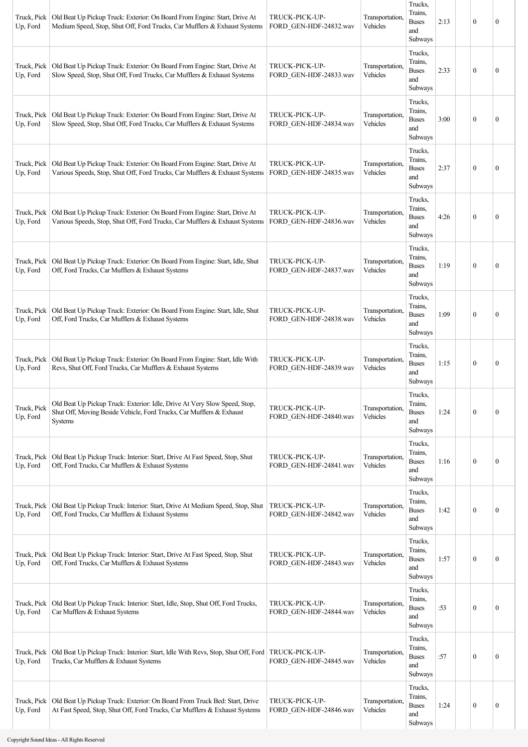| | | | | | | | | |
|---|---|---|---|---|---|---|---|---|
| Truck, Pick Up, Ford | Old Beat Up Pickup Truck: Exterior: On Board From Engine: Start, Drive At Medium Speed, Stop, Shut Off, Ford Trucks, Car Mufflers & Exhaust Systems | TRUCK-PICK-UP-FORD_GEN-HDF-24832.wav | Transportation, Vehicles | Trucks, Trains, Buses and Subways | 2:13 | | 0 | 0 |
| Truck, Pick Up, Ford | Old Beat Up Pickup Truck: Exterior: On Board From Engine: Start, Drive At Slow Speed, Stop, Shut Off, Ford Trucks, Car Mufflers & Exhaust Systems | TRUCK-PICK-UP-FORD_GEN-HDF-24833.wav | Transportation, Vehicles | Trucks, Trains, Buses and Subways | 2:33 | | 0 | 0 |
| Truck, Pick Up, Ford | Old Beat Up Pickup Truck: Exterior: On Board From Engine: Start, Drive At Slow Speed, Stop, Shut Off, Ford Trucks, Car Mufflers & Exhaust Systems | TRUCK-PICK-UP-FORD_GEN-HDF-24834.wav | Transportation, Vehicles | Trucks, Trains, Buses and Subways | 3:00 | | 0 | 0 |
| Truck, Pick Up, Ford | Old Beat Up Pickup Truck: Exterior: On Board From Engine: Start, Drive At Various Speeds, Stop, Shut Off, Ford Trucks, Car Mufflers & Exhaust Systems | TRUCK-PICK-UP-FORD_GEN-HDF-24835.wav | Transportation, Vehicles | Trucks, Trains, Buses and Subways | 2:37 | | 0 | 0 |
| Truck, Pick Up, Ford | Old Beat Up Pickup Truck: Exterior: On Board From Engine: Start, Drive At Various Speeds, Stop, Shut Off, Ford Trucks, Car Mufflers & Exhaust Systems | TRUCK-PICK-UP-FORD_GEN-HDF-24836.wav | Transportation, Vehicles | Trucks, Trains, Buses and Subways | 4:26 | | 0 | 0 |
| Truck, Pick Up, Ford | Old Beat Up Pickup Truck: Exterior: On Board From Engine: Start, Idle, Shut Off, Ford Trucks, Car Mufflers & Exhaust Systems | TRUCK-PICK-UP-FORD_GEN-HDF-24837.wav | Transportation, Vehicles | Trucks, Trains, Buses and Subways | 1:19 | | 0 | 0 |
| Truck, Pick Up, Ford | Old Beat Up Pickup Truck: Exterior: On Board From Engine: Start, Idle, Shut Off, Ford Trucks, Car Mufflers & Exhaust Systems | TRUCK-PICK-UP-FORD_GEN-HDF-24838.wav | Transportation, Vehicles | Trucks, Trains, Buses and Subways | 1:09 | | 0 | 0 |
| Truck, Pick Up, Ford | Old Beat Up Pickup Truck: Exterior: On Board From Engine: Start, Idle With Revs, Shut Off, Ford Trucks, Car Mufflers & Exhaust Systems | TRUCK-PICK-UP-FORD_GEN-HDF-24839.wav | Transportation, Vehicles | Trucks, Trains, Buses and Subways | 1:15 | | 0 | 0 |
| Truck, Pick Up, Ford | Old Beat Up Pickup Truck: Exterior: Idle, Drive At Very Slow Speed, Stop, Shut Off, Moving Beside Vehicle, Ford Trucks, Car Mufflers & Exhaust Systems | TRUCK-PICK-UP-FORD_GEN-HDF-24840.wav | Transportation, Vehicles | Trucks, Trains, Buses and Subways | 1:24 | | 0 | 0 |
| Truck, Pick Up, Ford | Old Beat Up Pickup Truck: Interior: Start, Drive At Fast Speed, Stop, Shut Off, Ford Trucks, Car Mufflers & Exhaust Systems | TRUCK-PICK-UP-FORD_GEN-HDF-24841.wav | Transportation, Vehicles | Trucks, Trains, Buses and Subways | 1:16 | | 0 | 0 |
| Truck, Pick Up, Ford | Old Beat Up Pickup Truck: Interior: Start, Drive At Medium Speed, Stop, Shut Off, Ford Trucks, Car Mufflers & Exhaust Systems | TRUCK-PICK-UP-FORD_GEN-HDF-24842.wav | Transportation, Vehicles | Trucks, Trains, Buses and Subways | 1:42 | | 0 | 0 |
| Truck, Pick Up, Ford | Old Beat Up Pickup Truck: Interior: Start, Drive At Fast Speed, Stop, Shut Off, Ford Trucks, Car Mufflers & Exhaust Systems | TRUCK-PICK-UP-FORD_GEN-HDF-24843.wav | Transportation, Vehicles | Trucks, Trains, Buses and Subways | 1:57 | | 0 | 0 |
| Truck, Pick Up, Ford | Old Beat Up Pickup Truck: Interior: Start, Idle, Stop, Shut Off, Ford Trucks, Car Mufflers & Exhaust Systems | TRUCK-PICK-UP-FORD_GEN-HDF-24844.wav | Transportation, Vehicles | Trucks, Trains, Buses and Subways | :53 | | 0 | 0 |
| Truck, Pick Up, Ford | Old Beat Up Pickup Truck: Interior: Start, Idle With Revs, Stop, Shut Off, Ford Trucks, Car Mufflers & Exhaust Systems | TRUCK-PICK-UP-FORD_GEN-HDF-24845.wav | Transportation, Vehicles | Trucks, Trains, Buses and Subways | :57 | | 0 | 0 |
| Truck, Pick Up, Ford | Old Beat Up Pickup Truck: Exterior: On Board From Truck Bed: Start, Drive At Fast Speed, Stop, Shut Off, Ford Trucks, Car Mufflers & Exhaust Systems | TRUCK-PICK-UP-FORD_GEN-HDF-24846.wav | Transportation, Vehicles | Trucks, Trains, Buses and Subways | 1:24 | | 0 | 0 |

Copyright Sound Ideas - All Rights Reserved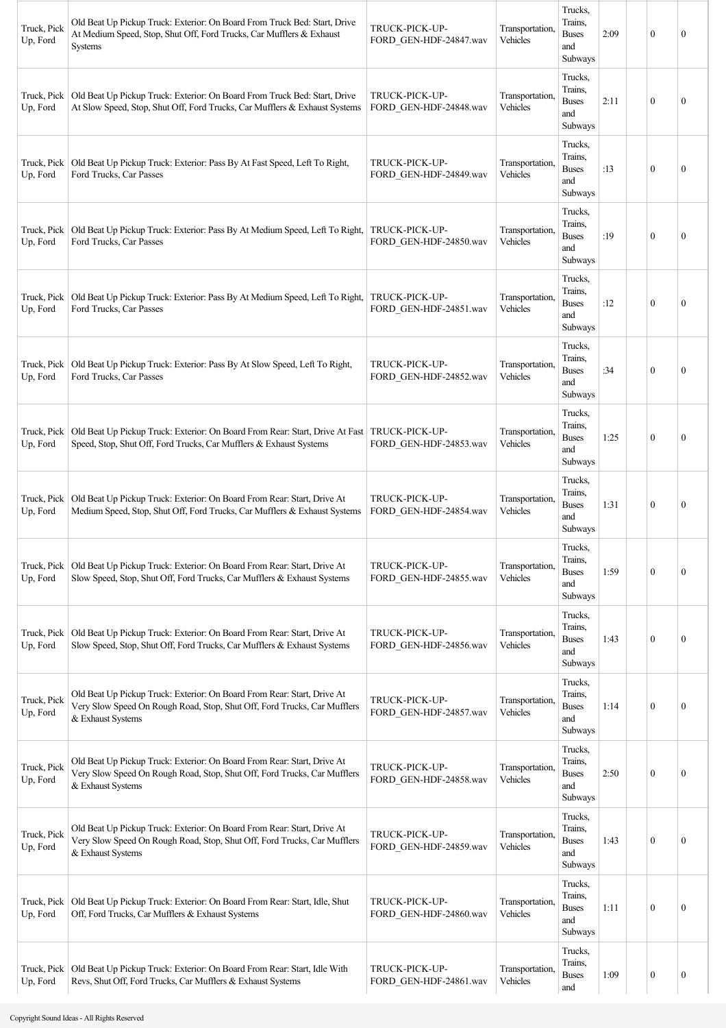| Truck, Pick Up, Ford | Old Beat Up Pickup Truck: Exterior: On Board From Truck Bed: Start, Drive At Medium Speed, Stop, Shut Off, Ford Trucks, Car Mufflers & Exhaust Systems | TRUCK-PICK-UP-FORD_GEN-HDF-24847.wav | Transportation, Vehicles | Trucks, Trains, Buses and Subways | 2:09 | | 0 | 0 |
|---|---|---|---|---|---|---|---|---|
| Truck, Pick Up, Ford | Old Beat Up Pickup Truck: Exterior: On Board From Truck Bed: Start, Drive At Slow Speed, Stop, Shut Off, Ford Trucks, Car Mufflers & Exhaust Systems | TRUCK-PICK-UP-FORD_GEN-HDF-24848.wav | Transportation, Vehicles | Trucks, Trains, Buses and Subways | 2:11 | | 0 | 0 |
| Truck, Pick Up, Ford | Old Beat Up Pickup Truck: Exterior: Pass By At Fast Speed, Left To Right, Ford Trucks, Car Passes | TRUCK-PICK-UP-FORD_GEN-HDF-24849.wav | Transportation, Vehicles | Trucks, Trains, Buses and Subways | :13 | | 0 | 0 |
| Truck, Pick Up, Ford | Old Beat Up Pickup Truck: Exterior: Pass By At Medium Speed, Left To Right, Ford Trucks, Car Passes | TRUCK-PICK-UP-FORD_GEN-HDF-24850.wav | Transportation, Vehicles | Trucks, Trains, Buses and Subways | :19 | | 0 | 0 |
| Truck, Pick Up, Ford | Old Beat Up Pickup Truck: Exterior: Pass By At Medium Speed, Left To Right, Ford Trucks, Car Passes | TRUCK-PICK-UP-FORD_GEN-HDF-24851.wav | Transportation, Vehicles | Trucks, Trains, Buses and Subways | :12 | | 0 | 0 |
| Truck, Pick Up, Ford | Old Beat Up Pickup Truck: Exterior: Pass By At Slow Speed, Left To Right, Ford Trucks, Car Passes | TRUCK-PICK-UP-FORD_GEN-HDF-24852.wav | Transportation, Vehicles | Trucks, Trains, Buses and Subways | :34 | | 0 | 0 |
| Truck, Pick Up, Ford | Old Beat Up Pickup Truck: Exterior: On Board From Rear: Start, Drive At Fast Speed, Stop, Shut Off, Ford Trucks, Car Mufflers & Exhaust Systems | TRUCK-PICK-UP-FORD_GEN-HDF-24853.wav | Transportation, Vehicles | Trucks, Trains, Buses and Subways | 1:25 | | 0 | 0 |
| Truck, Pick Up, Ford | Old Beat Up Pickup Truck: Exterior: On Board From Rear: Start, Drive At Medium Speed, Stop, Shut Off, Ford Trucks, Car Mufflers & Exhaust Systems | TRUCK-PICK-UP-FORD_GEN-HDF-24854.wav | Transportation, Vehicles | Trucks, Trains, Buses and Subways | 1:31 | | 0 | 0 |
| Truck, Pick Up, Ford | Old Beat Up Pickup Truck: Exterior: On Board From Rear: Start, Drive At Slow Speed, Stop, Shut Off, Ford Trucks, Car Mufflers & Exhaust Systems | TRUCK-PICK-UP-FORD_GEN-HDF-24855.wav | Transportation, Vehicles | Trucks, Trains, Buses and Subways | 1:59 | | 0 | 0 |
| Truck, Pick Up, Ford | Old Beat Up Pickup Truck: Exterior: On Board From Rear: Start, Drive At Slow Speed, Stop, Shut Off, Ford Trucks, Car Mufflers & Exhaust Systems | TRUCK-PICK-UP-FORD_GEN-HDF-24856.wav | Transportation, Vehicles | Trucks, Trains, Buses and Subways | 1:43 | | 0 | 0 |
| Truck, Pick Up, Ford | Old Beat Up Pickup Truck: Exterior: On Board From Rear: Start, Drive At Very Slow Speed On Rough Road, Stop, Shut Off, Ford Trucks, Car Mufflers & Exhaust Systems | TRUCK-PICK-UP-FORD_GEN-HDF-24857.wav | Transportation, Vehicles | Trucks, Trains, Buses and Subways | 1:14 | | 0 | 0 |
| Truck, Pick Up, Ford | Old Beat Up Pickup Truck: Exterior: On Board From Rear: Start, Drive At Very Slow Speed On Rough Road, Stop, Shut Off, Ford Trucks, Car Mufflers & Exhaust Systems | TRUCK-PICK-UP-FORD_GEN-HDF-24858.wav | Transportation, Vehicles | Trucks, Trains, Buses and Subways | 2:50 | | 0 | 0 |
| Truck, Pick Up, Ford | Old Beat Up Pickup Truck: Exterior: On Board From Rear: Start, Drive At Very Slow Speed On Rough Road, Stop, Shut Off, Ford Trucks, Car Mufflers & Exhaust Systems | TRUCK-PICK-UP-FORD_GEN-HDF-24859.wav | Transportation, Vehicles | Trucks, Trains, Buses and Subways | 1:43 | | 0 | 0 |
| Truck, Pick Up, Ford | Old Beat Up Pickup Truck: Exterior: On Board From Rear: Start, Idle, Shut Off, Ford Trucks, Car Mufflers & Exhaust Systems | TRUCK-PICK-UP-FORD_GEN-HDF-24860.wav | Transportation, Vehicles | Trucks, Trains, Buses and Subways | 1:11 | | 0 | 0 |
| Truck, Pick Up, Ford | Old Beat Up Pickup Truck: Exterior: On Board From Rear: Start, Idle With Revs, Shut Off, Ford Trucks, Car Mufflers & Exhaust Systems | TRUCK-PICK-UP-FORD_GEN-HDF-24861.wav | Transportation, Vehicles | Trucks, Trains, Buses and | 1:09 | | 0 | 0 |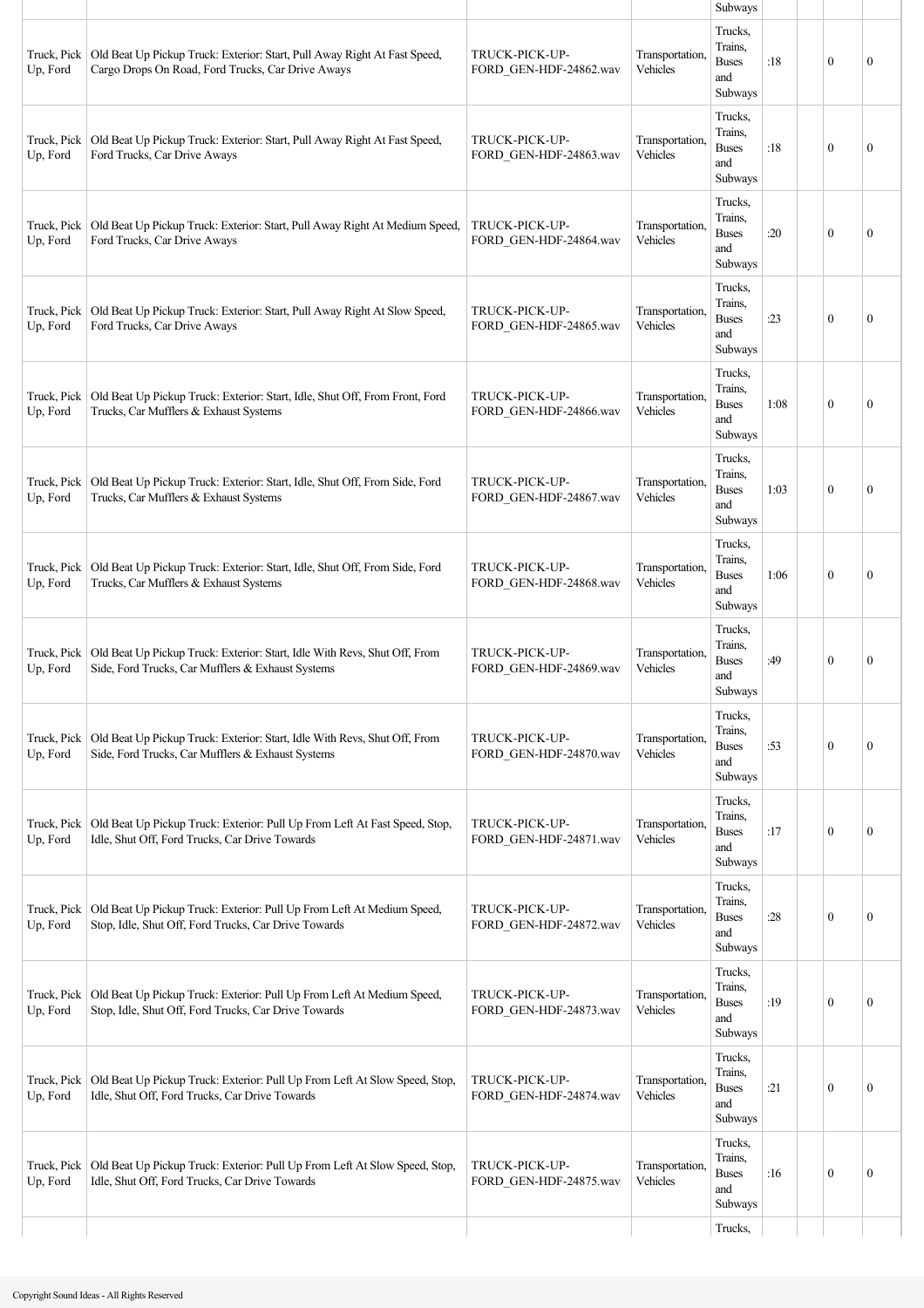| | | | | Subways | | | | |
|---|---|---|---|---|---|---|---|---|
| Truck, Pick Up, Ford | Old Beat Up Pickup Truck: Exterior: Start, Pull Away Right At Fast Speed, Cargo Drops On Road, Ford Trucks, Car Drive Aways | TRUCK-PICK-UP-FORD_GEN-HDF-24862.wav | Transportation, Vehicles | Trucks, Trains, Buses and Subways | :18 | | 0 | 0 |
| Truck, Pick Up, Ford | Old Beat Up Pickup Truck: Exterior: Start, Pull Away Right At Fast Speed, Ford Trucks, Car Drive Aways | TRUCK-PICK-UP-FORD_GEN-HDF-24863.wav | Transportation, Vehicles | Trucks, Trains, Buses and Subways | :18 | | 0 | 0 |
| Truck, Pick Up, Ford | Old Beat Up Pickup Truck: Exterior: Start, Pull Away Right At Medium Speed, Ford Trucks, Car Drive Aways | TRUCK-PICK-UP-FORD_GEN-HDF-24864.wav | Transportation, Vehicles | Trucks, Trains, Buses and Subways | :20 | | 0 | 0 |
| Truck, Pick Up, Ford | Old Beat Up Pickup Truck: Exterior: Start, Pull Away Right At Slow Speed, Ford Trucks, Car Drive Aways | TRUCK-PICK-UP-FORD_GEN-HDF-24865.wav | Transportation, Vehicles | Trucks, Trains, Buses and Subways | :23 | | 0 | 0 |
| Truck, Pick Up, Ford | Old Beat Up Pickup Truck: Exterior: Start, Idle, Shut Off, From Front, Ford Trucks, Car Mufflers & Exhaust Systems | TRUCK-PICK-UP-FORD_GEN-HDF-24866.wav | Transportation, Vehicles | Trucks, Trains, Buses and Subways | 1:08 | | 0 | 0 |
| Truck, Pick Up, Ford | Old Beat Up Pickup Truck: Exterior: Start, Idle, Shut Off, From Side, Ford Trucks, Car Mufflers & Exhaust Systems | TRUCK-PICK-UP-FORD_GEN-HDF-24867.wav | Transportation, Vehicles | Trucks, Trains, Buses and Subways | 1:03 | | 0 | 0 |
| Truck, Pick Up, Ford | Old Beat Up Pickup Truck: Exterior: Start, Idle, Shut Off, From Side, Ford Trucks, Car Mufflers & Exhaust Systems | TRUCK-PICK-UP-FORD_GEN-HDF-24868.wav | Transportation, Vehicles | Trucks, Trains, Buses and Subways | 1:06 | | 0 | 0 |
| Truck, Pick Up, Ford | Old Beat Up Pickup Truck: Exterior: Start, Idle With Revs, Shut Off, From Side, Ford Trucks, Car Mufflers & Exhaust Systems | TRUCK-PICK-UP-FORD_GEN-HDF-24869.wav | Transportation, Vehicles | Trucks, Trains, Buses and Subways | :49 | | 0 | 0 |
| Truck, Pick Up, Ford | Old Beat Up Pickup Truck: Exterior: Start, Idle With Revs, Shut Off, From Side, Ford Trucks, Car Mufflers & Exhaust Systems | TRUCK-PICK-UP-FORD_GEN-HDF-24870.wav | Transportation, Vehicles | Trucks, Trains, Buses and Subways | :53 | | 0 | 0 |
| Truck, Pick Up, Ford | Old Beat Up Pickup Truck: Exterior: Pull Up From Left At Fast Speed, Stop, Idle, Shut Off, Ford Trucks, Car Drive Towards | TRUCK-PICK-UP-FORD_GEN-HDF-24871.wav | Transportation, Vehicles | Trucks, Trains, Buses and Subways | :17 | | 0 | 0 |
| Truck, Pick Up, Ford | Old Beat Up Pickup Truck: Exterior: Pull Up From Left At Medium Speed, Stop, Idle, Shut Off, Ford Trucks, Car Drive Towards | TRUCK-PICK-UP-FORD_GEN-HDF-24872.wav | Transportation, Vehicles | Trucks, Trains, Buses and Subways | :28 | | 0 | 0 |
| Truck, Pick Up, Ford | Old Beat Up Pickup Truck: Exterior: Pull Up From Left At Medium Speed, Stop, Idle, Shut Off, Ford Trucks, Car Drive Towards | TRUCK-PICK-UP-FORD_GEN-HDF-24873.wav | Transportation, Vehicles | Trucks, Trains, Buses and Subways | :19 | | 0 | 0 |
| Truck, Pick Up, Ford | Old Beat Up Pickup Truck: Exterior: Pull Up From Left At Slow Speed, Stop, Idle, Shut Off, Ford Trucks, Car Drive Towards | TRUCK-PICK-UP-FORD_GEN-HDF-24874.wav | Transportation, Vehicles | Trucks, Trains, Buses and Subways | :21 | | 0 | 0 |
| Truck, Pick Up, Ford | Old Beat Up Pickup Truck: Exterior: Pull Up From Left At Slow Speed, Stop, Idle, Shut Off, Ford Trucks, Car Drive Towards | TRUCK-PICK-UP-FORD_GEN-HDF-24875.wav | Transportation, Vehicles | Trucks, Trains, Buses and Subways | :16 | | 0 | 0 |
| | | | | Trucks, | | | | |

Copyright Sound Ideas - All Rights Reserved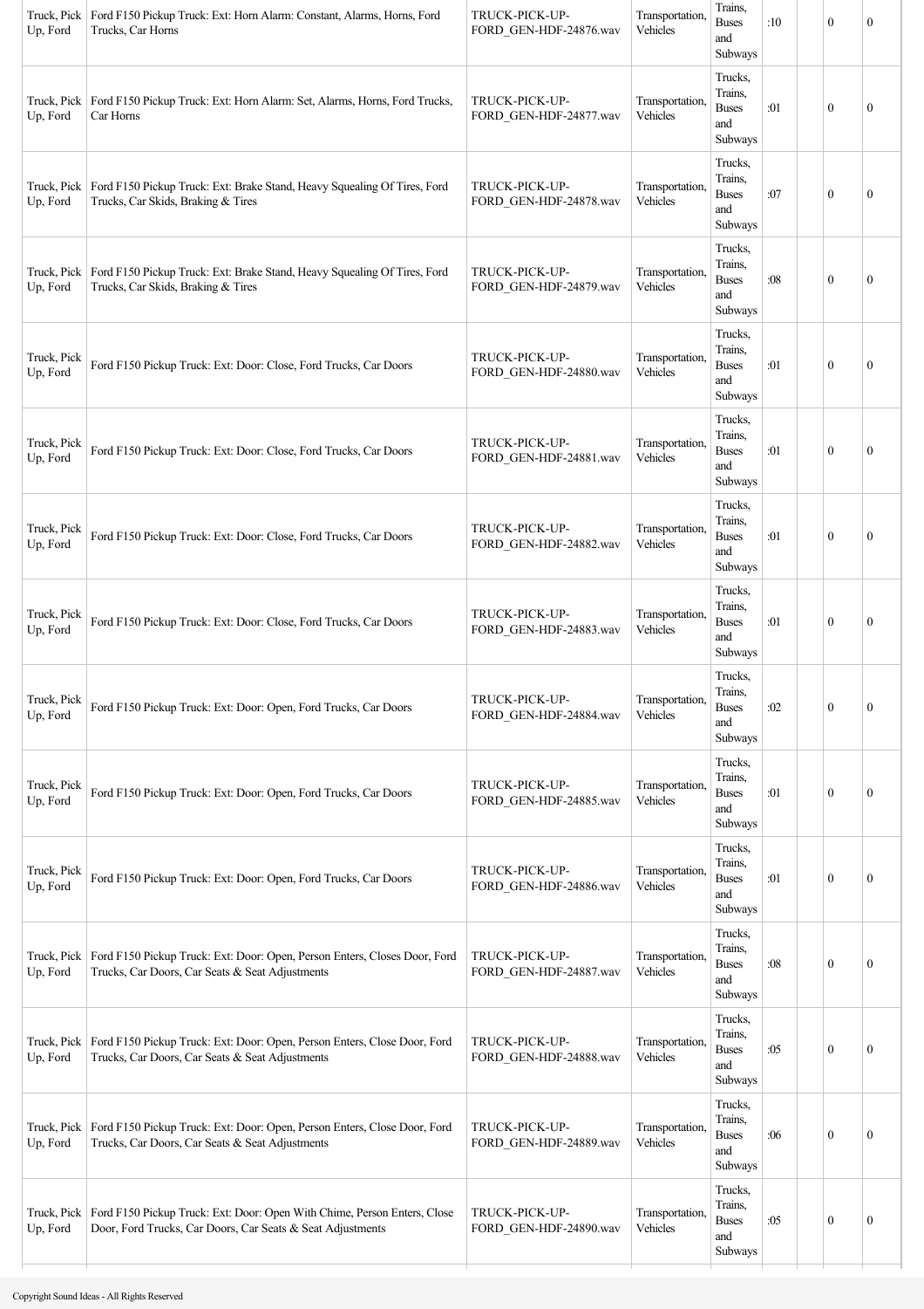| | | | | | | | | |
|---|---|---|---|---|---|---|---|---|
| Truck, Pick Up, Ford | Ford F150 Pickup Truck: Ext: Horn Alarm: Constant, Alarms, Horns, Ford Trucks, Car Horns | TRUCK-PICK-UP-FORD_GEN-HDF-24876.wav | Transportation, Vehicles | Trains, Buses and Subways | :10 | | 0 | 0 |
| Truck, Pick Up, Ford | Ford F150 Pickup Truck: Ext: Horn Alarm: Set, Alarms, Horns, Ford Trucks, Car Horns | TRUCK-PICK-UP-FORD_GEN-HDF-24877.wav | Transportation, Vehicles | Trucks, Trains, Buses and Subways | :01 | | 0 | 0 |
| Truck, Pick Up, Ford | Ford F150 Pickup Truck: Ext: Brake Stand, Heavy Squealing Of Tires, Ford Trucks, Car Skids, Braking & Tires | TRUCK-PICK-UP-FORD_GEN-HDF-24878.wav | Transportation, Vehicles | Trucks, Trains, Buses and Subways | :07 | | 0 | 0 |
| Truck, Pick Up, Ford | Ford F150 Pickup Truck: Ext: Brake Stand, Heavy Squealing Of Tires, Ford Trucks, Car Skids, Braking & Tires | TRUCK-PICK-UP-FORD_GEN-HDF-24879.wav | Transportation, Vehicles | Trucks, Trains, Buses and Subways | :08 | | 0 | 0 |
| Truck, Pick Up, Ford | Ford F150 Pickup Truck: Ext: Door: Close, Ford Trucks, Car Doors | TRUCK-PICK-UP-FORD_GEN-HDF-24880.wav | Transportation, Vehicles | Trucks, Trains, Buses and Subways | :01 | | 0 | 0 |
| Truck, Pick Up, Ford | Ford F150 Pickup Truck: Ext: Door: Close, Ford Trucks, Car Doors | TRUCK-PICK-UP-FORD_GEN-HDF-24881.wav | Transportation, Vehicles | Trucks, Trains, Buses and Subways | :01 | | 0 | 0 |
| Truck, Pick Up, Ford | Ford F150 Pickup Truck: Ext: Door: Close, Ford Trucks, Car Doors | TRUCK-PICK-UP-FORD_GEN-HDF-24882.wav | Transportation, Vehicles | Trucks, Trains, Buses and Subways | :01 | | 0 | 0 |
| Truck, Pick Up, Ford | Ford F150 Pickup Truck: Ext: Door: Close, Ford Trucks, Car Doors | TRUCK-PICK-UP-FORD_GEN-HDF-24883.wav | Transportation, Vehicles | Trucks, Trains, Buses and Subways | :01 | | 0 | 0 |
| Truck, Pick Up, Ford | Ford F150 Pickup Truck: Ext: Door: Open, Ford Trucks, Car Doors | TRUCK-PICK-UP-FORD_GEN-HDF-24884.wav | Transportation, Vehicles | Trucks, Trains, Buses and Subways | :02 | | 0 | 0 |
| Truck, Pick Up, Ford | Ford F150 Pickup Truck: Ext: Door: Open, Ford Trucks, Car Doors | TRUCK-PICK-UP-FORD_GEN-HDF-24885.wav | Transportation, Vehicles | Trucks, Trains, Buses and Subways | :01 | | 0 | 0 |
| Truck, Pick Up, Ford | Ford F150 Pickup Truck: Ext: Door: Open, Ford Trucks, Car Doors | TRUCK-PICK-UP-FORD_GEN-HDF-24886.wav | Transportation, Vehicles | Trucks, Trains, Buses and Subways | :01 | | 0 | 0 |
| Truck, Pick Up, Ford | Ford F150 Pickup Truck: Ext: Door: Open, Person Enters, Closes Door, Ford Trucks, Car Doors, Car Seats & Seat Adjustments | TRUCK-PICK-UP-FORD_GEN-HDF-24887.wav | Transportation, Vehicles | Trucks, Trains, Buses and Subways | :08 | | 0 | 0 |
| Truck, Pick Up, Ford | Ford F150 Pickup Truck: Ext: Door: Open, Person Enters, Close Door, Ford Trucks, Car Doors, Car Seats & Seat Adjustments | TRUCK-PICK-UP-FORD_GEN-HDF-24888.wav | Transportation, Vehicles | Trucks, Trains, Buses and Subways | :05 | | 0 | 0 |
| Truck, Pick Up, Ford | Ford F150 Pickup Truck: Ext: Door: Open, Person Enters, Close Door, Ford Trucks, Car Doors, Car Seats & Seat Adjustments | TRUCK-PICK-UP-FORD_GEN-HDF-24889.wav | Transportation, Vehicles | Trucks, Trains, Buses and Subways | :06 | | 0 | 0 |
| Truck, Pick Up, Ford | Ford F150 Pickup Truck: Ext: Door: Open With Chime, Person Enters, Close Door, Ford Trucks, Car Doors, Car Seats & Seat Adjustments | TRUCK-PICK-UP-FORD_GEN-HDF-24890.wav | Transportation, Vehicles | Trucks, Trains, Buses and Subways | :05 | | 0 | 0 |

Copyright Sound Ideas - All Rights Reserved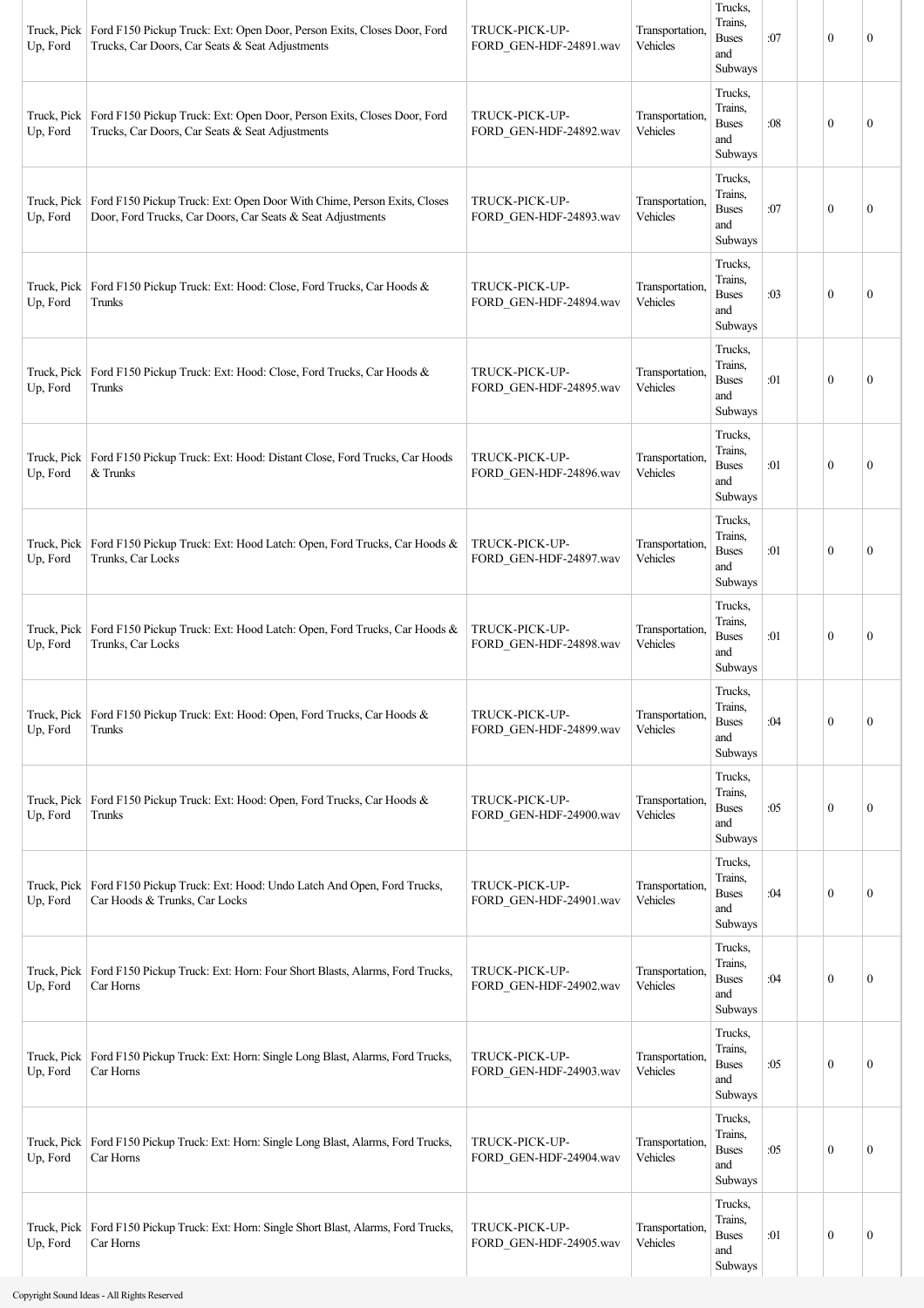| Truck, Pick Up, Ford | Ford F150 Pickup Truck: Ext: Open Door, Person Exits, Closes Door, Ford Trucks, Car Doors, Car Seats & Seat Adjustments | TRUCK-PICK-UP-FORD_GEN-HDF-24891.wav | Transportation, Vehicles | Trucks, Trains, Buses and Subways | :07 | | 0 | 0 |
|---|---|---|---|---|---|---|---|---|
| Truck, Pick Up, Ford | Ford F150 Pickup Truck: Ext: Open Door, Person Exits, Closes Door, Ford Trucks, Car Doors, Car Seats & Seat Adjustments | TRUCK-PICK-UP-FORD_GEN-HDF-24892.wav | Transportation, Vehicles | Trucks, Trains, Buses and Subways | :08 | | 0 | 0 |
| Truck, Pick Up, Ford | Ford F150 Pickup Truck: Ext: Open Door With Chime, Person Exits, Closes Door, Ford Trucks, Car Doors, Car Seats & Seat Adjustments | TRUCK-PICK-UP-FORD_GEN-HDF-24893.wav | Transportation, Vehicles | Trucks, Trains, Buses and Subways | :07 | | 0 | 0 |
| Truck, Pick Up, Ford | Ford F150 Pickup Truck: Ext: Hood: Close, Ford Trucks, Car Hoods & Trunks | TRUCK-PICK-UP-FORD_GEN-HDF-24894.wav | Transportation, Vehicles | Trucks, Trains, Buses and Subways | :03 | | 0 | 0 |
| Truck, Pick Up, Ford | Ford F150 Pickup Truck: Ext: Hood: Close, Ford Trucks, Car Hoods & Trunks | TRUCK-PICK-UP-FORD_GEN-HDF-24895.wav | Transportation, Vehicles | Trucks, Trains, Buses and Subways | :01 | | 0 | 0 |
| Truck, Pick Up, Ford | Ford F150 Pickup Truck: Ext: Hood: Distant Close, Ford Trucks, Car Hoods & Trunks | TRUCK-PICK-UP-FORD_GEN-HDF-24896.wav | Transportation, Vehicles | Trucks, Trains, Buses and Subways | :01 | | 0 | 0 |
| Truck, Pick Up, Ford | Ford F150 Pickup Truck: Ext: Hood Latch: Open, Ford Trucks, Car Hoods & Trunks, Car Locks | TRUCK-PICK-UP-FORD_GEN-HDF-24897.wav | Transportation, Vehicles | Trucks, Trains, Buses and Subways | :01 | | 0 | 0 |
| Truck, Pick Up, Ford | Ford F150 Pickup Truck: Ext: Hood Latch: Open, Ford Trucks, Car Hoods & Trunks, Car Locks | TRUCK-PICK-UP-FORD_GEN-HDF-24898.wav | Transportation, Vehicles | Trucks, Trains, Buses and Subways | :01 | | 0 | 0 |
| Truck, Pick Up, Ford | Ford F150 Pickup Truck: Ext: Hood: Open, Ford Trucks, Car Hoods & Trunks | TRUCK-PICK-UP-FORD_GEN-HDF-24899.wav | Transportation, Vehicles | Trucks, Trains, Buses and Subways | :04 | | 0 | 0 |
| Truck, Pick Up, Ford | Ford F150 Pickup Truck: Ext: Hood: Open, Ford Trucks, Car Hoods & Trunks | TRUCK-PICK-UP-FORD_GEN-HDF-24900.wav | Transportation, Vehicles | Trucks, Trains, Buses and Subways | :05 | | 0 | 0 |
| Truck, Pick Up, Ford | Ford F150 Pickup Truck: Ext: Hood: Undo Latch And Open, Ford Trucks, Car Hoods & Trunks, Car Locks | TRUCK-PICK-UP-FORD_GEN-HDF-24901.wav | Transportation, Vehicles | Trucks, Trains, Buses and Subways | :04 | | 0 | 0 |
| Truck, Pick Up, Ford | Ford F150 Pickup Truck: Ext: Horn: Four Short Blasts, Alarms, Ford Trucks, Car Horns | TRUCK-PICK-UP-FORD_GEN-HDF-24902.wav | Transportation, Vehicles | Trucks, Trains, Buses and Subways | :04 | | 0 | 0 |
| Truck, Pick Up, Ford | Ford F150 Pickup Truck: Ext: Horn: Single Long Blast, Alarms, Ford Trucks, Car Horns | TRUCK-PICK-UP-FORD_GEN-HDF-24903.wav | Transportation, Vehicles | Trucks, Trains, Buses and Subways | :05 | | 0 | 0 |
| Truck, Pick Up, Ford | Ford F150 Pickup Truck: Ext: Horn: Single Long Blast, Alarms, Ford Trucks, Car Horns | TRUCK-PICK-UP-FORD_GEN-HDF-24904.wav | Transportation, Vehicles | Trucks, Trains, Buses and Subways | :05 | | 0 | 0 |
| Truck, Pick Up, Ford | Ford F150 Pickup Truck: Ext: Horn: Single Short Blast, Alarms, Ford Trucks, Car Horns | TRUCK-PICK-UP-FORD_GEN-HDF-24905.wav | Transportation, Vehicles | Trucks, Trains, Buses and Subways | :01 | | 0 | 0 |

Copyright Sound Ideas - All Rights Reserved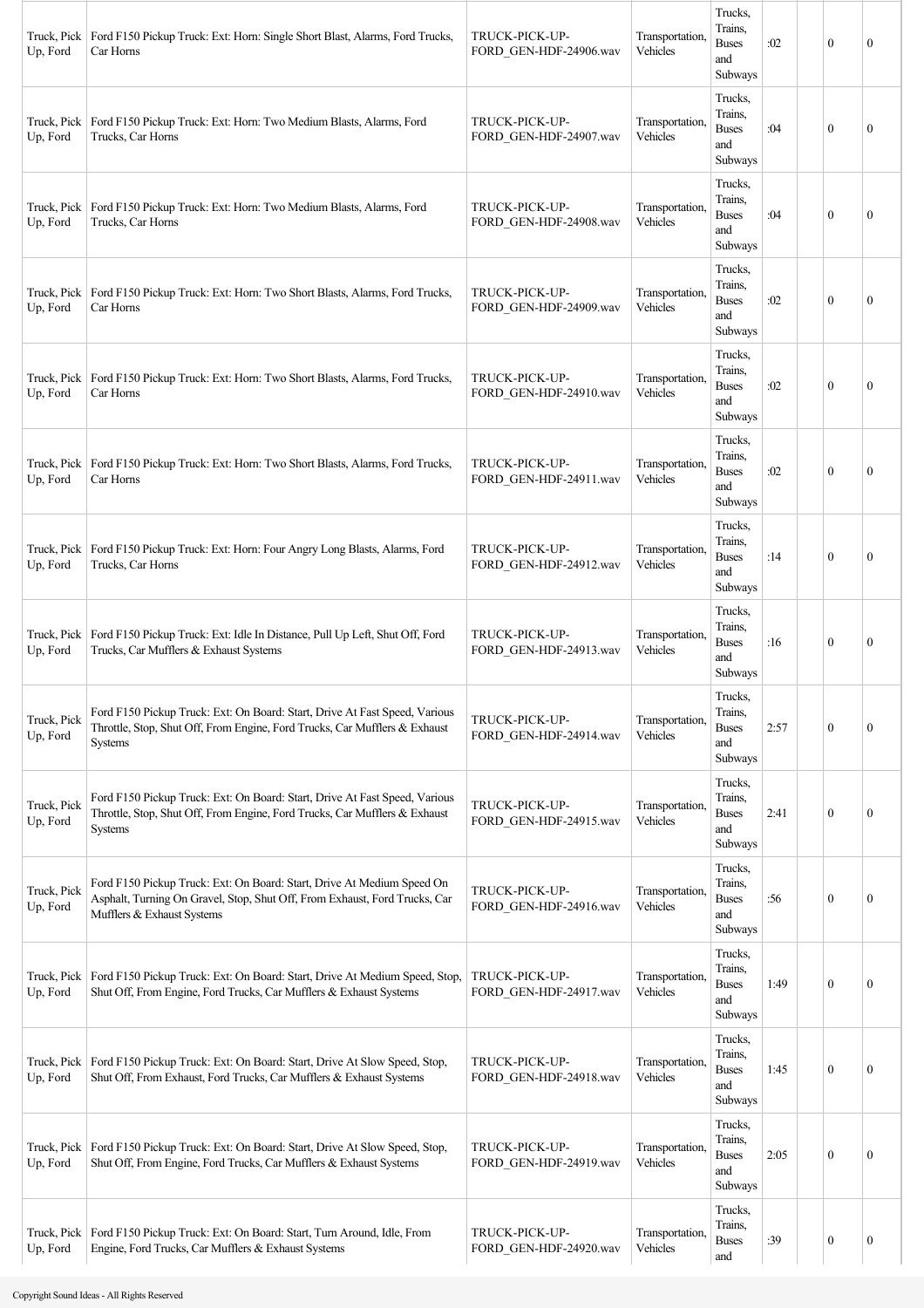| | | | | | | | |
|---|---|---|---|---|---|---|---|
| Truck, Pick Up, Ford | Ford F150 Pickup Truck: Ext: Horn: Single Short Blast, Alarms, Ford Trucks, Car Horns | TRUCK-PICK-UP-FORD_GEN-HDF-24906.wav | Transportation, Vehicles | Trucks, Trains, Buses and Subways | :02 | 0 | 0 |
| Truck, Pick Up, Ford | Ford F150 Pickup Truck: Ext: Horn: Two Medium Blasts, Alarms, Ford Trucks, Car Horns | TRUCK-PICK-UP-FORD_GEN-HDF-24907.wav | Transportation, Vehicles | Trucks, Trains, Buses and Subways | :04 | 0 | 0 |
| Truck, Pick Up, Ford | Ford F150 Pickup Truck: Ext: Horn: Two Medium Blasts, Alarms, Ford Trucks, Car Horns | TRUCK-PICK-UP-FORD_GEN-HDF-24908.wav | Transportation, Vehicles | Trucks, Trains, Buses and Subways | :04 | 0 | 0 |
| Truck, Pick Up, Ford | Ford F150 Pickup Truck: Ext: Horn: Two Short Blasts, Alarms, Ford Trucks, Car Horns | TRUCK-PICK-UP-FORD_GEN-HDF-24909.wav | Transportation, Vehicles | Trucks, Trains, Buses and Subways | :02 | 0 | 0 |
| Truck, Pick Up, Ford | Ford F150 Pickup Truck: Ext: Horn: Two Short Blasts, Alarms, Ford Trucks, Car Horns | TRUCK-PICK-UP-FORD_GEN-HDF-24910.wav | Transportation, Vehicles | Trucks, Trains, Buses and Subways | :02 | 0 | 0 |
| Truck, Pick Up, Ford | Ford F150 Pickup Truck: Ext: Horn: Two Short Blasts, Alarms, Ford Trucks, Car Horns | TRUCK-PICK-UP-FORD_GEN-HDF-24911.wav | Transportation, Vehicles | Trucks, Trains, Buses and Subways | :02 | 0 | 0 |
| Truck, Pick Up, Ford | Ford F150 Pickup Truck: Ext: Horn: Four Angry Long Blasts, Alarms, Ford Trucks, Car Horns | TRUCK-PICK-UP-FORD_GEN-HDF-24912.wav | Transportation, Vehicles | Trucks, Trains, Buses and Subways | :14 | 0 | 0 |
| Truck, Pick Up, Ford | Ford F150 Pickup Truck: Ext: Idle In Distance, Pull Up Left, Shut Off, Ford Trucks, Car Mufflers & Exhaust Systems | TRUCK-PICK-UP-FORD_GEN-HDF-24913.wav | Transportation, Vehicles | Trucks, Trains, Buses and Subways | :16 | 0 | 0 |
| Truck, Pick Up, Ford | Ford F150 Pickup Truck: Ext: On Board: Start, Drive At Fast Speed, Various Throttle, Stop, Shut Off, From Engine, Ford Trucks, Car Mufflers & Exhaust Systems | TRUCK-PICK-UP-FORD_GEN-HDF-24914.wav | Transportation, Vehicles | Trucks, Trains, Buses and Subways | 2:57 | 0 | 0 |
| Truck, Pick Up, Ford | Ford F150 Pickup Truck: Ext: On Board: Start, Drive At Fast Speed, Various Throttle, Stop, Shut Off, From Engine, Ford Trucks, Car Mufflers & Exhaust Systems | TRUCK-PICK-UP-FORD_GEN-HDF-24915.wav | Transportation, Vehicles | Trucks, Trains, Buses and Subways | 2:41 | 0 | 0 |
| Truck, Pick Up, Ford | Ford F150 Pickup Truck: Ext: On Board: Start, Drive At Medium Speed On Asphalt, Turning On Gravel, Stop, Shut Off, From Exhaust, Ford Trucks, Car Mufflers & Exhaust Systems | TRUCK-PICK-UP-FORD_GEN-HDF-24916.wav | Transportation, Vehicles | Trucks, Trains, Buses and Subways | :56 | 0 | 0 |
| Truck, Pick Up, Ford | Ford F150 Pickup Truck: Ext: On Board: Start, Drive At Medium Speed, Stop, Shut Off, From Engine, Ford Trucks, Car Mufflers & Exhaust Systems | TRUCK-PICK-UP-FORD_GEN-HDF-24917.wav | Transportation, Vehicles | Trucks, Trains, Buses and Subways | 1:49 | 0 | 0 |
| Truck, Pick Up, Ford | Ford F150 Pickup Truck: Ext: On Board: Start, Drive At Slow Speed, Stop, Shut Off, From Exhaust, Ford Trucks, Car Mufflers & Exhaust Systems | TRUCK-PICK-UP-FORD_GEN-HDF-24918.wav | Transportation, Vehicles | Trucks, Trains, Buses and Subways | 1:45 | 0 | 0 |
| Truck, Pick Up, Ford | Ford F150 Pickup Truck: Ext: On Board: Start, Drive At Slow Speed, Stop, Shut Off, From Engine, Ford Trucks, Car Mufflers & Exhaust Systems | TRUCK-PICK-UP-FORD_GEN-HDF-24919.wav | Transportation, Vehicles | Trucks, Trains, Buses and Subways | 2:05 | 0 | 0 |
| Truck, Pick Up, Ford | Ford F150 Pickup Truck: Ext: On Board: Start, Turn Around, Idle, From Engine, Ford Trucks, Car Mufflers & Exhaust Systems | TRUCK-PICK-UP-FORD_GEN-HDF-24920.wav | Transportation, Vehicles | Trucks, Trains, Buses and | :39 | 0 | 0 |

Copyright Sound Ideas - All Rights Reserved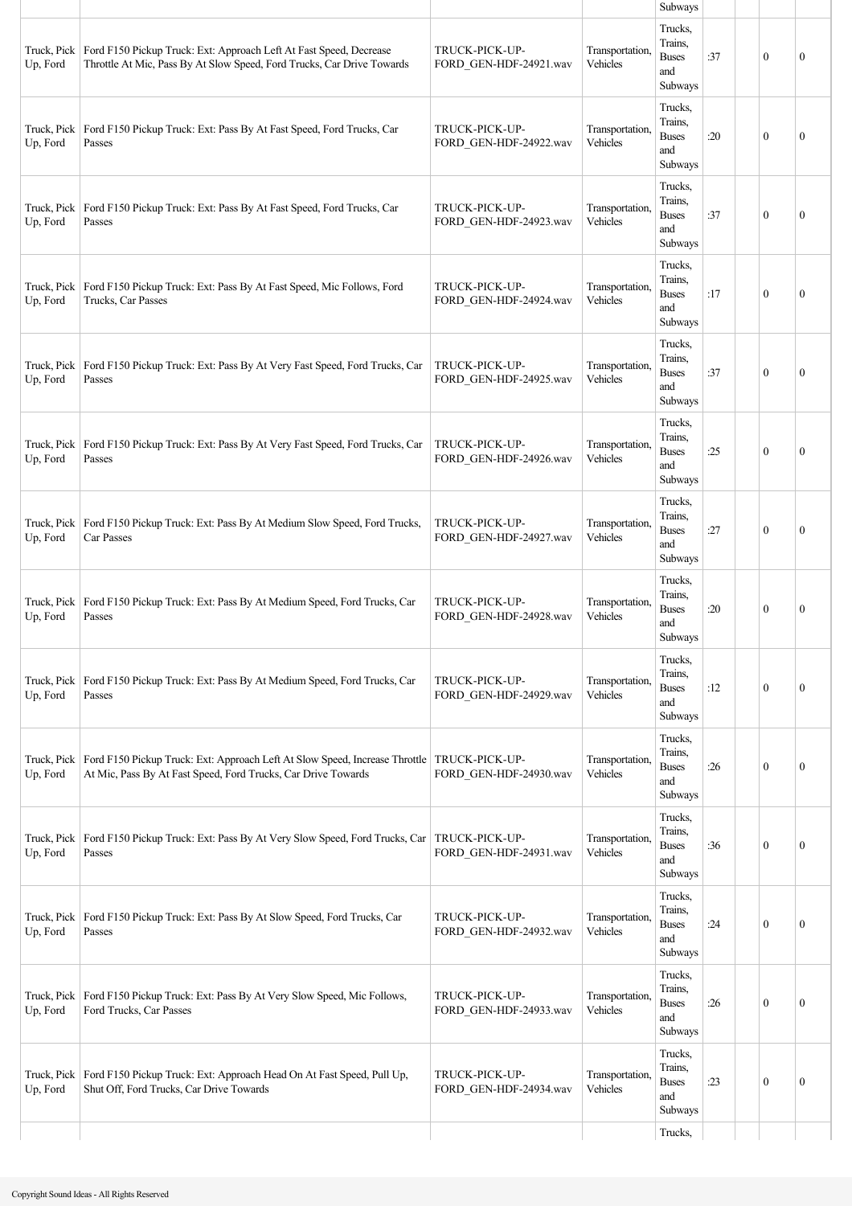| | | | | | | | | |
|---|---|---|---|---|---|---|---|---|
| Truck, Pick Up, Ford | Ford F150 Pickup Truck: Ext: Approach Left At Fast Speed, Decrease Throttle At Mic, Pass By At Slow Speed, Ford Trucks, Car Drive Towards | TRUCK-PICK-UP-FORD_GEN-HDF-24921.wav | Transportation, Vehicles | Trucks, Trains, Buses and Subways | :37 | | 0 | 0 |
| Truck, Pick Up, Ford | Ford F150 Pickup Truck: Ext: Pass By At Fast Speed, Ford Trucks, Car Passes | TRUCK-PICK-UP-FORD_GEN-HDF-24922.wav | Transportation, Vehicles | Trucks, Trains, Buses and Subways | :20 | | 0 | 0 |
| Truck, Pick Up, Ford | Ford F150 Pickup Truck: Ext: Pass By At Fast Speed, Ford Trucks, Car Passes | TRUCK-PICK-UP-FORD_GEN-HDF-24923.wav | Transportation, Vehicles | Trucks, Trains, Buses and Subways | :37 | | 0 | 0 |
| Truck, Pick Up, Ford | Ford F150 Pickup Truck: Ext: Pass By At Fast Speed, Mic Follows, Ford Trucks, Car Passes | TRUCK-PICK-UP-FORD_GEN-HDF-24924.wav | Transportation, Vehicles | Trucks, Trains, Buses and Subways | :17 | | 0 | 0 |
| Truck, Pick Up, Ford | Ford F150 Pickup Truck: Ext: Pass By At Very Fast Speed, Ford Trucks, Car Passes | TRUCK-PICK-UP-FORD_GEN-HDF-24925.wav | Transportation, Vehicles | Trucks, Trains, Buses and Subways | :37 | | 0 | 0 |
| Truck, Pick Up, Ford | Ford F150 Pickup Truck: Ext: Pass By At Very Fast Speed, Ford Trucks, Car Passes | TRUCK-PICK-UP-FORD_GEN-HDF-24926.wav | Transportation, Vehicles | Trucks, Trains, Buses and Subways | :25 | | 0 | 0 |
| Truck, Pick Up, Ford | Ford F150 Pickup Truck: Ext: Pass By At Medium Slow Speed, Ford Trucks, Car Passes | TRUCK-PICK-UP-FORD_GEN-HDF-24927.wav | Transportation, Vehicles | Trucks, Trains, Buses and Subways | :27 | | 0 | 0 |
| Truck, Pick Up, Ford | Ford F150 Pickup Truck: Ext: Pass By At Medium Speed, Ford Trucks, Car Passes | TRUCK-PICK-UP-FORD_GEN-HDF-24928.wav | Transportation, Vehicles | Trucks, Trains, Buses and Subways | :20 | | 0 | 0 |
| Truck, Pick Up, Ford | Ford F150 Pickup Truck: Ext: Pass By At Medium Speed, Ford Trucks, Car Passes | TRUCK-PICK-UP-FORD_GEN-HDF-24929.wav | Transportation, Vehicles | Trucks, Trains, Buses and Subways | :12 | | 0 | 0 |
| Truck, Pick Up, Ford | Ford F150 Pickup Truck: Ext: Approach Left At Slow Speed, Increase Throttle At Mic, Pass By At Fast Speed, Ford Trucks, Car Drive Towards | TRUCK-PICK-UP-FORD_GEN-HDF-24930.wav | Transportation, Vehicles | Trucks, Trains, Buses and Subways | :26 | | 0 | 0 |
| Truck, Pick Up, Ford | Ford F150 Pickup Truck: Ext: Pass By At Very Slow Speed, Ford Trucks, Car Passes | TRUCK-PICK-UP-FORD_GEN-HDF-24931.wav | Transportation, Vehicles | Trucks, Trains, Buses and Subways | :36 | | 0 | 0 |
| Truck, Pick Up, Ford | Ford F150 Pickup Truck: Ext: Pass By At Slow Speed, Ford Trucks, Car Passes | TRUCK-PICK-UP-FORD_GEN-HDF-24932.wav | Transportation, Vehicles | Trucks, Trains, Buses and Subways | :24 | | 0 | 0 |
| Truck, Pick Up, Ford | Ford F150 Pickup Truck: Ext: Pass By At Very Slow Speed, Mic Follows, Ford Trucks, Car Passes | TRUCK-PICK-UP-FORD_GEN-HDF-24933.wav | Transportation, Vehicles | Trucks, Trains, Buses and Subways | :26 | | 0 | 0 |
| Truck, Pick Up, Ford | Ford F150 Pickup Truck: Ext: Approach Head On At Fast Speed, Pull Up, Shut Off, Ford Trucks, Car Drive Towards | TRUCK-PICK-UP-FORD_GEN-HDF-24934.wav | Transportation, Vehicles | Trucks, Trains, Buses and Subways | :23 | | 0 | 0 |

Copyright Sound Ideas - All Rights Reserved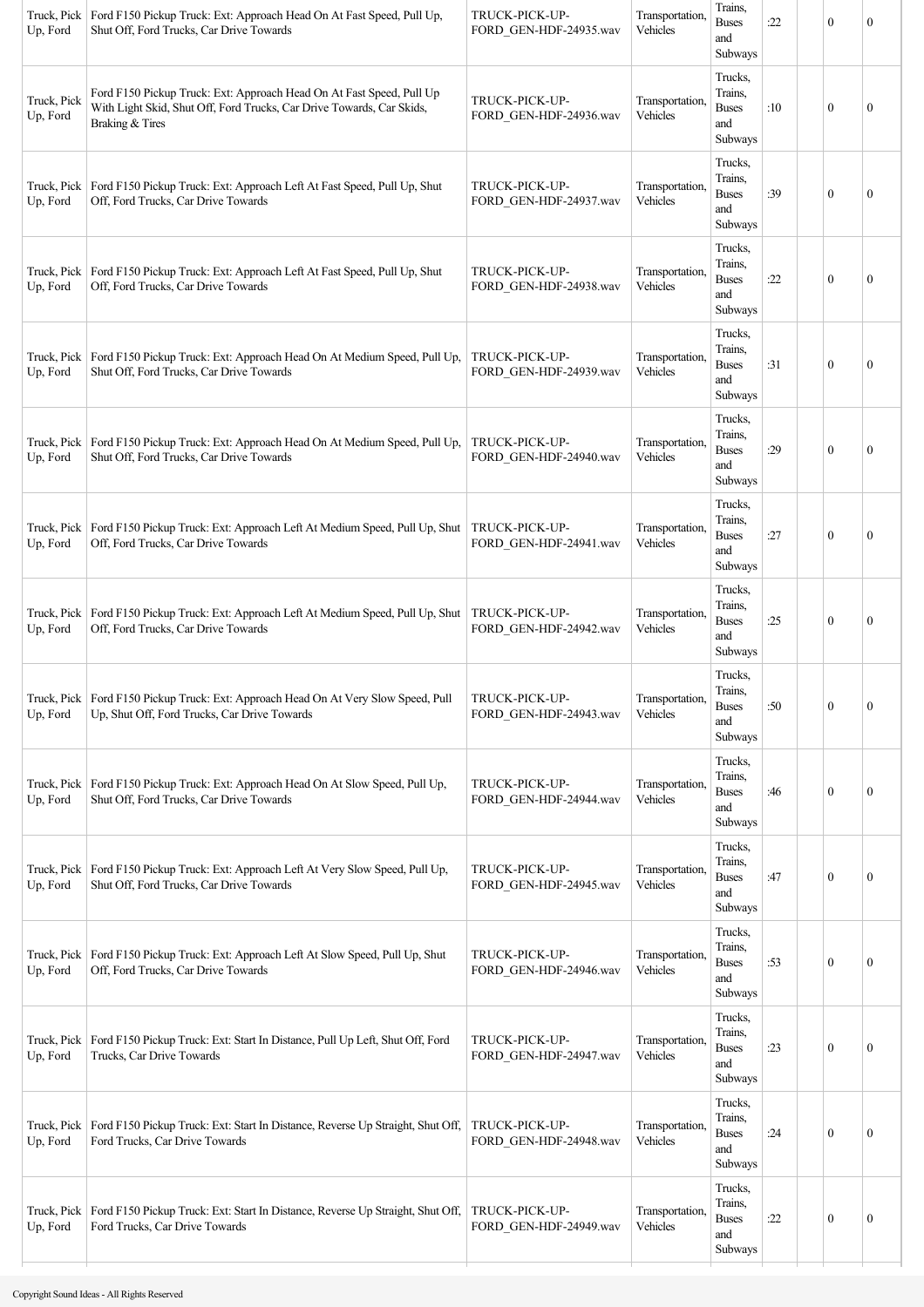| | | | | | | | | |
|---|---|---|---|---|---|---|---|---|
| Truck, Pick Up, Ford | Ford F150 Pickup Truck: Ext: Approach Head On At Fast Speed, Pull Up, Shut Off, Ford Trucks, Car Drive Towards | TRUCK-PICK-UP-FORD_GEN-HDF-24935.wav | Transportation, Vehicles | Trains, Buses and Subways | :22 | | 0 | 0 |
| Truck, Pick Up, Ford | Ford F150 Pickup Truck: Ext: Approach Head On At Fast Speed, Pull Up With Light Skid, Shut Off, Ford Trucks, Car Drive Towards, Car Skids, Braking & Tires | TRUCK-PICK-UP-FORD_GEN-HDF-24936.wav | Transportation, Vehicles | Trucks, Trains, Buses and Subways | :10 | | 0 | 0 |
| Truck, Pick Up, Ford | Ford F150 Pickup Truck: Ext: Approach Left At Fast Speed, Pull Up, Shut Off, Ford Trucks, Car Drive Towards | TRUCK-PICK-UP-FORD_GEN-HDF-24937.wav | Transportation, Vehicles | Trucks, Trains, Buses and Subways | :39 | | 0 | 0 |
| Truck, Pick Up, Ford | Ford F150 Pickup Truck: Ext: Approach Left At Fast Speed, Pull Up, Shut Off, Ford Trucks, Car Drive Towards | TRUCK-PICK-UP-FORD_GEN-HDF-24938.wav | Transportation, Vehicles | Trucks, Trains, Buses and Subways | :22 | | 0 | 0 |
| Truck, Pick Up, Ford | Ford F150 Pickup Truck: Ext: Approach Head On At Medium Speed, Pull Up, Shut Off, Ford Trucks, Car Drive Towards | TRUCK-PICK-UP-FORD_GEN-HDF-24939.wav | Transportation, Vehicles | Trucks, Trains, Buses and Subways | :31 | | 0 | 0 |
| Truck, Pick Up, Ford | Ford F150 Pickup Truck: Ext: Approach Head On At Medium Speed, Pull Up, Shut Off, Ford Trucks, Car Drive Towards | TRUCK-PICK-UP-FORD_GEN-HDF-24940.wav | Transportation, Vehicles | Trucks, Trains, Buses and Subways | :29 | | 0 | 0 |
| Truck, Pick Up, Ford | Ford F150 Pickup Truck: Ext: Approach Left At Medium Speed, Pull Up, Shut Off, Ford Trucks, Car Drive Towards | TRUCK-PICK-UP-FORD_GEN-HDF-24941.wav | Transportation, Vehicles | Trucks, Trains, Buses and Subways | :27 | | 0 | 0 |
| Truck, Pick Up, Ford | Ford F150 Pickup Truck: Ext: Approach Left At Medium Speed, Pull Up, Shut Off, Ford Trucks, Car Drive Towards | TRUCK-PICK-UP-FORD_GEN-HDF-24942.wav | Transportation, Vehicles | Trucks, Trains, Buses and Subways | :25 | | 0 | 0 |
| Truck, Pick Up, Ford | Ford F150 Pickup Truck: Ext: Approach Head On At Very Slow Speed, Pull Up, Shut Off, Ford Trucks, Car Drive Towards | TRUCK-PICK-UP-FORD_GEN-HDF-24943.wav | Transportation, Vehicles | Trucks, Trains, Buses and Subways | :50 | | 0 | 0 |
| Truck, Pick Up, Ford | Ford F150 Pickup Truck: Ext: Approach Head On At Slow Speed, Pull Up, Shut Off, Ford Trucks, Car Drive Towards | TRUCK-PICK-UP-FORD_GEN-HDF-24944.wav | Transportation, Vehicles | Trucks, Trains, Buses and Subways | :46 | | 0 | 0 |
| Truck, Pick Up, Ford | Ford F150 Pickup Truck: Ext: Approach Left At Very Slow Speed, Pull Up, Shut Off, Ford Trucks, Car Drive Towards | TRUCK-PICK-UP-FORD_GEN-HDF-24945.wav | Transportation, Vehicles | Trucks, Trains, Buses and Subways | :47 | | 0 | 0 |
| Truck, Pick Up, Ford | Ford F150 Pickup Truck: Ext: Approach Left At Slow Speed, Pull Up, Shut Off, Ford Trucks, Car Drive Towards | TRUCK-PICK-UP-FORD_GEN-HDF-24946.wav | Transportation, Vehicles | Trucks, Trains, Buses and Subways | :53 | | 0 | 0 |
| Truck, Pick Up, Ford | Ford F150 Pickup Truck: Ext: Start In Distance, Pull Up Left, Shut Off, Ford Trucks, Car Drive Towards | TRUCK-PICK-UP-FORD_GEN-HDF-24947.wav | Transportation, Vehicles | Trucks, Trains, Buses and Subways | :23 | | 0 | 0 |
| Truck, Pick Up, Ford | Ford F150 Pickup Truck: Ext: Start In Distance, Reverse Up Straight, Shut Off, Ford Trucks, Car Drive Towards | TRUCK-PICK-UP-FORD_GEN-HDF-24948.wav | Transportation, Vehicles | Trucks, Trains, Buses and Subways | :24 | | 0 | 0 |
| Truck, Pick Up, Ford | Ford F150 Pickup Truck: Ext: Start In Distance, Reverse Up Straight, Shut Off, Ford Trucks, Car Drive Towards | TRUCK-PICK-UP-FORD_GEN-HDF-24949.wav | Transportation, Vehicles | Trucks, Trains, Buses and Subways | :22 | | 0 | 0 |

Copyright Sound Ideas - All Rights Reserved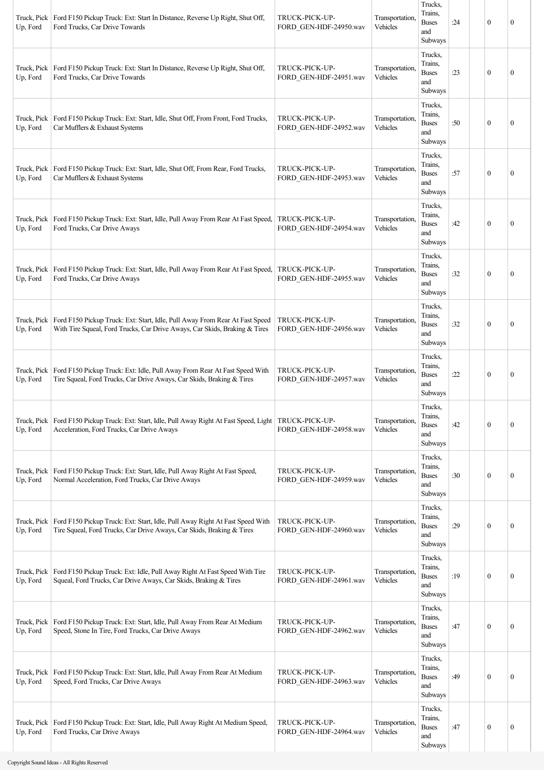| Truck, Pick Up, Ford | Ford F150 Pickup Truck: Ext: Start In Distance, Reverse Up Right, Shut Off, Ford Trucks, Car Drive Towards | TRUCK-PICK-UP-FORD_GEN-HDF-24950.wav | Transportation, Vehicles | Trucks, Trains, Buses and Subways | :24 | | 0 | 0 |
|---|---|---|---|---|---|---|---|---|
| Truck, Pick Up, Ford | Ford F150 Pickup Truck: Ext: Start In Distance, Reverse Up Right, Shut Off, Ford Trucks, Car Drive Towards | TRUCK-PICK-UP-FORD_GEN-HDF-24951.wav | Transportation, Vehicles | Trucks, Trains, Buses and Subways | :23 | | 0 | 0 |
| Truck, Pick Up, Ford | Ford F150 Pickup Truck: Ext: Start, Idle, Shut Off, From Front, Ford Trucks, Car Mufflers & Exhaust Systems | TRUCK-PICK-UP-FORD_GEN-HDF-24952.wav | Transportation, Vehicles | Trucks, Trains, Buses and Subways | :50 | | 0 | 0 |
| Truck, Pick Up, Ford | Ford F150 Pickup Truck: Ext: Start, Idle, Shut Off, From Rear, Ford Trucks, Car Mufflers & Exhaust Systems | TRUCK-PICK-UP-FORD_GEN-HDF-24953.wav | Transportation, Vehicles | Trucks, Trains, Buses and Subways | :57 | | 0 | 0 |
| Truck, Pick Up, Ford | Ford F150 Pickup Truck: Ext: Start, Idle, Pull Away From Rear At Fast Speed, Ford Trucks, Car Drive Aways | TRUCK-PICK-UP-FORD_GEN-HDF-24954.wav | Transportation, Vehicles | Trucks, Trains, Buses and Subways | :42 | | 0 | 0 |
| Truck, Pick Up, Ford | Ford F150 Pickup Truck: Ext: Start, Idle, Pull Away From Rear At Fast Speed, Ford Trucks, Car Drive Aways | TRUCK-PICK-UP-FORD_GEN-HDF-24955.wav | Transportation, Vehicles | Trucks, Trains, Buses and Subways | :32 | | 0 | 0 |
| Truck, Pick Up, Ford | Ford F150 Pickup Truck: Ext: Start, Idle, Pull Away From Rear At Fast Speed With Tire Squeal, Ford Trucks, Car Drive Aways, Car Skids, Braking & Tires | TRUCK-PICK-UP-FORD_GEN-HDF-24956.wav | Transportation, Vehicles | Trucks, Trains, Buses and Subways | :32 | | 0 | 0 |
| Truck, Pick Up, Ford | Ford F150 Pickup Truck: Ext: Idle, Pull Away From Rear At Fast Speed With Tire Squeal, Ford Trucks, Car Drive Aways, Car Skids, Braking & Tires | TRUCK-PICK-UP-FORD_GEN-HDF-24957.wav | Transportation, Vehicles | Trucks, Trains, Buses and Subways | :22 | | 0 | 0 |
| Truck, Pick Up, Ford | Ford F150 Pickup Truck: Ext: Start, Idle, Pull Away Right At Fast Speed, Light Acceleration, Ford Trucks, Car Drive Aways | TRUCK-PICK-UP-FORD_GEN-HDF-24958.wav | Transportation, Vehicles | Trucks, Trains, Buses and Subways | :42 | | 0 | 0 |
| Truck, Pick Up, Ford | Ford F150 Pickup Truck: Ext: Start, Idle, Pull Away Right At Fast Speed, Normal Acceleration, Ford Trucks, Car Drive Aways | TRUCK-PICK-UP-FORD_GEN-HDF-24959.wav | Transportation, Vehicles | Trucks, Trains, Buses and Subways | :30 | | 0 | 0 |
| Truck, Pick Up, Ford | Ford F150 Pickup Truck: Ext: Start, Idle, Pull Away Right At Fast Speed With Tire Squeal, Ford Trucks, Car Drive Aways, Car Skids, Braking & Tires | TRUCK-PICK-UP-FORD_GEN-HDF-24960.wav | Transportation, Vehicles | Trucks, Trains, Buses and Subways | :29 | | 0 | 0 |
| Truck, Pick Up, Ford | Ford F150 Pickup Truck: Ext: Idle, Pull Away Right At Fast Speed With Tire Squeal, Ford Trucks, Car Drive Aways, Car Skids, Braking & Tires | TRUCK-PICK-UP-FORD_GEN-HDF-24961.wav | Transportation, Vehicles | Trucks, Trains, Buses and Subways | :19 | | 0 | 0 |
| Truck, Pick Up, Ford | Ford F150 Pickup Truck: Ext: Start, Idle, Pull Away From Rear At Medium Speed, Stone In Tire, Ford Trucks, Car Drive Aways | TRUCK-PICK-UP-FORD_GEN-HDF-24962.wav | Transportation, Vehicles | Trucks, Trains, Buses and Subways | :47 | | 0 | 0 |
| Truck, Pick Up, Ford | Ford F150 Pickup Truck: Ext: Start, Idle, Pull Away From Rear At Medium Speed, Ford Trucks, Car Drive Aways | TRUCK-PICK-UP-FORD_GEN-HDF-24963.wav | Transportation, Vehicles | Trucks, Trains, Buses and Subways | :49 | | 0 | 0 |
| Truck, Pick Up, Ford | Ford F150 Pickup Truck: Ext: Start, Idle, Pull Away Right At Medium Speed, Ford Trucks, Car Drive Aways | TRUCK-PICK-UP-FORD_GEN-HDF-24964.wav | Transportation, Vehicles | Trucks, Trains, Buses and Subways | :47 | | 0 | 0 |

Copyright Sound Ideas - All Rights Reserved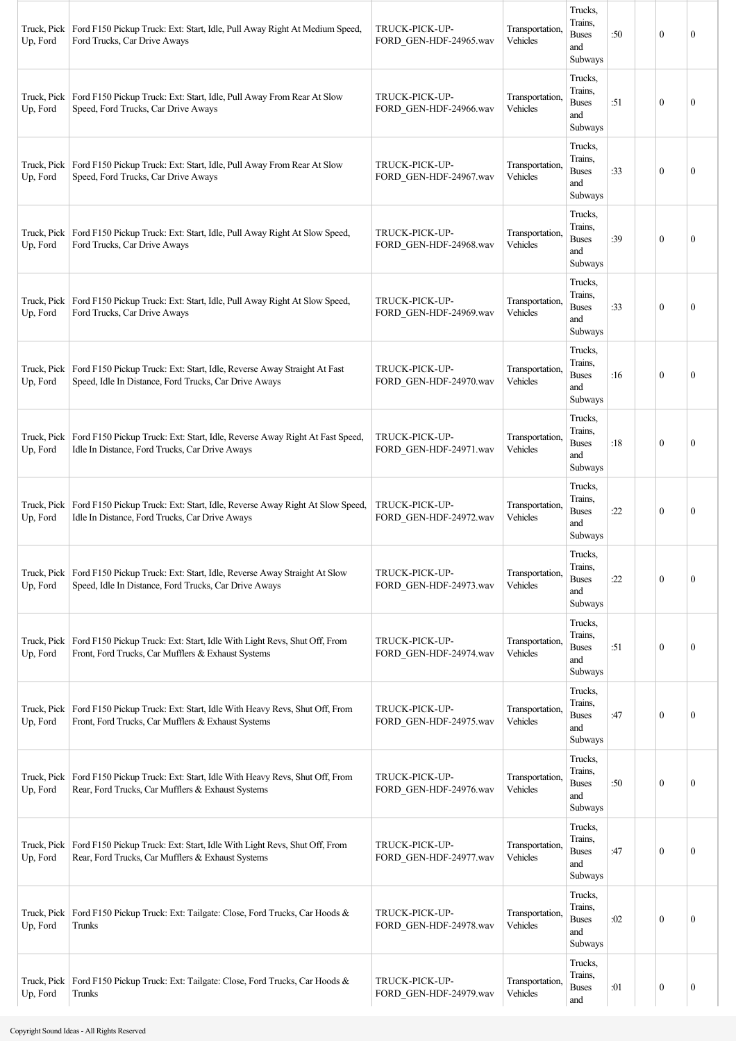| | | | | | | | | |
|---|---|---|---|---|---|---|---|---|
| Truck, Pick Up, Ford | Ford F150 Pickup Truck: Ext: Start, Idle, Pull Away Right At Medium Speed, Ford Trucks, Car Drive Aways | TRUCK-PICK-UP-FORD_GEN-HDF-24965.wav | Transportation, Vehicles | Trucks, Trains, Buses and Subways | :50 | | 0 | 0 |
| Truck, Pick Up, Ford | Ford F150 Pickup Truck: Ext: Start, Idle, Pull Away From Rear At Slow Speed, Ford Trucks, Car Drive Aways | TRUCK-PICK-UP-FORD_GEN-HDF-24966.wav | Transportation, Vehicles | Trucks, Trains, Buses and Subways | :51 | | 0 | 0 |
| Truck, Pick Up, Ford | Ford F150 Pickup Truck: Ext: Start, Idle, Pull Away From Rear At Slow Speed, Ford Trucks, Car Drive Aways | TRUCK-PICK-UP-FORD_GEN-HDF-24967.wav | Transportation, Vehicles | Trucks, Trains, Buses and Subways | :33 | | 0 | 0 |
| Truck, Pick Up, Ford | Ford F150 Pickup Truck: Ext: Start, Idle, Pull Away Right At Slow Speed, Ford Trucks, Car Drive Aways | TRUCK-PICK-UP-FORD_GEN-HDF-24968.wav | Transportation, Vehicles | Trucks, Trains, Buses and Subways | :39 | | 0 | 0 |
| Truck, Pick Up, Ford | Ford F150 Pickup Truck: Ext: Start, Idle, Pull Away Right At Slow Speed, Ford Trucks, Car Drive Aways | TRUCK-PICK-UP-FORD_GEN-HDF-24969.wav | Transportation, Vehicles | Trucks, Trains, Buses and Subways | :33 | | 0 | 0 |
| Truck, Pick Up, Ford | Ford F150 Pickup Truck: Ext: Start, Idle, Reverse Away Straight At Fast Speed, Idle In Distance, Ford Trucks, Car Drive Aways | TRUCK-PICK-UP-FORD_GEN-HDF-24970.wav | Transportation, Vehicles | Trucks, Trains, Buses and Subways | :16 | | 0 | 0 |
| Truck, Pick Up, Ford | Ford F150 Pickup Truck: Ext: Start, Idle, Reverse Away Right At Fast Speed, Idle In Distance, Ford Trucks, Car Drive Aways | TRUCK-PICK-UP-FORD_GEN-HDF-24971.wav | Transportation, Vehicles | Trucks, Trains, Buses and Subways | :18 | | 0 | 0 |
| Truck, Pick Up, Ford | Ford F150 Pickup Truck: Ext: Start, Idle, Reverse Away Right At Slow Speed, Idle In Distance, Ford Trucks, Car Drive Aways | TRUCK-PICK-UP-FORD_GEN-HDF-24972.wav | Transportation, Vehicles | Trucks, Trains, Buses and Subways | :22 | | 0 | 0 |
| Truck, Pick Up, Ford | Ford F150 Pickup Truck: Ext: Start, Idle, Reverse Away Straight At Slow Speed, Idle In Distance, Ford Trucks, Car Drive Aways | TRUCK-PICK-UP-FORD_GEN-HDF-24973.wav | Transportation, Vehicles | Trucks, Trains, Buses and Subways | :22 | | 0 | 0 |
| Truck, Pick Up, Ford | Ford F150 Pickup Truck: Ext: Start, Idle With Light Revs, Shut Off, From Front, Ford Trucks, Car Mufflers & Exhaust Systems | TRUCK-PICK-UP-FORD_GEN-HDF-24974.wav | Transportation, Vehicles | Trucks, Trains, Buses and Subways | :51 | | 0 | 0 |
| Truck, Pick Up, Ford | Ford F150 Pickup Truck: Ext: Start, Idle With Heavy Revs, Shut Off, From Front, Ford Trucks, Car Mufflers & Exhaust Systems | TRUCK-PICK-UP-FORD_GEN-HDF-24975.wav | Transportation, Vehicles | Trucks, Trains, Buses and Subways | :47 | | 0 | 0 |
| Truck, Pick Up, Ford | Ford F150 Pickup Truck: Ext: Start, Idle With Heavy Revs, Shut Off, From Rear, Ford Trucks, Car Mufflers & Exhaust Systems | TRUCK-PICK-UP-FORD_GEN-HDF-24976.wav | Transportation, Vehicles | Trucks, Trains, Buses and Subways | :50 | | 0 | 0 |
| Truck, Pick Up, Ford | Ford F150 Pickup Truck: Ext: Start, Idle With Light Revs, Shut Off, From Rear, Ford Trucks, Car Mufflers & Exhaust Systems | TRUCK-PICK-UP-FORD_GEN-HDF-24977.wav | Transportation, Vehicles | Trucks, Trains, Buses and Subways | :47 | | 0 | 0 |
| Truck, Pick Up, Ford | Ford F150 Pickup Truck: Ext: Tailgate: Close, Ford Trucks, Car Hoods & Trunks | TRUCK-PICK-UP-FORD_GEN-HDF-24978.wav | Transportation, Vehicles | Trucks, Trains, Buses and Subways | :02 | | 0 | 0 |
| Truck, Pick Up, Ford | Ford F150 Pickup Truck: Ext: Tailgate: Close, Ford Trucks, Car Hoods & Trunks | TRUCK-PICK-UP-FORD_GEN-HDF-24979.wav | Transportation, Vehicles | Trucks, Trains, Buses and | :01 | | 0 | 0 |

Copyright Sound Ideas - All Rights Reserved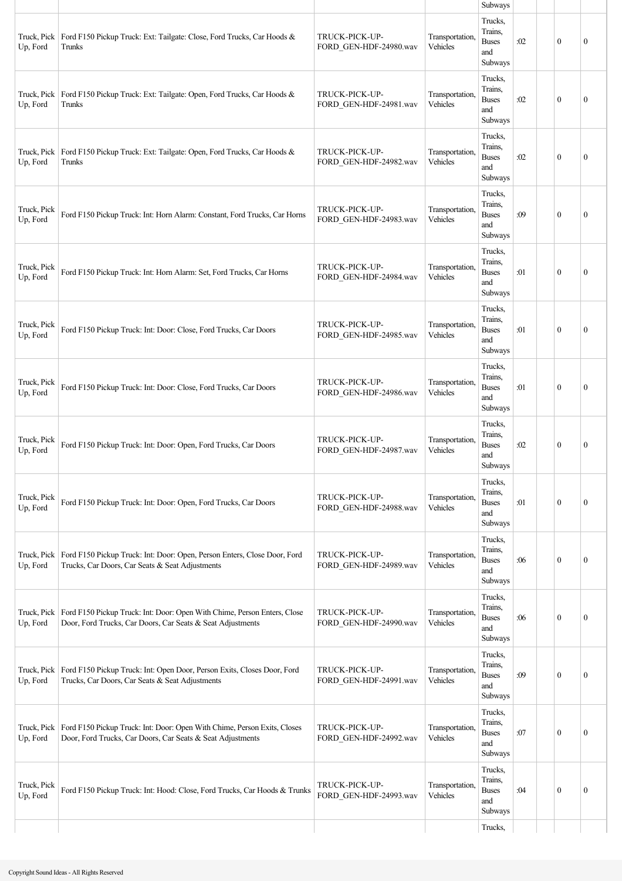| | | | | | | | | |
|---|---|---|---|---|---|---|---|---|
| | | | | Subways | | | | |
| Truck, Pick Up, Ford | Ford F150 Pickup Truck: Ext: Tailgate: Close, Ford Trucks, Car Hoods & Trunks | TRUCK-PICK-UP-FORD_GEN-HDF-24980.wav | Transportation, Vehicles | Trucks, Trains, Buses and Subways | :02 | | 0 | 0 |
| Truck, Pick Up, Ford | Ford F150 Pickup Truck: Ext: Tailgate: Open, Ford Trucks, Car Hoods & Trunks | TRUCK-PICK-UP-FORD_GEN-HDF-24981.wav | Transportation, Vehicles | Trucks, Trains, Buses and Subways | :02 | | 0 | 0 |
| Truck, Pick Up, Ford | Ford F150 Pickup Truck: Ext: Tailgate: Open, Ford Trucks, Car Hoods & Trunks | TRUCK-PICK-UP-FORD_GEN-HDF-24982.wav | Transportation, Vehicles | Trucks, Trains, Buses and Subways | :02 | | 0 | 0 |
| Truck, Pick Up, Ford | Ford F150 Pickup Truck: Int: Horn Alarm: Constant, Ford Trucks, Car Horns | TRUCK-PICK-UP-FORD_GEN-HDF-24983.wav | Transportation, Vehicles | Trucks, Trains, Buses and Subways | :09 | | 0 | 0 |
| Truck, Pick Up, Ford | Ford F150 Pickup Truck: Int: Horn Alarm: Set, Ford Trucks, Car Horns | TRUCK-PICK-UP-FORD_GEN-HDF-24984.wav | Transportation, Vehicles | Trucks, Trains, Buses and Subways | :01 | | 0 | 0 |
| Truck, Pick Up, Ford | Ford F150 Pickup Truck: Int: Door: Close, Ford Trucks, Car Doors | TRUCK-PICK-UP-FORD_GEN-HDF-24985.wav | Transportation, Vehicles | Trucks, Trains, Buses and Subways | :01 | | 0 | 0 |
| Truck, Pick Up, Ford | Ford F150 Pickup Truck: Int: Door: Close, Ford Trucks, Car Doors | TRUCK-PICK-UP-FORD_GEN-HDF-24986.wav | Transportation, Vehicles | Trucks, Trains, Buses and Subways | :01 | | 0 | 0 |
| Truck, Pick Up, Ford | Ford F150 Pickup Truck: Int: Door: Open, Ford Trucks, Car Doors | TRUCK-PICK-UP-FORD_GEN-HDF-24987.wav | Transportation, Vehicles | Trucks, Trains, Buses and Subways | :02 | | 0 | 0 |
| Truck, Pick Up, Ford | Ford F150 Pickup Truck: Int: Door: Open, Ford Trucks, Car Doors | TRUCK-PICK-UP-FORD_GEN-HDF-24988.wav | Transportation, Vehicles | Trucks, Trains, Buses and Subways | :01 | | 0 | 0 |
| Truck, Pick Up, Ford | Ford F150 Pickup Truck: Int: Door: Open, Person Enters, Close Door, Ford Trucks, Car Doors, Car Seats & Seat Adjustments | TRUCK-PICK-UP-FORD_GEN-HDF-24989.wav | Transportation, Vehicles | Trucks, Trains, Buses and Subways | :06 | | 0 | 0 |
| Truck, Pick Up, Ford | Ford F150 Pickup Truck: Int: Door: Open With Chime, Person Enters, Close Door, Ford Trucks, Car Doors, Car Seats & Seat Adjustments | TRUCK-PICK-UP-FORD_GEN-HDF-24990.wav | Transportation, Vehicles | Trucks, Trains, Buses and Subways | :06 | | 0 | 0 |
| Truck, Pick Up, Ford | Ford F150 Pickup Truck: Int: Open Door, Person Exits, Closes Door, Ford Trucks, Car Doors, Car Seats & Seat Adjustments | TRUCK-PICK-UP-FORD_GEN-HDF-24991.wav | Transportation, Vehicles | Trucks, Trains, Buses and Subways | :09 | | 0 | 0 |
| Truck, Pick Up, Ford | Ford F150 Pickup Truck: Int: Door: Open With Chime, Person Exits, Closes Door, Ford Trucks, Car Doors, Car Seats & Seat Adjustments | TRUCK-PICK-UP-FORD_GEN-HDF-24992.wav | Transportation, Vehicles | Trucks, Trains, Buses and Subways | :07 | | 0 | 0 |
| Truck, Pick Up, Ford | Ford F150 Pickup Truck: Int: Hood: Close, Ford Trucks, Car Hoods & Trunks | TRUCK-PICK-UP-FORD_GEN-HDF-24993.wav | Transportation, Vehicles | Trucks, Trains, Buses and Subways | :04 | | 0 | 0 |
| | | | | Trucks, | | | | |

Copyright Sound Ideas - All Rights Reserved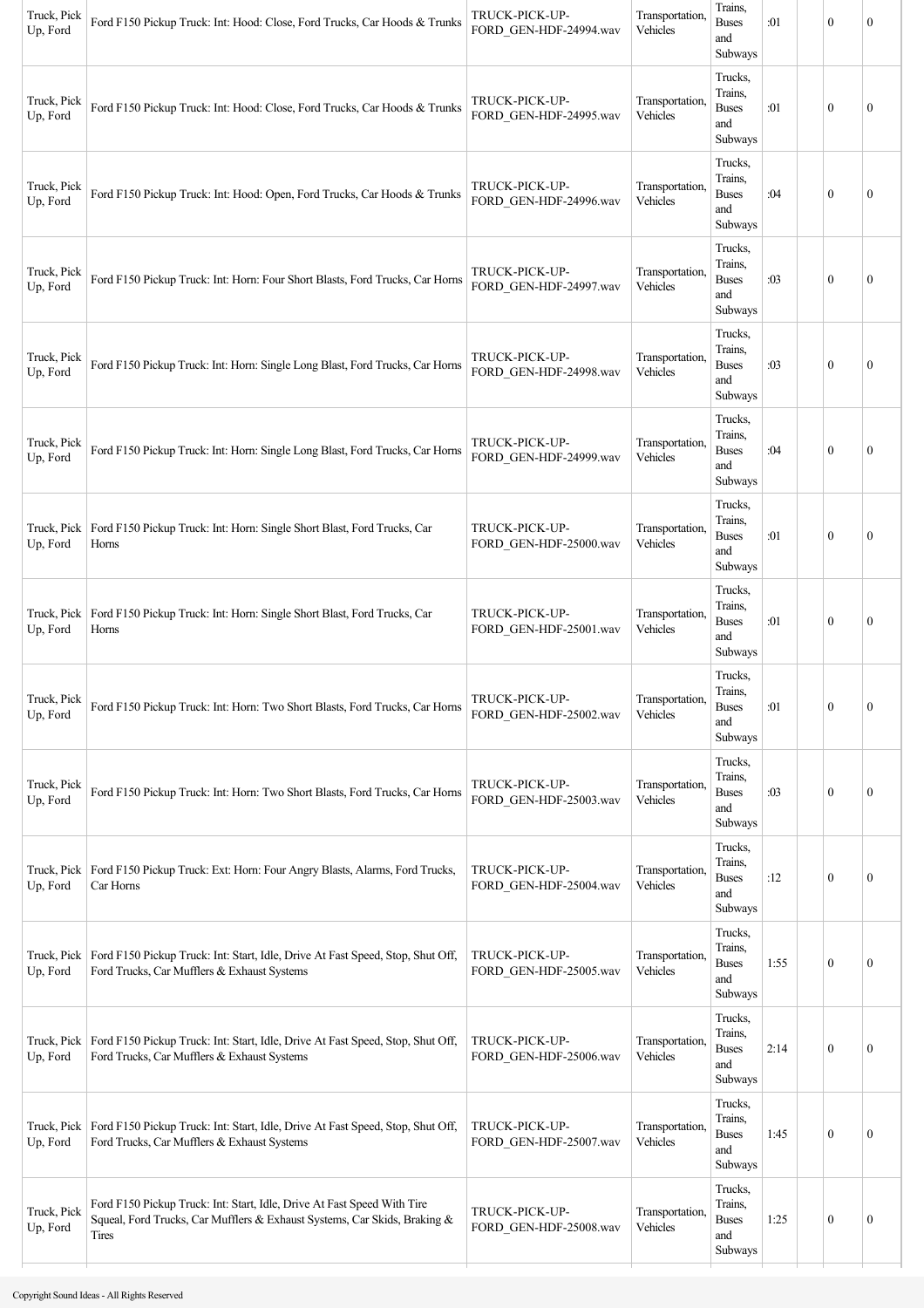| | | | | | | | | |
|---|---|---|---|---|---|---|---|---|
| Truck, Pick Up, Ford | Ford F150 Pickup Truck: Int: Hood: Close, Ford Trucks, Car Hoods & Trunks | TRUCK-PICK-UP-FORD_GEN-HDF-24994.wav | Transportation, Vehicles | Trains, Buses and Subways | :01 | | 0 | 0 |
| Truck, Pick Up, Ford | Ford F150 Pickup Truck: Int: Hood: Close, Ford Trucks, Car Hoods & Trunks | TRUCK-PICK-UP-FORD_GEN-HDF-24995.wav | Transportation, Vehicles | Trucks, Trains, Buses and Subways | :01 | | 0 | 0 |
| Truck, Pick Up, Ford | Ford F150 Pickup Truck: Int: Hood: Open, Ford Trucks, Car Hoods & Trunks | TRUCK-PICK-UP-FORD_GEN-HDF-24996.wav | Transportation, Vehicles | Trucks, Trains, Buses and Subways | :04 | | 0 | 0 |
| Truck, Pick Up, Ford | Ford F150 Pickup Truck: Int: Horn: Four Short Blasts, Ford Trucks, Car Horns | TRUCK-PICK-UP-FORD_GEN-HDF-24997.wav | Transportation, Vehicles | Trucks, Trains, Buses and Subways | :03 | | 0 | 0 |
| Truck, Pick Up, Ford | Ford F150 Pickup Truck: Int: Horn: Single Long Blast, Ford Trucks, Car Horns | TRUCK-PICK-UP-FORD_GEN-HDF-24998.wav | Transportation, Vehicles | Trucks, Trains, Buses and Subways | :03 | | 0 | 0 |
| Truck, Pick Up, Ford | Ford F150 Pickup Truck: Int: Horn: Single Long Blast, Ford Trucks, Car Horns | TRUCK-PICK-UP-FORD_GEN-HDF-24999.wav | Transportation, Vehicles | Trucks, Trains, Buses and Subways | :04 | | 0 | 0 |
| Truck, Pick Up, Ford | Ford F150 Pickup Truck: Int: Horn: Single Short Blast, Ford Trucks, Car Horns | TRUCK-PICK-UP-FORD_GEN-HDF-25000.wav | Transportation, Vehicles | Trucks, Trains, Buses and Subways | :01 | | 0 | 0 |
| Truck, Pick Up, Ford | Ford F150 Pickup Truck: Int: Horn: Single Short Blast, Ford Trucks, Car Horns | TRUCK-PICK-UP-FORD_GEN-HDF-25001.wav | Transportation, Vehicles | Trucks, Trains, Buses and Subways | :01 | | 0 | 0 |
| Truck, Pick Up, Ford | Ford F150 Pickup Truck: Int: Horn: Two Short Blasts, Ford Trucks, Car Horns | TRUCK-PICK-UP-FORD_GEN-HDF-25002.wav | Transportation, Vehicles | Trucks, Trains, Buses and Subways | :01 | | 0 | 0 |
| Truck, Pick Up, Ford | Ford F150 Pickup Truck: Int: Horn: Two Short Blasts, Ford Trucks, Car Horns | TRUCK-PICK-UP-FORD_GEN-HDF-25003.wav | Transportation, Vehicles | Trucks, Trains, Buses and Subways | :03 | | 0 | 0 |
| Truck, Pick Up, Ford | Ford F150 Pickup Truck: Ext: Horn: Four Angry Blasts, Alarms, Ford Trucks, Car Horns | TRUCK-PICK-UP-FORD_GEN-HDF-25004.wav | Transportation, Vehicles | Trucks, Trains, Buses and Subways | :12 | | 0 | 0 |
| Truck, Pick Up, Ford | Ford F150 Pickup Truck: Int: Start, Idle, Drive At Fast Speed, Stop, Shut Off, Ford Trucks, Car Mufflers & Exhaust Systems | TRUCK-PICK-UP-FORD_GEN-HDF-25005.wav | Transportation, Vehicles | Trucks, Trains, Buses and Subways | 1:55 | | 0 | 0 |
| Truck, Pick Up, Ford | Ford F150 Pickup Truck: Int: Start, Idle, Drive At Fast Speed, Stop, Shut Off, Ford Trucks, Car Mufflers & Exhaust Systems | TRUCK-PICK-UP-FORD_GEN-HDF-25006.wav | Transportation, Vehicles | Trucks, Trains, Buses and Subways | 2:14 | | 0 | 0 |
| Truck, Pick Up, Ford | Ford F150 Pickup Truck: Int: Start, Idle, Drive At Fast Speed, Stop, Shut Off, Ford Trucks, Car Mufflers & Exhaust Systems | TRUCK-PICK-UP-FORD_GEN-HDF-25007.wav | Transportation, Vehicles | Trucks, Trains, Buses and Subways | 1:45 | | 0 | 0 |
| Truck, Pick Up, Ford | Ford F150 Pickup Truck: Int: Start, Idle, Drive At Fast Speed With Tire Squeal, Ford Trucks, Car Mufflers & Exhaust Systems, Car Skids, Braking & Tires | TRUCK-PICK-UP-FORD_GEN-HDF-25008.wav | Transportation, Vehicles | Trucks, Trains, Buses and Subways | 1:25 | | 0 | 0 |

Copyright Sound Ideas - All Rights Reserved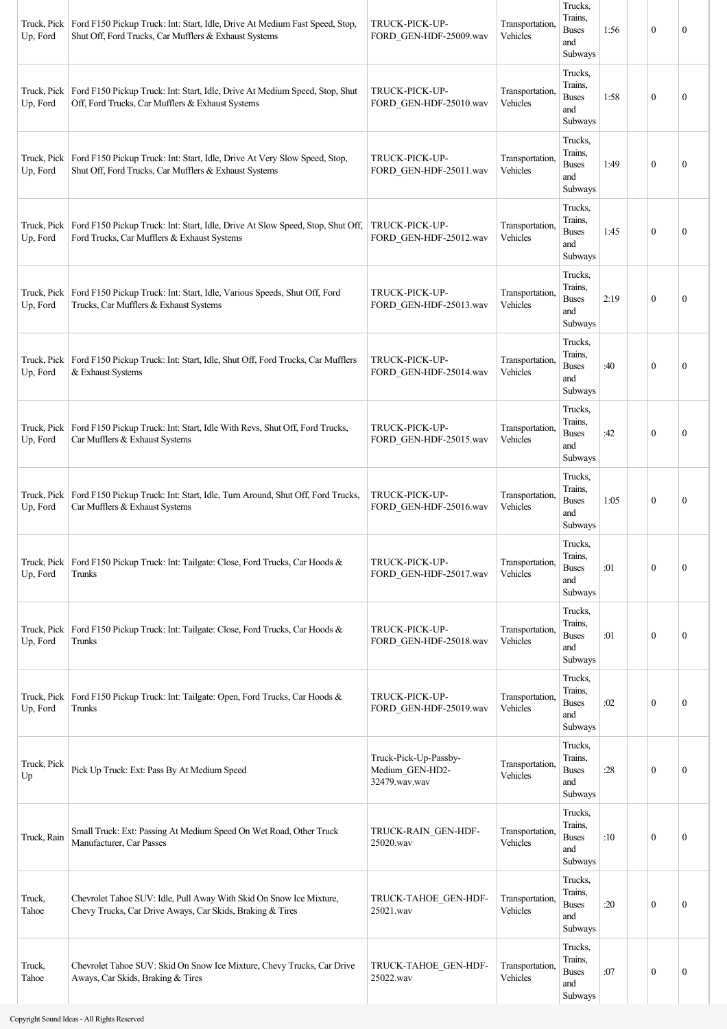| | | | | | | | | |
|---|---|---|---|---|---|---|---|---|
| Truck, Pick Up, Ford | Ford F150 Pickup Truck: Int: Start, Idle, Drive At Medium Fast Speed, Stop, Shut Off, Ford Trucks, Car Mufflers & Exhaust Systems | TRUCK-PICK-UP-FORD_GEN-HDF-25009.wav | Transportation, Vehicles | Trucks, Trains, Buses and Subways | 1:56 | | 0 | 0 |
| Truck, Pick Up, Ford | Ford F150 Pickup Truck: Int: Start, Idle, Drive At Medium Speed, Stop, Shut Off, Ford Trucks, Car Mufflers & Exhaust Systems | TRUCK-PICK-UP-FORD_GEN-HDF-25010.wav | Transportation, Vehicles | Trucks, Trains, Buses and Subways | 1:58 | | 0 | 0 |
| Truck, Pick Up, Ford | Ford F150 Pickup Truck: Int: Start, Idle, Drive At Very Slow Speed, Stop, Shut Off, Ford Trucks, Car Mufflers & Exhaust Systems | TRUCK-PICK-UP-FORD_GEN-HDF-25011.wav | Transportation, Vehicles | Trucks, Trains, Buses and Subways | 1:49 | | 0 | 0 |
| Truck, Pick Up, Ford | Ford F150 Pickup Truck: Int: Start, Idle, Drive At Slow Speed, Stop, Shut Off, Ford Trucks, Car Mufflers & Exhaust Systems | TRUCK-PICK-UP-FORD_GEN-HDF-25012.wav | Transportation, Vehicles | Trucks, Trains, Buses and Subways | 1:45 | | 0 | 0 |
| Truck, Pick Up, Ford | Ford F150 Pickup Truck: Int: Start, Idle, Various Speeds, Shut Off, Ford Trucks, Car Mufflers & Exhaust Systems | TRUCK-PICK-UP-FORD_GEN-HDF-25013.wav | Transportation, Vehicles | Trucks, Trains, Buses and Subways | 2:19 | | 0 | 0 |
| Truck, Pick Up, Ford | Ford F150 Pickup Truck: Int: Start, Idle, Shut Off, Ford Trucks, Car Mufflers & Exhaust Systems | TRUCK-PICK-UP-FORD_GEN-HDF-25014.wav | Transportation, Vehicles | Trucks, Trains, Buses and Subways | :40 | | 0 | 0 |
| Truck, Pick Up, Ford | Ford F150 Pickup Truck: Int: Start, Idle With Revs, Shut Off, Ford Trucks, Car Mufflers & Exhaust Systems | TRUCK-PICK-UP-FORD_GEN-HDF-25015.wav | Transportation, Vehicles | Trucks, Trains, Buses and Subways | :42 | | 0 | 0 |
| Truck, Pick Up, Ford | Ford F150 Pickup Truck: Int: Start, Idle, Turn Around, Shut Off, Ford Trucks, Car Mufflers & Exhaust Systems | TRUCK-PICK-UP-FORD_GEN-HDF-25016.wav | Transportation, Vehicles | Trucks, Trains, Buses and Subways | 1:05 | | 0 | 0 |
| Truck, Pick Up, Ford | Ford F150 Pickup Truck: Int: Tailgate: Close, Ford Trucks, Car Hoods & Trunks | TRUCK-PICK-UP-FORD_GEN-HDF-25017.wav | Transportation, Vehicles | Trucks, Trains, Buses and Subways | :01 | | 0 | 0 |
| Truck, Pick Up, Ford | Ford F150 Pickup Truck: Int: Tailgate: Close, Ford Trucks, Car Hoods & Trunks | TRUCK-PICK-UP-FORD_GEN-HDF-25018.wav | Transportation, Vehicles | Trucks, Trains, Buses and Subways | :01 | | 0 | 0 |
| Truck, Pick Up, Ford | Ford F150 Pickup Truck: Int: Tailgate: Open, Ford Trucks, Car Hoods & Trunks | TRUCK-PICK-UP-FORD_GEN-HDF-25019.wav | Transportation, Vehicles | Trucks, Trains, Buses and Subways | :02 | | 0 | 0 |
| Truck, Pick Up | Pick Up Truck: Ext: Pass By At Medium Speed | Truck-Pick-Up-Passby-Medium_GEN-HD2-32479.wav.wav | Transportation, Vehicles | Trucks, Trains, Buses and Subways | :28 | | 0 | 0 |
| Truck, Rain | Small Truck: Ext: Passing At Medium Speed On Wet Road, Other Truck Manufacturer, Car Passes | TRUCK-RAIN_GEN-HDF-25020.wav | Transportation, Vehicles | Trucks, Trains, Buses and Subways | :10 | | 0 | 0 |
| Truck, Tahoe | Chevrolet Tahoe SUV: Idle, Pull Away With Skid On Snow Ice Mixture, Chevy Trucks, Car Drive Aways, Car Skids, Braking & Tires | TRUCK-TAHOE_GEN-HDF-25021.wav | Transportation, Vehicles | Trucks, Trains, Buses and Subways | :20 | | 0 | 0 |
| Truck, Tahoe | Chevrolet Tahoe SUV: Skid On Snow Ice Mixture, Chevy Trucks, Car Drive Aways, Car Skids, Braking & Tires | TRUCK-TAHOE_GEN-HDF-25022.wav | Transportation, Vehicles | Trucks, Trains, Buses and Subways | :07 | | 0 | 0 |

Copyright Sound Ideas - All Rights Reserved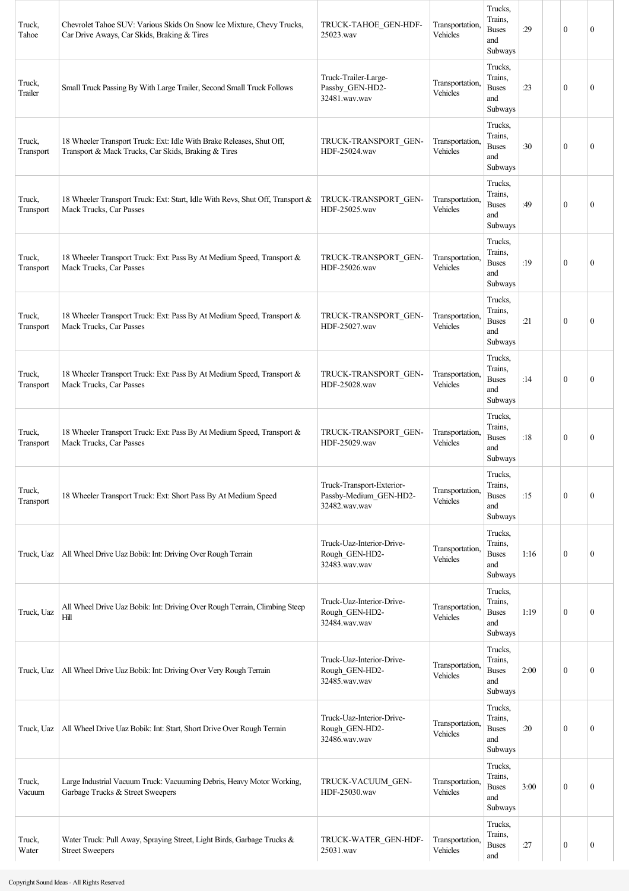| Truck, Tahoe | Chevrolet Tahoe SUV: Various Skids On Snow Ice Mixture, Chevy Trucks, Car Drive Aways, Car Skids, Braking & Tires | TRUCK-TAHOE_GEN-HDF-25023.wav | Transportation, Vehicles | Trucks, Trains, Buses and Subways | :29 | | 0 | 0 |
|---|---|---|---|---|---|---|---|---|
| Truck, Trailer | Small Truck Passing By With Large Trailer, Second Small Truck Follows | Truck-Trailer-Large-Passby_GEN-HD2-32481.wav.wav | Transportation, Vehicles | Trucks, Trains, Buses and Subways | :23 | | 0 | 0 |
| Truck, Transport | 18 Wheeler Transport Truck: Ext: Idle With Brake Releases, Shut Off, Transport & Mack Trucks, Car Skids, Braking & Tires | TRUCK-TRANSPORT_GEN-HDF-25024.wav | Transportation, Vehicles | Trucks, Trains, Buses and Subways | :30 | | 0 | 0 |
| Truck, Transport | 18 Wheeler Transport Truck: Ext: Start, Idle With Revs, Shut Off, Transport & Mack Trucks, Car Passes | TRUCK-TRANSPORT_GEN-HDF-25025.wav | Transportation, Vehicles | Trucks, Trains, Buses and Subways | :49 | | 0 | 0 |
| Truck, Transport | 18 Wheeler Transport Truck: Ext: Pass By At Medium Speed, Transport & Mack Trucks, Car Passes | TRUCK-TRANSPORT_GEN-HDF-25026.wav | Transportation, Vehicles | Trucks, Trains, Buses and Subways | :19 | | 0 | 0 |
| Truck, Transport | 18 Wheeler Transport Truck: Ext: Pass By At Medium Speed, Transport & Mack Trucks, Car Passes | TRUCK-TRANSPORT_GEN-HDF-25027.wav | Transportation, Vehicles | Trucks, Trains, Buses and Subways | :21 | | 0 | 0 |
| Truck, Transport | 18 Wheeler Transport Truck: Ext: Pass By At Medium Speed, Transport & Mack Trucks, Car Passes | TRUCK-TRANSPORT_GEN-HDF-25028.wav | Transportation, Vehicles | Trucks, Trains, Buses and Subways | :14 | | 0 | 0 |
| Truck, Transport | 18 Wheeler Transport Truck: Ext: Pass By At Medium Speed, Transport & Mack Trucks, Car Passes | TRUCK-TRANSPORT_GEN-HDF-25029.wav | Transportation, Vehicles | Trucks, Trains, Buses and Subways | :18 | | 0 | 0 |
| Truck, Transport | 18 Wheeler Transport Truck: Ext: Short Pass By At Medium Speed | Truck-Transport-Exterior-Passby-Medium_GEN-HD2-32482.wav.wav | Transportation, Vehicles | Trucks, Trains, Buses and Subways | :15 | | 0 | 0 |
| Truck, Uaz | All Wheel Drive Uaz Bobik: Int: Driving Over Rough Terrain | Truck-Uaz-Interior-Drive-Rough_GEN-HD2-32483.wav.wav | Transportation, Vehicles | Trucks, Trains, Buses and Subways | 1:16 | | 0 | 0 |
| Truck, Uaz | All Wheel Drive Uaz Bobik: Int: Driving Over Rough Terrain, Climbing Steep Hill | Truck-Uaz-Interior-Drive-Rough_GEN-HD2-32484.wav.wav | Transportation, Vehicles | Trucks, Trains, Buses and Subways | 1:19 | | 0 | 0 |
| Truck, Uaz | All Wheel Drive Uaz Bobik: Int: Driving Over Very Rough Terrain | Truck-Uaz-Interior-Drive-Rough_GEN-HD2-32485.wav.wav | Transportation, Vehicles | Trucks, Trains, Buses and Subways | 2:00 | | 0 | 0 |
| Truck, Uaz | All Wheel Drive Uaz Bobik: Int: Start, Short Drive Over Rough Terrain | Truck-Uaz-Interior-Drive-Rough_GEN-HD2-32486.wav.wav | Transportation, Vehicles | Trucks, Trains, Buses and Subways | :20 | | 0 | 0 |
| Truck, Vacuum | Large Industrial Vacuum Truck: Vacuuming Debris, Heavy Motor Working, Garbage Trucks & Street Sweepers | TRUCK-VACUUM_GEN-HDF-25030.wav | Transportation, Vehicles | Trucks, Trains, Buses and Subways | 3:00 | | 0 | 0 |
| Truck, Water | Water Truck: Pull Away, Spraying Street, Light Birds, Garbage Trucks & Street Sweepers | TRUCK-WATER_GEN-HDF-25031.wav | Transportation, Vehicles | Trucks, Trains, Buses and | :27 | | 0 | 0 |

Copyright Sound Ideas - All Rights Reserved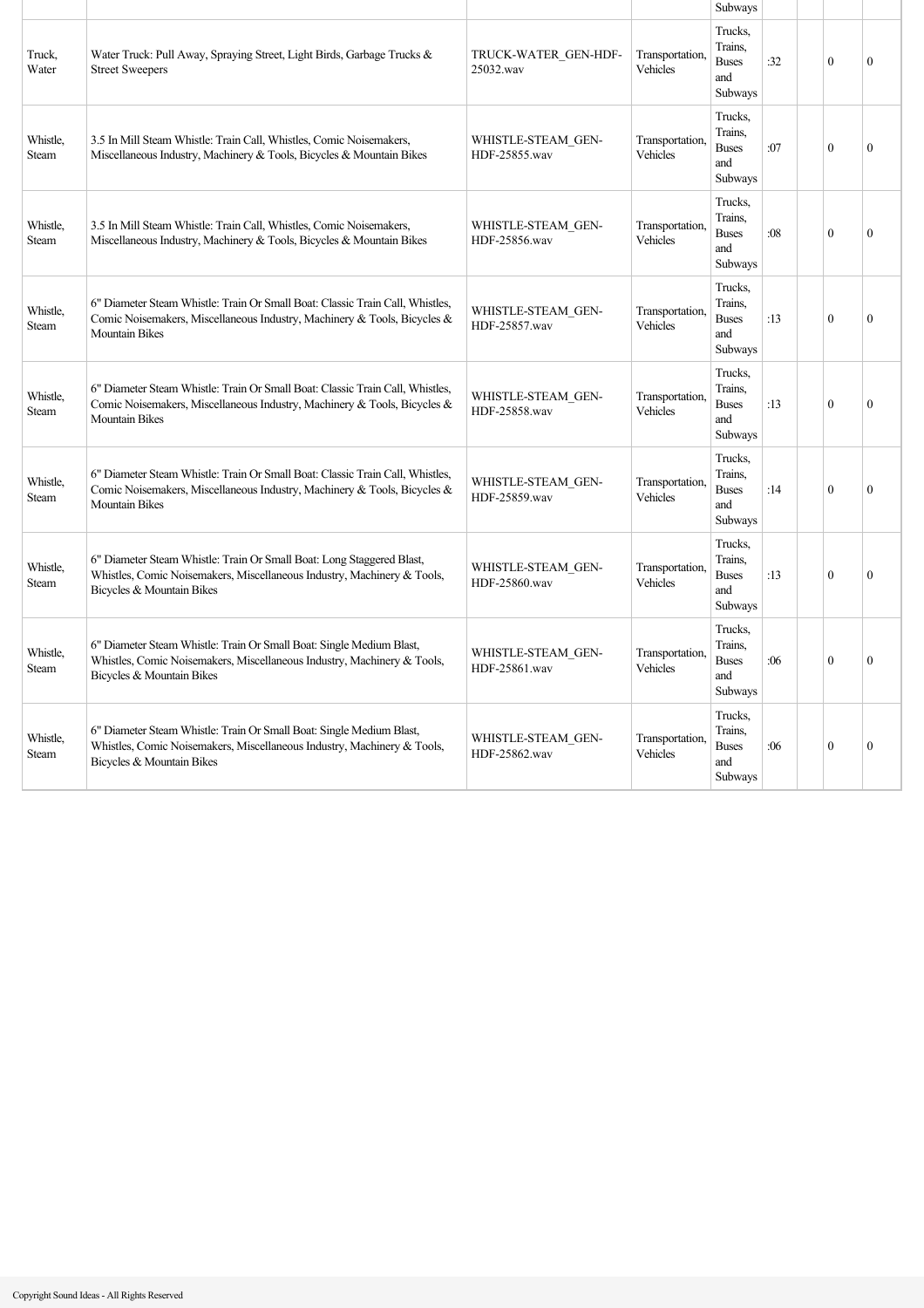| | | | | | | | | |
|---|---|---|---|---|---|---|---|---|
| | | | | Subways | | | | |
| Truck, Water | Water Truck: Pull Away, Spraying Street, Light Birds, Garbage Trucks & Street Sweepers | TRUCK-WATER_GEN-HDF-25032.wav | Transportation, Vehicles | Trucks, Trains, Buses and Subways | :32 | | 0 | 0 |
| Whistle, Steam | 3.5 In Mill Steam Whistle: Train Call, Whistles, Comic Noisemakers, Miscellaneous Industry, Machinery & Tools, Bicycles & Mountain Bikes | WHISTLE-STEAM_GEN-HDF-25855.wav | Transportation, Vehicles | Trucks, Trains, Buses and Subways | :07 | | 0 | 0 |
| Whistle, Steam | 3.5 In Mill Steam Whistle: Train Call, Whistles, Comic Noisemakers, Miscellaneous Industry, Machinery & Tools, Bicycles & Mountain Bikes | WHISTLE-STEAM_GEN-HDF-25856.wav | Transportation, Vehicles | Trucks, Trains, Buses and Subways | :08 | | 0 | 0 |
| Whistle, Steam | 6" Diameter Steam Whistle: Train Or Small Boat: Classic Train Call, Whistles, Comic Noisemakers, Miscellaneous Industry, Machinery & Tools, Bicycles & Mountain Bikes | WHISTLE-STEAM_GEN-HDF-25857.wav | Transportation, Vehicles | Trucks, Trains, Buses and Subways | :13 | | 0 | 0 |
| Whistle, Steam | 6" Diameter Steam Whistle: Train Or Small Boat: Classic Train Call, Whistles, Comic Noisemakers, Miscellaneous Industry, Machinery & Tools, Bicycles & Mountain Bikes | WHISTLE-STEAM_GEN-HDF-25858.wav | Transportation, Vehicles | Trucks, Trains, Buses and Subways | :13 | | 0 | 0 |
| Whistle, Steam | 6" Diameter Steam Whistle: Train Or Small Boat: Classic Train Call, Whistles, Comic Noisemakers, Miscellaneous Industry, Machinery & Tools, Bicycles & Mountain Bikes | WHISTLE-STEAM_GEN-HDF-25859.wav | Transportation, Vehicles | Trucks, Trains, Buses and Subways | :14 | | 0 | 0 |
| Whistle, Steam | 6" Diameter Steam Whistle: Train Or Small Boat: Long Staggered Blast, Whistles, Comic Noisemakers, Miscellaneous Industry, Machinery & Tools, Bicycles & Mountain Bikes | WHISTLE-STEAM_GEN-HDF-25860.wav | Transportation, Vehicles | Trucks, Trains, Buses and Subways | :13 | | 0 | 0 |
| Whistle, Steam | 6" Diameter Steam Whistle: Train Or Small Boat: Single Medium Blast, Whistles, Comic Noisemakers, Miscellaneous Industry, Machinery & Tools, Bicycles & Mountain Bikes | WHISTLE-STEAM_GEN-HDF-25861.wav | Transportation, Vehicles | Trucks, Trains, Buses and Subways | :06 | | 0 | 0 |
| Whistle, Steam | 6" Diameter Steam Whistle: Train Or Small Boat: Single Medium Blast, Whistles, Comic Noisemakers, Miscellaneous Industry, Machinery & Tools, Bicycles & Mountain Bikes | WHISTLE-STEAM_GEN-HDF-25862.wav | Transportation, Vehicles | Trucks, Trains, Buses and Subways | :06 | | 0 | 0 |